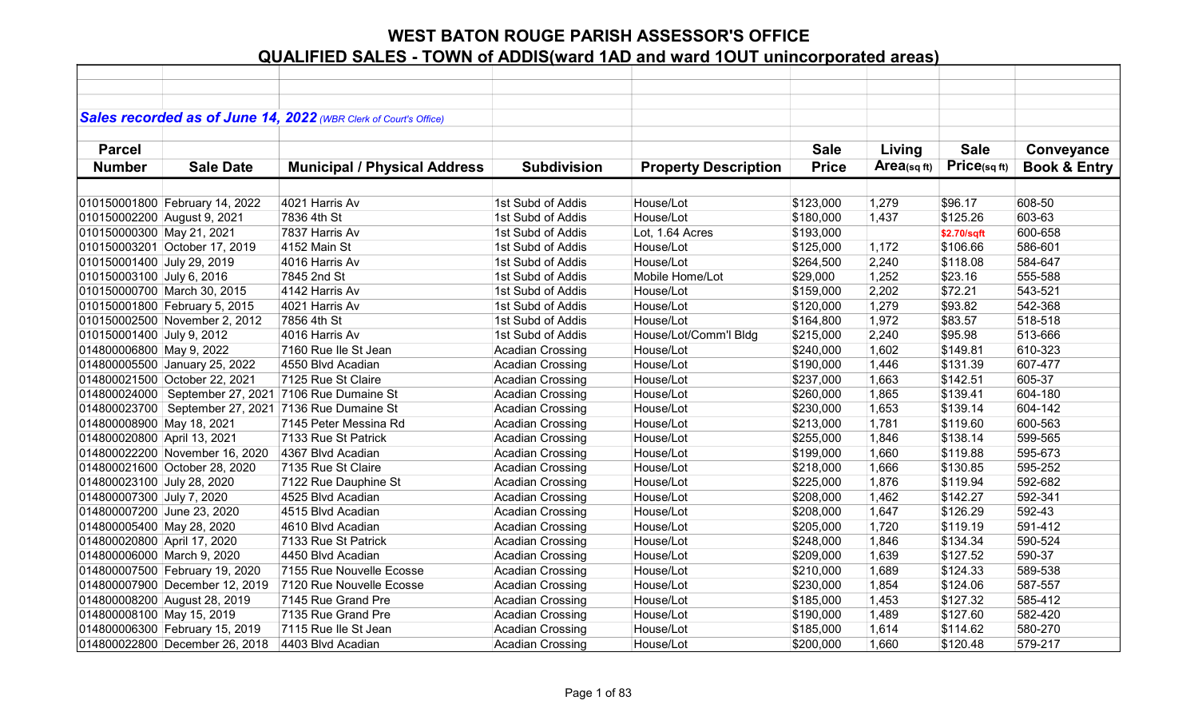# WEST BATON ROUGE PARISH ASSESSOR'S OFFICE

## QUALIFIED SALES - TOWN of ADDIS(ward 1AD and ward 1OUT unincorporated areas)

***Sales recorded as of June 14, 2022*** *(WBR Clerk of Court's Office)*

| Parcel Number | Sale Date | Municipal / Physical Address | Subdivision | Property Description | Sale Price | Living Area(sq ft) | Sale Price(sq ft) | Conveyance Book & Entry |
|---|---|---|---|---|---|---|---|---|
| 010150001800 | February 14, 2022 | 4021 Harris Av | 1st Subd of Addis | House/Lot | $123,000 | 1,279 | $96.17 | 608-50 |
| 010150002200 | August 9, 2021 | 7836 4th St | 1st Subd of Addis | House/Lot | $180,000 | 1,437 | $125.26 | 603-63 |
| 010150000300 | May 21, 2021 | 7837 Harris Av | 1st Subd of Addis | Lot, 1.64 Acres | $193,000 | | $2.70/sqft | 600-658 |
| 010150003201 | October 17, 2019 | 4152 Main St | 1st Subd of Addis | House/Lot | $125,000 | 1,172 | $106.66 | 586-601 |
| 010150001400 | July 29, 2019 | 4016 Harris Av | 1st Subd of Addis | House/Lot | $264,500 | 2,240 | $118.08 | 584-647 |
| 010150003100 | July 6, 2016 | 7845 2nd St | 1st Subd of Addis | Mobile Home/Lot | $29,000 | 1,252 | $23.16 | 555-588 |
| 010150000700 | March 30, 2015 | 4142 Harris Av | 1st Subd of Addis | House/Lot | $159,000 | 2,202 | $72.21 | 543-521 |
| 010150001800 | February 5, 2015 | 4021 Harris Av | 1st Subd of Addis | House/Lot | $120,000 | 1,279 | $93.82 | 542-368 |
| 010150002500 | November 2, 2012 | 7856 4th St | 1st Subd of Addis | House/Lot | $164,800 | 1,972 | $83.57 | 518-518 |
| 010150001400 | July 9, 2012 | 4016 Harris Av | 1st Subd of Addis | House/Lot/Comm'l Bldg | $215,000 | 2,240 | $95.98 | 513-666 |
| 014800006800 | May 9, 2022 | 7160 Rue Ile St Jean | Acadian Crossing | House/Lot | $240,000 | 1,602 | $149.81 | 610-323 |
| 014800005500 | January 25, 2022 | 4550 Blvd Acadian | Acadian Crossing | House/Lot | $190,000 | 1,446 | $131.39 | 607-477 |
| 014800021500 | October 22, 2021 | 7125 Rue St Claire | Acadian Crossing | House/Lot | $237,000 | 1,663 | $142.51 | 605-37 |
| 014800024000 | September 27, 2021 | 7106 Rue Dumaine St | Acadian Crossing | House/Lot | $260,000 | 1,865 | $139.41 | 604-180 |
| 014800023700 | September 27, 2021 | 7136 Rue Dumaine St | Acadian Crossing | House/Lot | $230,000 | 1,653 | $139.14 | 604-142 |
| 014800008900 | May 18, 2021 | 7145 Peter Messina Rd | Acadian Crossing | House/Lot | $213,000 | 1,781 | $119.60 | 600-563 |
| 014800020800 | April 13, 2021 | 7133 Rue St Patrick | Acadian Crossing | House/Lot | $255,000 | 1,846 | $138.14 | 599-565 |
| 014800022200 | November 16, 2020 | 4367 Blvd Acadian | Acadian Crossing | House/Lot | $199,000 | 1,660 | $119.88 | 595-673 |
| 014800021600 | October 28, 2020 | 7135 Rue St Claire | Acadian Crossing | House/Lot | $218,000 | 1,666 | $130.85 | 595-252 |
| 014800023100 | July 28, 2020 | 7122 Rue Dauphine St | Acadian Crossing | House/Lot | $225,000 | 1,876 | $119.94 | 592-682 |
| 014800007300 | July 7, 2020 | 4525 Blvd Acadian | Acadian Crossing | House/Lot | $208,000 | 1,462 | $142.27 | 592-341 |
| 014800007200 | June 23, 2020 | 4515 Blvd Acadian | Acadian Crossing | House/Lot | $208,000 | 1,647 | $126.29 | 592-43 |
| 014800005400 | May 28, 2020 | 4610 Blvd Acadian | Acadian Crossing | House/Lot | $205,000 | 1,720 | $119.19 | 591-412 |
| 014800020800 | April 17, 2020 | 7133 Rue St Patrick | Acadian Crossing | House/Lot | $248,000 | 1,846 | $134.34 | 590-524 |
| 014800006000 | March 9, 2020 | 4450 Blvd Acadian | Acadian Crossing | House/Lot | $209,000 | 1,639 | $127.52 | 590-37 |
| 014800007500 | February 19, 2020 | 7155 Rue Nouvelle Ecosse | Acadian Crossing | House/Lot | $210,000 | 1,689 | $124.33 | 589-538 |
| 014800007900 | December 12, 2019 | 7120 Rue Nouvelle Ecosse | Acadian Crossing | House/Lot | $230,000 | 1,854 | $124.06 | 587-557 |
| 014800008200 | August 28, 2019 | 7145 Rue Grand Pre | Acadian Crossing | House/Lot | $185,000 | 1,453 | $127.32 | 585-412 |
| 014800008100 | May 15, 2019 | 7135 Rue Grand Pre | Acadian Crossing | House/Lot | $190,000 | 1,489 | $127.60 | 582-420 |
| 014800006300 | February 15, 2019 | 7115 Rue Ile St Jean | Acadian Crossing | House/Lot | $185,000 | 1,614 | $114.62 | 580-270 |
| 014800022800 | December 26, 2018 | 4403 Blvd Acadian | Acadian Crossing | House/Lot | $200,000 | 1,660 | $120.48 | 579-217 |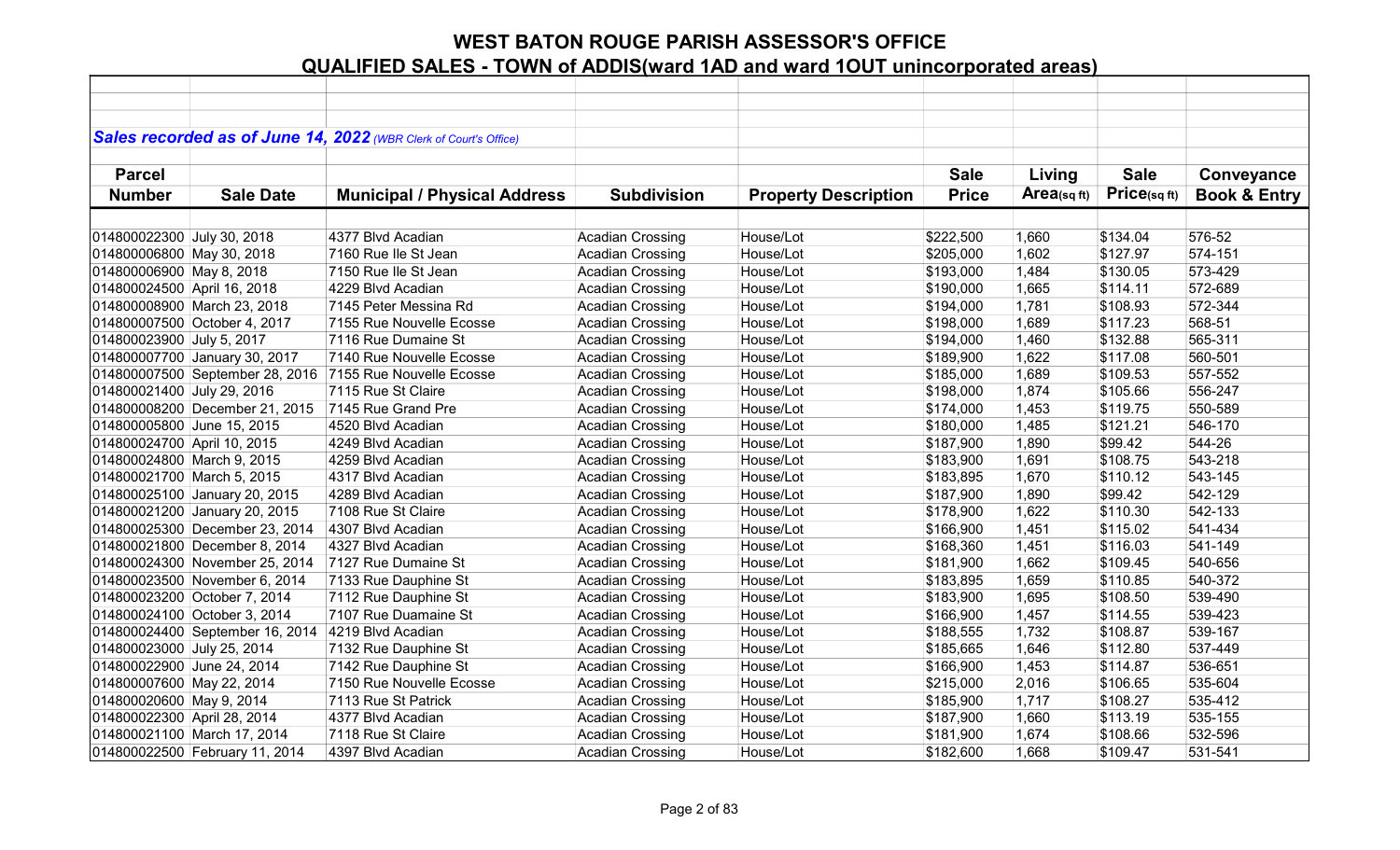# WEST BATON ROUGE PARISH ASSESSOR'S OFFICE

## QUALIFIED SALES - TOWN of ADDIS(ward 1AD and ward 1OUT unincorporated areas)

***Sales recorded as of June 14, 2022*** *(WBR Clerk of Court's Office)*

| Parcel Number | Sale Date | Municipal / Physical Address | Subdivision | Property Description | Sale Price | Living Area(sq ft) | Sale Price(sq ft) | Conveyance Book & Entry |
|---|---|---|---|---|---|---|---|---|
| 014800022300 | July 30, 2018 | 4377 Blvd Acadian | Acadian Crossing | House/Lot | $222,500 | 1,660 | $134.04 | 576-52 |
| 014800006800 | May 30, 2018 | 7160 Rue Ile St Jean | Acadian Crossing | House/Lot | $205,000 | 1,602 | $127.97 | 574-151 |
| 014800006900 | May 8, 2018 | 7150 Rue Ile St Jean | Acadian Crossing | House/Lot | $193,000 | 1,484 | $130.05 | 573-429 |
| 014800024500 | April 16, 2018 | 4229 Blvd Acadian | Acadian Crossing | House/Lot | $190,000 | 1,665 | $114.11 | 572-689 |
| 014800008900 | March 23, 2018 | 7145 Peter Messina Rd | Acadian Crossing | House/Lot | $194,000 | 1,781 | $108.93 | 572-344 |
| 014800007500 | October 4, 2017 | 7155 Rue Nouvelle Ecosse | Acadian Crossing | House/Lot | $198,000 | 1,689 | $117.23 | 568-51 |
| 014800023900 | July 5, 2017 | 7116 Rue Dumaine St | Acadian Crossing | House/Lot | $194,000 | 1,460 | $132.88 | 565-311 |
| 014800007700 | January 30, 2017 | 7140 Rue Nouvelle Ecosse | Acadian Crossing | House/Lot | $189,900 | 1,622 | $117.08 | 560-501 |
| 014800007500 | September 28, 2016 | 7155 Rue Nouvelle Ecosse | Acadian Crossing | House/Lot | $185,000 | 1,689 | $109.53 | 557-552 |
| 014800021400 | July 29, 2016 | 7115 Rue St Claire | Acadian Crossing | House/Lot | $198,000 | 1,874 | $105.66 | 556-247 |
| 014800008200 | December 21, 2015 | 7145 Rue Grand Pre | Acadian Crossing | House/Lot | $174,000 | 1,453 | $119.75 | 550-589 |
| 014800005800 | June 15, 2015 | 4520 Blvd Acadian | Acadian Crossing | House/Lot | $180,000 | 1,485 | $121.21 | 546-170 |
| 014800024700 | April 10, 2015 | 4249 Blvd Acadian | Acadian Crossing | House/Lot | $187,900 | 1,890 | $99.42 | 544-26 |
| 014800024800 | March 9, 2015 | 4259 Blvd Acadian | Acadian Crossing | House/Lot | $183,900 | 1,691 | $108.75 | 543-218 |
| 014800021700 | March 5, 2015 | 4317 Blvd Acadian | Acadian Crossing | House/Lot | $183,895 | 1,670 | $110.12 | 543-145 |
| 014800025100 | January 20, 2015 | 4289 Blvd Acadian | Acadian Crossing | House/Lot | $187,900 | 1,890 | $99.42 | 542-129 |
| 014800021200 | January 20, 2015 | 7108 Rue St Claire | Acadian Crossing | House/Lot | $178,900 | 1,622 | $110.30 | 542-133 |
| 014800025300 | December 23, 2014 | 4307 Blvd Acadian | Acadian Crossing | House/Lot | $166,900 | 1,451 | $115.02 | 541-434 |
| 014800021800 | December 8, 2014 | 4327 Blvd Acadian | Acadian Crossing | House/Lot | $168,360 | 1,451 | $116.03 | 541-149 |
| 014800024300 | November 25, 2014 | 7127 Rue Dumaine St | Acadian Crossing | House/Lot | $181,900 | 1,662 | $109.45 | 540-656 |
| 014800023500 | November 6, 2014 | 7133 Rue Dauphine St | Acadian Crossing | House/Lot | $183,895 | 1,659 | $110.85 | 540-372 |
| 014800023200 | October 7, 2014 | 7112 Rue Dauphine St | Acadian Crossing | House/Lot | $183,900 | 1,695 | $108.50 | 539-490 |
| 014800024100 | October 3, 2014 | 7107 Rue Duamaine St | Acadian Crossing | House/Lot | $166,900 | 1,457 | $114.55 | 539-423 |
| 014800024400 | September 16, 2014 | 4219 Blvd Acadian | Acadian Crossing | House/Lot | $188,555 | 1,732 | $108.87 | 539-167 |
| 014800023000 | July 25, 2014 | 7132 Rue Dauphine St | Acadian Crossing | House/Lot | $185,665 | 1,646 | $112.80 | 537-449 |
| 014800022900 | June 24, 2014 | 7142 Rue Dauphine St | Acadian Crossing | House/Lot | $166,900 | 1,453 | $114.87 | 536-651 |
| 014800007600 | May 22, 2014 | 7150 Rue Nouvelle Ecosse | Acadian Crossing | House/Lot | $215,000 | 2,016 | $106.65 | 535-604 |
| 014800020600 | May 9, 2014 | 7113 Rue St Patrick | Acadian Crossing | House/Lot | $185,900 | 1,717 | $108.27 | 535-412 |
| 014800022300 | April 28, 2014 | 4377 Blvd Acadian | Acadian Crossing | House/Lot | $187,900 | 1,660 | $113.19 | 535-155 |
| 014800021100 | March 17, 2014 | 7118 Rue St Claire | Acadian Crossing | House/Lot | $181,900 | 1,674 | $108.66 | 532-596 |
| 014800022500 | February 11, 2014 | 4397 Blvd Acadian | Acadian Crossing | House/Lot | $182,600 | 1,668 | $109.47 | 531-541 |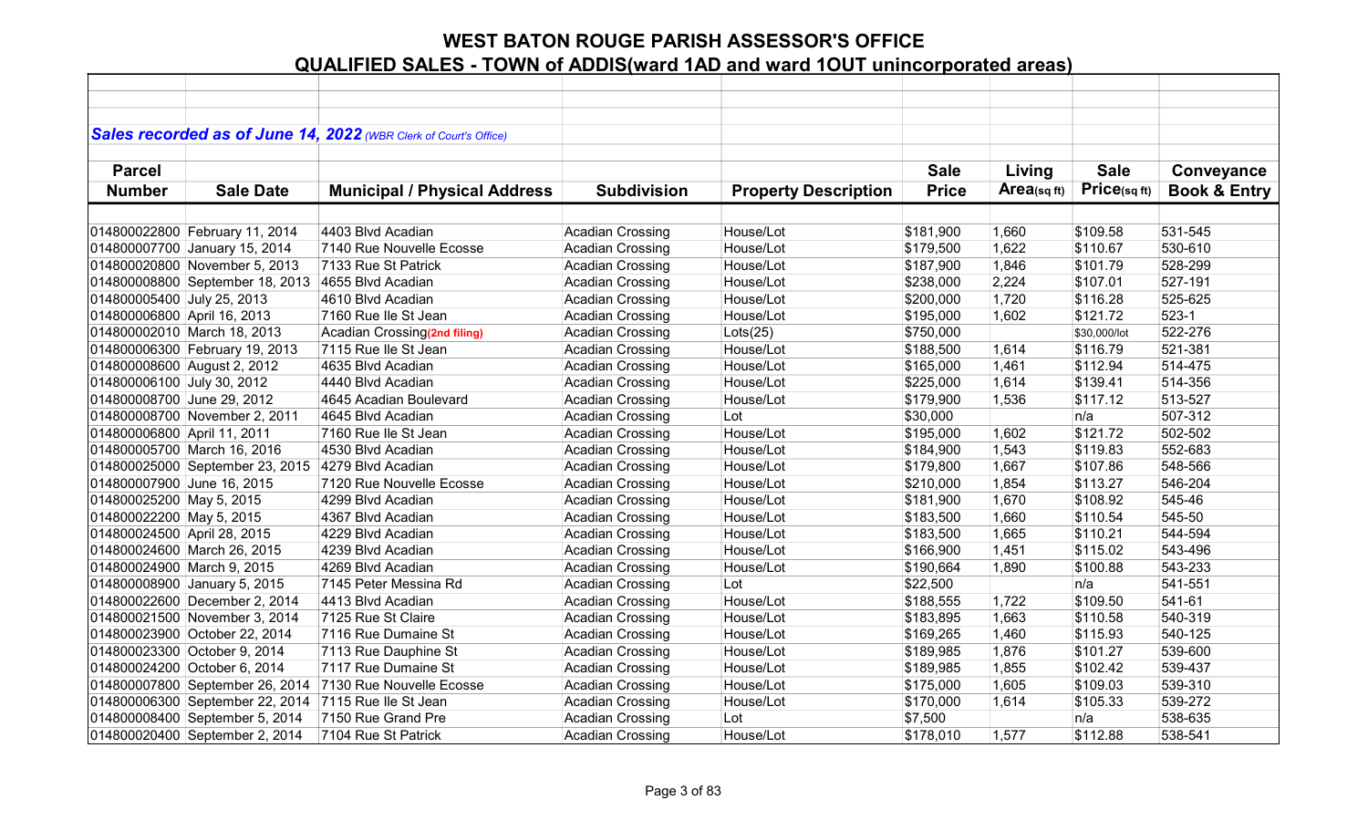# WEST BATON ROUGE PARISH ASSESSOR'S OFFICE

## QUALIFIED SALES - TOWN of ADDIS(ward 1AD and ward 1OUT unincorporated areas)

***Sales recorded as of June 14, 2022** (WBR Clerk of Court's Office)*

| Parcel Number | Sale Date | Municipal / Physical Address | Subdivision | Property Description | Sale Price | Living Area(sq ft) | Sale Price(sq ft) | Conveyance Book & Entry |
|---|---|---|---|---|---|---|---|---|
| 014800022800 | February 11, 2014 | 4403 Blvd Acadian | Acadian Crossing | House/Lot | $181,900 | 1,660 | $109.58 | 531-545 |
| 014800007700 | January 15, 2014 | 7140 Rue Nouvelle Ecosse | Acadian Crossing | House/Lot | $179,500 | 1,622 | $110.67 | 530-610 |
| 014800020800 | November 5, 2013 | 7133 Rue St Patrick | Acadian Crossing | House/Lot | $187,900 | 1,846 | $101.79 | 528-299 |
| 014800008800 | September 18, 2013 | 4655 Blvd Acadian | Acadian Crossing | House/Lot | $238,000 | 2,224 | $107.01 | 527-191 |
| 014800005400 | July 25, 2013 | 4610 Blvd Acadian | Acadian Crossing | House/Lot | $200,000 | 1,720 | $116.28 | 525-625 |
| 014800006800 | April 16, 2013 | 7160 Rue Ile St Jean | Acadian Crossing | House/Lot | $195,000 | 1,602 | $121.72 | 523-1 |
| 014800002010 | March 18, 2013 | Acadian Crossing(2nd filing) | Acadian Crossing | Lots(25) | $750,000 | | $30,000/lot | 522-276 |
| 014800006300 | February 19, 2013 | 7115 Rue Ile St Jean | Acadian Crossing | House/Lot | $188,500 | 1,614 | $116.79 | 521-381 |
| 014800008600 | August 2, 2012 | 4635 Blvd Acadian | Acadian Crossing | House/Lot | $165,000 | 1,461 | $112.94 | 514-475 |
| 014800006100 | July 30, 2012 | 4440 Blvd Acadian | Acadian Crossing | House/Lot | $225,000 | 1,614 | $139.41 | 514-356 |
| 014800008700 | June 29, 2012 | 4645 Acadian Boulevard | Acadian Crossing | House/Lot | $179,900 | 1,536 | $117.12 | 513-527 |
| 014800008700 | November 2, 2011 | 4645 Blvd Acadian | Acadian Crossing | Lot | $30,000 | | n/a | 507-312 |
| 014800006800 | April 11, 2011 | 7160 Rue Ile St Jean | Acadian Crossing | House/Lot | $195,000 | 1,602 | $121.72 | 502-502 |
| 014800005700 | March 16, 2016 | 4530 Blvd Acadian | Acadian Crossing | House/Lot | $184,900 | 1,543 | $119.83 | 552-683 |
| 014800025000 | September 23, 2015 | 4279 Blvd Acadian | Acadian Crossing | House/Lot | $179,800 | 1,667 | $107.86 | 548-566 |
| 014800007900 | June 16, 2015 | 7120 Rue Nouvelle Ecosse | Acadian Crossing | House/Lot | $210,000 | 1,854 | $113.27 | 546-204 |
| 014800025200 | May 5, 2015 | 4299 Blvd Acadian | Acadian Crossing | House/Lot | $181,900 | 1,670 | $108.92 | 545-46 |
| 014800022200 | May 5, 2015 | 4367 Blvd Acadian | Acadian Crossing | House/Lot | $183,500 | 1,660 | $110.54 | 545-50 |
| 014800024500 | April 28, 2015 | 4229 Blvd Acadian | Acadian Crossing | House/Lot | $183,500 | 1,665 | $110.21 | 544-594 |
| 014800024600 | March 26, 2015 | 4239 Blvd Acadian | Acadian Crossing | House/Lot | $166,900 | 1,451 | $115.02 | 543-496 |
| 014800024900 | March 9, 2015 | 4269 Blvd Acadian | Acadian Crossing | House/Lot | $190,664 | 1,890 | $100.88 | 543-233 |
| 014800008900 | January 5, 2015 | 7145 Peter Messina Rd | Acadian Crossing | Lot | $22,500 | | n/a | 541-551 |
| 014800022600 | December 2, 2014 | 4413 Blvd Acadian | Acadian Crossing | House/Lot | $188,555 | 1,722 | $109.50 | 541-61 |
| 014800021500 | November 3, 2014 | 7125 Rue St Claire | Acadian Crossing | House/Lot | $183,895 | 1,663 | $110.58 | 540-319 |
| 014800023900 | October 22, 2014 | 7116 Rue Dumaine St | Acadian Crossing | House/Lot | $169,265 | 1,460 | $115.93 | 540-125 |
| 014800023300 | October 9, 2014 | 7113 Rue Dauphine St | Acadian Crossing | House/Lot | $189,985 | 1,876 | $101.27 | 539-600 |
| 014800024200 | October 6, 2014 | 7117 Rue Dumaine St | Acadian Crossing | House/Lot | $189,985 | 1,855 | $102.42 | 539-437 |
| 014800007800 | September 26, 2014 | 7130 Rue Nouvelle Ecosse | Acadian Crossing | House/Lot | $175,000 | 1,605 | $109.03 | 539-310 |
| 014800006300 | September 22, 2014 | 7115 Rue Ile St Jean | Acadian Crossing | House/Lot | $170,000 | 1,614 | $105.33 | 539-272 |
| 014800008400 | September 5, 2014 | 7150 Rue Grand Pre | Acadian Crossing | Lot | $7,500 | | n/a | 538-635 |
| 014800020400 | September 2, 2014 | 7104 Rue St Patrick | Acadian Crossing | House/Lot | $178,010 | 1,577 | $112.88 | 538-541 |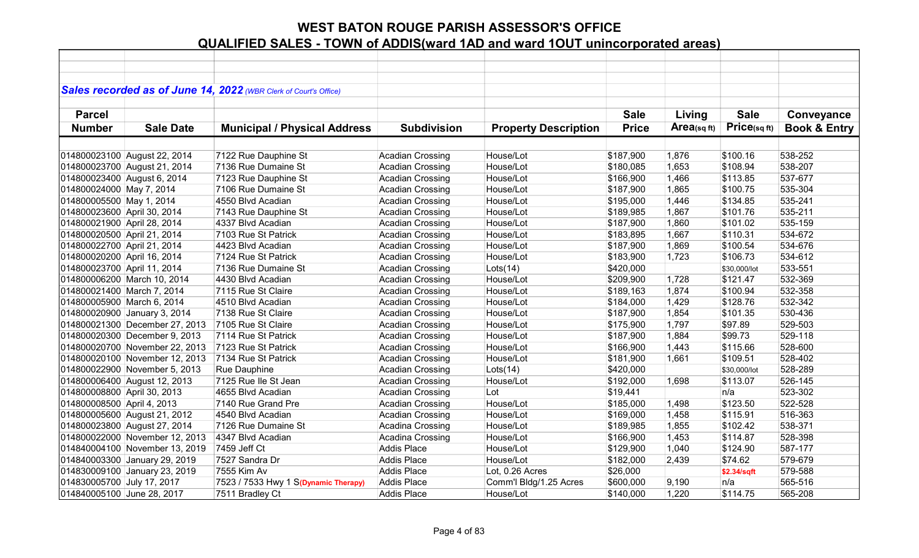# WEST BATON ROUGE PARISH ASSESSOR'S OFFICE

## QUALIFIED SALES - TOWN of ADDIS(ward 1AD and ward 1OUT unincorporated areas)

***Sales recorded as of June 14, 2022*** *(WBR Clerk of Court's Office)*

| Parcel Number | Sale Date | Municipal / Physical Address | Subdivision | Property Description | Sale Price | Living Area(sq ft) | Sale Price(sq ft) | Conveyance Book & Entry |
|---|---|---|---|---|---|---|---|---|
| 014800023100 | August 22, 2014 | 7122 Rue Dauphine St | Acadian Crossing | House/Lot | $187,900 | 1,876 | $100.16 | 538-252 |
| 014800023700 | August 21, 2014 | 7136 Rue Dumaine St | Acadian Crossing | House/Lot | $180,085 | 1,653 | $108.94 | 538-207 |
| 014800023400 | August 6, 2014 | 7123 Rue Dauphine St | Acadian Crossing | House/Lot | $166,900 | 1,466 | $113.85 | 537-677 |
| 014800024000 | May 7, 2014 | 7106 Rue Dumaine St | Acadian Crossing | House/Lot | $187,900 | 1,865 | $100.75 | 535-304 |
| 014800005500 | May 1, 2014 | 4550 Blvd Acadian | Acadian Crossing | House/Lot | $195,000 | 1,446 | $134.85 | 535-241 |
| 014800023600 | April 30, 2014 | 7143 Rue Dauphine St | Acadian Crossing | House/Lot | $189,985 | 1,867 | $101.76 | 535-211 |
| 014800021900 | April 28, 2014 | 4337 Blvd Acadian | Acadian Crossing | House/Lot | $187,900 | 1,860 | $101.02 | 535-159 |
| 014800020500 | April 21, 2014 | 7103 Rue St Patrick | Acadian Crossing | House/Lot | $183,895 | 1,667 | $110.31 | 534-672 |
| 014800022700 | April 21, 2014 | 4423 Blvd Acadian | Acadian Crossing | House/Lot | $187,900 | 1,869 | $100.54 | 534-676 |
| 014800020200 | April 16, 2014 | 7124 Rue St Patrick | Acadian Crossing | House/Lot | $183,900 | 1,723 | $106.73 | 534-612 |
| 014800023700 | April 11, 2014 | 7136 Rue Dumaine St | Acadian Crossing | Lots(14) | $420,000 | | $30,000/lot | 533-551 |
| 014800006200 | March 10, 2014 | 4430 Blvd Acadian | Acadian Crossing | House/Lot | $209,900 | 1,728 | $121.47 | 532-369 |
| 014800021400 | March 7, 2014 | 7115 Rue St Claire | Acadian Crossing | House/Lot | $189,163 | 1,874 | $100.94 | 532-358 |
| 014800005900 | March 6, 2014 | 4510 Blvd Acadian | Acadian Crossing | House/Lot | $184,000 | 1,429 | $128.76 | 532-342 |
| 014800020900 | January 3, 2014 | 7138 Rue St Claire | Acadian Crossing | House/Lot | $187,900 | 1,854 | $101.35 | 530-436 |
| 014800021300 | December 27, 2013 | 7105 Rue St Claire | Acadian Crossing | House/Lot | $175,900 | 1,797 | $97.89 | 529-503 |
| 014800020300 | December 9, 2013 | 7114 Rue St Patrick | Acadian Crossing | House/Lot | $187,900 | 1,884 | $99.73 | 529-118 |
| 014800020700 | November 22, 2013 | 7123 Rue St Patrick | Acadian Crossing | House/Lot | $166,900 | 1,443 | $115.66 | 528-600 |
| 014800020100 | November 12, 2013 | 7134 Rue St Patrick | Acadian Crossing | House/Lot | $181,900 | 1,661 | $109.51 | 528-402 |
| 014800022900 | November 5, 2013 | Rue Dauphine | Acadian Crossing | Lots(14) | $420,000 | | $30,000/lot | 528-289 |
| 014800006400 | August 12, 2013 | 7125 Rue Ile St Jean | Acadian Crossing | House/Lot | $192,000 | 1,698 | $113.07 | 526-145 |
| 014800008800 | April 30, 2013 | 4655 Blvd Acadian | Acadian Crossing | Lot | $19,441 | | n/a | 523-302 |
| 014800008500 | April 4, 2013 | 7140 Rue Grand Pre | Acadian Crossing | House/Lot | $185,000 | 1,498 | $123.50 | 522-528 |
| 014800005600 | August 21, 2012 | 4540 Blvd Acadian | Acadian Crossing | House/Lot | $169,000 | 1,458 | $115.91 | 516-363 |
| 014800023800 | August 27, 2014 | 7126 Rue Dumaine St | Acadina Crossing | House/Lot | $189,985 | 1,855 | $102.42 | 538-371 |
| 014800022000 | November 12, 2013 | 4347 Blvd Acadian | Acadina Crossing | House/Lot | $166,900 | 1,453 | $114.87 | 528-398 |
| 014840004100 | November 13, 2019 | 7459 Jeff Ct | Addis Place | House/Lot | $129,900 | 1,040 | $124.90 | 587-177 |
| 014840003300 | January 29, 2019 | 7527 Sandra Dr | Addis Place | House/Lot | $182,000 | 2,439 | $74.62 | 579-679 |
| 014830009100 | January 23, 2019 | 7555 Kim Av | Addis Place | Lot, 0.26 Acres | $26,000 | | **$2.34/sqft** | 579-588 |
| 014830005700 | July 17, 2017 | 7523 / 7533 Hwy 1 S**(Dynamic Therapy)** | Addis Place | Comm'l Bldg/1.25 Acres | $600,000 | 9,190 | n/a | 565-516 |
| 014840005100 | June 28, 2017 | 7511 Bradley Ct | Addis Place | House/Lot | $140,000 | 1,220 | $114.75 | 565-208 |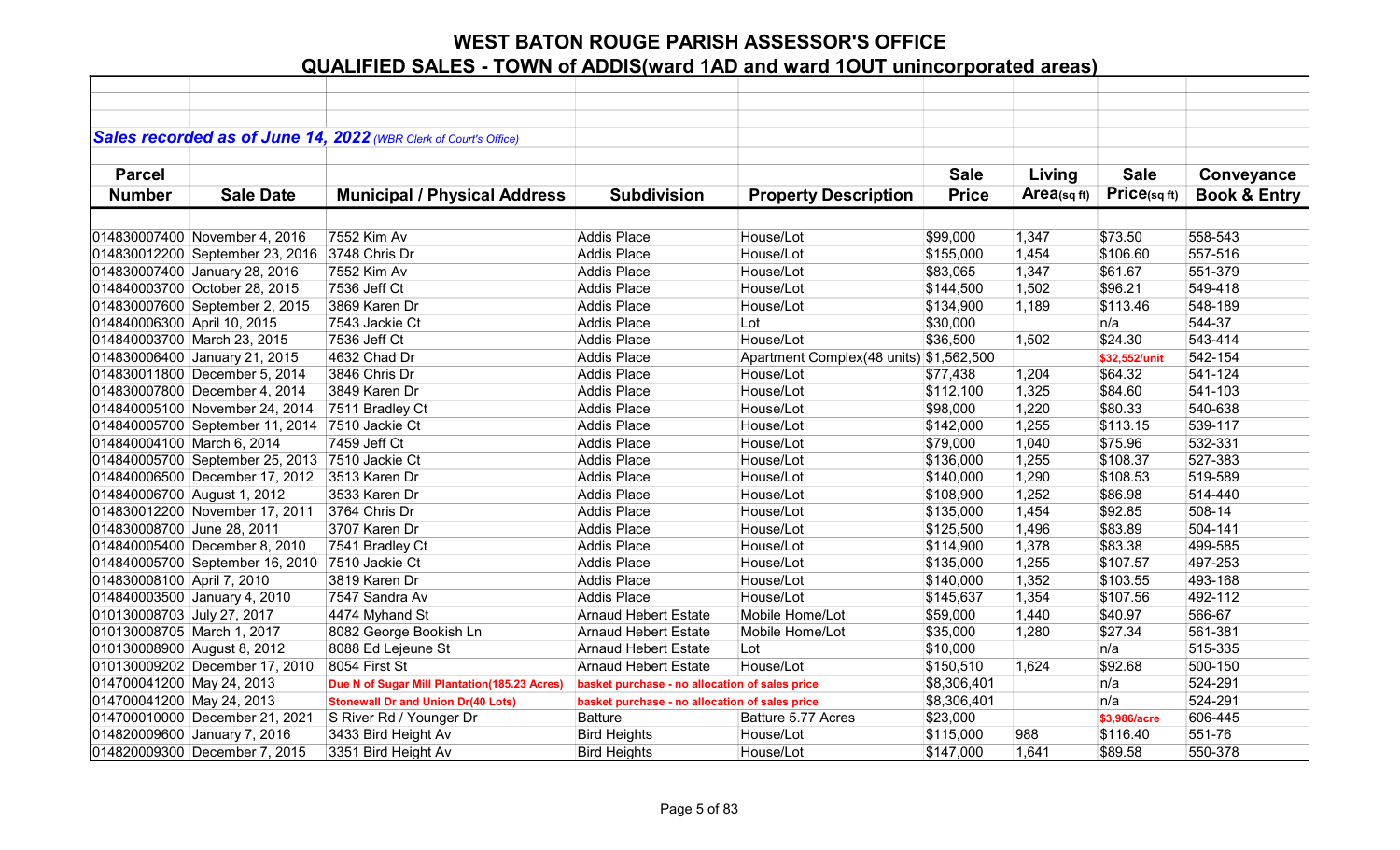# WEST BATON ROUGE PARISH ASSESSOR'S OFFICE

## QUALIFIED SALES - TOWN of ADDIS(ward 1AD and ward 1OUT unincorporated areas)

***Sales recorded as of June 14, 2022** (WBR Clerk of Court's Office)*

| Parcel Number | Sale Date | Municipal / Physical Address | Subdivision | Property Description | Sale Price | Living Area(sq ft) | Sale Price(sq ft) | Conveyance Book & Entry |
|---|---|---|---|---|---|---|---|---|
| 014830007400 | November 4, 2016 | 7552 Kim Av | Addis Place | House/Lot | $99,000 | 1,347 | $73.50 | 558-543 |
| 014830012200 | September 23, 2016 | 3748 Chris Dr | Addis Place | House/Lot | $155,000 | 1,454 | $106.60 | 557-516 |
| 014830007400 | January 28, 2016 | 7552 Kim Av | Addis Place | House/Lot | $83,065 | 1,347 | $61.67 | 551-379 |
| 014840003700 | October 28, 2015 | 7536 Jeff Ct | Addis Place | House/Lot | $144,500 | 1,502 | $96.21 | 549-418 |
| 014830007600 | September 2, 2015 | 3869 Karen Dr | Addis Place | House/Lot | $134,900 | 1,189 | $113.46 | 548-189 |
| 014840006300 | April 10, 2015 | 7543 Jackie Ct | Addis Place | Lot | $30,000 | | n/a | 544-37 |
| 014840003700 | March 23, 2015 | 7536 Jeff Ct | Addis Place | House/Lot | $36,500 | 1,502 | $24.30 | 543-414 |
| 014830006400 | January 21, 2015 | 4632 Chad Dr | Addis Place | Apartment Complex(48 units) | $1,562,500 | | $32,552/unit | 542-154 |
| 014830011800 | December 5, 2014 | 3846 Chris Dr | Addis Place | House/Lot | $77,438 | 1,204 | $64.32 | 541-124 |
| 014830007800 | December 4, 2014 | 3849 Karen Dr | Addis Place | House/Lot | $112,100 | 1,325 | $84.60 | 541-103 |
| 014840005100 | November 24, 2014 | 7511 Bradley Ct | Addis Place | House/Lot | $98,000 | 1,220 | $80.33 | 540-638 |
| 014840005700 | September 11, 2014 | 7510 Jackie Ct | Addis Place | House/Lot | $142,000 | 1,255 | $113.15 | 539-117 |
| 014840004100 | March 6, 2014 | 7459 Jeff Ct | Addis Place | House/Lot | $79,000 | 1,040 | $75.96 | 532-331 |
| 014840005700 | September 25, 2013 | 7510 Jackie Ct | Addis Place | House/Lot | $136,000 | 1,255 | $108.37 | 527-383 |
| 014840006500 | December 17, 2012 | 3513 Karen Dr | Addis Place | House/Lot | $140,000 | 1,290 | $108.53 | 519-589 |
| 014840006700 | August 1, 2012 | 3533 Karen Dr | Addis Place | House/Lot | $108,900 | 1,252 | $86.98 | 514-440 |
| 014830012200 | November 17, 2011 | 3764 Chris Dr | Addis Place | House/Lot | $135,000 | 1,454 | $92.85 | 508-14 |
| 014830008700 | June 28, 2011 | 3707 Karen Dr | Addis Place | House/Lot | $125,500 | 1,496 | $83.89 | 504-141 |
| 014840005400 | December 8, 2010 | 7541 Bradley Ct | Addis Place | House/Lot | $114,900 | 1,378 | $83.38 | 499-585 |
| 014840005700 | September 16, 2010 | 7510 Jackie Ct | Addis Place | House/Lot | $135,000 | 1,255 | $107.57 | 497-253 |
| 014830008100 | April 7, 2010 | 3819 Karen Dr | Addis Place | House/Lot | $140,000 | 1,352 | $103.55 | 493-168 |
| 014840003500 | January 4, 2010 | 7547 Sandra Av | Addis Place | House/Lot | $145,637 | 1,354 | $107.56 | 492-112 |
| 010130008703 | July 27, 2017 | 4474 Myhand St | Arnaud Hebert Estate | Mobile Home/Lot | $59,000 | 1,440 | $40.97 | 566-67 |
| 010130008705 | March 1, 2017 | 8082 George Bookish Ln | Arnaud Hebert Estate | Mobile Home/Lot | $35,000 | 1,280 | $27.34 | 561-381 |
| 010130008900 | August 8, 2012 | 8088 Ed Lejeune St | Arnaud Hebert Estate | Lot | $10,000 | | n/a | 515-335 |
| 010130009202 | December 17, 2010 | 8054 First St | Arnaud Hebert Estate | House/Lot | $150,510 | 1,624 | $92.68 | 500-150 |
| 014700041200 | May 24, 2013 | Due N of Sugar Mill Plantation(185.23 Acres) | basket purchase - no allocation of sales price | | $8,306,401 | | n/a | 524-291 |
| 014700041200 | May 24, 2013 | Stonewall Dr and Union Dr(40 Lots) | basket purchase - no allocation of sales price | | $8,306,401 | | n/a | 524-291 |
| 014700010000 | December 21, 2021 | S River Rd / Younger Dr | Batture | Batture 5.77 Acres | $23,000 | | $3,986/acre | 606-445 |
| 014820009600 | January 7, 2016 | 3433 Bird Height Av | Bird Heights | House/Lot | $115,000 | 988 | $116.40 | 551-76 |
| 014820009300 | December 7, 2015 | 3351 Bird Height Av | Bird Heights | House/Lot | $147,000 | 1,641 | $89.58 | 550-378 |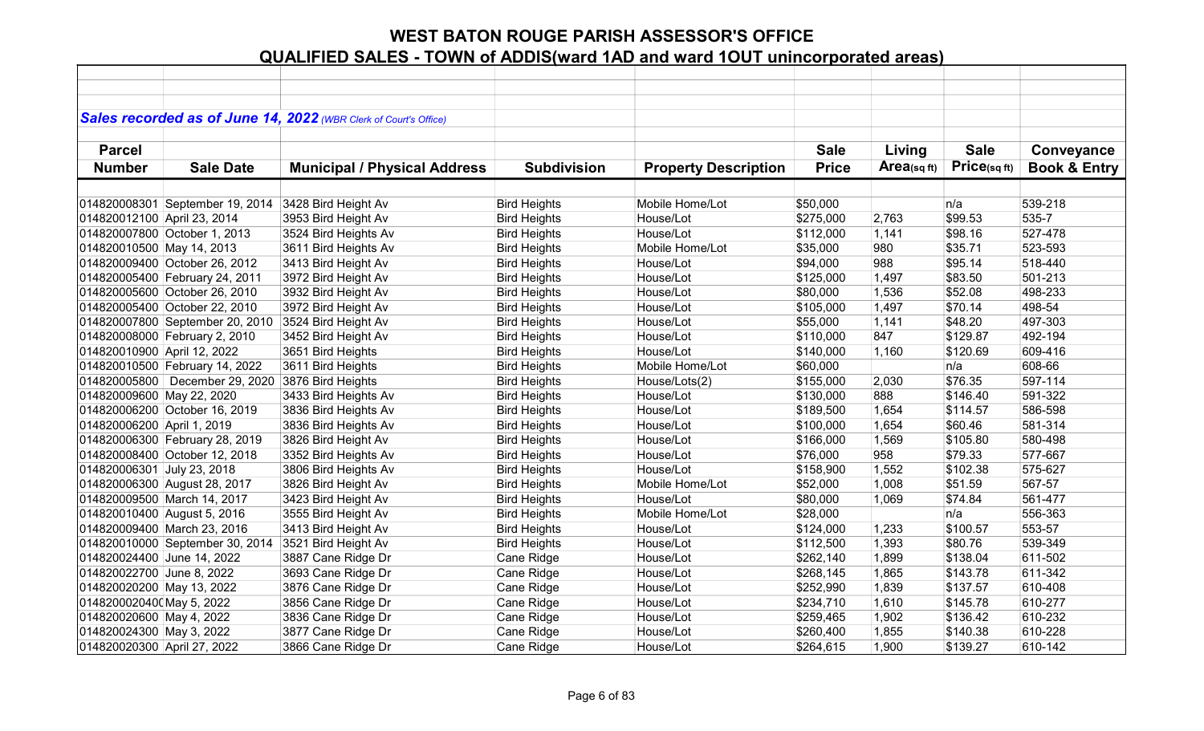# WEST BATON ROUGE PARISH ASSESSOR'S OFFICE

## QUALIFIED SALES - TOWN of ADDIS(ward 1AD and ward 1OUT unincorporated areas)

***Sales recorded as of June 14, 2022*** *(WBR Clerk of Court's Office)*

| Parcel Number | Sale Date | Municipal / Physical Address | Subdivision | Property Description | Sale Price | Living Area(sq ft) | Sale Price(sq ft) | Conveyance Book & Entry |
|---|---|---|---|---|---|---|---|---|
| 014820008301 | September 19, 2014 | 3428 Bird Height Av | Bird Heights | Mobile Home/Lot | $50,000 | | n/a | 539-218 |
| 014820012100 | April 23, 2014 | 3953 Bird Height Av | Bird Heights | House/Lot | $275,000 | 2,763 | $99.53 | 535-7 |
| 014820007800 | October 1, 2013 | 3524 Bird Heights Av | Bird Heights | House/Lot | $112,000 | 1,141 | $98.16 | 527-478 |
| 014820010500 | May 14, 2013 | 3611 Bird Heights Av | Bird Heights | Mobile Home/Lot | $35,000 | 980 | $35.71 | 523-593 |
| 014820009400 | October 26, 2012 | 3413 Bird Height Av | Bird Heights | House/Lot | $94,000 | 988 | $95.14 | 518-440 |
| 014820005400 | February 24, 2011 | 3972 Bird Height Av | Bird Heights | House/Lot | $125,000 | 1,497 | $83.50 | 501-213 |
| 014820005600 | October 26, 2010 | 3932 Bird Height Av | Bird Heights | House/Lot | $80,000 | 1,536 | $52.08 | 498-233 |
| 014820005400 | October 22, 2010 | 3972 Bird Height Av | Bird Heights | House/Lot | $105,000 | 1,497 | $70.14 | 498-54 |
| 014820007800 | September 20, 2010 | 3524 Bird Height Av | Bird Heights | House/Lot | $55,000 | 1,141 | $48.20 | 497-303 |
| 014820008000 | February 2, 2010 | 3452 Bird Height Av | Bird Heights | House/Lot | $110,000 | 847 | $129.87 | 492-194 |
| 014820010900 | April 12, 2022 | 3651 Bird Heights | Bird Heights | House/Lot | $140,000 | 1,160 | $120.69 | 609-416 |
| 014820010500 | February 14, 2022 | 3611 Bird Heights | Bird Heights | Mobile Home/Lot | $60,000 | | n/a | 608-66 |
| 014820005800 | December 29, 2020 | 3876 Bird Heights | Bird Heights | House/Lots(2) | $155,000 | 2,030 | $76.35 | 597-114 |
| 014820009600 | May 22, 2020 | 3433 Bird Heights Av | Bird Heights | House/Lot | $130,000 | 888 | $146.40 | 591-322 |
| 014820006200 | October 16, 2019 | 3836 Bird Heights Av | Bird Heights | House/Lot | $189,500 | 1,654 | $114.57 | 586-598 |
| 014820006200 | April 1, 2019 | 3836 Bird Heights Av | Bird Heights | House/Lot | $100,000 | 1,654 | $60.46 | 581-314 |
| 014820006300 | February 28, 2019 | 3826 Bird Height Av | Bird Heights | House/Lot | $166,000 | 1,569 | $105.80 | 580-498 |
| 014820008400 | October 12, 2018 | 3352 Bird Heights Av | Bird Heights | House/Lot | $76,000 | 958 | $79.33 | 577-667 |
| 014820006301 | July 23, 2018 | 3806 Bird Heights Av | Bird Heights | House/Lot | $158,900 | 1,552 | $102.38 | 575-627 |
| 014820006300 | August 28, 2017 | 3826 Bird Height Av | Bird Heights | Mobile Home/Lot | $52,000 | 1,008 | $51.59 | 567-57 |
| 014820009500 | March 14, 2017 | 3423 Bird Height Av | Bird Heights | House/Lot | $80,000 | 1,069 | $74.84 | 561-477 |
| 014820010400 | August 5, 2016 | 3555 Bird Height Av | Bird Heights | Mobile Home/Lot | $28,000 | | n/a | 556-363 |
| 014820009400 | March 23, 2016 | 3413 Bird Height Av | Bird Heights | House/Lot | $124,000 | 1,233 | $100.57 | 553-57 |
| 014820010000 | September 30, 2014 | 3521 Bird Height Av | Bird Heights | House/Lot | $112,500 | 1,393 | $80.76 | 539-349 |
| 014820024400 | June 14, 2022 | 3887 Cane Ridge Dr | Cane Ridge | House/Lot | $262,140 | 1,899 | $138.04 | 611-502 |
| 014820022700 | June 8, 2022 | 3693 Cane Ridge Dr | Cane Ridge | House/Lot | $268,145 | 1,865 | $143.78 | 611-342 |
| 014820020200 | May 13, 2022 | 3876 Cane Ridge Dr | Cane Ridge | House/Lot | $252,990 | 1,839 | $137.57 | 610-408 |
| 0148200204000 | May 5, 2022 | 3856 Cane Ridge Dr | Cane Ridge | House/Lot | $234,710 | 1,610 | $145.78 | 610-277 |
| 014820020600 | May 4, 2022 | 3836 Cane Ridge Dr | Cane Ridge | House/Lot | $259,465 | 1,902 | $136.42 | 610-232 |
| 014820024300 | May 3, 2022 | 3877 Cane Ridge Dr | Cane Ridge | House/Lot | $260,400 | 1,855 | $140.38 | 610-228 |
| 014820020300 | April 27, 2022 | 3866 Cane Ridge Dr | Cane Ridge | House/Lot | $264,615 | 1,900 | $139.27 | 610-142 |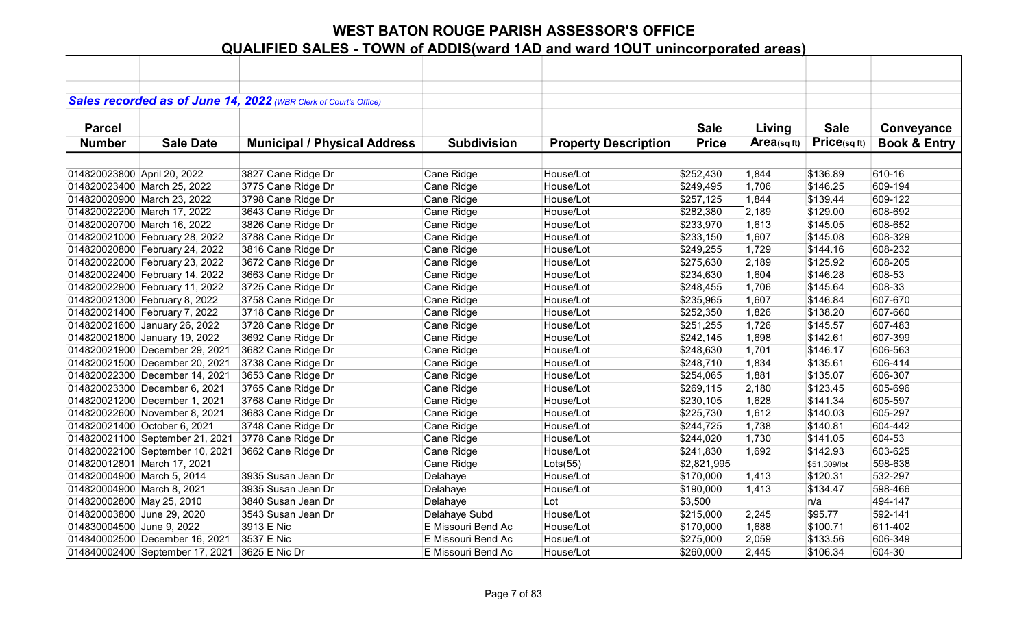# WEST BATON ROUGE PARISH ASSESSOR'S OFFICE

## QUALIFIED SALES - TOWN of ADDIS(ward 1AD and ward 1OUT unincorporated areas)

*Sales recorded as of June 14, 2022 (WBR Clerk of Court's Office)*

| Parcel Number | Sale Date | Municipal / Physical Address | Subdivision | Property Description | Sale Price | Living Area(sq ft) | Sale Price(sq ft) | Conveyance Book & Entry |
|---|---|---|---|---|---|---|---|---|
| 014820023800 | April 20, 2022 | 3827 Cane Ridge Dr | Cane Ridge | House/Lot | $252,430 | 1,844 | $136.89 | 610-16 |
| 014820023400 | March 25, 2022 | 3775 Cane Ridge Dr | Cane Ridge | House/Lot | $249,495 | 1,706 | $146.25 | 609-194 |
| 014820020900 | March 23, 2022 | 3798 Cane Ridge Dr | Cane Ridge | House/Lot | $257,125 | 1,844 | $139.44 | 609-122 |
| 014820022200 | March 17, 2022 | 3643 Cane Ridge Dr | Cane Ridge | House/Lot | $282,380 | 2,189 | $129.00 | 608-692 |
| 014820020700 | March 16, 2022 | 3826 Cane Ridge Dr | Cane Ridge | House/Lot | $233,970 | 1,613 | $145.05 | 608-652 |
| 014820021000 | February 28, 2022 | 3788 Cane Ridge Dr | Cane Ridge | House/Lot | $233,150 | 1,607 | $145.08 | 608-329 |
| 014820020800 | February 24, 2022 | 3816 Cane Ridge Dr | Cane Ridge | House/Lot | $249,255 | 1,729 | $144.16 | 608-232 |
| 014820022000 | February 23, 2022 | 3672 Cane Ridge Dr | Cane Ridge | House/Lot | $275,630 | 2,189 | $125.92 | 608-205 |
| 014820022400 | February 14, 2022 | 3663 Cane Ridge Dr | Cane Ridge | House/Lot | $234,630 | 1,604 | $146.28 | 608-53 |
| 014820022900 | February 11, 2022 | 3725 Cane Ridge Dr | Cane Ridge | House/Lot | $248,455 | 1,706 | $145.64 | 608-33 |
| 014820021300 | February 8, 2022 | 3758 Cane Ridge Dr | Cane Ridge | House/Lot | $235,965 | 1,607 | $146.84 | 607-670 |
| 014820021400 | February 7, 2022 | 3718 Cane Ridge Dr | Cane Ridge | House/Lot | $252,350 | 1,826 | $138.20 | 607-660 |
| 014820021600 | January 26, 2022 | 3728 Cane Ridge Dr | Cane Ridge | House/Lot | $251,255 | 1,726 | $145.57 | 607-483 |
| 014820021800 | January 19, 2022 | 3692 Cane Ridge Dr | Cane Ridge | House/Lot | $242,145 | 1,698 | $142.61 | 607-399 |
| 014820021900 | December 29, 2021 | 3682 Cane Ridge Dr | Cane Ridge | House/Lot | $248,630 | 1,701 | $146.17 | 606-563 |
| 014820021500 | December 20, 2021 | 3738 Cane Ridge Dr | Cane Ridge | House/Lot | $248,710 | 1,834 | $135.61 | 606-414 |
| 014820022300 | December 14, 2021 | 3653 Cane Ridge Dr | Cane Ridge | House/Lot | $254,065 | 1,881 | $135.07 | 606-307 |
| 014820023300 | December 6, 2021 | 3765 Cane Ridge Dr | Cane Ridge | House/Lot | $269,115 | 2,180 | $123.45 | 605-696 |
| 014820021200 | December 1, 2021 | 3768 Cane Ridge Dr | Cane Ridge | House/Lot | $230,105 | 1,628 | $141.34 | 605-597 |
| 014820022600 | November 8, 2021 | 3683 Cane Ridge Dr | Cane Ridge | House/Lot | $225,730 | 1,612 | $140.03 | 605-297 |
| 014820021400 | October 6, 2021 | 3748 Cane Ridge Dr | Cane Ridge | House/Lot | $244,725 | 1,738 | $140.81 | 604-442 |
| 014820021100 | September 21, 2021 | 3778 Cane Ridge Dr | Cane Ridge | House/Lot | $244,020 | 1,730 | $141.05 | 604-53 |
| 014820022100 | September 10, 2021 | 3662 Cane Ridge Dr | Cane Ridge | House/Lot | $241,830 | 1,692 | $142.93 | 603-625 |
| 014820012801 | March 17, 2021 | | Cane Ridge | Lots(55) | $2,821,995 | | $51,309/lot | 598-638 |
| 014820004900 | March 5, 2014 | 3935 Susan Jean Dr | Delahaye | House/Lot | $170,000 | 1,413 | $120.31 | 532-297 |
| 014820004900 | March 8, 2021 | 3935 Susan Jean Dr | Delahaye | House/Lot | $190,000 | 1,413 | $134.47 | 598-466 |
| 014820002800 | May 25, 2010 | 3840 Susan Jean Dr | Delahaye | Lot | $3,500 | | n/a | 494-147 |
| 014820003800 | June 29, 2020 | 3543 Susan Jean Dr | Delahaye Subd | House/Lot | $215,000 | 2,245 | $95.77 | 592-141 |
| 014830004500 | June 9, 2022 | 3913 E Nic | E Missouri Bend Ac | House/Lot | $170,000 | 1,688 | $100.71 | 611-402 |
| 014840002500 | December 16, 2021 | 3537 E Nic | E Missouri Bend Ac | Hosue/Lot | $275,000 | 2,059 | $133.56 | 606-349 |
| 014840002400 | September 17, 2021 | 3625 E Nic Dr | E Missouri Bend Ac | House/Lot | $260,000 | 2,445 | $106.34 | 604-30 |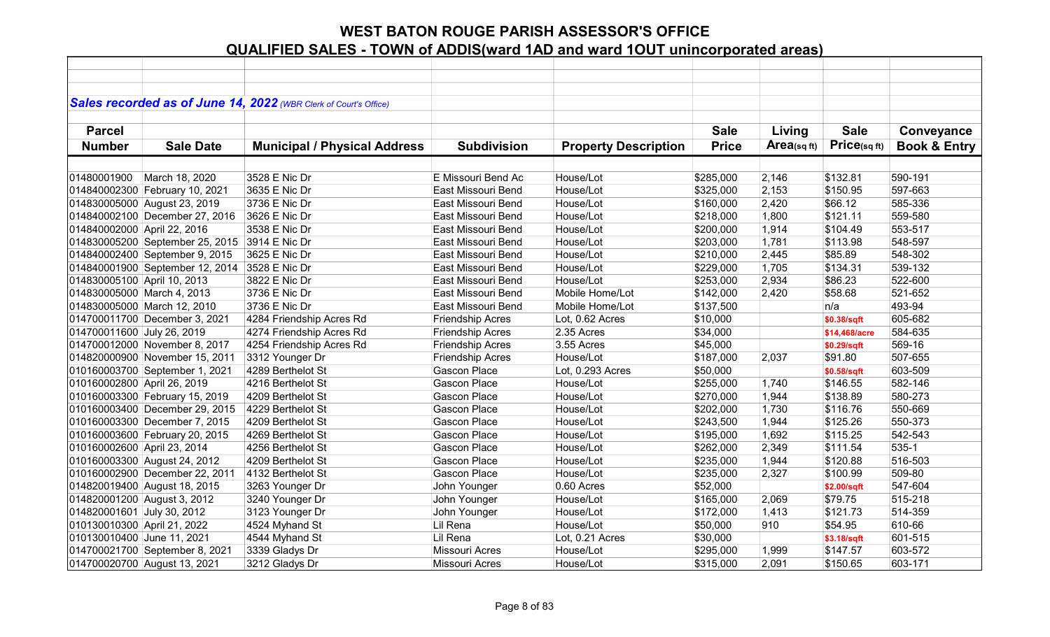# WEST BATON ROUGE PARISH ASSESSOR'S OFFICE

## QUALIFIED SALES - TOWN of ADDIS(ward 1AD and ward 1OUT unincorporated areas)

***Sales recorded as of June 14, 2022** (WBR Clerk of Court's Office)*

| Parcel Number | Sale Date | Municipal / Physical Address | Subdivision | Property Description | Sale Price | Living Area(sq ft) | Sale Price(sq ft) | Conveyance Book & Entry |
|---|---|---|---|---|---|---|---|---|
| 01480001900 | March 18, 2020 | 3528 E Nic Dr | E Missouri Bend Ac | House/Lot | $285,000 | 2,146 | $132.81 | 590-191 |
| 014840002300 | February 10, 2021 | 3635 E Nic Dr | East Missouri Bend | House/Lot | $325,000 | 2,153 | $150.95 | 597-663 |
| 014830005000 | August 23, 2019 | 3736 E Nic Dr | East Missouri Bend | House/Lot | $160,000 | 2,420 | $66.12 | 585-336 |
| 014840002100 | December 27, 2016 | 3626 E Nic Dr | East Missouri Bend | House/Lot | $218,000 | 1,800 | $121.11 | 559-580 |
| 014840002000 | April 22, 2016 | 3538 E Nic Dr | East Missouri Bend | House/Lot | $200,000 | 1,914 | $104.49 | 553-517 |
| 014830005200 | September 25, 2015 | 3914 E Nic Dr | East Missouri Bend | House/Lot | $203,000 | 1,781 | $113.98 | 548-597 |
| 014840002400 | September 9, 2015 | 3625 E Nic Dr | East Missouri Bend | House/Lot | $210,000 | 2,445 | $85.89 | 548-302 |
| 014840001900 | September 12, 2014 | 3528 E Nic Dr | East Missouri Bend | House/Lot | $229,000 | 1,705 | $134.31 | 539-132 |
| 014830005100 | April 10, 2013 | 3822 E Nic Dr | East Missouri Bend | House/Lot | $253,000 | 2,934 | $86.23 | 522-600 |
| 014830005000 | March 4, 2013 | 3736 E Nic Dr | East Missouri Bend | Mobile Home/Lot | $142,000 | 2,420 | $58.68 | 521-652 |
| 014830005000 | March 12, 2010 | 3736 E Nic Dr | East Missouri Bend | Mobile Home/Lot | $137,500 | | n/a | 493-94 |
| 014700011700 | December 3, 2021 | 4284 Friendship Acres Rd | Friendship Acres | Lot, 0.62 Acres | $10,000 | | $0.38/sqft | 605-682 |
| 014700011600 | July 26, 2019 | 4274 Friendship Acres Rd | Friendship Acres | 2.35 Acres | $34,000 | | $14,468/acre | 584-635 |
| 014700012000 | November 8, 2017 | 4254 Friendship Acres Rd | Friendship Acres | 3.55 Acres | $45,000 | | $0.29/sqft | 569-16 |
| 014820000900 | November 15, 2011 | 3312 Younger Dr | Friendship Acres | House/Lot | $187,000 | 2,037 | $91.80 | 507-655 |
| 010160003700 | September 1, 2021 | 4289 Berthelot St | Gascon Place | Lot, 0.293 Acres | $50,000 | | $0.58/sqft | 603-509 |
| 010160002800 | April 26, 2019 | 4216 Berthelot St | Gascon Place | House/Lot | $255,000 | 1,740 | $146.55 | 582-146 |
| 010160003300 | February 15, 2019 | 4209 Berthelot St | Gascon Place | House/Lot | $270,000 | 1,944 | $138.89 | 580-273 |
| 010160003400 | December 29, 2015 | 4229 Berthelot St | Gascon Place | House/Lot | $202,000 | 1,730 | $116.76 | 550-669 |
| 010160003300 | December 7, 2015 | 4209 Berthelot St | Gascon Place | House/Lot | $243,500 | 1,944 | $125.26 | 550-373 |
| 010160003600 | February 20, 2015 | 4269 Berthelot St | Gascon Place | House/Lot | $195,000 | 1,692 | $115.25 | 542-543 |
| 010160002600 | April 23, 2014 | 4256 Berthelot St | Gascon Place | House/Lot | $262,000 | 2,349 | $111.54 | 535-1 |
| 010160003300 | August 24, 2012 | 4209 Berthelot St | Gascon Place | House/Lot | $235,000 | 1,944 | $120.88 | 516-503 |
| 010160002900 | December 22, 2011 | 4132 Berthelot St | Gascon Place | House/Lot | $235,000 | 2,327 | $100.99 | 509-80 |
| 014820019400 | August 18, 2015 | 3263 Younger Dr | John Younger | 0.60 Acres | $52,000 | | $2.00/sqft | 547-604 |
| 014820001200 | August 3, 2012 | 3240 Younger Dr | John Younger | House/Lot | $165,000 | 2,069 | $79.75 | 515-218 |
| 014820001601 | July 30, 2012 | 3123 Younger Dr | John Younger | House/Lot | $172,000 | 1,413 | $121.73 | 514-359 |
| 010130010300 | April 21, 2022 | 4524 Myhand St | Lil Rena | House/Lot | $50,000 | 910 | $54.95 | 610-66 |
| 010130010400 | June 11, 2021 | 4544 Myhand St | Lil Rena | Lot, 0.21 Acres | $30,000 | | $3.18/sqft | 601-515 |
| 014700021700 | September 8, 2021 | 3339 Gladys Dr | Missouri Acres | House/Lot | $295,000 | 1,999 | $147.57 | 603-572 |
| 014700020700 | August 13, 2021 | 3212 Gladys Dr | Missouri Acres | House/Lot | $315,000 | 2,091 | $150.65 | 603-171 |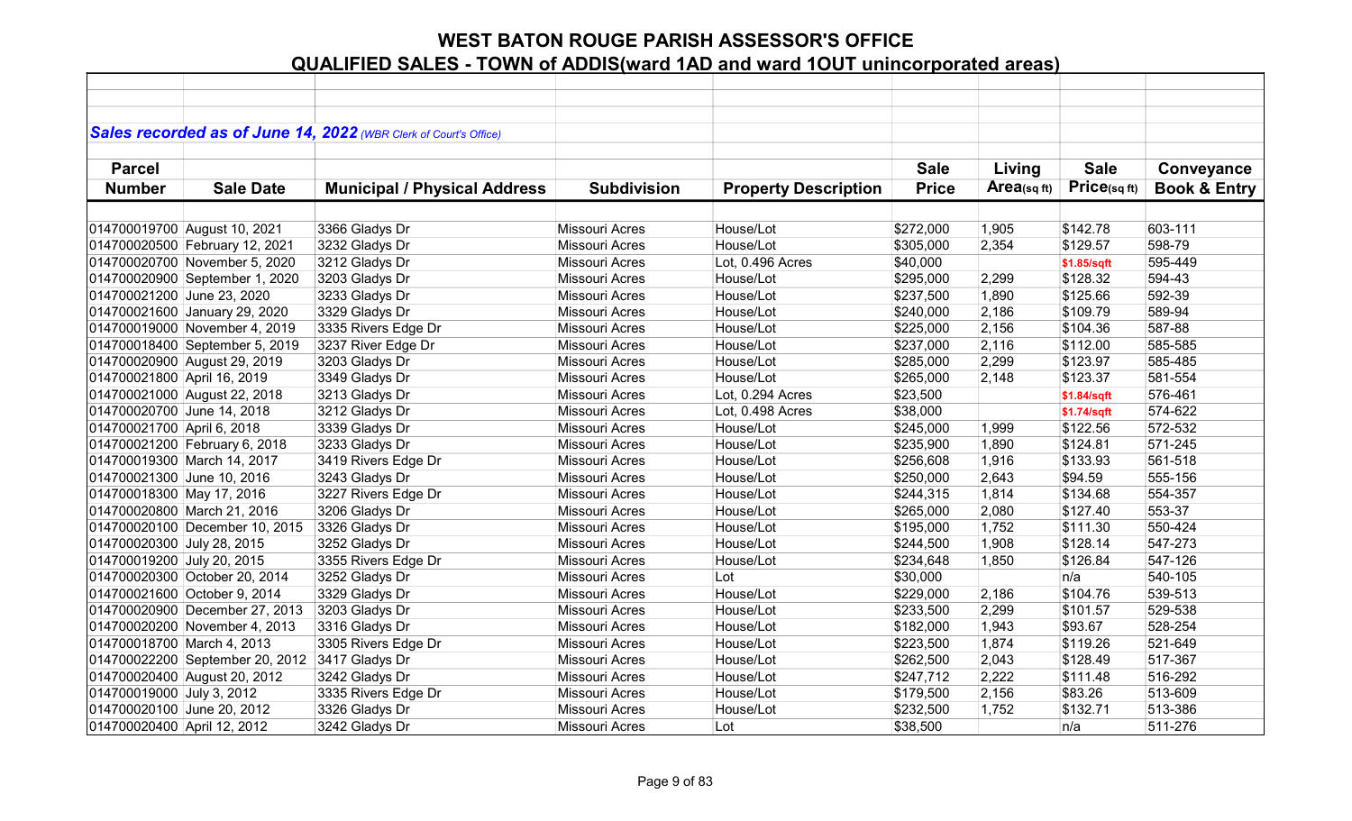# WEST BATON ROUGE PARISH ASSESSOR'S OFFICE

## QUALIFIED SALES - TOWN of ADDIS(ward 1AD and ward 1OUT unincorporated areas)

***Sales recorded as of June 14, 2022*** *(WBR Clerk of Court's Office)*

| Parcel Number | Sale Date | Municipal / Physical Address | Subdivision | Property Description | Sale Price | Living Area(sq ft) | Sale Price(sq ft) | Conveyance Book & Entry |
|---|---|---|---|---|---|---|---|---|
| 014700019700 | August 10, 2021 | 3366 Gladys Dr | Missouri Acres | House/Lot | $272,000 | 1,905 | $142.78 | 603-111 |
| 014700020500 | February 12, 2021 | 3232 Gladys Dr | Missouri Acres | House/Lot | $305,000 | 2,354 | $129.57 | 598-79 |
| 014700020700 | November 5, 2020 | 3212 Gladys Dr | Missouri Acres | Lot, 0.496 Acres | $40,000 | | $1.85/sqft | 595-449 |
| 014700020900 | September 1, 2020 | 3203 Gladys Dr | Missouri Acres | House/Lot | $295,000 | 2,299 | $128.32 | 594-43 |
| 014700021200 | June 23, 2020 | 3233 Gladys Dr | Missouri Acres | House/Lot | $237,500 | 1,890 | $125.66 | 592-39 |
| 014700021600 | January 29, 2020 | 3329 Gladys Dr | Missouri Acres | House/Lot | $240,000 | 2,186 | $109.79 | 589-94 |
| 014700019000 | November 4, 2019 | 3335 Rivers Edge Dr | Missouri Acres | House/Lot | $225,000 | 2,156 | $104.36 | 587-88 |
| 014700018400 | September 5, 2019 | 3237 River Edge Dr | Missouri Acres | House/Lot | $237,000 | 2,116 | $112.00 | 585-585 |
| 014700020900 | August 29, 2019 | 3203 Gladys Dr | Missouri Acres | House/Lot | $285,000 | 2,299 | $123.97 | 585-485 |
| 014700021800 | April 16, 2019 | 3349 Gladys Dr | Missouri Acres | House/Lot | $265,000 | 2,148 | $123.37 | 581-554 |
| 014700021000 | August 22, 2018 | 3213 Gladys Dr | Missouri Acres | Lot, 0.294 Acres | $23,500 | | $1.84/sqft | 576-461 |
| 014700020700 | June 14, 2018 | 3212 Gladys Dr | Missouri Acres | Lot, 0.498 Acres | $38,000 | | $1.74/sqft | 574-622 |
| 014700021700 | April 6, 2018 | 3339 Gladys Dr | Missouri Acres | House/Lot | $245,000 | 1,999 | $122.56 | 572-532 |
| 014700021200 | February 6, 2018 | 3233 Gladys Dr | Missouri Acres | House/Lot | $235,900 | 1,890 | $124.81 | 571-245 |
| 014700019300 | March 14, 2017 | 3419 Rivers Edge Dr | Missouri Acres | House/Lot | $256,608 | 1,916 | $133.93 | 561-518 |
| 014700021300 | June 10, 2016 | 3243 Gladys Dr | Missouri Acres | House/Lot | $250,000 | 2,643 | $94.59 | 555-156 |
| 014700018300 | May 17, 2016 | 3227 Rivers Edge Dr | Missouri Acres | House/Lot | $244,315 | 1,814 | $134.68 | 554-357 |
| 014700020800 | March 21, 2016 | 3206 Gladys Dr | Missouri Acres | House/Lot | $265,000 | 2,080 | $127.40 | 553-37 |
| 014700020100 | December 10, 2015 | 3326 Gladys Dr | Missouri Acres | House/Lot | $195,000 | 1,752 | $111.30 | 550-424 |
| 014700020300 | July 28, 2015 | 3252 Gladys Dr | Missouri Acres | House/Lot | $244,500 | 1,908 | $128.14 | 547-273 |
| 014700019200 | July 20, 2015 | 3355 Rivers Edge Dr | Missouri Acres | House/Lot | $234,648 | 1,850 | $126.84 | 547-126 |
| 014700020300 | October 20, 2014 | 3252 Gladys Dr | Missouri Acres | Lot | $30,000 | | n/a | 540-105 |
| 014700021600 | October 9, 2014 | 3329 Gladys Dr | Missouri Acres | House/Lot | $229,000 | 2,186 | $104.76 | 539-513 |
| 014700020900 | December 27, 2013 | 3203 Gladys Dr | Missouri Acres | House/Lot | $233,500 | 2,299 | $101.57 | 529-538 |
| 014700020200 | November 4, 2013 | 3316 Gladys Dr | Missouri Acres | House/Lot | $182,000 | 1,943 | $93.67 | 528-254 |
| 014700018700 | March 4, 2013 | 3305 Rivers Edge Dr | Missouri Acres | House/Lot | $223,500 | 1,874 | $119.26 | 521-649 |
| 014700022200 | September 20, 2012 | 3417 Gladys Dr | Missouri Acres | House/Lot | $262,500 | 2,043 | $128.49 | 517-367 |
| 014700020400 | August 20, 2012 | 3242 Gladys Dr | Missouri Acres | House/Lot | $247,712 | 2,222 | $111.48 | 516-292 |
| 014700019000 | July 3, 2012 | 3335 Rivers Edge Dr | Missouri Acres | House/Lot | $179,500 | 2,156 | $83.26 | 513-609 |
| 014700020100 | June 20, 2012 | 3326 Gladys Dr | Missouri Acres | House/Lot | $232,500 | 1,752 | $132.71 | 513-386 |
| 014700020400 | April 12, 2012 | 3242 Gladys Dr | Missouri Acres | Lot | $38,500 | | n/a | 511-276 |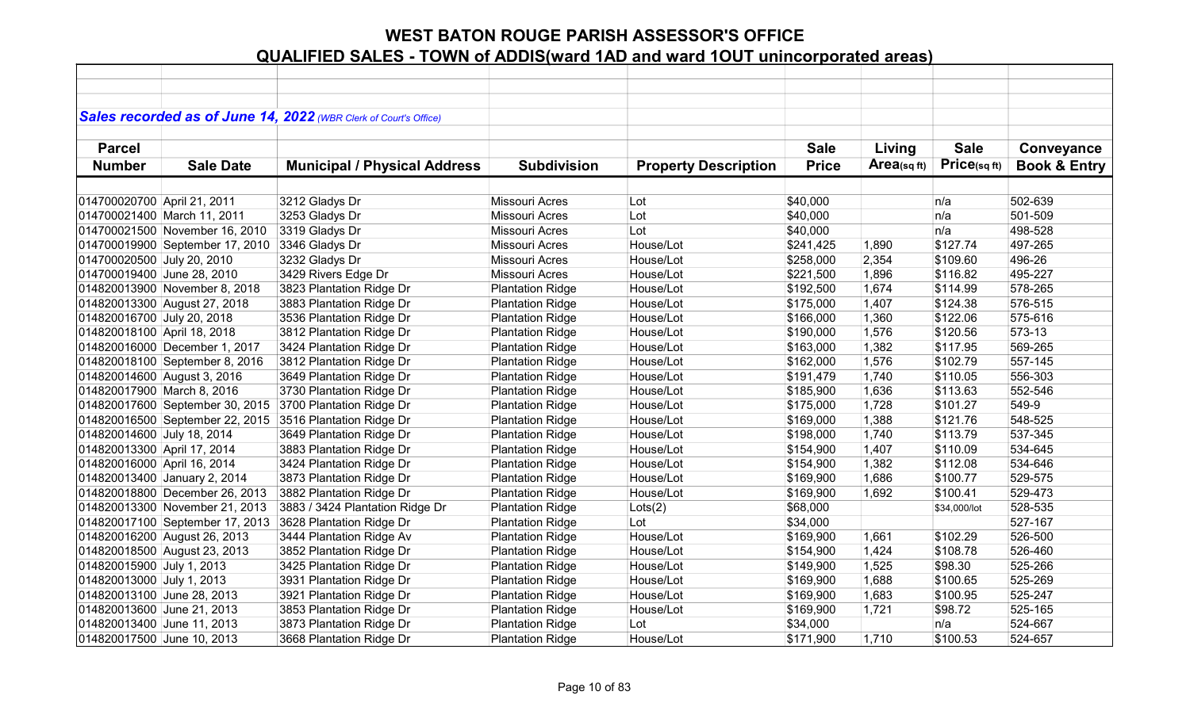# WEST BATON ROUGE PARISH ASSESSOR'S OFFICE

## QUALIFIED SALES - TOWN of ADDIS(ward 1AD and ward 1OUT unincorporated areas)

***Sales recorded as of June 14, 2022*** *(WBR Clerk of Court's Office)*

| Parcel Number | Sale Date | Municipal / Physical Address | Subdivision | Property Description | Sale Price | Living Area(sq ft) | Sale Price(sq ft) | Conveyance Book & Entry |
|---|---|---|---|---|---|---|---|---|
| 014700020700 | April 21, 2011 | 3212 Gladys Dr | Missouri Acres | Lot | $40,000 | | n/a | 502-639 |
| 014700021400 | March 11, 2011 | 3253 Gladys Dr | Missouri Acres | Lot | $40,000 | | n/a | 501-509 |
| 014700021500 | November 16, 2010 | 3319 Gladys Dr | Missouri Acres | Lot | $40,000 | | n/a | 498-528 |
| 014700019900 | September 17, 2010 | 3346 Gladys Dr | Missouri Acres | House/Lot | $241,425 | 1,890 | $127.74 | 497-265 |
| 014700020500 | July 20, 2010 | 3232 Gladys Dr | Missouri Acres | House/Lot | $258,000 | 2,354 | $109.60 | 496-26 |
| 014700019400 | June 28, 2010 | 3429 Rivers Edge Dr | Missouri Acres | House/Lot | $221,500 | 1,896 | $116.82 | 495-227 |
| 014820013900 | November 8, 2018 | 3823 Plantation Ridge Dr | Plantation Ridge | House/Lot | $192,500 | 1,674 | $114.99 | 578-265 |
| 014820013300 | August 27, 2018 | 3883 Plantation Ridge Dr | Plantation Ridge | House/Lot | $175,000 | 1,407 | $124.38 | 576-515 |
| 014820016700 | July 20, 2018 | 3536 Plantation Ridge Dr | Plantation Ridge | House/Lot | $166,000 | 1,360 | $122.06 | 575-616 |
| 014820018100 | April 18, 2018 | 3812 Plantation Ridge Dr | Plantation Ridge | House/Lot | $190,000 | 1,576 | $120.56 | 573-13 |
| 014820016000 | December 1, 2017 | 3424 Plantation Ridge Dr | Plantation Ridge | House/Lot | $163,000 | 1,382 | $117.95 | 569-265 |
| 014820018100 | September 8, 2016 | 3812 Plantation Ridge Dr | Plantation Ridge | House/Lot | $162,000 | 1,576 | $102.79 | 557-145 |
| 014820014600 | August 3, 2016 | 3649 Plantation Ridge Dr | Plantation Ridge | House/Lot | $191,479 | 1,740 | $110.05 | 556-303 |
| 014820017900 | March 8, 2016 | 3730 Plantation Ridge Dr | Plantation Ridge | House/Lot | $185,900 | 1,636 | $113.63 | 552-546 |
| 014820017600 | September 30, 2015 | 3700 Plantation Ridge Dr | Plantation Ridge | House/Lot | $175,000 | 1,728 | $101.27 | 549-9 |
| 014820016500 | September 22, 2015 | 3516 Plantation Ridge Dr | Plantation Ridge | House/Lot | $169,000 | 1,388 | $121.76 | 548-525 |
| 014820014600 | July 18, 2014 | 3649 Plantation Ridge Dr | Plantation Ridge | House/Lot | $198,000 | 1,740 | $113.79 | 537-345 |
| 014820013300 | April 17, 2014 | 3883 Plantation Ridge Dr | Plantation Ridge | House/Lot | $154,900 | 1,407 | $110.09 | 534-645 |
| 014820016000 | April 16, 2014 | 3424 Plantation Ridge Dr | Plantation Ridge | House/Lot | $154,900 | 1,382 | $112.08 | 534-646 |
| 014820013400 | January 2, 2014 | 3873 Plantation Ridge Dr | Plantation Ridge | House/Lot | $169,900 | 1,686 | $100.77 | 529-575 |
| 014820018800 | December 26, 2013 | 3882 Plantation Ridge Dr | Plantation Ridge | House/Lot | $169,900 | 1,692 | $100.41 | 529-473 |
| 014820013300 | November 21, 2013 | 3883 / 3424 Plantation Ridge Dr | Plantation Ridge | Lots(2) | $68,000 | | $34,000/lot | 528-535 |
| 014820017100 | September 17, 2013 | 3628 Plantation Ridge Dr | Plantation Ridge | Lot | $34,000 | | | 527-167 |
| 014820016200 | August 26, 2013 | 3444 Plantation Ridge Av | Plantation Ridge | House/Lot | $169,900 | 1,661 | $102.29 | 526-500 |
| 014820018500 | August 23, 2013 | 3852 Plantation Ridge Dr | Plantation Ridge | House/Lot | $154,900 | 1,424 | $108.78 | 526-460 |
| 014820015900 | July 1, 2013 | 3425 Plantation Ridge Dr | Plantation Ridge | House/Lot | $149,900 | 1,525 | $98.30 | 525-266 |
| 014820013000 | July 1, 2013 | 3931 Plantation Ridge Dr | Plantation Ridge | House/Lot | $169,900 | 1,688 | $100.65 | 525-269 |
| 014820013100 | June 28, 2013 | 3921 Plantation Ridge Dr | Plantation Ridge | House/Lot | $169,900 | 1,683 | $100.95 | 525-247 |
| 014820013600 | June 21, 2013 | 3853 Plantation Ridge Dr | Plantation Ridge | House/Lot | $169,900 | 1,721 | $98.72 | 525-165 |
| 014820013400 | June 11, 2013 | 3873 Plantation Ridge Dr | Plantation Ridge | Lot | $34,000 | | n/a | 524-667 |
| 014820017500 | June 10, 2013 | 3668 Plantation Ridge Dr | Plantation Ridge | House/Lot | $171,900 | 1,710 | $100.53 | 524-657 |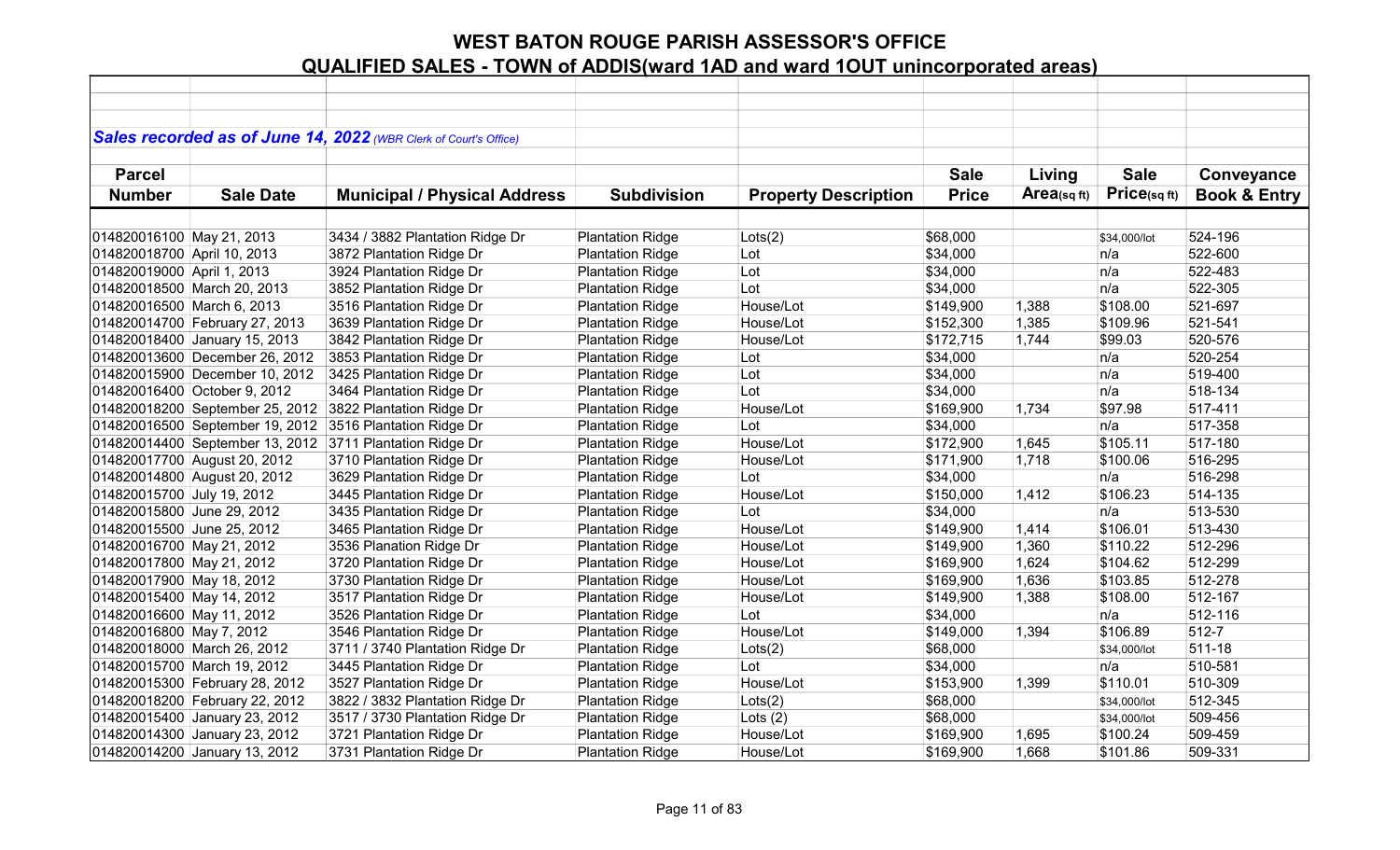# WEST BATON ROUGE PARISH ASSESSOR'S OFFICE

## QUALIFIED SALES - TOWN of ADDIS(ward 1AD and ward 1OUT unincorporated areas)

***Sales recorded as of June 14, 2022** (WBR Clerk of Court's Office)*

| Parcel Number | Sale Date | Municipal / Physical Address | Subdivision | Property Description | Sale Price | Living Area(sq ft) | Sale Price(sq ft) | Conveyance Book & Entry |
|---|---|---|---|---|---|---|---|---|
| 014820016100 | May 21, 2013 | 3434 / 3882 Plantation Ridge Dr | Plantation Ridge | Lots(2) | $68,000 | | $34,000/lot | 524-196 |
| 014820018700 | April 10, 2013 | 3872 Plantation Ridge Dr | Plantation Ridge | Lot | $34,000 | | n/a | 522-600 |
| 014820019000 | April 1, 2013 | 3924 Plantation Ridge Dr | Plantation Ridge | Lot | $34,000 | | n/a | 522-483 |
| 014820018500 | March 20, 2013 | 3852 Plantation Ridge Dr | Plantation Ridge | Lot | $34,000 | | n/a | 522-305 |
| 014820016500 | March 6, 2013 | 3516 Plantation Ridge Dr | Plantation Ridge | House/Lot | $149,900 | 1,388 | $108.00 | 521-697 |
| 014820014700 | February 27, 2013 | 3639 Plantation Ridge Dr | Plantation Ridge | House/Lot | $152,300 | 1,385 | $109.96 | 521-541 |
| 014820018400 | January 15, 2013 | 3842 Plantation Ridge Dr | Plantation Ridge | House/Lot | $172,715 | 1,744 | $99.03 | 520-576 |
| 014820013600 | December 26, 2012 | 3853 Plantation Ridge Dr | Plantation Ridge | Lot | $34,000 | | n/a | 520-254 |
| 014820015900 | December 10, 2012 | 3425 Plantation Ridge Dr | Plantation Ridge | Lot | $34,000 | | n/a | 519-400 |
| 014820016400 | October 9, 2012 | 3464 Plantation Ridge Dr | Plantation Ridge | Lot | $34,000 | | n/a | 518-134 |
| 014820018200 | September 25, 2012 | 3822 Plantation Ridge Dr | Plantation Ridge | House/Lot | $169,900 | 1,734 | $97.98 | 517-411 |
| 014820016500 | September 19, 2012 | 3516 Plantation Ridge Dr | Plantation Ridge | Lot | $34,000 | | n/a | 517-358 |
| 014820014400 | September 13, 2012 | 3711 Plantation Ridge Dr | Plantation Ridge | House/Lot | $172,900 | 1,645 | $105.11 | 517-180 |
| 014820017700 | August 20, 2012 | 3710 Plantation Ridge Dr | Plantation Ridge | House/Lot | $171,900 | 1,718 | $100.06 | 516-295 |
| 014820014800 | August 20, 2012 | 3629 Plantation Ridge Dr | Plantation Ridge | Lot | $34,000 | | n/a | 516-298 |
| 014820015700 | July 19, 2012 | 3445 Plantation Ridge Dr | Plantation Ridge | House/Lot | $150,000 | 1,412 | $106.23 | 514-135 |
| 014820015800 | June 29, 2012 | 3435 Plantation Ridge Dr | Plantation Ridge | Lot | $34,000 | | n/a | 513-530 |
| 014820015500 | June 25, 2012 | 3465 Plantation Ridge Dr | Plantation Ridge | House/Lot | $149,900 | 1,414 | $106.01 | 513-430 |
| 014820016700 | May 21, 2012 | 3536 Planation Ridge Dr | Plantation Ridge | House/Lot | $149,900 | 1,360 | $110.22 | 512-296 |
| 014820017800 | May 21, 2012 | 3720 Plantation Ridge Dr | Plantation Ridge | House/Lot | $169,900 | 1,624 | $104.62 | 512-299 |
| 014820017900 | May 18, 2012 | 3730 Plantation Ridge Dr | Plantation Ridge | House/Lot | $169,900 | 1,636 | $103.85 | 512-278 |
| 014820015400 | May 14, 2012 | 3517 Plantation Ridge Dr | Plantation Ridge | House/Lot | $149,900 | 1,388 | $108.00 | 512-167 |
| 014820016600 | May 11, 2012 | 3526 Plantation Ridge Dr | Plantation Ridge | Lot | $34,000 | | n/a | 512-116 |
| 014820016800 | May 7, 2012 | 3546 Plantation Ridge Dr | Plantation Ridge | House/Lot | $149,000 | 1,394 | $106.89 | 512-7 |
| 014820018000 | March 26, 2012 | 3711 / 3740 Plantation Ridge Dr | Plantation Ridge | Lots(2) | $68,000 | | $34,000/lot | 511-18 |
| 014820015700 | March 19, 2012 | 3445 Plantation Ridge Dr | Plantation Ridge | Lot | $34,000 | | n/a | 510-581 |
| 014820015300 | February 28, 2012 | 3527 Plantation Ridge Dr | Plantation Ridge | House/Lot | $153,900 | 1,399 | $110.01 | 510-309 |
| 014820018200 | February 22, 2012 | 3822 / 3832 Plantation Ridge Dr | Plantation Ridge | Lots(2) | $68,000 | | $34,000/lot | 512-345 |
| 014820015400 | January 23, 2012 | 3517 / 3730 Plantation Ridge Dr | Plantation Ridge | Lots (2) | $68,000 | | $34,000/lot | 509-456 |
| 014820014300 | January 23, 2012 | 3721 Plantation Ridge Dr | Plantation Ridge | House/Lot | $169,900 | 1,695 | $100.24 | 509-459 |
| 014820014200 | January 13, 2012 | 3731 Plantation Ridge Dr | Plantation Ridge | House/Lot | $169,900 | 1,668 | $101.86 | 509-331 |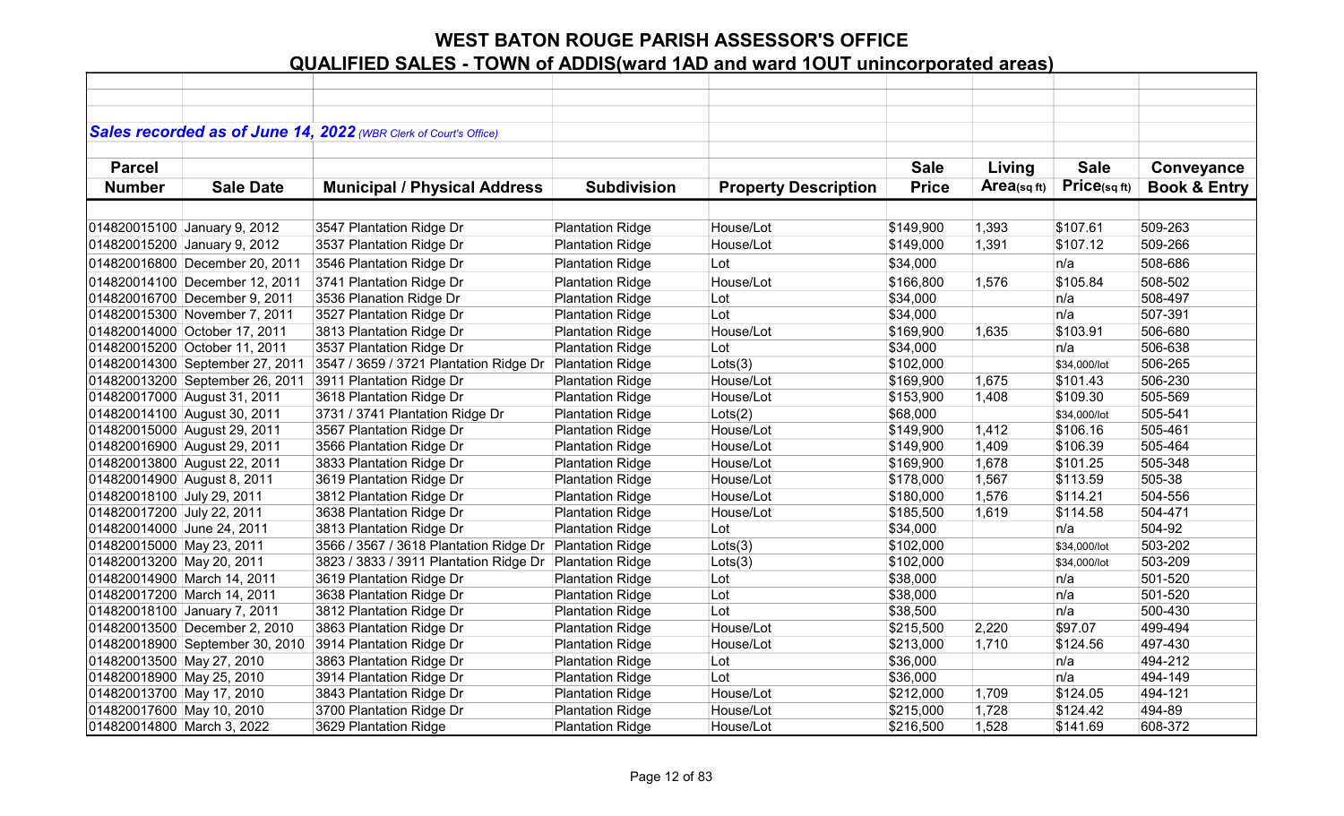# WEST BATON ROUGE PARISH ASSESSOR'S OFFICE

## QUALIFIED SALES - TOWN of ADDIS(ward 1AD and ward 1OUT unincorporated areas)

***Sales recorded as of June 14, 2022*** *(WBR Clerk of Court's Office)*

| Parcel Number | Sale Date | Municipal / Physical Address | Subdivision | Property Description | Sale Price | Living Area(sq ft) | Sale Price(sq ft) | Conveyance Book & Entry |
|---|---|---|---|---|---|---|---|---|
| 014820015100 | January 9, 2012 | 3547 Plantation Ridge Dr | Plantation Ridge | House/Lot | $149,900 | 1,393 | $107.61 | 509-263 |
| 014820015200 | January 9, 2012 | 3537 Plantation Ridge Dr | Plantation Ridge | House/Lot | $149,000 | 1,391 | $107.12 | 509-266 |
| 014820016800 | December 20, 2011 | 3546 Plantation Ridge Dr | Plantation Ridge | Lot | $34,000 | | n/a | 508-686 |
| 014820014100 | December 12, 2011 | 3741 Plantation Ridge Dr | Plantation Ridge | House/Lot | $166,800 | 1,576 | $105.84 | 508-502 |
| 014820016700 | December 9, 2011 | 3536 Planation Ridge Dr | Plantation Ridge | Lot | $34,000 | | n/a | 508-497 |
| 014820015300 | November 7, 2011 | 3527 Plantation Ridge Dr | Plantation Ridge | Lot | $34,000 | | n/a | 507-391 |
| 014820014000 | October 17, 2011 | 3813 Plantation Ridge Dr | Plantation Ridge | House/Lot | $169,900 | 1,635 | $103.91 | 506-680 |
| 014820015200 | October 11, 2011 | 3537 Plantation Ridge Dr | Plantation Ridge | Lot | $34,000 | | n/a | 506-638 |
| 014820014300 | September 27, 2011 | 3547 / 3659 / 3721 Plantation Ridge Dr | Plantation Ridge | Lots(3) | $102,000 | | $34,000/lot | 506-265 |
| 014820013200 | September 26, 2011 | 3911 Plantation Ridge Dr | Plantation Ridge | House/Lot | $169,900 | 1,675 | $101.43 | 506-230 |
| 014820017000 | August 31, 2011 | 3618 Plantation Ridge Dr | Plantation Ridge | House/Lot | $153,900 | 1,408 | $109.30 | 505-569 |
| 014820014100 | August 30, 2011 | 3731 / 3741 Plantation Ridge Dr | Plantation Ridge | Lots(2) | $68,000 | | $34,000/lot | 505-541 |
| 014820015000 | August 29, 2011 | 3567 Plantation Ridge Dr | Plantation Ridge | House/Lot | $149,900 | 1,412 | $106.16 | 505-461 |
| 014820016900 | August 29, 2011 | 3566 Plantation Ridge Dr | Plantation Ridge | House/Lot | $149,900 | 1,409 | $106.39 | 505-464 |
| 014820013800 | August 22, 2011 | 3833 Plantation Ridge Dr | Plantation Ridge | House/Lot | $169,900 | 1,678 | $101.25 | 505-348 |
| 014820014900 | August 8, 2011 | 3619 Plantation Ridge Dr | Plantation Ridge | House/Lot | $178,000 | 1,567 | $113.59 | 505-38 |
| 014820018100 | July 29, 2011 | 3812 Plantation Ridge Dr | Plantation Ridge | House/Lot | $180,000 | 1,576 | $114.21 | 504-556 |
| 014820017200 | July 22, 2011 | 3638 Plantation Ridge Dr | Plantation Ridge | House/Lot | $185,500 | 1,619 | $114.58 | 504-471 |
| 014820014000 | June 24, 2011 | 3813 Plantation Ridge Dr | Plantation Ridge | Lot | $34,000 | | n/a | 504-92 |
| 014820015000 | May 23, 2011 | 3566 / 3567 / 3618 Plantation Ridge Dr | Plantation Ridge | Lots(3) | $102,000 | | $34,000/lot | 503-202 |
| 014820013200 | May 20, 2011 | 3823 / 3833 / 3911 Plantation Ridge Dr | Plantation Ridge | Lots(3) | $102,000 | | $34,000/lot | 503-209 |
| 014820014900 | March 14, 2011 | 3619 Plantation Ridge Dr | Plantation Ridge | Lot | $38,000 | | n/a | 501-520 |
| 014820017200 | March 14, 2011 | 3638 Plantation Ridge Dr | Plantation Ridge | Lot | $38,000 | | n/a | 501-520 |
| 014820018100 | January 7, 2011 | 3812 Plantation Ridge Dr | Plantation Ridge | Lot | $38,500 | | n/a | 500-430 |
| 014820013500 | December 2, 2010 | 3863 Plantation Ridge Dr | Plantation Ridge | House/Lot | $215,500 | 2,220 | $97.07 | 499-494 |
| 014820018900 | September 30, 2010 | 3914 Plantation Ridge Dr | Plantation Ridge | House/Lot | $213,000 | 1,710 | $124.56 | 497-430 |
| 014820013500 | May 27, 2010 | 3863 Plantation Ridge Dr | Plantation Ridge | Lot | $36,000 | | n/a | 494-212 |
| 014820018900 | May 25, 2010 | 3914 Plantation Ridge Dr | Plantation Ridge | Lot | $36,000 | | n/a | 494-149 |
| 014820013700 | May 17, 2010 | 3843 Plantation Ridge Dr | Plantation Ridge | House/Lot | $212,000 | 1,709 | $124.05 | 494-121 |
| 014820017600 | May 10, 2010 | 3700 Plantation Ridge Dr | Plantation Ridge | House/Lot | $215,000 | 1,728 | $124.42 | 494-89 |
| 014820014800 | March 3, 2022 | 3629 Plantation Ridge | Plantation Ridge | House/Lot | $216,500 | 1,528 | $141.69 | 608-372 |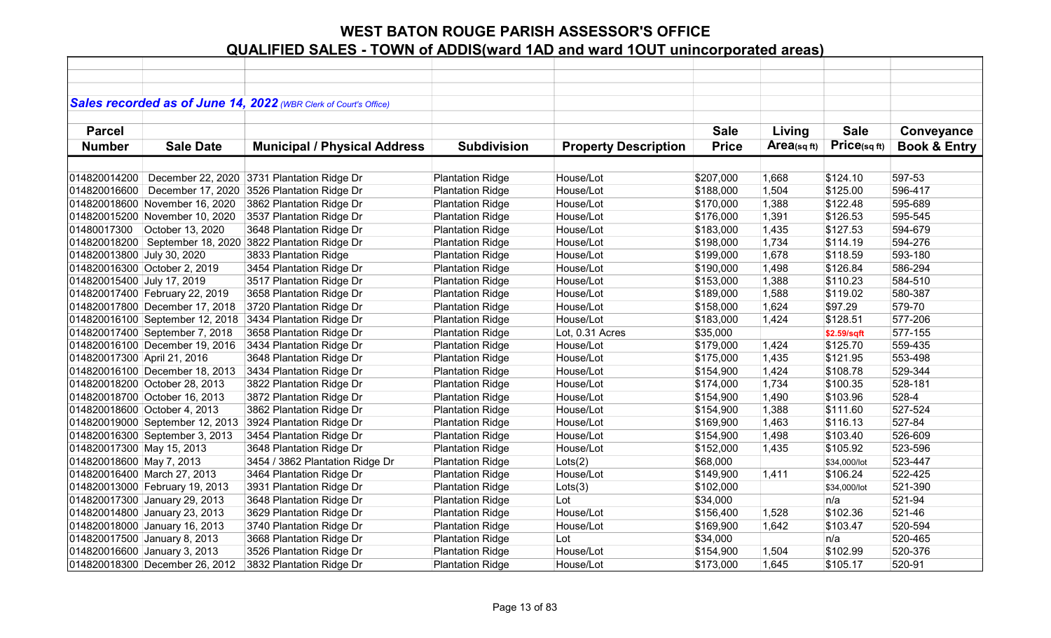# WEST BATON ROUGE PARISH ASSESSOR'S OFFICE

## QUALIFIED SALES - TOWN of ADDIS(ward 1AD and ward 1OUT unincorporated areas)

***Sales recorded as of June 14, 2022*** *(WBR Clerk of Court's Office)*

| Parcel Number | Sale Date | Municipal / Physical Address | Subdivision | Property Description | Sale Price | Living Area(sq ft) | Sale Price(sq ft) | Conveyance Book & Entry |
|---|---|---|---|---|---|---|---|---|
| 014820014200 | December 22, 2020 | 3731 Plantation Ridge Dr | Plantation Ridge | House/Lot | $207,000 | 1,668 | $124.10 | 597-53 |
| 014820016600 | December 17, 2020 | 3526 Plantation Ridge Dr | Plantation Ridge | House/Lot | $188,000 | 1,504 | $125.00 | 596-417 |
| 014820018600 | November 16, 2020 | 3862 Plantation Ridge Dr | Plantation Ridge | House/Lot | $170,000 | 1,388 | $122.48 | 595-689 |
| 014820015200 | November 10, 2020 | 3537 Plantation Ridge Dr | Plantation Ridge | House/Lot | $176,000 | 1,391 | $126.53 | 595-545 |
| 01480017300 | October 13, 2020 | 3648 Plantation Ridge Dr | Plantation Ridge | House/Lot | $183,000 | 1,435 | $127.53 | 594-679 |
| 014820018200 | September 18, 2020 | 3822 Plantation Ridge Dr | Plantation Ridge | House/Lot | $198,000 | 1,734 | $114.19 | 594-276 |
| 014820013800 | July 30, 2020 | 3833 Plantation Ridge | Plantation Ridge | House/Lot | $199,000 | 1,678 | $118.59 | 593-180 |
| 014820016300 | October 2, 2019 | 3454 Plantation Ridge Dr | Plantation Ridge | House/Lot | $190,000 | 1,498 | $126.84 | 586-294 |
| 014820015400 | July 17, 2019 | 3517 Plantation Ridge Dr | Plantation Ridge | House/Lot | $153,000 | 1,388 | $110.23 | 584-510 |
| 014820017400 | February 22, 2019 | 3658 Plantation Ridge Dr | Plantation Ridge | House/Lot | $189,000 | 1,588 | $119.02 | 580-387 |
| 014820017800 | December 17, 2018 | 3720 Plantation Ridge Dr | Plantation Ridge | House/Lot | $158,000 | 1,624 | $97.29 | 579-70 |
| 014820016100 | September 12, 2018 | 3434 Plantation Ridge Dr | Plantation Ridge | House/Lot | $183,000 | 1,424 | $128.51 | 577-206 |
| 014820017400 | September 7, 2018 | 3658 Plantation Ridge Dr | Plantation Ridge | Lot, 0.31 Acres | $35,000 | | $2.59/sqft | 577-155 |
| 014820016100 | December 19, 2016 | 3434 Plantation Ridge Dr | Plantation Ridge | House/Lot | $179,000 | 1,424 | $125.70 | 559-435 |
| 014820017300 | April 21, 2016 | 3648 Plantation Ridge Dr | Plantation Ridge | House/Lot | $175,000 | 1,435 | $121.95 | 553-498 |
| 014820016100 | December 18, 2013 | 3434 Plantation Ridge Dr | Plantation Ridge | House/Lot | $154,900 | 1,424 | $108.78 | 529-344 |
| 014820018200 | October 28, 2013 | 3822 Plantation Ridge Dr | Plantation Ridge | House/Lot | $174,000 | 1,734 | $100.35 | 528-181 |
| 014820018700 | October 16, 2013 | 3872 Plantation Ridge Dr | Plantation Ridge | House/Lot | $154,900 | 1,490 | $103.96 | 528-4 |
| 014820018600 | October 4, 2013 | 3862 Plantation Ridge Dr | Plantation Ridge | House/Lot | $154,900 | 1,388 | $111.60 | 527-524 |
| 014820019000 | September 12, 2013 | 3924 Plantation Ridge Dr | Plantation Ridge | House/Lot | $169,900 | 1,463 | $116.13 | 527-84 |
| 014820016300 | September 3, 2013 | 3454 Plantation Ridge Dr | Plantation Ridge | House/Lot | $154,900 | 1,498 | $103.40 | 526-609 |
| 014820017300 | May 15, 2013 | 3648 Plantation Ridge Dr | Plantation Ridge | House/Lot | $152,000 | 1,435 | $105.92 | 523-596 |
| 014820018600 | May 7, 2013 | 3454 / 3862 Plantation Ridge Dr | Plantation Ridge | Lots(2) | $68,000 | | $34,000/lot | 523-447 |
| 014820016400 | March 27, 2013 | 3464 Plantation Ridge Dr | Plantation Ridge | House/Lot | $149,900 | 1,411 | $106.24 | 522-425 |
| 014820013000 | February 19, 2013 | 3931 Plantation Ridge Dr | Plantation Ridge | Lots(3) | $102,000 | | $34,000/lot | 521-390 |
| 014820017300 | January 29, 2013 | 3648 Plantation Ridge Dr | Plantation Ridge | Lot | $34,000 | | n/a | 521-94 |
| 014820014800 | January 23, 2013 | 3629 Plantation Ridge Dr | Plantation Ridge | House/Lot | $156,400 | 1,528 | $102.36 | 521-46 |
| 014820018000 | January 16, 2013 | 3740 Plantation Ridge Dr | Plantation Ridge | House/Lot | $169,900 | 1,642 | $103.47 | 520-594 |
| 014820017500 | January 8, 2013 | 3668 Plantation Ridge Dr | Plantation Ridge | Lot | $34,000 | | n/a | 520-465 |
| 014820016600 | January 3, 2013 | 3526 Plantation Ridge Dr | Plantation Ridge | House/Lot | $154,900 | 1,504 | $102.99 | 520-376 |
| 014820018300 | December 26, 2012 | 3832 Plantation Ridge Dr | Plantation Ridge | House/Lot | $173,000 | 1,645 | $105.17 | 520-91 |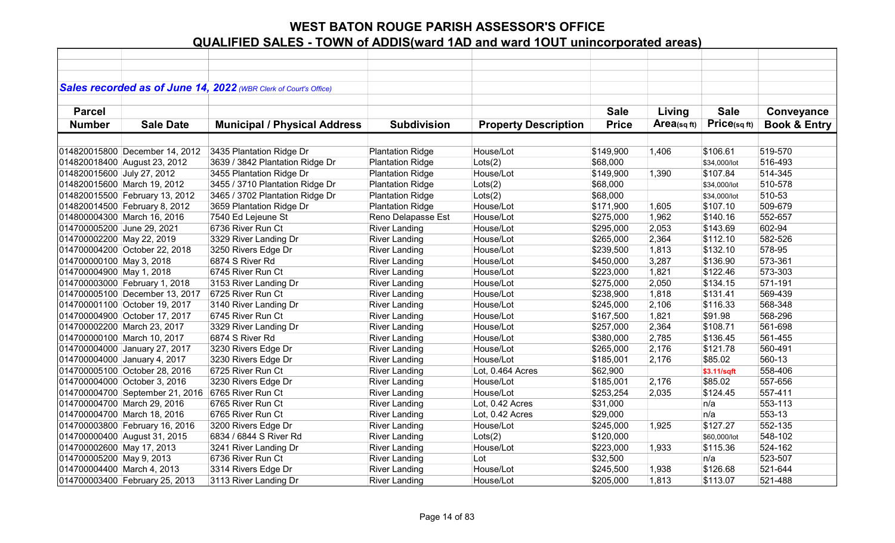# WEST BATON ROUGE PARISH ASSESSOR'S OFFICE

## QUALIFIED SALES - TOWN of ADDIS(ward 1AD and ward 1OUT unincorporated areas)

***Sales recorded as of June 14, 2022*** *(WBR Clerk of Court's Office)*

| Parcel Number | Sale Date | Municipal / Physical Address | Subdivision | Property Description | Sale Price | Living Area(sq ft) | Sale Price(sq ft) | Conveyance Book & Entry |
|---|---|---|---|---|---|---|---|---|
| 014820015800 | December 14, 2012 | 3435 Plantation Ridge Dr | Plantation Ridge | House/Lot | $149,900 | 1,406 | $106.61 | 519-570 |
| 014820018400 | August 23, 2012 | 3639 / 3842 Plantation Ridge Dr | Plantation Ridge | Lots(2) | $68,000 | | $34,000/lot | 516-493 |
| 014820015600 | July 27, 2012 | 3455 Plantation Ridge Dr | Plantation Ridge | House/Lot | $149,900 | 1,390 | $107.84 | 514-345 |
| 014820015600 | March 19, 2012 | 3455 / 3710 Plantation Ridge Dr | Plantation Ridge | Lots(2) | $68,000 | | $34,000/lot | 510-578 |
| 014820015500 | February 13, 2012 | 3465 / 3702 Plantation Ridge Dr | Plantation Ridge | Lots(2) | $68,000 | | $34,000/lot | 510-53 |
| 014820014500 | February 8, 2012 | 3659 Plantation Ridge Dr | Plantation Ridge | House/Lot | $171,900 | 1,605 | $107.10 | 509-679 |
| 014800004300 | March 16, 2016 | 7540 Ed Lejeune St | Reno Delapasse Est | House/Lot | $275,000 | 1,962 | $140.16 | 552-657 |
| 014700005200 | June 29, 2021 | 6736 River Run Ct | River Landing | House/Lot | $295,000 | 2,053 | $143.69 | 602-94 |
| 014700002200 | May 22, 2019 | 3329 River Landing Dr | River Landing | House/Lot | $265,000 | 2,364 | $112.10 | 582-526 |
| 014700004200 | October 22, 2018 | 3250 Rivers Edge Dr | River Landing | House/Lot | $239,500 | 1,813 | $132.10 | 578-95 |
| 014700000100 | May 3, 2018 | 6874 S River Rd | River Landing | House/Lot | $450,000 | 3,287 | $136.90 | 573-361 |
| 014700004900 | May 1, 2018 | 6745 River Run Ct | River Landing | House/Lot | $223,000 | 1,821 | $122.46 | 573-303 |
| 014700003000 | February 1, 2018 | 3153 River Landing Dr | River Landing | House/Lot | $275,000 | 2,050 | $134.15 | 571-191 |
| 014700005100 | December 13, 2017 | 6725 River Run Ct | River Landing | House/Lot | $238,900 | 1,818 | $131.41 | 569-439 |
| 014700001100 | October 19, 2017 | 3140 River Landing Dr | River Landing | House/Lot | $245,000 | 2,106 | $116.33 | 568-348 |
| 014700004900 | October 17, 2017 | 6745 River Run Ct | River Landing | House/Lot | $167,500 | 1,821 | $91.98 | 568-296 |
| 014700002200 | March 23, 2017 | 3329 River Landing Dr | River Landing | House/Lot | $257,000 | 2,364 | $108.71 | 561-698 |
| 014700000100 | March 10, 2017 | 6874 S River Rd | River Landing | House/Lot | $380,000 | 2,785 | $136.45 | 561-455 |
| 014700004000 | January 27, 2017 | 3230 Rivers Edge Dr | River Landing | House/Lot | $265,000 | 2,176 | $121.78 | 560-491 |
| 014700004000 | January 4, 2017 | 3230 Rivers Edge Dr | River Landing | House/Lot | $185,001 | 2,176 | $85.02 | 560-13 |
| 014700005100 | October 28, 2016 | 6725 River Run Ct | River Landing | Lot, 0.464 Acres | $62,900 | | $3.11/sqft | 558-406 |
| 014700004000 | October 3, 2016 | 3230 Rivers Edge Dr | River Landing | House/Lot | $185,001 | 2,176 | $85.02 | 557-656 |
| 014700004700 | September 21, 2016 | 6765 River Run Ct | River Landing | House/Lot | $253,254 | 2,035 | $124.45 | 557-411 |
| 014700004700 | March 29, 2016 | 6765 River Run Ct | River Landing | Lot, 0.42 Acres | $31,000 | | n/a | 553-113 |
| 014700004700 | March 18, 2016 | 6765 River Run Ct | River Landing | Lot, 0.42 Acres | $29,000 | | n/a | 553-13 |
| 014700003800 | February 16, 2016 | 3200 Rivers Edge Dr | River Landing | House/Lot | $245,000 | 1,925 | $127.27 | 552-135 |
| 014700000400 | August 31, 2015 | 6834 / 6844 S River Rd | River Landing | Lots(2) | $120,000 | | $60,000/lot | 548-102 |
| 014700002600 | May 17, 2013 | 3241 River Landing Dr | River Landing | House/Lot | $223,000 | 1,933 | $115.36 | 524-162 |
| 014700005200 | May 9, 2013 | 6736 River Run Ct | River Landing | Lot | $32,500 | | n/a | 523-507 |
| 014700004400 | March 4, 2013 | 3314 Rivers Edge Dr | River Landing | House/Lot | $245,500 | 1,938 | $126.68 | 521-644 |
| 014700003400 | February 25, 2013 | 3113 River Landing Dr | River Landing | House/Lot | $205,000 | 1,813 | $113.07 | 521-488 |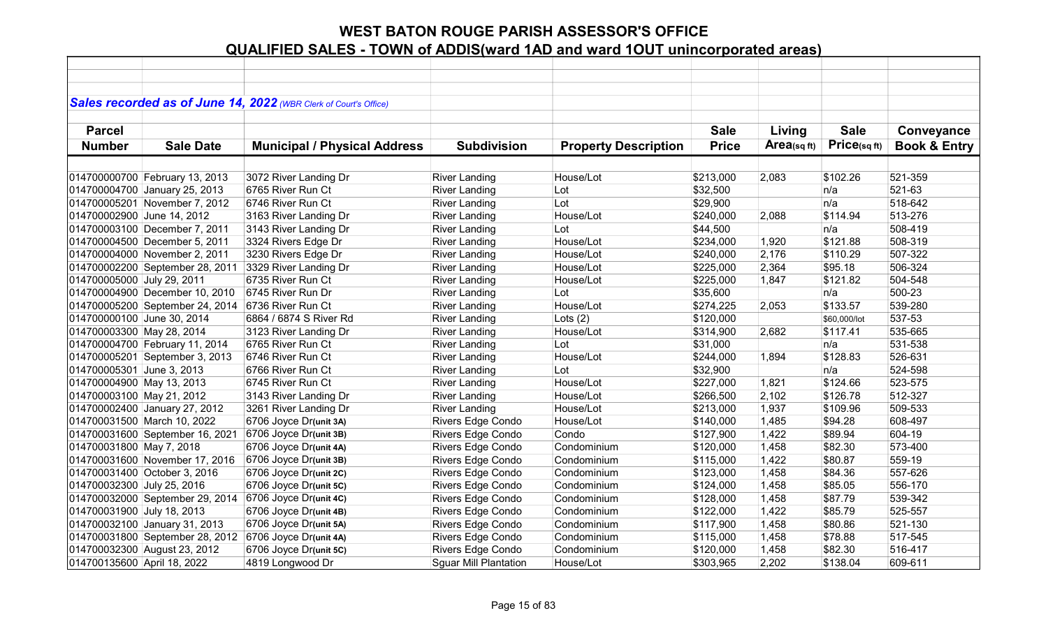# WEST BATON ROUGE PARISH ASSESSOR'S OFFICE

## QUALIFIED SALES - TOWN of ADDIS(ward 1AD and ward 1OUT unincorporated areas)

*Sales recorded as of June 14, 2022 (WBR Clerk of Court's Office)*

| Parcel Number | Sale Date | Municipal / Physical Address | Subdivision | Property Description | Sale Price | Living Area(sq ft) | Sale Price(sq ft) | Conveyance Book & Entry |
|---|---|---|---|---|---|---|---|---|
| 014700000700 | February 13, 2013 | 3072 River Landing Dr | River Landing | House/Lot | $213,000 | 2,083 | $102.26 | 521-359 |
| 014700004700 | January 25, 2013 | 6765 River Run Ct | River Landing | Lot | $32,500 | | n/a | 521-63 |
| 014700005201 | November 7, 2012 | 6746 River Run Ct | River Landing | Lot | $29,900 | | n/a | 518-642 |
| 014700002900 | June 14, 2012 | 3163 River Landing Dr | River Landing | House/Lot | $240,000 | 2,088 | $114.94 | 513-276 |
| 014700003100 | December 7, 2011 | 3143 River Landing Dr | River Landing | Lot | $44,500 | | n/a | 508-419 |
| 014700004500 | December 5, 2011 | 3324 Rivers Edge Dr | River Landing | House/Lot | $234,000 | 1,920 | $121.88 | 508-319 |
| 014700004000 | November 2, 2011 | 3230 Rivers Edge Dr | River Landing | House/Lot | $240,000 | 2,176 | $110.29 | 507-322 |
| 014700002200 | September 28, 2011 | 3329 River Landing Dr | River Landing | House/Lot | $225,000 | 2,364 | $95.18 | 506-324 |
| 014700005000 | July 29, 2011 | 6735 River Run Ct | River Landing | House/Lot | $225,000 | 1,847 | $121.82 | 504-548 |
| 014700004900 | December 10, 2010 | 6745 River Run Dr | River Landing | Lot | $35,600 | | n/a | 500-23 |
| 014700005200 | September 24, 2014 | 6736 River Run Ct | River Landing | House/Lot | $274,225 | 2,053 | $133.57 | 539-280 |
| 014700000100 | June 30, 2014 | 6864 / 6874 S River Rd | River Landing | Lots (2) | $120,000 | | $60,000/lot | 537-53 |
| 014700003300 | May 28, 2014 | 3123 River Landing Dr | River Landing | House/Lot | $314,900 | 2,682 | $117.41 | 535-665 |
| 014700004700 | February 11, 2014 | 6765 River Run Ct | River Landing | Lot | $31,000 | | n/a | 531-538 |
| 014700005201 | September 3, 2013 | 6746 River Run Ct | River Landing | House/Lot | $244,000 | 1,894 | $128.83 | 526-631 |
| 014700005301 | June 3, 2013 | 6766 River Run Ct | River Landing | Lot | $32,900 | | n/a | 524-598 |
| 014700004900 | May 13, 2013 | 6745 River Run Ct | River Landing | House/Lot | $227,000 | 1,821 | $124.66 | 523-575 |
| 014700003100 | May 21, 2012 | 3143 River Landing Dr | River Landing | House/Lot | $266,500 | 2,102 | $126.78 | 512-327 |
| 014700002400 | January 27, 2012 | 3261 River Landing Dr | River Landing | House/Lot | $213,000 | 1,937 | $109.96 | 509-533 |
| 014700031500 | March 10, 2022 | 6706 Joyce Dr(unit 3A) | Rivers Edge Condo | House/Lot | $140,000 | 1,485 | $94.28 | 608-497 |
| 014700031600 | September 16, 2021 | 6706 Joyce Dr(unit 3B) | Rivers Edge Condo | Condo | $127,900 | 1,422 | $89.94 | 604-19 |
| 014700031800 | May 7, 2018 | 6706 Joyce Dr(unit 4A) | Rivers Edge Condo | Condominium | $120,000 | 1,458 | $82.30 | 573-400 |
| 014700031600 | November 17, 2016 | 6706 Joyce Dr(unit 3B) | Rivers Edge Condo | Condominium | $115,000 | 1,422 | $80.87 | 559-19 |
| 014700031400 | October 3, 2016 | 6706 Joyce Dr(unit 2C) | Rivers Edge Condo | Condominium | $123,000 | 1,458 | $84.36 | 557-626 |
| 014700032300 | July 25, 2016 | 6706 Joyce Dr(unit 5C) | Rivers Edge Condo | Condominium | $124,000 | 1,458 | $85.05 | 556-170 |
| 014700032000 | September 29, 2014 | 6706 Joyce Dr(unit 4C) | Rivers Edge Condo | Condominium | $128,000 | 1,458 | $87.79 | 539-342 |
| 014700031900 | July 18, 2013 | 6706 Joyce Dr(unit 4B) | Rivers Edge Condo | Condominium | $122,000 | 1,422 | $85.79 | 525-557 |
| 014700032100 | January 31, 2013 | 6706 Joyce Dr(unit 5A) | Rivers Edge Condo | Condominium | $117,900 | 1,458 | $80.86 | 521-130 |
| 014700031800 | September 28, 2012 | 6706 Joyce Dr(unit 4A) | Rivers Edge Condo | Condominium | $115,000 | 1,458 | $78.88 | 517-545 |
| 014700032300 | August 23, 2012 | 6706 Joyce Dr(unit 5C) | Rivers Edge Condo | Condominium | $120,000 | 1,458 | $82.30 | 516-417 |
| 014700135600 | April 18, 2022 | 4819 Longwood Dr | Sguar Mill Plantation | House/Lot | $303,965 | 2,202 | $138.04 | 609-611 |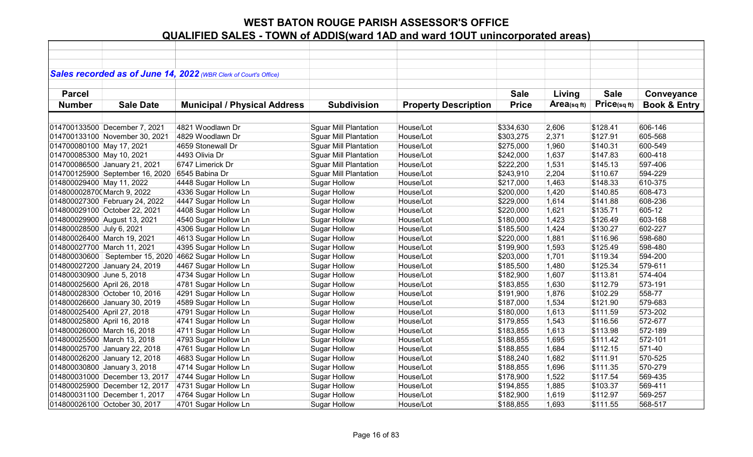# WEST BATON ROUGE PARISH ASSESSOR'S OFFICE

## QUALIFIED SALES - TOWN of ADDIS(ward 1AD and ward 1OUT unincorporated areas)

***Sales recorded as of June 14, 2022*** *(WBR Clerk of Court's Office)*

| Parcel Number | Sale Date | Municipal / Physical Address | Subdivision | Property Description | Sale Price | Living Area(sq ft) | Sale Price(sq ft) | Conveyance Book & Entry |
|---|---|---|---|---|---|---|---|---|
| 014700133500 | December 7, 2021 | 4821 Woodlawn Dr | Sguar Mill Plantation | House/Lot | $334,630 | 2,606 | $128.41 | 606-146 |
| 014700133100 | November 30, 2021 | 4829 Woodlawn Dr | Sguar Mill Plantation | House/Lot | $303,275 | 2,371 | $127.91 | 605-568 |
| 014700080100 | May 17, 2021 | 4659 Stonewall Dr | Sguar Mill Plantation | House/Lot | $275,000 | 1,960 | $140.31 | 600-549 |
| 014700085300 | May 10, 2021 | 4493 Olivia Dr | Sguar Mill Plantation | House/Lot | $242,000 | 1,637 | $147.83 | 600-418 |
| 014700086500 | January 21, 2021 | 6747 Limerick Dr | Sguar Mill Plantation | House/Lot | $222,200 | 1,531 | $145.13 | 597-406 |
| 014700125900 | September 16, 2020 | 6545 Babina Dr | Sguar Mill Plantation | House/Lot | $243,910 | 2,204 | $110.67 | 594-229 |
| 014800029400 | May 11, 2022 | 4448 Sugar Hollow Ln | Sugar Hollow | House/Lot | $217,000 | 1,463 | $148.33 | 610-375 |
| 014800002870( | March 9, 2022 | 4336 Sugar Hollow Ln | Sugar Hollow | House/Lot | $200,000 | 1,420 | $140.85 | 608-473 |
| 014800027300 | February 24, 2022 | 4447 Sugar Hollow Ln | Sugar Hollow | House/Lot | $229,000 | 1,614 | $141.88 | 608-236 |
| 014800029100 | October 22, 2021 | 4408 Sugar Hollow Ln | Sugar Hollow | House/Lot | $220,000 | 1,621 | $135.71 | 605-12 |
| 014800029900 | August 13, 2021 | 4540 Sugar Hollow Ln | Sugar Hollow | House/Lot | $180,000 | 1,423 | $126.49 | 603-168 |
| 014800028500 | July 6, 2021 | 4306 Sugar Hollow Ln | Sugar Hollow | House/Lot | $185,500 | 1,424 | $130.27 | 602-227 |
| 014800026400 | March 19, 2021 | 4613 Sugar Hollow Ln | Sugar Hollow | House/Lot | $220,000 | 1,881 | $116.96 | 598-680 |
| 014800027700 | March 11, 2021 | 4395 Sugar Hollow Ln | Sugar Hollow | House/Lot | $199,900 | 1,593 | $125.49 | 598-480 |
| 014800030600 | September 15, 2020 | 4662 Sugar Hollow Ln | Sugar Hollow | House/Lot | $203,000 | 1,701 | $119.34 | 594-200 |
| 014800027200 | January 24, 2019 | 4467 Sugar Hollow Ln | Sugar Hollow | House/Lot | $185,500 | 1,480 | $125.34 | 579-611 |
| 014800030900 | June 5, 2018 | 4734 Sugar Hollow Ln | Sugar Hollow | House/Lot | $182,900 | 1,607 | $113.81 | 574-404 |
| 014800025600 | April 26, 2018 | 4781 Sugar Hollow Ln | Sugar Hollow | House/Lot | $183,855 | 1,630 | $112.79 | 573-191 |
| 014800028300 | October 10, 2016 | 4291 Sugar Hollow Ln | Sugar Hollow | House/Lot | $191,900 | 1,876 | $102.29 | 558-77 |
| 014800026600 | January 30, 2019 | 4589 Sugar Hollow Ln | Sugar Hollow | House/Lot | $187,000 | 1,534 | $121.90 | 579-683 |
| 014800025400 | April 27, 2018 | 4791 Sugar Hollow Ln | Sugar Hollow | House/Lot | $180,000 | 1,613 | $111.59 | 573-202 |
| 014800025800 | April 16, 2018 | 4741 Sugar Hollow Ln | Sugar Hollow | House/Lot | $179,855 | 1,543 | $116.56 | 572-677 |
| 014800026000 | March 16, 2018 | 4711 Sugar Hollow Ln | Sugar Hollow | House/Lot | $183,855 | 1,613 | $113.98 | 572-189 |
| 014800025500 | March 13, 2018 | 4793 Sugar Hollow Ln | Sugar Hollow | House/Lot | $188,855 | 1,695 | $111.42 | 572-101 |
| 014800025700 | January 22, 2018 | 4761 Sugar Hollow Ln | Sugar Hollow | House/Lot | $188,855 | 1,684 | $112.15 | 571-40 |
| 014800026200 | January 12, 2018 | 4683 Sugar Hollow Ln | Sugar Hollow | House/Lot | $188,240 | 1,682 | $111.91 | 570-525 |
| 014800030800 | January 3, 2018 | 4714 Sugar Hollow Ln | Sugar Hollow | House/Lot | $188,855 | 1,696 | $111.35 | 570-279 |
| 014800031000 | December 13, 2017 | 4744 Sugar Hollow Ln | Sugar Hollow | House/Lot | $178,900 | 1,522 | $117.54 | 569-435 |
| 014800025900 | December 12, 2017 | 4731 Sugar Hollow Ln | Sugar Hollow | House/Lot | $194,855 | 1,885 | $103.37 | 569-411 |
| 014800031100 | December 1, 2017 | 4764 Sugar Hollow Ln | Sugar Hollow | House/Lot | $182,900 | 1,619 | $112.97 | 569-257 |
| 014800026100 | October 30, 2017 | 4701 Sugar Hollow Ln | Sugar Hollow | House/Lot | $188,855 | 1,693 | $111.55 | 568-517 |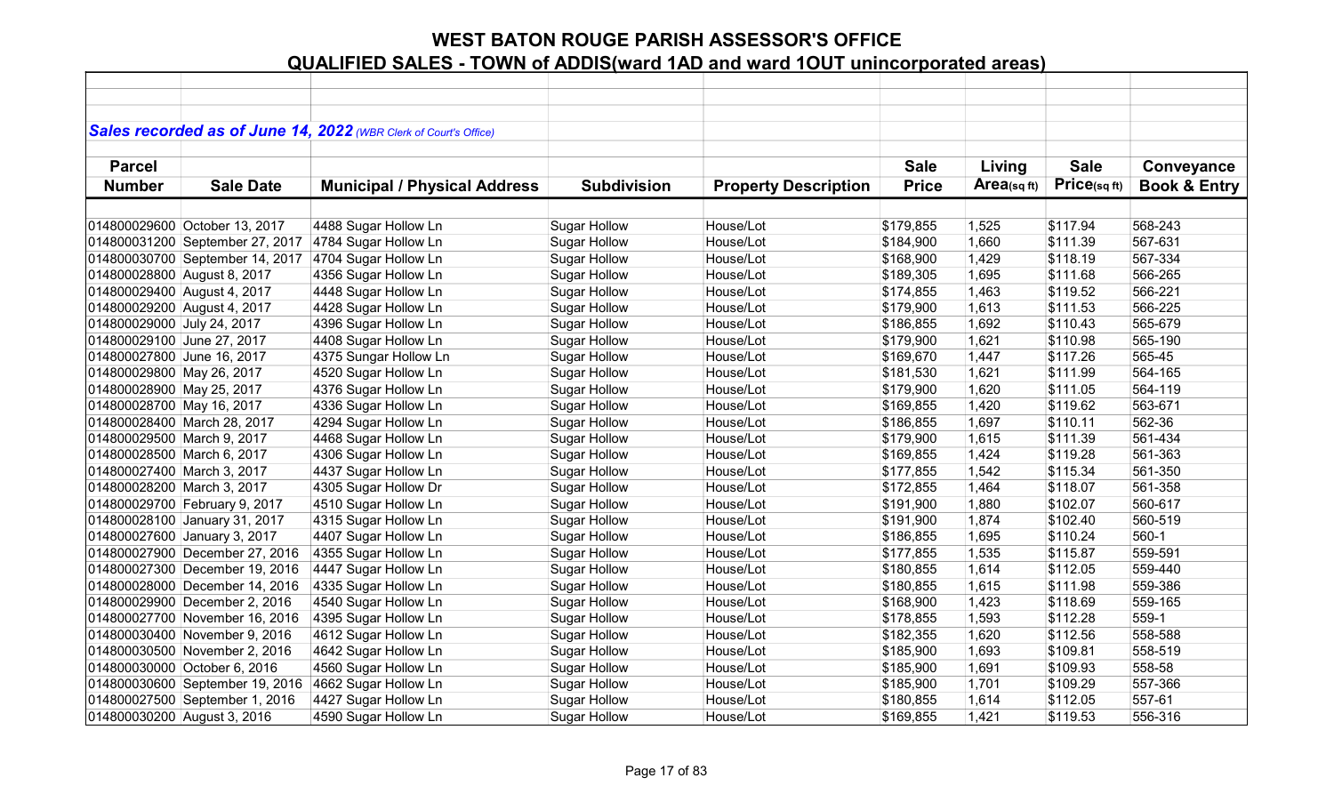# WEST BATON ROUGE PARISH ASSESSOR'S OFFICE

## QUALIFIED SALES - TOWN of ADDIS(ward 1AD and ward 1OUT unincorporated areas)

***Sales recorded as of June 14, 2022*** *(WBR Clerk of Court's Office)*

| Parcel Number | Sale Date | Municipal / Physical Address | Subdivision | Property Description | Sale Price | Living Area(sq ft) | Sale Price(sq ft) | Conveyance Book & Entry |
|---|---|---|---|---|---|---|---|---|
| 014800029600 | October 13, 2017 | 4488 Sugar Hollow Ln | Sugar Hollow | House/Lot | $179,855 | 1,525 | $117.94 | 568-243 |
| 014800031200 | September 27, 2017 | 4784 Sugar Hollow Ln | Sugar Hollow | House/Lot | $184,900 | 1,660 | $111.39 | 567-631 |
| 014800030700 | September 14, 2017 | 4704 Sugar Hollow Ln | Sugar Hollow | House/Lot | $168,900 | 1,429 | $118.19 | 567-334 |
| 014800028800 | August 8, 2017 | 4356 Sugar Hollow Ln | Sugar Hollow | House/Lot | $189,305 | 1,695 | $111.68 | 566-265 |
| 014800029400 | August 4, 2017 | 4448 Sugar Hollow Ln | Sugar Hollow | House/Lot | $174,855 | 1,463 | $119.52 | 566-221 |
| 014800029200 | August 4, 2017 | 4428 Sugar Hollow Ln | Sugar Hollow | House/Lot | $179,900 | 1,613 | $111.53 | 566-225 |
| 014800029000 | July 24, 2017 | 4396 Sugar Hollow Ln | Sugar Hollow | House/Lot | $186,855 | 1,692 | $110.43 | 565-679 |
| 014800029100 | June 27, 2017 | 4408 Sugar Hollow Ln | Sugar Hollow | House/Lot | $179,900 | 1,621 | $110.98 | 565-190 |
| 014800027800 | June 16, 2017 | 4375 Sungar Hollow Ln | Sugar Hollow | House/Lot | $169,670 | 1,447 | $117.26 | 565-45 |
| 014800029800 | May 26, 2017 | 4520 Sugar Hollow Ln | Sugar Hollow | House/Lot | $181,530 | 1,621 | $111.99 | 564-165 |
| 014800028900 | May 25, 2017 | 4376 Sugar Hollow Ln | Sugar Hollow | House/Lot | $179,900 | 1,620 | $111.05 | 564-119 |
| 014800028700 | May 16, 2017 | 4336 Sugar Hollow Ln | Sugar Hollow | House/Lot | $169,855 | 1,420 | $119.62 | 563-671 |
| 014800028400 | March 28, 2017 | 4294 Sugar Hollow Ln | Sugar Hollow | House/Lot | $186,855 | 1,697 | $110.11 | 562-36 |
| 014800029500 | March 9, 2017 | 4468 Sugar Hollow Ln | Sugar Hollow | House/Lot | $179,900 | 1,615 | $111.39 | 561-434 |
| 014800028500 | March 6, 2017 | 4306 Sugar Hollow Ln | Sugar Hollow | House/Lot | $169,855 | 1,424 | $119.28 | 561-363 |
| 014800027400 | March 3, 2017 | 4437 Sugar Hollow Ln | Sugar Hollow | House/Lot | $177,855 | 1,542 | $115.34 | 561-350 |
| 014800028200 | March 3, 2017 | 4305 Sugar Hollow Dr | Sugar Hollow | House/Lot | $172,855 | 1,464 | $118.07 | 561-358 |
| 014800029700 | February 9, 2017 | 4510 Sugar Hollow Ln | Sugar Hollow | House/Lot | $191,900 | 1,880 | $102.07 | 560-617 |
| 014800028100 | January 31, 2017 | 4315 Sugar Hollow Ln | Sugar Hollow | House/Lot | $191,900 | 1,874 | $102.40 | 560-519 |
| 014800027600 | January 3, 2017 | 4407 Sugar Hollow Ln | Sugar Hollow | House/Lot | $186,855 | 1,695 | $110.24 | 560-1 |
| 014800027900 | December 27, 2016 | 4355 Sugar Hollow Ln | Sugar Hollow | House/Lot | $177,855 | 1,535 | $115.87 | 559-591 |
| 014800027300 | December 19, 2016 | 4447 Sugar Hollow Ln | Sugar Hollow | House/Lot | $180,855 | 1,614 | $112.05 | 559-440 |
| 014800028000 | December 14, 2016 | 4335 Sugar Hollow Ln | Sugar Hollow | House/Lot | $180,855 | 1,615 | $111.98 | 559-386 |
| 014800029900 | December 2, 2016 | 4540 Sugar Hollow Ln | Sugar Hollow | House/Lot | $168,900 | 1,423 | $118.69 | 559-165 |
| 014800027700 | November 16, 2016 | 4395 Sugar Hollow Ln | Sugar Hollow | House/Lot | $178,855 | 1,593 | $112.28 | 559-1 |
| 014800030400 | November 9, 2016 | 4612 Sugar Hollow Ln | Sugar Hollow | House/Lot | $182,355 | 1,620 | $112.56 | 558-588 |
| 014800030500 | November 2, 2016 | 4642 Sugar Hollow Ln | Sugar Hollow | House/Lot | $185,900 | 1,693 | $109.81 | 558-519 |
| 014800030000 | October 6, 2016 | 4560 Sugar Hollow Ln | Sugar Hollow | House/Lot | $185,900 | 1,691 | $109.93 | 558-58 |
| 014800030600 | September 19, 2016 | 4662 Sugar Hollow Ln | Sugar Hollow | House/Lot | $185,900 | 1,701 | $109.29 | 557-366 |
| 014800027500 | September 1, 2016 | 4427 Sugar Hollow Ln | Sugar Hollow | House/Lot | $180,855 | 1,614 | $112.05 | 557-61 |
| 014800030200 | August 3, 2016 | 4590 Sugar Hollow Ln | Sugar Hollow | House/Lot | $169,855 | 1,421 | $119.53 | 556-316 |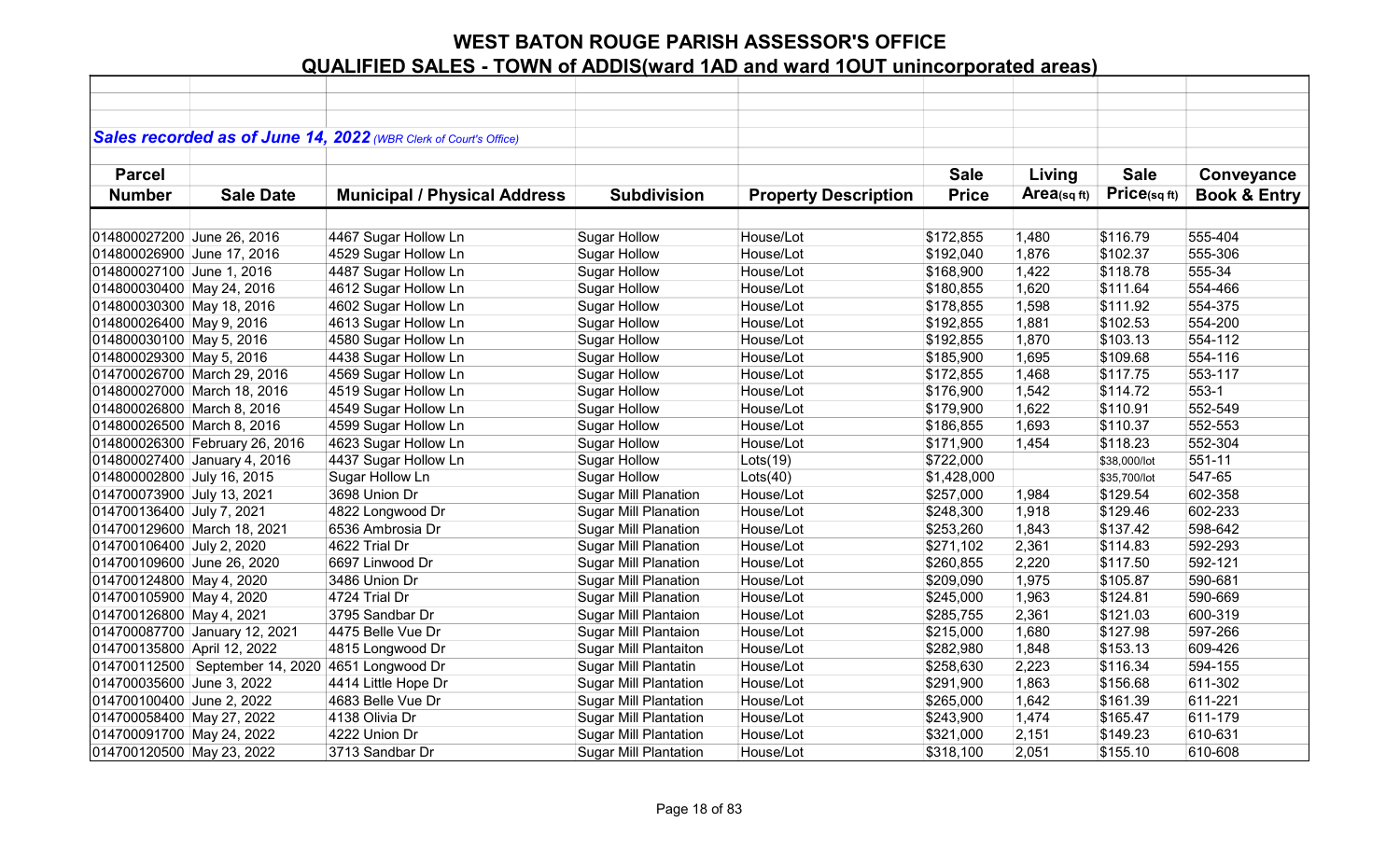# WEST BATON ROUGE PARISH ASSESSOR'S OFFICE

## QUALIFIED SALES - TOWN of ADDIS(ward 1AD and ward 1OUT unincorporated areas)

*Sales recorded as of June 14, 2022 (WBR Clerk of Court's Office)*

| Parcel Number | Sale Date | Municipal / Physical Address | Subdivision | Property Description | Sale Price | Living Area(sq ft) | Sale Price(sq ft) | Conveyance Book & Entry |
|---|---|---|---|---|---|---|---|---|
| 014800027200 | June 26, 2016 | 4467 Sugar Hollow Ln | Sugar Hollow | House/Lot | $172,855 | 1,480 | $116.79 | 555-404 |
| 014800026900 | June 17, 2016 | 4529 Sugar Hollow Ln | Sugar Hollow | House/Lot | $192,040 | 1,876 | $102.37 | 555-306 |
| 014800027100 | June 1, 2016 | 4487 Sugar Hollow Ln | Sugar Hollow | House/Lot | $168,900 | 1,422 | $118.78 | 555-34 |
| 014800030400 | May 24, 2016 | 4612 Sugar Hollow Ln | Sugar Hollow | House/Lot | $180,855 | 1,620 | $111.64 | 554-466 |
| 014800030300 | May 18, 2016 | 4602 Sugar Hollow Ln | Sugar Hollow | House/Lot | $178,855 | 1,598 | $111.92 | 554-375 |
| 014800026400 | May 9, 2016 | 4613 Sugar Hollow Ln | Sugar Hollow | House/Lot | $192,855 | 1,881 | $102.53 | 554-200 |
| 014800030100 | May 5, 2016 | 4580 Sugar Hollow Ln | Sugar Hollow | House/Lot | $192,855 | 1,870 | $103.13 | 554-112 |
| 014800029300 | May 5, 2016 | 4438 Sugar Hollow Ln | Sugar Hollow | House/Lot | $185,900 | 1,695 | $109.68 | 554-116 |
| 014700026700 | March 29, 2016 | 4569 Sugar Hollow Ln | Sugar Hollow | House/Lot | $172,855 | 1,468 | $117.75 | 553-117 |
| 014800027000 | March 18, 2016 | 4519 Sugar Hollow Ln | Sugar Hollow | House/Lot | $176,900 | 1,542 | $114.72 | 553-1 |
| 014800026800 | March 8, 2016 | 4549 Sugar Hollow Ln | Sugar Hollow | House/Lot | $179,900 | 1,622 | $110.91 | 552-549 |
| 014800026500 | March 8, 2016 | 4599 Sugar Hollow Ln | Sugar Hollow | House/Lot | $186,855 | 1,693 | $110.37 | 552-553 |
| 014800026300 | February 26, 2016 | 4623 Sugar Hollow Ln | Sugar Hollow | House/Lot | $171,900 | 1,454 | $118.23 | 552-304 |
| 014800027400 | January 4, 2016 | 4437 Sugar Hollow Ln | Sugar Hollow | Lots(19) | $722,000 | | $38,000/lot | 551-11 |
| 014800002800 | July 16, 2015 | Sugar Hollow Ln | Sugar Hollow | Lots(40) | $1,428,000 | | $35,700/lot | 547-65 |
| 014700073900 | July 13, 2021 | 3698 Union Dr | Sugar Mill Planation | House/Lot | $257,000 | 1,984 | $129.54 | 602-358 |
| 014700136400 | July 7, 2021 | 4822 Longwood Dr | Sugar Mill Planation | House/Lot | $248,300 | 1,918 | $129.46 | 602-233 |
| 014700129600 | March 18, 2021 | 6536 Ambrosia Dr | Sugar Mill Planation | House/Lot | $253,260 | 1,843 | $137.42 | 598-642 |
| 014700106400 | July 2, 2020 | 4622 Trial Dr | Sugar Mill Planation | House/Lot | $271,102 | 2,361 | $114.83 | 592-293 |
| 014700109600 | June 26, 2020 | 6697 Linwood Dr | Sugar Mill Planation | House/Lot | $260,855 | 2,220 | $117.50 | 592-121 |
| 014700124800 | May 4, 2020 | 3486 Union Dr | Sugar Mill Planation | House/Lot | $209,090 | 1,975 | $105.87 | 590-681 |
| 014700105900 | May 4, 2020 | 4724 Trial Dr | Sugar Mill Planation | House/Lot | $245,000 | 1,963 | $124.81 | 590-669 |
| 014700126800 | May 4, 2021 | 3795 Sandbar Dr | Sugar Mill Plantaion | House/Lot | $285,755 | 2,361 | $121.03 | 600-319 |
| 014700087700 | January 12, 2021 | 4475 Belle Vue Dr | Sugar Mill Plantaion | House/Lot | $215,000 | 1,680 | $127.98 | 597-266 |
| 014700135800 | April 12, 2022 | 4815 Longwood Dr | Sugar Mill Plantaiton | House/Lot | $282,980 | 1,848 | $153.13 | 609-426 |
| 014700112500 | September 14, 2020 | 4651 Longwood Dr | Sugar Mill Plantatin | House/Lot | $258,630 | 2,223 | $116.34 | 594-155 |
| 014700035600 | June 3, 2022 | 4414 Little Hope Dr | Sugar Mill Plantation | House/Lot | $291,900 | 1,863 | $156.68 | 611-302 |
| 014700100400 | June 2, 2022 | 4683 Belle Vue Dr | Sugar Mill Plantation | House/Lot | $265,000 | 1,642 | $161.39 | 611-221 |
| 014700058400 | May 27, 2022 | 4138 Olivia Dr | Sugar Mill Plantation | House/Lot | $243,900 | 1,474 | $165.47 | 611-179 |
| 014700091700 | May 24, 2022 | 4222 Union Dr | Sugar Mill Plantation | House/Lot | $321,000 | 2,151 | $149.23 | 610-631 |
| 014700120500 | May 23, 2022 | 3713 Sandbar Dr | Sugar Mill Plantation | House/Lot | $318,100 | 2,051 | $155.10 | 610-608 |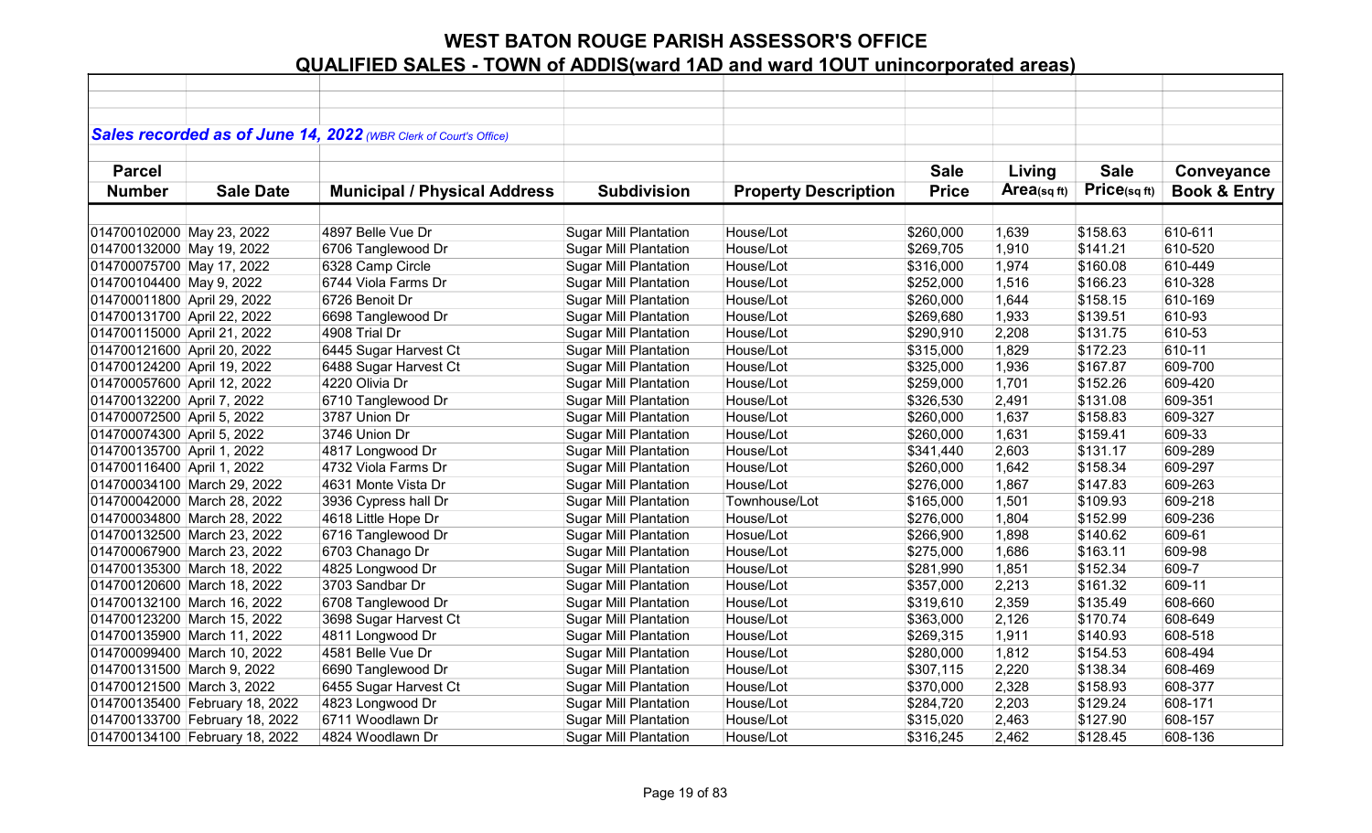# WEST BATON ROUGE PARISH ASSESSOR'S OFFICE

## QUALIFIED SALES - TOWN of ADDIS(ward 1AD and ward 1OUT unincorporated areas)

***Sales recorded as of June 14, 2022*** *(WBR Clerk of Court's Office)*

| Parcel Number | Sale Date | Municipal / Physical Address | Subdivision | Property Description | Sale Price | Living Area(sq ft) | Sale Price(sq ft) | Conveyance Book & Entry |
|---|---|---|---|---|---|---|---|---|
| 014700102000 | May 23, 2022 | 4897 Belle Vue Dr | Sugar Mill Plantation | House/Lot | $260,000 | 1,639 | $158.63 | 610-611 |
| 014700132000 | May 19, 2022 | 6706 Tanglewood Dr | Sugar Mill Plantation | House/Lot | $269,705 | 1,910 | $141.21 | 610-520 |
| 014700075700 | May 17, 2022 | 6328 Camp Circle | Sugar Mill Plantation | House/Lot | $316,000 | 1,974 | $160.08 | 610-449 |
| 014700104400 | May 9, 2022 | 6744 Viola Farms Dr | Sugar Mill Plantation | House/Lot | $252,000 | 1,516 | $166.23 | 610-328 |
| 014700011800 | April 29, 2022 | 6726 Benoit Dr | Sugar Mill Plantation | House/Lot | $260,000 | 1,644 | $158.15 | 610-169 |
| 014700131700 | April 22, 2022 | 6698 Tanglewood Dr | Sugar Mill Plantation | House/Lot | $269,680 | 1,933 | $139.51 | 610-93 |
| 014700115000 | April 21, 2022 | 4908 Trial Dr | Sugar Mill Plantation | House/Lot | $290,910 | 2,208 | $131.75 | 610-53 |
| 014700121600 | April 20, 2022 | 6445 Sugar Harvest Ct | Sugar Mill Plantation | House/Lot | $315,000 | 1,829 | $172.23 | 610-11 |
| 014700124200 | April 19, 2022 | 6488 Sugar Harvest Ct | Sugar Mill Plantation | House/Lot | $325,000 | 1,936 | $167.87 | 609-700 |
| 014700057600 | April 12, 2022 | 4220 Olivia Dr | Sugar Mill Plantation | House/Lot | $259,000 | 1,701 | $152.26 | 609-420 |
| 014700132200 | April 7, 2022 | 6710 Tanglewood Dr | Sugar Mill Plantation | House/Lot | $326,530 | 2,491 | $131.08 | 609-351 |
| 014700072500 | April 5, 2022 | 3787 Union Dr | Sugar Mill Plantation | House/Lot | $260,000 | 1,637 | $158.83 | 609-327 |
| 014700074300 | April 5, 2022 | 3746 Union Dr | Sugar Mill Plantation | House/Lot | $260,000 | 1,631 | $159.41 | 609-33 |
| 014700135700 | April 1, 2022 | 4817 Longwood Dr | Sugar Mill Plantation | House/Lot | $341,440 | 2,603 | $131.17 | 609-289 |
| 014700116400 | April 1, 2022 | 4732 Viola Farms Dr | Sugar Mill Plantation | House/Lot | $260,000 | 1,642 | $158.34 | 609-297 |
| 014700034100 | March 29, 2022 | 4631 Monte Vista Dr | Sugar Mill Plantation | House/Lot | $276,000 | 1,867 | $147.83 | 609-263 |
| 014700042000 | March 28, 2022 | 3936 Cypress hall Dr | Sugar Mill Plantation | Townhouse/Lot | $165,000 | 1,501 | $109.93 | 609-218 |
| 014700034800 | March 28, 2022 | 4618 Little Hope Dr | Sugar Mill Plantation | House/Lot | $276,000 | 1,804 | $152.99 | 609-236 |
| 014700132500 | March 23, 2022 | 6716 Tanglewood Dr | Sugar Mill Plantation | Hosue/Lot | $266,900 | 1,898 | $140.62 | 609-61 |
| 014700067900 | March 23, 2022 | 6703 Chanago Dr | Sugar Mill Plantation | House/Lot | $275,000 | 1,686 | $163.11 | 609-98 |
| 014700135300 | March 18, 2022 | 4825 Longwood Dr | Sugar Mill Plantation | House/Lot | $281,990 | 1,851 | $152.34 | 609-7 |
| 014700120600 | March 18, 2022 | 3703 Sandbar Dr | Sugar Mill Plantation | House/Lot | $357,000 | 2,213 | $161.32 | 609-11 |
| 014700132100 | March 16, 2022 | 6708 Tanglewood Dr | Sugar Mill Plantation | House/Lot | $319,610 | 2,359 | $135.49 | 608-660 |
| 014700123200 | March 15, 2022 | 3698 Sugar Harvest Ct | Sugar Mill Plantation | House/Lot | $363,000 | 2,126 | $170.74 | 608-649 |
| 014700135900 | March 11, 2022 | 4811 Longwood Dr | Sugar Mill Plantation | House/Lot | $269,315 | 1,911 | $140.93 | 608-518 |
| 014700099400 | March 10, 2022 | 4581 Belle Vue Dr | Sugar Mill Plantation | House/Lot | $280,000 | 1,812 | $154.53 | 608-494 |
| 014700131500 | March 9, 2022 | 6690 Tanglewood Dr | Sugar Mill Plantation | House/Lot | $307,115 | 2,220 | $138.34 | 608-469 |
| 014700121500 | March 3, 2022 | 6455 Sugar Harvest Ct | Sugar Mill Plantation | House/Lot | $370,000 | 2,328 | $158.93 | 608-377 |
| 014700135400 | February 18, 2022 | 4823 Longwood Dr | Sugar Mill Plantation | House/Lot | $284,720 | 2,203 | $129.24 | 608-171 |
| 014700133700 | February 18, 2022 | 6711 Woodlawn Dr | Sugar Mill Plantation | House/Lot | $315,020 | 2,463 | $127.90 | 608-157 |
| 014700134100 | February 18, 2022 | 4824 Woodlawn Dr | Sugar Mill Plantation | House/Lot | $316,245 | 2,462 | $128.45 | 608-136 |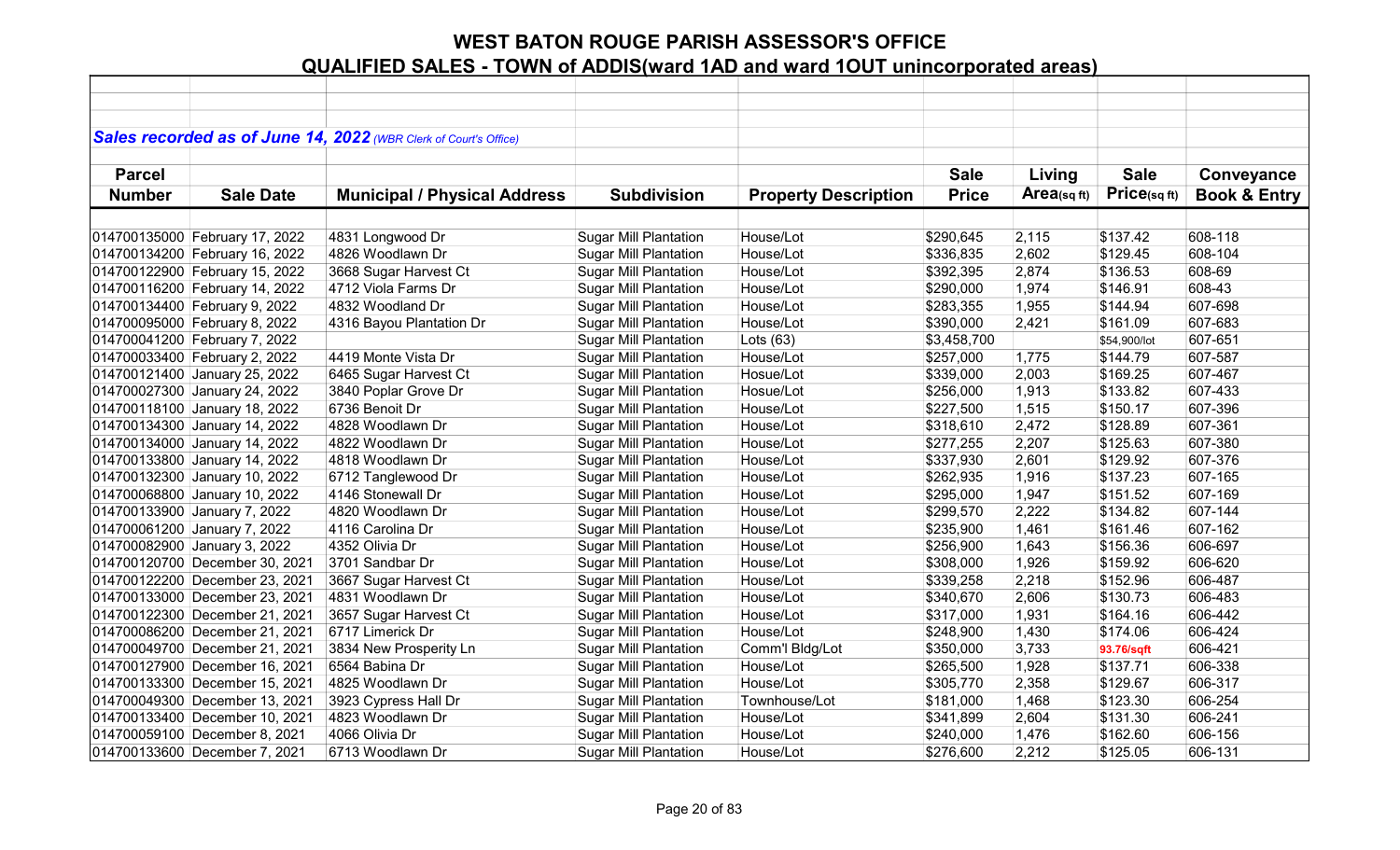# WEST BATON ROUGE PARISH ASSESSOR'S OFFICE

## QUALIFIED SALES - TOWN of ADDIS(ward 1AD and ward 1OUT unincorporated areas)

***Sales recorded as of June 14, 2022*** *(WBR Clerk of Court's Office)*

| Parcel Number | Sale Date | Municipal / Physical Address | Subdivision | Property Description | Sale Price | Living Area(sq ft) | Sale Price(sq ft) | Conveyance Book & Entry |
|---|---|---|---|---|---|---|---|---|
| 014700135000 | February 17, 2022 | 4831 Longwood Dr | Sugar Mill Plantation | House/Lot | $290,645 | 2,115 | $137.42 | 608-118 |
| 014700134200 | February 16, 2022 | 4826 Woodlawn Dr | Sugar Mill Plantation | House/Lot | $336,835 | 2,602 | $129.45 | 608-104 |
| 014700122900 | February 15, 2022 | 3668 Sugar Harvest Ct | Sugar Mill Plantation | House/Lot | $392,395 | 2,874 | $136.53 | 608-69 |
| 014700116200 | February 14, 2022 | 4712 Viola Farms Dr | Sugar Mill Plantation | House/Lot | $290,000 | 1,974 | $146.91 | 608-43 |
| 014700134400 | February 9, 2022 | 4832 Woodland Dr | Sugar Mill Plantation | House/Lot | $283,355 | 1,955 | $144.94 | 607-698 |
| 014700095000 | February 8, 2022 | 4316 Bayou Plantation Dr | Sugar Mill Plantation | House/Lot | $390,000 | 2,421 | $161.09 | 607-683 |
| 014700041200 | February 7, 2022 | | Sugar Mill Plantation | Lots (63) | $3,458,700 | | $54,900/lot | 607-651 |
| 014700033400 | February 2, 2022 | 4419 Monte Vista Dr | Sugar Mill Plantation | House/Lot | $257,000 | 1,775 | $144.79 | 607-587 |
| 014700121400 | January 25, 2022 | 6465 Sugar Harvest Ct | Sugar Mill Plantation | Hosue/Lot | $339,000 | 2,003 | $169.25 | 607-467 |
| 014700027300 | January 24, 2022 | 3840 Poplar Grove Dr | Sugar Mill Plantation | Hosue/Lot | $256,000 | 1,913 | $133.82 | 607-433 |
| 014700118100 | January 18, 2022 | 6736 Benoit Dr | Sugar Mill Plantation | House/Lot | $227,500 | 1,515 | $150.17 | 607-396 |
| 014700134300 | January 14, 2022 | 4828 Woodlawn Dr | Sugar Mill Plantation | House/Lot | $318,610 | 2,472 | $128.89 | 607-361 |
| 014700134000 | January 14, 2022 | 4822 Woodlawn Dr | Sugar Mill Plantation | House/Lot | $277,255 | 2,207 | $125.63 | 607-380 |
| 014700133800 | January 14, 2022 | 4818 Woodlawn Dr | Sugar Mill Plantation | House/Lot | $337,930 | 2,601 | $129.92 | 607-376 |
| 014700132300 | January 10, 2022 | 6712 Tanglewood Dr | Sugar Mill Plantation | House/Lot | $262,935 | 1,916 | $137.23 | 607-165 |
| 014700068800 | January 10, 2022 | 4146 Stonewall Dr | Sugar Mill Plantation | House/Lot | $295,000 | 1,947 | $151.52 | 607-169 |
| 014700133900 | January 7, 2022 | 4820 Woodlawn Dr | Sugar Mill Plantation | House/Lot | $299,570 | 2,222 | $134.82 | 607-144 |
| 014700061200 | January 7, 2022 | 4116 Carolina Dr | Sugar Mill Plantation | House/Lot | $235,900 | 1,461 | $161.46 | 607-162 |
| 014700082900 | January 3, 2022 | 4352 Olivia Dr | Sugar Mill Plantation | House/Lot | $256,900 | 1,643 | $156.36 | 606-697 |
| 014700120700 | December 30, 2021 | 3701 Sandbar Dr | Sugar Mill Plantation | House/Lot | $308,000 | 1,926 | $159.92 | 606-620 |
| 014700122200 | December 23, 2021 | 3667 Sugar Harvest Ct | Sugar Mill Plantation | House/Lot | $339,258 | 2,218 | $152.96 | 606-487 |
| 014700133000 | December 23, 2021 | 4831 Woodlawn Dr | Sugar Mill Plantation | House/Lot | $340,670 | 2,606 | $130.73 | 606-483 |
| 014700122300 | December 21, 2021 | 3657 Sugar Harvest Ct | Sugar Mill Plantation | House/Lot | $317,000 | 1,931 | $164.16 | 606-442 |
| 014700086200 | December 21, 2021 | 6717 Limerick Dr | Sugar Mill Plantation | House/Lot | $248,900 | 1,430 | $174.06 | 606-424 |
| 014700049700 | December 21, 2021 | 3834 New Prosperity Ln | Sugar Mill Plantation | Comm'l Bldg/Lot | $350,000 | 3,733 | 93.76/sqft | 606-421 |
| 014700127900 | December 16, 2021 | 6564 Babina Dr | Sugar Mill Plantation | House/Lot | $265,500 | 1,928 | $137.71 | 606-338 |
| 014700133300 | December 15, 2021 | 4825 Woodlawn Dr | Sugar Mill Plantation | House/Lot | $305,770 | 2,358 | $129.67 | 606-317 |
| 014700049300 | December 13, 2021 | 3923 Cypress Hall Dr | Sugar Mill Plantation | Townhouse/Lot | $181,000 | 1,468 | $123.30 | 606-254 |
| 014700133400 | December 10, 2021 | 4823 Woodlawn Dr | Sugar Mill Plantation | House/Lot | $341,899 | 2,604 | $131.30 | 606-241 |
| 014700059100 | December 8, 2021 | 4066 Olivia Dr | Sugar Mill Plantation | House/Lot | $240,000 | 1,476 | $162.60 | 606-156 |
| 014700133600 | December 7, 2021 | 6713 Woodlawn Dr | Sugar Mill Plantation | House/Lot | $276,600 | 2,212 | $125.05 | 606-131 |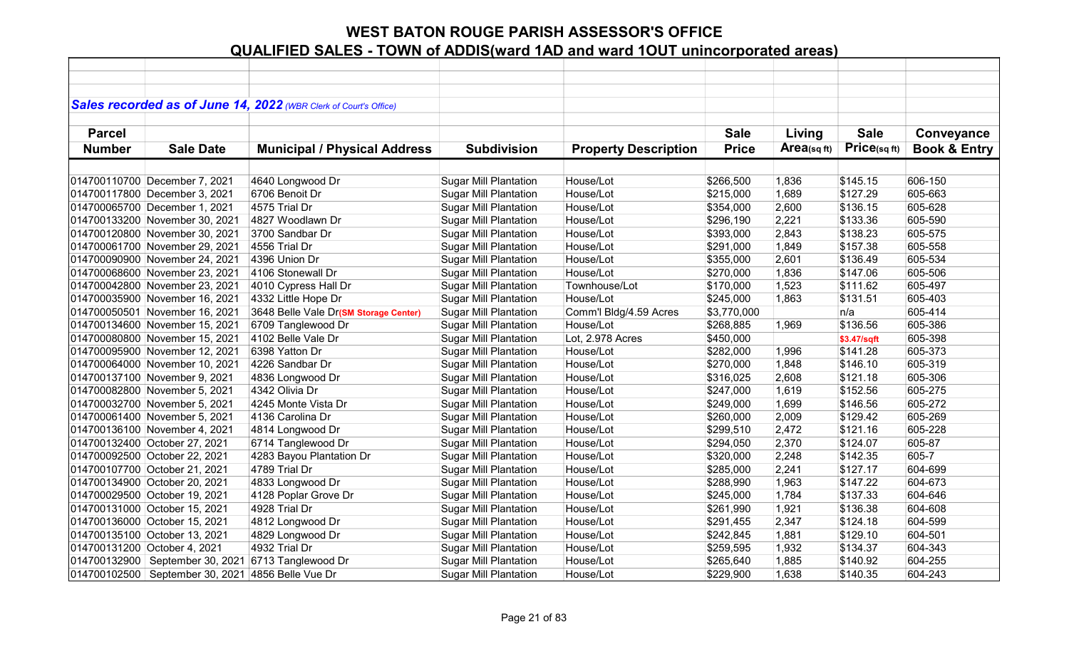# WEST BATON ROUGE PARISH ASSESSOR'S OFFICE

## QUALIFIED SALES - TOWN of ADDIS(ward 1AD and ward 1OUT unincorporated areas)

***Sales recorded as of June 14, 2022*** *(WBR Clerk of Court's Office)*

| Parcel Number | Sale Date | Municipal / Physical Address | Subdivision | Property Description | Sale Price | Living Area(sq ft) | Sale Price(sq ft) | Conveyance Book & Entry |
|---|---|---|---|---|---|---|---|---|
| 014700110700 | December 7, 2021 | 4640 Longwood Dr | Sugar Mill Plantation | House/Lot | $266,500 | 1,836 | $145.15 | 606-150 |
| 014700117800 | December 3, 2021 | 6706 Benoit Dr | Sugar Mill Plantation | House/Lot | $215,000 | 1,689 | $127.29 | 605-663 |
| 014700065700 | December 1, 2021 | 4575 Trial Dr | Sugar Mill Plantation | House/Lot | $354,000 | 2,600 | $136.15 | 605-628 |
| 014700133200 | November 30, 2021 | 4827 Woodlawn Dr | Sugar Mill Plantation | House/Lot | $296,190 | 2,221 | $133.36 | 605-590 |
| 014700120800 | November 30, 2021 | 3700 Sandbar Dr | Sugar Mill Plantation | House/Lot | $393,000 | 2,843 | $138.23 | 605-575 |
| 014700061700 | November 29, 2021 | 4556 Trial Dr | Sugar Mill Plantation | House/Lot | $291,000 | 1,849 | $157.38 | 605-558 |
| 014700090900 | November 24, 2021 | 4396 Union Dr | Sugar Mill Plantation | House/Lot | $355,000 | 2,601 | $136.49 | 605-534 |
| 014700068600 | November 23, 2021 | 4106 Stonewall Dr | Sugar Mill Plantation | House/Lot | $270,000 | 1,836 | $147.06 | 605-506 |
| 014700042800 | November 23, 2021 | 4010 Cypress Hall Dr | Sugar Mill Plantation | Townhouse/Lot | $170,000 | 1,523 | $111.62 | 605-497 |
| 014700035900 | November 16, 2021 | 4332 Little Hope Dr | Sugar Mill Plantation | House/Lot | $245,000 | 1,863 | $131.51 | 605-403 |
| 014700050501 | November 16, 2021 | 3648 Belle Vale Dr**(SM Storage Center)** | Sugar Mill Plantation | Comm'l Bldg/4.59 Acres | $3,770,000 | | n/a | 605-414 |
| 014700134600 | November 15, 2021 | 6709 Tanglewood Dr | Sugar Mill Plantation | House/Lot | $268,885 | 1,969 | $136.56 | 605-386 |
| 014700080800 | November 15, 2021 | 4102 Belle Vale Dr | Sugar Mill Plantation | Lot, 2.978 Acres | $450,000 | | **$3.47/sqft** | 605-398 |
| 014700095900 | November 12, 2021 | 6398 Yatton Dr | Sugar Mill Plantation | House/Lot | $282,000 | 1,996 | $141.28 | 605-373 |
| 014700064000 | November 10, 2021 | 4226 Sandbar Dr | Sugar Mill Plantation | House/Lot | $270,000 | 1,848 | $146.10 | 605-319 |
| 014700137100 | November 9, 2021 | 4836 Longwood Dr | Sugar Mill Plantation | House/Lot | $316,025 | 2,608 | $121.18 | 605-306 |
| 014700082800 | November 5, 2021 | 4342 Olivia Dr | Sugar Mill Plantation | House/Lot | $247,000 | 1,619 | $152.56 | 605-275 |
| 014700032700 | November 5, 2021 | 4245 Monte Vista Dr | Sugar Mill Plantation | House/Lot | $249,000 | 1,699 | $146.56 | 605-272 |
| 014700061400 | November 5, 2021 | 4136 Carolina Dr | Sugar Mill Plantation | House/Lot | $260,000 | 2,009 | $129.42 | 605-269 |
| 014700136100 | November 4, 2021 | 4814 Longwood Dr | Sugar Mill Plantation | House/Lot | $299,510 | 2,472 | $121.16 | 605-228 |
| 014700132400 | October 27, 2021 | 6714 Tanglewood Dr | Sugar Mill Plantation | House/Lot | $294,050 | 2,370 | $124.07 | 605-87 |
| 014700092500 | October 22, 2021 | 4283 Bayou Plantation Dr | Sugar Mill Plantation | House/Lot | $320,000 | 2,248 | $142.35 | 605-7 |
| 014700107700 | October 21, 2021 | 4789 Trial Dr | Sugar Mill Plantation | House/Lot | $285,000 | 2,241 | $127.17 | 604-699 |
| 014700134900 | October 20, 2021 | 4833 Longwood Dr | Sugar Mill Plantation | House/Lot | $288,990 | 1,963 | $147.22 | 604-673 |
| 014700029500 | October 19, 2021 | 4128 Poplar Grove Dr | Sugar Mill Plantation | House/Lot | $245,000 | 1,784 | $137.33 | 604-646 |
| 014700131000 | October 15, 2021 | 4928 Trial Dr | Sugar Mill Plantation | House/Lot | $261,990 | 1,921 | $136.38 | 604-608 |
| 014700136000 | October 15, 2021 | 4812 Longwood Dr | Sugar Mill Plantation | House/Lot | $291,455 | 2,347 | $124.18 | 604-599 |
| 014700135100 | October 13, 2021 | 4829 Longwood Dr | Sugar Mill Plantation | House/Lot | $242,845 | 1,881 | $129.10 | 604-501 |
| 014700131200 | October 4, 2021 | 4932 Trial Dr | Sugar Mill Plantation | House/Lot | $259,595 | 1,932 | $134.37 | 604-343 |
| 014700132900 | September 30, 2021 | 6713 Tanglewood Dr | Sugar Mill Plantation | House/Lot | $265,640 | 1,885 | $140.92 | 604-255 |
| 014700102500 | September 30, 2021 | 4856 Belle Vue Dr | Sugar Mill Plantation | House/Lot | $229,900 | 1,638 | $140.35 | 604-243 |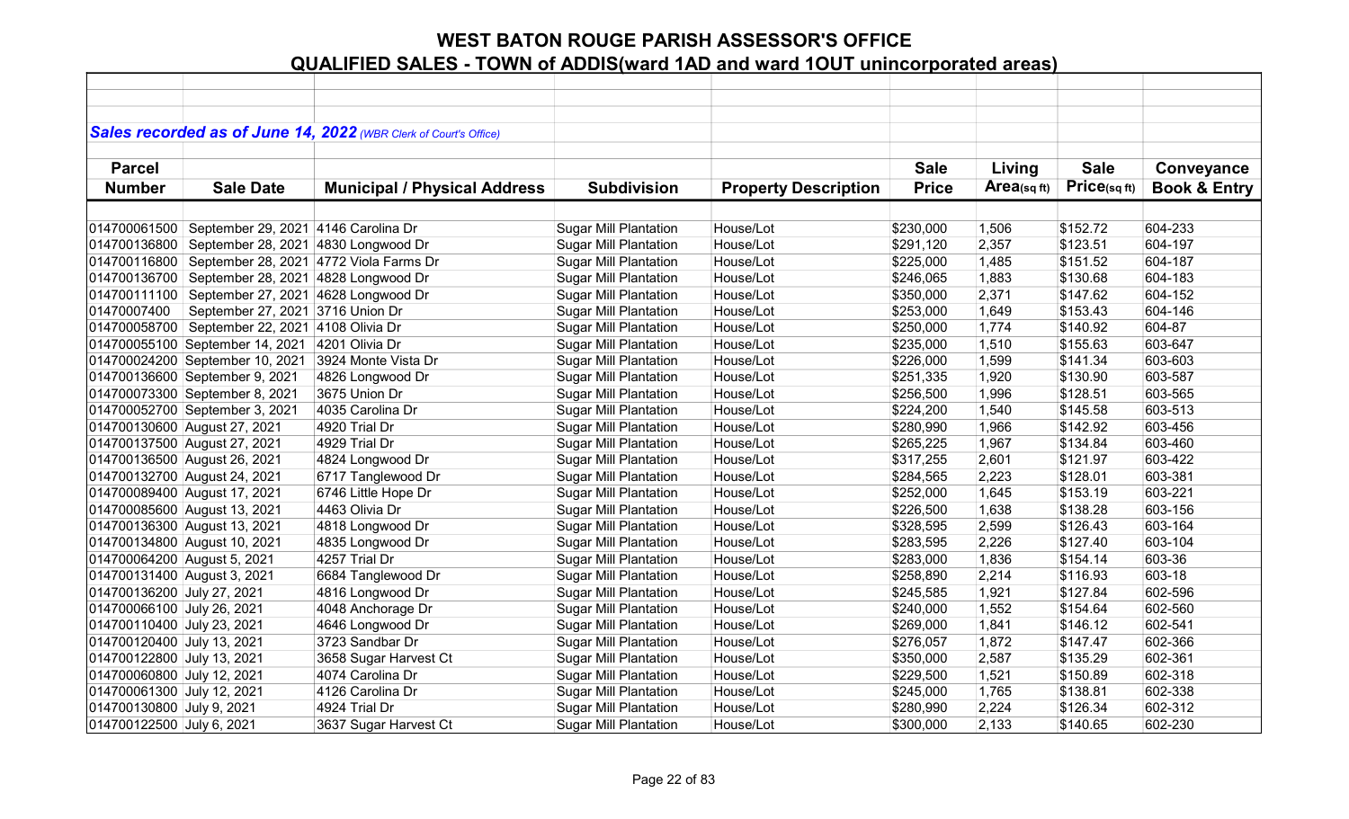# WEST BATON ROUGE PARISH ASSESSOR'S OFFICE
## QUALIFIED SALES - TOWN of ADDIS(ward 1AD and ward 1OUT unincorporated areas)

***Sales recorded as of June 14, 2022*** *(WBR Clerk of Court's Office)*

| Parcel Number | Sale Date | Municipal / Physical Address | Subdivision | Property Description | Sale Price | Living Area(sq ft) | Sale Price(sq ft) | Conveyance Book & Entry |
|---|---|---|---|---|---|---|---|---|
| 014700061500 | September 29, 2021 | 4146 Carolina Dr | Sugar Mill Plantation | House/Lot | $230,000 | 1,506 | $152.72 | 604-233 |
| 014700136800 | September 28, 2021 | 4830 Longwood Dr | Sugar Mill Plantation | House/Lot | $291,120 | 2,357 | $123.51 | 604-197 |
| 014700116800 | September 28, 2021 | 4772 Viola Farms Dr | Sugar Mill Plantation | House/Lot | $225,000 | 1,485 | $151.52 | 604-187 |
| 014700136700 | September 28, 2021 | 4828 Longwood Dr | Sugar Mill Plantation | House/Lot | $246,065 | 1,883 | $130.68 | 604-183 |
| 014700111100 | September 27, 2021 | 4628 Longwood Dr | Sugar Mill Plantation | House/Lot | $350,000 | 2,371 | $147.62 | 604-152 |
| 01470007400 | September 27, 2021 | 3716 Union Dr | Sugar Mill Plantation | House/Lot | $253,000 | 1,649 | $153.43 | 604-146 |
| 014700058700 | September 22, 2021 | 4108 Olivia Dr | Sugar Mill Plantation | House/Lot | $250,000 | 1,774 | $140.92 | 604-87 |
| 014700055100 | September 14, 2021 | 4201 Olivia Dr | Sugar Mill Plantation | House/Lot | $235,000 | 1,510 | $155.63 | 603-647 |
| 014700024200 | September 10, 2021 | 3924 Monte Vista Dr | Sugar Mill Plantation | House/Lot | $226,000 | 1,599 | $141.34 | 603-603 |
| 014700136600 | September 9, 2021 | 4826 Longwood Dr | Sugar Mill Plantation | House/Lot | $251,335 | 1,920 | $130.90 | 603-587 |
| 014700073300 | September 8, 2021 | 3675 Union Dr | Sugar Mill Plantation | House/Lot | $256,500 | 1,996 | $128.51 | 603-565 |
| 014700052700 | September 3, 2021 | 4035 Carolina Dr | Sugar Mill Plantation | House/Lot | $224,200 | 1,540 | $145.58 | 603-513 |
| 014700130600 | August 27, 2021 | 4920 Trial Dr | Sugar Mill Plantation | House/Lot | $280,990 | 1,966 | $142.92 | 603-456 |
| 014700137500 | August 27, 2021 | 4929 Trial Dr | Sugar Mill Plantation | House/Lot | $265,225 | 1,967 | $134.84 | 603-460 |
| 014700136500 | August 26, 2021 | 4824 Longwood Dr | Sugar Mill Plantation | House/Lot | $317,255 | 2,601 | $121.97 | 603-422 |
| 014700132700 | August 24, 2021 | 6717 Tanglewood Dr | Sugar Mill Plantation | House/Lot | $284,565 | 2,223 | $128.01 | 603-381 |
| 014700089400 | August 17, 2021 | 6746 Little Hope Dr | Sugar Mill Plantation | House/Lot | $252,000 | 1,645 | $153.19 | 603-221 |
| 014700085600 | August 13, 2021 | 4463 Olivia Dr | Sugar Mill Plantation | House/Lot | $226,500 | 1,638 | $138.28 | 603-156 |
| 014700136300 | August 13, 2021 | 4818 Longwood Dr | Sugar Mill Plantation | House/Lot | $328,595 | 2,599 | $126.43 | 603-164 |
| 014700134800 | August 10, 2021 | 4835 Longwood Dr | Sugar Mill Plantation | House/Lot | $283,595 | 2,226 | $127.40 | 603-104 |
| 014700064200 | August 5, 2021 | 4257 Trial Dr | Sugar Mill Plantation | House/Lot | $283,000 | 1,836 | $154.14 | 603-36 |
| 014700131400 | August 3, 2021 | 6684 Tanglewood Dr | Sugar Mill Plantation | House/Lot | $258,890 | 2,214 | $116.93 | 603-18 |
| 014700136200 | July 27, 2021 | 4816 Longwood Dr | Sugar Mill Plantation | House/Lot | $245,585 | 1,921 | $127.84 | 602-596 |
| 014700066100 | July 26, 2021 | 4048 Anchorage Dr | Sugar Mill Plantation | House/Lot | $240,000 | 1,552 | $154.64 | 602-560 |
| 014700110400 | July 23, 2021 | 4646 Longwood Dr | Sugar Mill Plantation | House/Lot | $269,000 | 1,841 | $146.12 | 602-541 |
| 014700120400 | July 13, 2021 | 3723 Sandbar Dr | Sugar Mill Plantation | House/Lot | $276,057 | 1,872 | $147.47 | 602-366 |
| 014700122800 | July 13, 2021 | 3658 Sugar Harvest Ct | Sugar Mill Plantation | House/Lot | $350,000 | 2,587 | $135.29 | 602-361 |
| 014700060800 | July 12, 2021 | 4074 Carolina Dr | Sugar Mill Plantation | House/Lot | $229,500 | 1,521 | $150.89 | 602-318 |
| 014700061300 | July 12, 2021 | 4126 Carolina Dr | Sugar Mill Plantation | House/Lot | $245,000 | 1,765 | $138.81 | 602-338 |
| 014700130800 | July 9, 2021 | 4924 Trial Dr | Sugar Mill Plantation | House/Lot | $280,990 | 2,224 | $126.34 | 602-312 |
| 014700122500 | July 6, 2021 | 3637 Sugar Harvest Ct | Sugar Mill Plantation | House/Lot | $300,000 | 2,133 | $140.65 | 602-230 |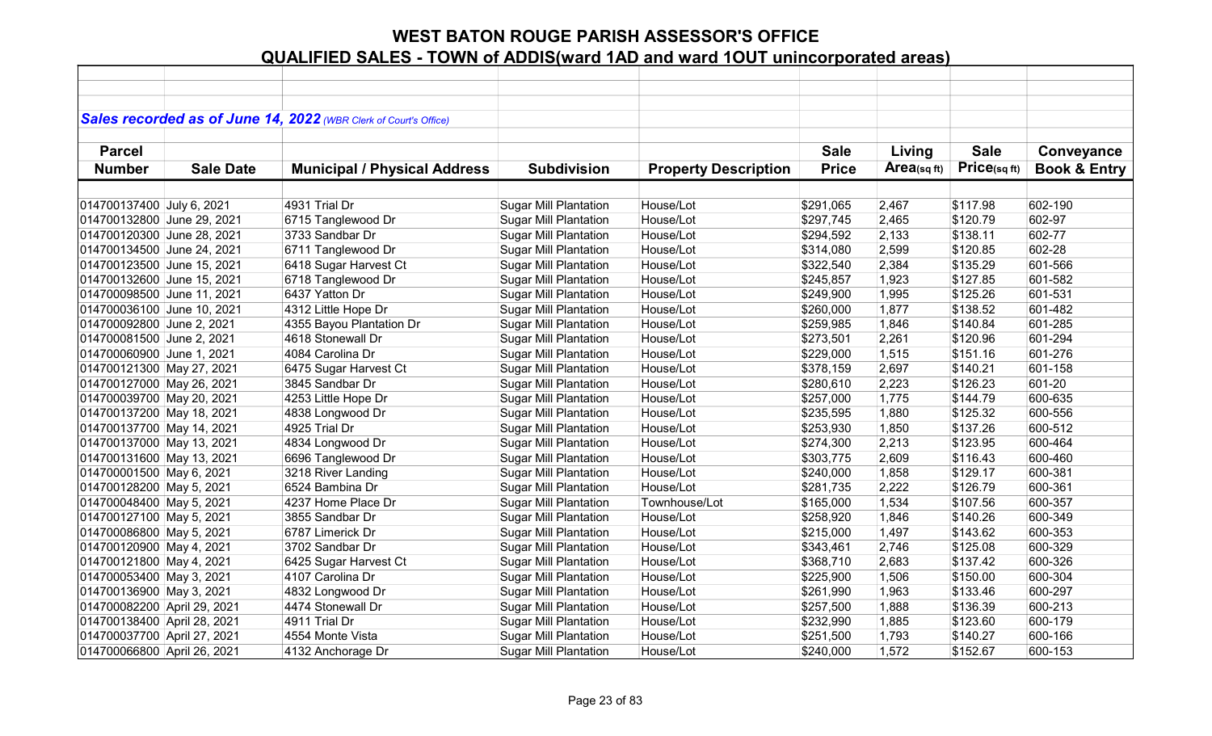# WEST BATON ROUGE PARISH ASSESSOR'S OFFICE

## QUALIFIED SALES - TOWN of ADDIS(ward 1AD and ward 1OUT unincorporated areas)

*Sales recorded as of June 14, 2022 (WBR Clerk of Court's Office)*

| Parcel Number | Sale Date | Municipal / Physical Address | Subdivision | Property Description | Sale Price | Living Area(sq ft) | Sale Price(sq ft) | Conveyance Book & Entry |
|---|---|---|---|---|---|---|---|---|
| 014700137400 | July 6, 2021 | 4931 Trial Dr | Sugar Mill Plantation | House/Lot | $291,065 | 2,467 | $117.98 | 602-190 |
| 014700132800 | June 29, 2021 | 6715 Tanglewood Dr | Sugar Mill Plantation | House/Lot | $297,745 | 2,465 | $120.79 | 602-97 |
| 014700120300 | June 28, 2021 | 3733 Sandbar Dr | Sugar Mill Plantation | House/Lot | $294,592 | 2,133 | $138.11 | 602-77 |
| 014700134500 | June 24, 2021 | 6711 Tanglewood Dr | Sugar Mill Plantation | House/Lot | $314,080 | 2,599 | $120.85 | 602-28 |
| 014700123500 | June 15, 2021 | 6418 Sugar Harvest Ct | Sugar Mill Plantation | House/Lot | $322,540 | 2,384 | $135.29 | 601-566 |
| 014700132600 | June 15, 2021 | 6718 Tanglewood Dr | Sugar Mill Plantation | House/Lot | $245,857 | 1,923 | $127.85 | 601-582 |
| 014700098500 | June 11, 2021 | 6437 Yatton Dr | Sugar Mill Plantation | House/Lot | $249,900 | 1,995 | $125.26 | 601-531 |
| 014700036100 | June 10, 2021 | 4312 Little Hope Dr | Sugar Mill Plantation | House/Lot | $260,000 | 1,877 | $138.52 | 601-482 |
| 014700092800 | June 2, 2021 | 4355 Bayou Plantation Dr | Sugar Mill Plantation | House/Lot | $259,985 | 1,846 | $140.84 | 601-285 |
| 014700081500 | June 2, 2021 | 4618 Stonewall Dr | Sugar Mill Plantation | House/Lot | $273,501 | 2,261 | $120.96 | 601-294 |
| 014700060900 | June 1, 2021 | 4084 Carolina Dr | Sugar Mill Plantation | House/Lot | $229,000 | 1,515 | $151.16 | 601-276 |
| 014700121300 | May 27, 2021 | 6475 Sugar Harvest Ct | Sugar Mill Plantation | House/Lot | $378,159 | 2,697 | $140.21 | 601-158 |
| 014700127000 | May 26, 2021 | 3845 Sandbar Dr | Sugar Mill Plantation | House/Lot | $280,610 | 2,223 | $126.23 | 601-20 |
| 014700039700 | May 20, 2021 | 4253 Little Hope Dr | Sugar Mill Plantation | House/Lot | $257,000 | 1,775 | $144.79 | 600-635 |
| 014700137200 | May 18, 2021 | 4838 Longwood Dr | Sugar Mill Plantation | House/Lot | $235,595 | 1,880 | $125.32 | 600-556 |
| 014700137700 | May 14, 2021 | 4925 Trial Dr | Sugar Mill Plantation | House/Lot | $253,930 | 1,850 | $137.26 | 600-512 |
| 014700137000 | May 13, 2021 | 4834 Longwood Dr | Sugar Mill Plantation | House/Lot | $274,300 | 2,213 | $123.95 | 600-464 |
| 014700131600 | May 13, 2021 | 6696 Tanglewood Dr | Sugar Mill Plantation | House/Lot | $303,775 | 2,609 | $116.43 | 600-460 |
| 014700001500 | May 6, 2021 | 3218 River Landing | Sugar Mill Plantation | House/Lot | $240,000 | 1,858 | $129.17 | 600-381 |
| 014700128200 | May 5, 2021 | 6524 Bambina Dr | Sugar Mill Plantation | House/Lot | $281,735 | 2,222 | $126.79 | 600-361 |
| 014700048400 | May 5, 2021 | 4237 Home Place Dr | Sugar Mill Plantation | Townhouse/Lot | $165,000 | 1,534 | $107.56 | 600-357 |
| 014700127100 | May 5, 2021 | 3855 Sandbar Dr | Sugar Mill Plantation | House/Lot | $258,920 | 1,846 | $140.26 | 600-349 |
| 014700086800 | May 5, 2021 | 6787 Limerick Dr | Sugar Mill Plantation | House/Lot | $215,000 | 1,497 | $143.62 | 600-353 |
| 014700120900 | May 4, 2021 | 3702 Sandbar Dr | Sugar Mill Plantation | House/Lot | $343,461 | 2,746 | $125.08 | 600-329 |
| 014700121800 | May 4, 2021 | 6425 Sugar Harvest Ct | Sugar Mill Plantation | House/Lot | $368,710 | 2,683 | $137.42 | 600-326 |
| 014700053400 | May 3, 2021 | 4107 Carolina Dr | Sugar Mill Plantation | House/Lot | $225,900 | 1,506 | $150.00 | 600-304 |
| 014700136900 | May 3, 2021 | 4832 Longwood Dr | Sugar Mill Plantation | House/Lot | $261,990 | 1,963 | $133.46 | 600-297 |
| 014700082200 | April 29, 2021 | 4474 Stonewall Dr | Sugar Mill Plantation | House/Lot | $257,500 | 1,888 | $136.39 | 600-213 |
| 014700138400 | April 28, 2021 | 4911 Trial Dr | Sugar Mill Plantation | House/Lot | $232,990 | 1,885 | $123.60 | 600-179 |
| 014700037700 | April 27, 2021 | 4554 Monte Vista | Sugar Mill Plantation | House/Lot | $251,500 | 1,793 | $140.27 | 600-166 |
| 014700066800 | April 26, 2021 | 4132 Anchorage Dr | Sugar Mill Plantation | House/Lot | $240,000 | 1,572 | $152.67 | 600-153 |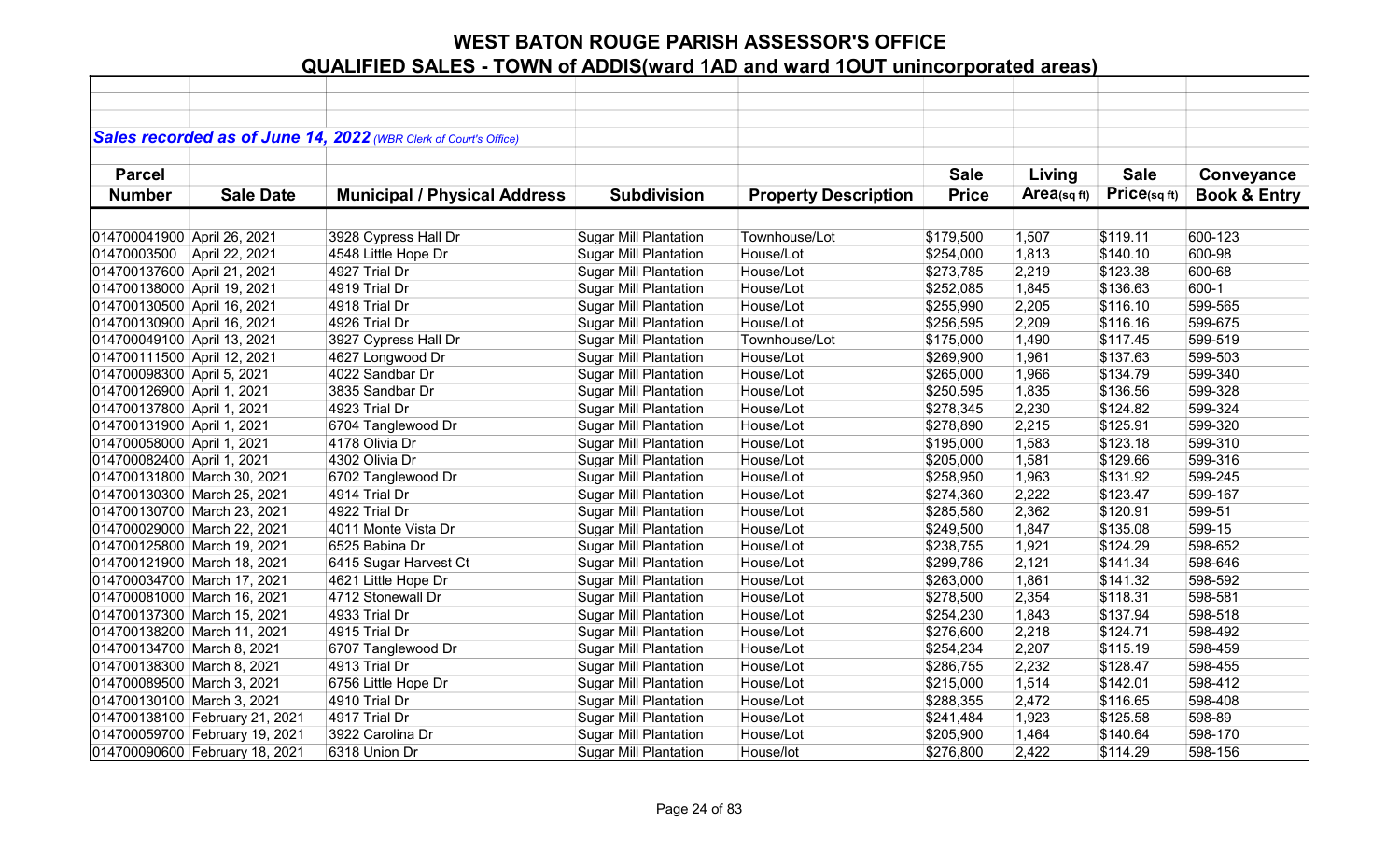# WEST BATON ROUGE PARISH ASSESSOR'S OFFICE

## QUALIFIED SALES - TOWN of ADDIS(ward 1AD and ward 1OUT unincorporated areas)

***Sales recorded as of June 14, 2022*** *(WBR Clerk of Court's Office)*

| Parcel Number | Sale Date | Municipal / Physical Address | Subdivision | Property Description | Sale Price | Living Area(sq ft) | Sale Price(sq ft) | Conveyance Book & Entry |
|---|---|---|---|---|---|---|---|---|
| 014700041900 | April 26, 2021 | 3928 Cypress Hall Dr | Sugar Mill Plantation | Townhouse/Lot | $179,500 | 1,507 | $119.11 | 600-123 |
| 01470003500 | April 22, 2021 | 4548 Little Hope Dr | Sugar Mill Plantation | House/Lot | $254,000 | 1,813 | $140.10 | 600-98 |
| 014700137600 | April 21, 2021 | 4927 Trial Dr | Sugar Mill Plantation | House/Lot | $273,785 | 2,219 | $123.38 | 600-68 |
| 014700138000 | April 19, 2021 | 4919 Trial Dr | Sugar Mill Plantation | House/Lot | $252,085 | 1,845 | $136.63 | 600-1 |
| 014700130500 | April 16, 2021 | 4918 Trial Dr | Sugar Mill Plantation | House/Lot | $255,990 | 2,205 | $116.10 | 599-565 |
| 014700130900 | April 16, 2021 | 4926 Trial Dr | Sugar Mill Plantation | House/Lot | $256,595 | 2,209 | $116.16 | 599-675 |
| 014700049100 | April 13, 2021 | 3927 Cypress Hall Dr | Sugar Mill Plantation | Townhouse/Lot | $175,000 | 1,490 | $117.45 | 599-519 |
| 014700111500 | April 12, 2021 | 4627 Longwood Dr | Sugar Mill Plantation | House/Lot | $269,900 | 1,961 | $137.63 | 599-503 |
| 014700098300 | April 5, 2021 | 4022 Sandbar Dr | Sugar Mill Plantation | House/Lot | $265,000 | 1,966 | $134.79 | 599-340 |
| 014700126900 | April 1, 2021 | 3835 Sandbar Dr | Sugar Mill Plantation | House/Lot | $250,595 | 1,835 | $136.56 | 599-328 |
| 014700137800 | April 1, 2021 | 4923 Trial Dr | Sugar Mill Plantation | House/Lot | $278,345 | 2,230 | $124.82 | 599-324 |
| 014700131900 | April 1, 2021 | 6704 Tanglewood Dr | Sugar Mill Plantation | House/Lot | $278,890 | 2,215 | $125.91 | 599-320 |
| 014700058000 | April 1, 2021 | 4178 Olivia Dr | Sugar Mill Plantation | House/Lot | $195,000 | 1,583 | $123.18 | 599-310 |
| 014700082400 | April 1, 2021 | 4302 Olivia Dr | Sugar Mill Plantation | House/Lot | $205,000 | 1,581 | $129.66 | 599-316 |
| 014700131800 | March 30, 2021 | 6702 Tanglewood Dr | Sugar Mill Plantation | House/Lot | $258,950 | 1,963 | $131.92 | 599-245 |
| 014700130300 | March 25, 2021 | 4914 Trial Dr | Sugar Mill Plantation | House/Lot | $274,360 | 2,222 | $123.47 | 599-167 |
| 014700130700 | March 23, 2021 | 4922 Trial Dr | Sugar Mill Plantation | House/Lot | $285,580 | 2,362 | $120.91 | 599-51 |
| 014700029000 | March 22, 2021 | 4011 Monte Vista Dr | Sugar Mill Plantation | House/Lot | $249,500 | 1,847 | $135.08 | 599-15 |
| 014700125800 | March 19, 2021 | 6525 Babina Dr | Sugar Mill Plantation | House/Lot | $238,755 | 1,921 | $124.29 | 598-652 |
| 014700121900 | March 18, 2021 | 6415 Sugar Harvest Ct | Sugar Mill Plantation | House/Lot | $299,786 | 2,121 | $141.34 | 598-646 |
| 014700034700 | March 17, 2021 | 4621 Little Hope Dr | Sugar Mill Plantation | House/Lot | $263,000 | 1,861 | $141.32 | 598-592 |
| 014700081000 | March 16, 2021 | 4712 Stonewall Dr | Sugar Mill Plantation | House/Lot | $278,500 | 2,354 | $118.31 | 598-581 |
| 014700137300 | March 15, 2021 | 4933 Trial Dr | Sugar Mill Plantation | House/Lot | $254,230 | 1,843 | $137.94 | 598-518 |
| 014700138200 | March 11, 2021 | 4915 Trial Dr | Sugar Mill Plantation | House/Lot | $276,600 | 2,218 | $124.71 | 598-492 |
| 014700134700 | March 8, 2021 | 6707 Tanglewood Dr | Sugar Mill Plantation | House/Lot | $254,234 | 2,207 | $115.19 | 598-459 |
| 014700138300 | March 8, 2021 | 4913 Trial Dr | Sugar Mill Plantation | House/Lot | $286,755 | 2,232 | $128.47 | 598-455 |
| 014700089500 | March 3, 2021 | 6756 Little Hope Dr | Sugar Mill Plantation | House/Lot | $215,000 | 1,514 | $142.01 | 598-412 |
| 014700130100 | March 3, 2021 | 4910 Trial Dr | Sugar Mill Plantation | House/Lot | $288,355 | 2,472 | $116.65 | 598-408 |
| 014700138100 | February 21, 2021 | 4917 Trial Dr | Sugar Mill Plantation | House/Lot | $241,484 | 1,923 | $125.58 | 598-89 |
| 014700059700 | February 19, 2021 | 3922 Carolina Dr | Sugar Mill Plantation | House/Lot | $205,900 | 1,464 | $140.64 | 598-170 |
| 014700090600 | February 18, 2021 | 6318 Union Dr | Sugar Mill Plantation | House/lot | $276,800 | 2,422 | $114.29 | 598-156 |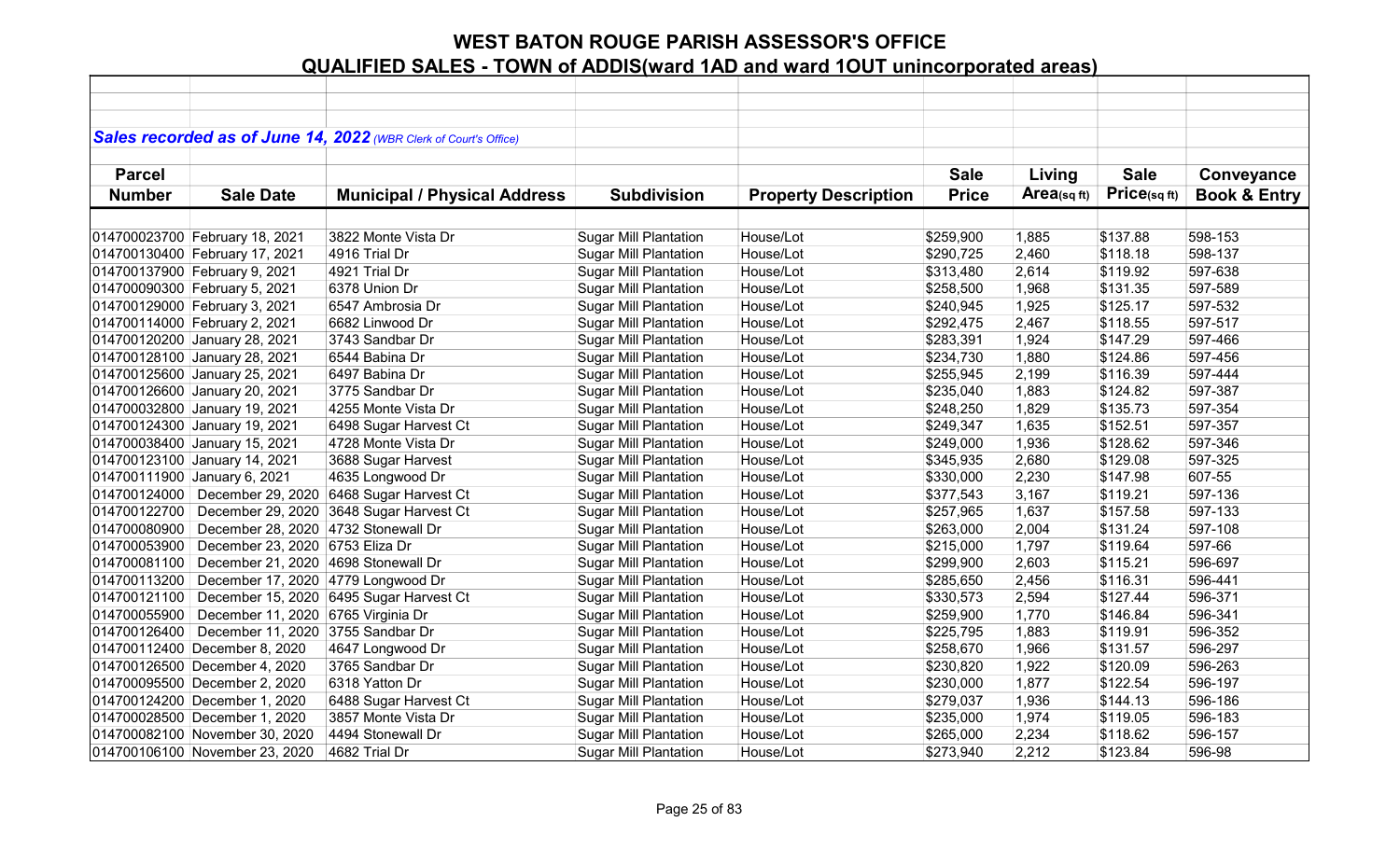# WEST BATON ROUGE PARISH ASSESSOR'S OFFICE

## QUALIFIED SALES - TOWN of ADDIS(ward 1AD and ward 1OUT unincorporated areas)

***Sales recorded as of June 14, 2022** (WBR Clerk of Court's Office)*

| Parcel Number | Sale Date | Municipal / Physical Address | Subdivision | Property Description | Sale Price | Living Area(sq ft) | Sale Price(sq ft) | Conveyance Book & Entry |
|---|---|---|---|---|---|---|---|---|
| 014700023700 | February 18, 2021 | 3822 Monte Vista Dr | Sugar Mill Plantation | House/Lot | $259,900 | 1,885 | $137.88 | 598-153 |
| 014700130400 | February 17, 2021 | 4916 Trial Dr | Sugar Mill Plantation | House/Lot | $290,725 | 2,460 | $118.18 | 598-137 |
| 014700137900 | February 9, 2021 | 4921 Trial Dr | Sugar Mill Plantation | House/Lot | $313,480 | 2,614 | $119.92 | 597-638 |
| 014700090300 | February 5, 2021 | 6378 Union Dr | Sugar Mill Plantation | House/Lot | $258,500 | 1,968 | $131.35 | 597-589 |
| 014700129000 | February 3, 2021 | 6547 Ambrosia Dr | Sugar Mill Plantation | House/Lot | $240,945 | 1,925 | $125.17 | 597-532 |
| 014700114000 | February 2, 2021 | 6682 Linwood Dr | Sugar Mill Plantation | House/Lot | $292,475 | 2,467 | $118.55 | 597-517 |
| 014700120200 | January 28, 2021 | 3743 Sandbar Dr | Sugar Mill Plantation | House/Lot | $283,391 | 1,924 | $147.29 | 597-466 |
| 014700128100 | January 28, 2021 | 6544 Babina Dr | Sugar Mill Plantation | House/Lot | $234,730 | 1,880 | $124.86 | 597-456 |
| 014700125600 | January 25, 2021 | 6497 Babina Dr | Sugar Mill Plantation | House/Lot | $255,945 | 2,199 | $116.39 | 597-444 |
| 014700126600 | January 20, 2021 | 3775 Sandbar Dr | Sugar Mill Plantation | House/Lot | $235,040 | 1,883 | $124.82 | 597-387 |
| 014700032800 | January 19, 2021 | 4255 Monte Vista Dr | Sugar Mill Plantation | House/Lot | $248,250 | 1,829 | $135.73 | 597-354 |
| 014700124300 | January 19, 2021 | 6498 Sugar Harvest Ct | Sugar Mill Plantation | House/Lot | $249,347 | 1,635 | $152.51 | 597-357 |
| 014700038400 | January 15, 2021 | 4728 Monte Vista Dr | Sugar Mill Plantation | House/Lot | $249,000 | 1,936 | $128.62 | 597-346 |
| 014700123100 | January 14, 2021 | 3688 Sugar Harvest | Sugar Mill Plantation | House/Lot | $345,935 | 2,680 | $129.08 | 597-325 |
| 014700111900 | January 6, 2021 | 4635 Longwood Dr | Sugar Mill Plantation | House/Lot | $330,000 | 2,230 | $147.98 | 607-55 |
| 014700124000 | December 29, 2020 | 6468 Sugar Harvest Ct | Sugar Mill Plantation | House/Lot | $377,543 | 3,167 | $119.21 | 597-136 |
| 014700122700 | December 29, 2020 | 3648 Sugar Harvest Ct | Sugar Mill Plantation | House/Lot | $257,965 | 1,637 | $157.58 | 597-133 |
| 014700080900 | December 28, 2020 | 4732 Stonewall Dr | Sugar Mill Plantation | House/Lot | $263,000 | 2,004 | $131.24 | 597-108 |
| 014700053900 | December 23, 2020 | 6753 Eliza Dr | Sugar Mill Plantation | House/Lot | $215,000 | 1,797 | $119.64 | 597-66 |
| 014700081100 | December 21, 2020 | 4698 Stonewall Dr | Sugar Mill Plantation | House/Lot | $299,900 | 2,603 | $115.21 | 596-697 |
| 014700113200 | December 17, 2020 | 4779 Longwood Dr | Sugar Mill Plantation | House/Lot | $285,650 | 2,456 | $116.31 | 596-441 |
| 014700121100 | December 15, 2020 | 6495 Sugar Harvest Ct | Sugar Mill Plantation | House/Lot | $330,573 | 2,594 | $127.44 | 596-371 |
| 014700055900 | December 11, 2020 | 6765 Virginia Dr | Sugar Mill Plantation | House/Lot | $259,900 | 1,770 | $146.84 | 596-341 |
| 014700126400 | December 11, 2020 | 3755 Sandbar Dr | Sugar Mill Plantation | House/Lot | $225,795 | 1,883 | $119.91 | 596-352 |
| 014700112400 | December 8, 2020 | 4647 Longwood Dr | Sugar Mill Plantation | House/Lot | $258,670 | 1,966 | $131.57 | 596-297 |
| 014700126500 | December 4, 2020 | 3765 Sandbar Dr | Sugar Mill Plantation | House/Lot | $230,820 | 1,922 | $120.09 | 596-263 |
| 014700095500 | December 2, 2020 | 6318 Yatton Dr | Sugar Mill Plantation | House/Lot | $230,000 | 1,877 | $122.54 | 596-197 |
| 014700124200 | December 1, 2020 | 6488 Sugar Harvest Ct | Sugar Mill Plantation | House/Lot | $279,037 | 1,936 | $144.13 | 596-186 |
| 014700028500 | December 1, 2020 | 3857 Monte Vista Dr | Sugar Mill Plantation | House/Lot | $235,000 | 1,974 | $119.05 | 596-183 |
| 014700082100 | November 30, 2020 | 4494 Stonewall Dr | Sugar Mill Plantation | House/Lot | $265,000 | 2,234 | $118.62 | 596-157 |
| 014700106100 | November 23, 2020 | 4682 Trial Dr | Sugar Mill Plantation | House/Lot | $273,940 | 2,212 | $123.84 | 596-98 |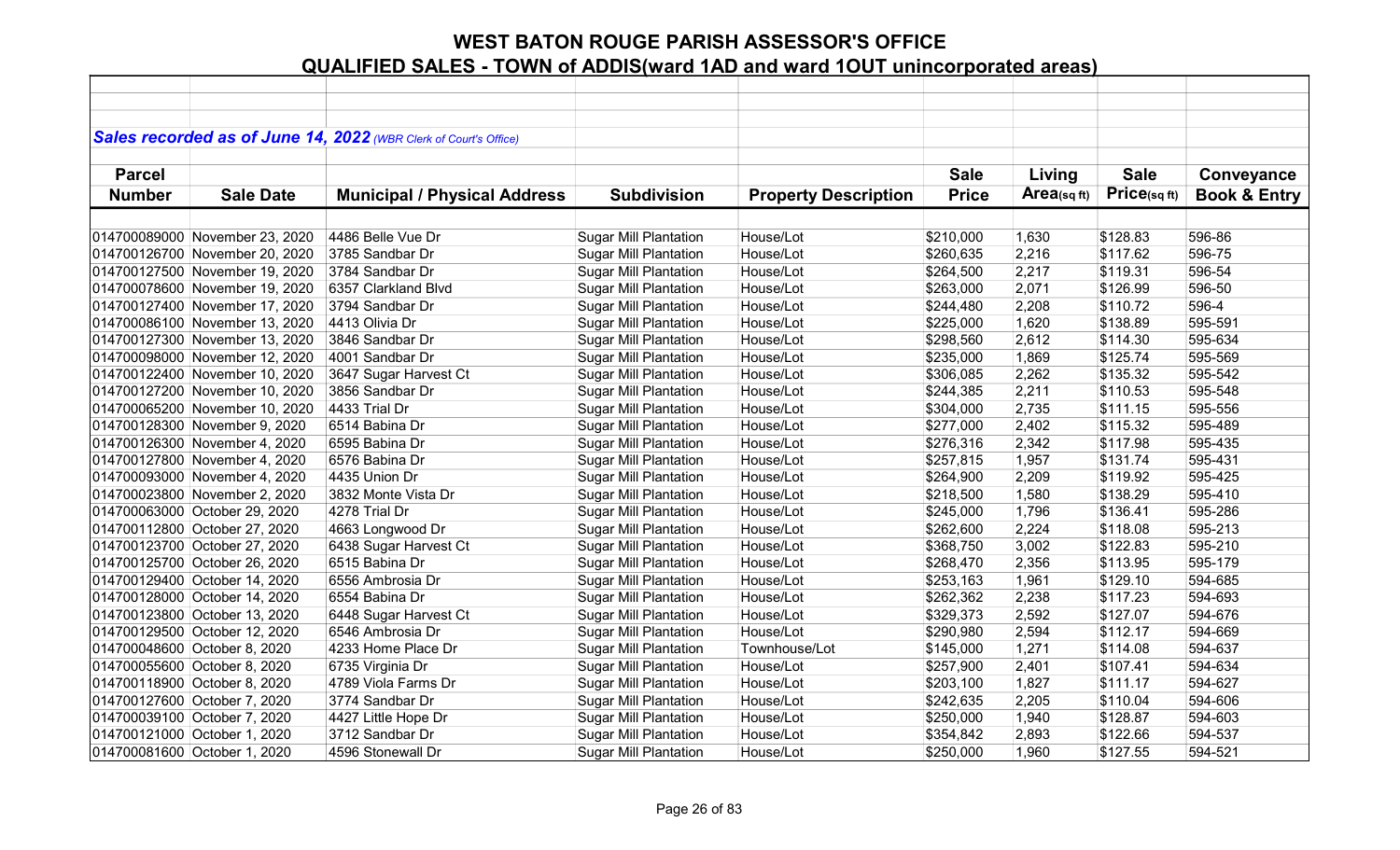# WEST BATON ROUGE PARISH ASSESSOR'S OFFICE

## QUALIFIED SALES - TOWN of ADDIS(ward 1AD and ward 1OUT unincorporated areas)

***Sales recorded as of June 14, 2022** (WBR Clerk of Court's Office)*

| Parcel Number | Sale Date | Municipal / Physical Address | Subdivision | Property Description | Sale Price | Living Area(sq ft) | Sale Price(sq ft) | Conveyance Book & Entry |
|---|---|---|---|---|---|---|---|---|
| 014700089000 | November 23, 2020 | 4486 Belle Vue Dr | Sugar Mill Plantation | House/Lot | $210,000 | 1,630 | $128.83 | 596-86 |
| 014700126700 | November 20, 2020 | 3785 Sandbar Dr | Sugar Mill Plantation | House/Lot | $260,635 | 2,216 | $117.62 | 596-75 |
| 014700127500 | November 19, 2020 | 3784 Sandbar Dr | Sugar Mill Plantation | House/Lot | $264,500 | 2,217 | $119.31 | 596-54 |
| 014700078600 | November 19, 2020 | 6357 Clarkland Blvd | Sugar Mill Plantation | House/Lot | $263,000 | 2,071 | $126.99 | 596-50 |
| 014700127400 | November 17, 2020 | 3794 Sandbar Dr | Sugar Mill Plantation | House/Lot | $244,480 | 2,208 | $110.72 | 596-4 |
| 014700086100 | November 13, 2020 | 4413 Olivia Dr | Sugar Mill Plantation | House/Lot | $225,000 | 1,620 | $138.89 | 595-591 |
| 014700127300 | November 13, 2020 | 3846 Sandbar Dr | Sugar Mill Plantation | House/Lot | $298,560 | 2,612 | $114.30 | 595-634 |
| 014700098000 | November 12, 2020 | 4001 Sandbar Dr | Sugar Mill Plantation | House/Lot | $235,000 | 1,869 | $125.74 | 595-569 |
| 014700122400 | November 10, 2020 | 3647 Sugar Harvest Ct | Sugar Mill Plantation | House/Lot | $306,085 | 2,262 | $135.32 | 595-542 |
| 014700127200 | November 10, 2020 | 3856 Sandbar Dr | Sugar Mill Plantation | House/Lot | $244,385 | 2,211 | $110.53 | 595-548 |
| 014700065200 | November 10, 2020 | 4433 Trial Dr | Sugar Mill Plantation | House/Lot | $304,000 | 2,735 | $111.15 | 595-556 |
| 014700128300 | November 9, 2020 | 6514 Babina Dr | Sugar Mill Plantation | House/Lot | $277,000 | 2,402 | $115.32 | 595-489 |
| 014700126300 | November 4, 2020 | 6595 Babina Dr | Sugar Mill Plantation | House/Lot | $276,316 | 2,342 | $117.98 | 595-435 |
| 014700127800 | November 4, 2020 | 6576 Babina Dr | Sugar Mill Plantation | House/Lot | $257,815 | 1,957 | $131.74 | 595-431 |
| 014700093000 | November 4, 2020 | 4435 Union Dr | Sugar Mill Plantation | House/Lot | $264,900 | 2,209 | $119.92 | 595-425 |
| 014700023800 | November 2, 2020 | 3832 Monte Vista Dr | Sugar Mill Plantation | House/Lot | $218,500 | 1,580 | $138.29 | 595-410 |
| 014700063000 | October 29, 2020 | 4278 Trial Dr | Sugar Mill Plantation | House/Lot | $245,000 | 1,796 | $136.41 | 595-286 |
| 014700112800 | October 27, 2020 | 4663 Longwood Dr | Sugar Mill Plantation | House/Lot | $262,600 | 2,224 | $118.08 | 595-213 |
| 014700123700 | October 27, 2020 | 6438 Sugar Harvest Ct | Sugar Mill Plantation | House/Lot | $368,750 | 3,002 | $122.83 | 595-210 |
| 014700125700 | October 26, 2020 | 6515 Babina Dr | Sugar Mill Plantation | House/Lot | $268,470 | 2,356 | $113.95 | 595-179 |
| 014700129400 | October 14, 2020 | 6556 Ambrosia Dr | Sugar Mill Plantation | House/Lot | $253,163 | 1,961 | $129.10 | 594-685 |
| 014700128000 | October 14, 2020 | 6554 Babina Dr | Sugar Mill Plantation | House/Lot | $262,362 | 2,238 | $117.23 | 594-693 |
| 014700123800 | October 13, 2020 | 6448 Sugar Harvest Ct | Sugar Mill Plantation | House/Lot | $329,373 | 2,592 | $127.07 | 594-676 |
| 014700129500 | October 12, 2020 | 6546 Ambrosia Dr | Sugar Mill Plantation | House/Lot | $290,980 | 2,594 | $112.17 | 594-669 |
| 014700048600 | October 8, 2020 | 4233 Home Place Dr | Sugar Mill Plantation | Townhouse/Lot | $145,000 | 1,271 | $114.08 | 594-637 |
| 014700055600 | October 8, 2020 | 6735 Virginia Dr | Sugar Mill Plantation | House/Lot | $257,900 | 2,401 | $107.41 | 594-634 |
| 014700118900 | October 8, 2020 | 4789 Viola Farms Dr | Sugar Mill Plantation | House/Lot | $203,100 | 1,827 | $111.17 | 594-627 |
| 014700127600 | October 7, 2020 | 3774 Sandbar Dr | Sugar Mill Plantation | House/Lot | $242,635 | 2,205 | $110.04 | 594-606 |
| 014700039100 | October 7, 2020 | 4427 Little Hope Dr | Sugar Mill Plantation | House/Lot | $250,000 | 1,940 | $128.87 | 594-603 |
| 014700121000 | October 1, 2020 | 3712 Sandbar Dr | Sugar Mill Plantation | House/Lot | $354,842 | 2,893 | $122.66 | 594-537 |
| 014700081600 | October 1, 2020 | 4596 Stonewall Dr | Sugar Mill Plantation | House/Lot | $250,000 | 1,960 | $127.55 | 594-521 |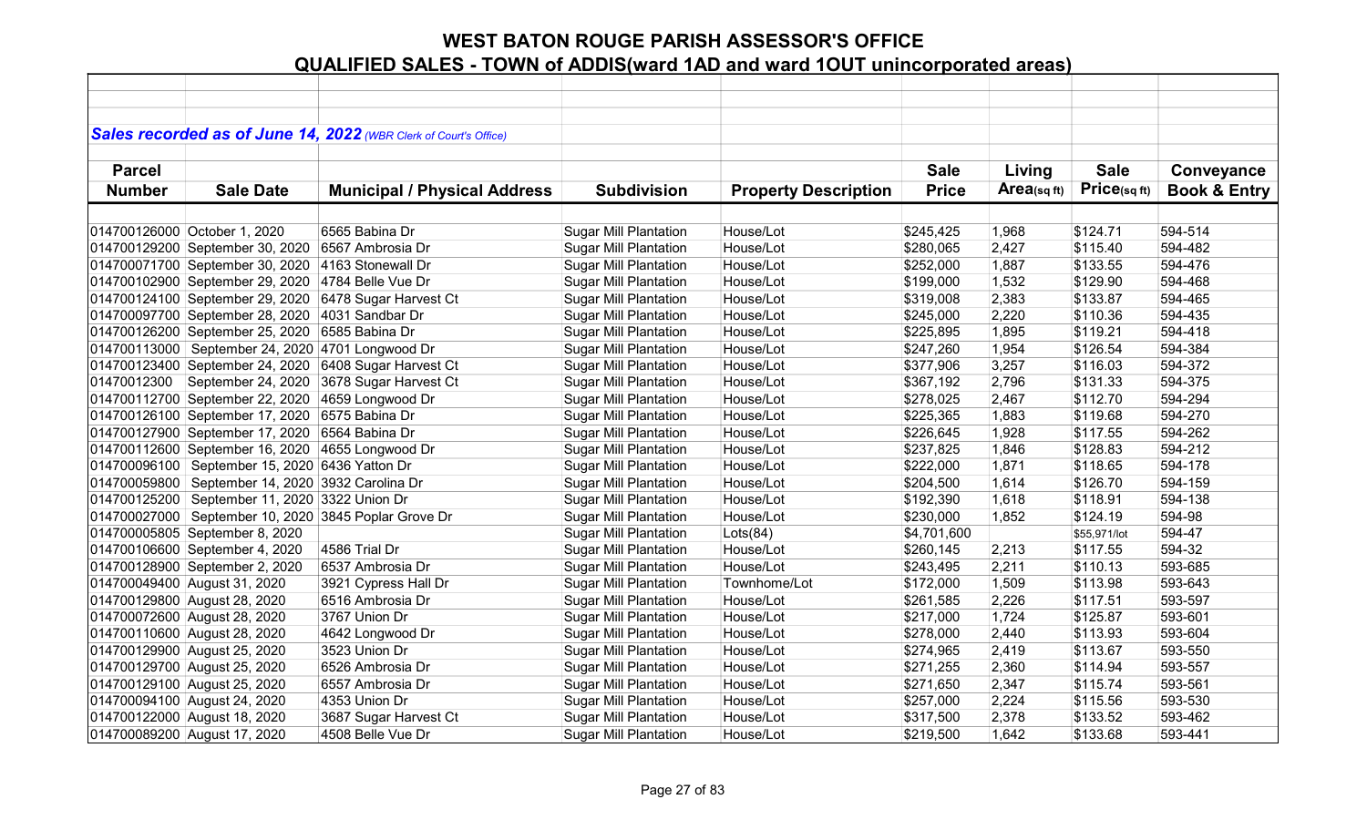# WEST BATON ROUGE PARISH ASSESSOR'S OFFICE

## QUALIFIED SALES - TOWN of ADDIS(ward 1AD and ward 1OUT unincorporated areas)

***Sales recorded as of June 14, 2022*** *(WBR Clerk of Court's Office)*

| Parcel Number | Sale Date | Municipal / Physical Address | Subdivision | Property Description | Sale Price | Living Area(sq ft) | Sale Price(sq ft) | Conveyance Book & Entry |
|---|---|---|---|---|---|---|---|---|
| 014700126000 | October 1, 2020 | 6565 Babina Dr | Sugar Mill Plantation | House/Lot | $245,425 | 1,968 | $124.71 | 594-514 |
| 014700129200 | September 30, 2020 | 6567 Ambrosia Dr | Sugar Mill Plantation | House/Lot | $280,065 | 2,427 | $115.40 | 594-482 |
| 014700071700 | September 30, 2020 | 4163 Stonewall Dr | Sugar Mill Plantation | House/Lot | $252,000 | 1,887 | $133.55 | 594-476 |
| 014700102900 | September 29, 2020 | 4784 Belle Vue Dr | Sugar Mill Plantation | House/Lot | $199,000 | 1,532 | $129.90 | 594-468 |
| 014700124100 | September 29, 2020 | 6478 Sugar Harvest Ct | Sugar Mill Plantation | House/Lot | $319,008 | 2,383 | $133.87 | 594-465 |
| 014700097700 | September 28, 2020 | 4031 Sandbar Dr | Sugar Mill Plantation | House/Lot | $245,000 | 2,220 | $110.36 | 594-435 |
| 014700126200 | September 25, 2020 | 6585 Babina Dr | Sugar Mill Plantation | House/Lot | $225,895 | 1,895 | $119.21 | 594-418 |
| 014700113000 | September 24, 2020 | 4701 Longwood Dr | Sugar Mill Plantation | House/Lot | $247,260 | 1,954 | $126.54 | 594-384 |
| 014700123400 | September 24, 2020 | 6408 Sugar Harvest Ct | Sugar Mill Plantation | House/Lot | $377,906 | 3,257 | $116.03 | 594-372 |
| 01470012300 | September 24, 2020 | 3678 Sugar Harvest Ct | Sugar Mill Plantation | House/Lot | $367,192 | 2,796 | $131.33 | 594-375 |
| 014700112700 | September 22, 2020 | 4659 Longwood Dr | Sugar Mill Plantation | House/Lot | $278,025 | 2,467 | $112.70 | 594-294 |
| 014700126100 | September 17, 2020 | 6575 Babina Dr | Sugar Mill Plantation | House/Lot | $225,365 | 1,883 | $119.68 | 594-270 |
| 014700127900 | September 17, 2020 | 6564 Babina Dr | Sugar Mill Plantation | House/Lot | $226,645 | 1,928 | $117.55 | 594-262 |
| 014700112600 | September 16, 2020 | 4655 Longwood Dr | Sugar Mill Plantation | House/Lot | $237,825 | 1,846 | $128.83 | 594-212 |
| 014700096100 | September 15, 2020 | 6436 Yatton Dr | Sugar Mill Plantation | House/Lot | $222,000 | 1,871 | $118.65 | 594-178 |
| 014700059800 | September 14, 2020 | 3932 Carolina Dr | Sugar Mill Plantation | House/Lot | $204,500 | 1,614 | $126.70 | 594-159 |
| 014700125200 | September 11, 2020 | 3322 Union Dr | Sugar Mill Plantation | House/Lot | $192,390 | 1,618 | $118.91 | 594-138 |
| 014700027000 | September 10, 2020 | 3845 Poplar Grove Dr | Sugar Mill Plantation | House/Lot | $230,000 | 1,852 | $124.19 | 594-98 |
| 014700005805 | September 8, 2020 | | Sugar Mill Plantation | Lots(84) | $4,701,600 | | $55,971/lot | 594-47 |
| 014700106600 | September 4, 2020 | 4586 Trial Dr | Sugar Mill Plantation | House/Lot | $260,145 | 2,213 | $117.55 | 594-32 |
| 014700128900 | September 2, 2020 | 6537 Ambrosia Dr | Sugar Mill Plantation | House/Lot | $243,495 | 2,211 | $110.13 | 593-685 |
| 014700049400 | August 31, 2020 | 3921 Cypress Hall Dr | Sugar Mill Plantation | Townhome/Lot | $172,000 | 1,509 | $113.98 | 593-643 |
| 014700129800 | August 28, 2020 | 6516 Ambrosia Dr | Sugar Mill Plantation | House/Lot | $261,585 | 2,226 | $117.51 | 593-597 |
| 014700072600 | August 28, 2020 | 3767 Union Dr | Sugar Mill Plantation | House/Lot | $217,000 | 1,724 | $125.87 | 593-601 |
| 014700110600 | August 28, 2020 | 4642 Longwood Dr | Sugar Mill Plantation | House/Lot | $278,000 | 2,440 | $113.93 | 593-604 |
| 014700129900 | August 25, 2020 | 3523 Union Dr | Sugar Mill Plantation | House/Lot | $274,965 | 2,419 | $113.67 | 593-550 |
| 014700129700 | August 25, 2020 | 6526 Ambrosia Dr | Sugar Mill Plantation | House/Lot | $271,255 | 2,360 | $114.94 | 593-557 |
| 014700129100 | August 25, 2020 | 6557 Ambrosia Dr | Sugar Mill Plantation | House/Lot | $271,650 | 2,347 | $115.74 | 593-561 |
| 014700094100 | August 24, 2020 | 4353 Union Dr | Sugar Mill Plantation | House/Lot | $257,000 | 2,224 | $115.56 | 593-530 |
| 014700122000 | August 18, 2020 | 3687 Sugar Harvest Ct | Sugar Mill Plantation | House/Lot | $317,500 | 2,378 | $133.52 | 593-462 |
| 014700089200 | August 17, 2020 | 4508 Belle Vue Dr | Sugar Mill Plantation | House/Lot | $219,500 | 1,642 | $133.68 | 593-441 |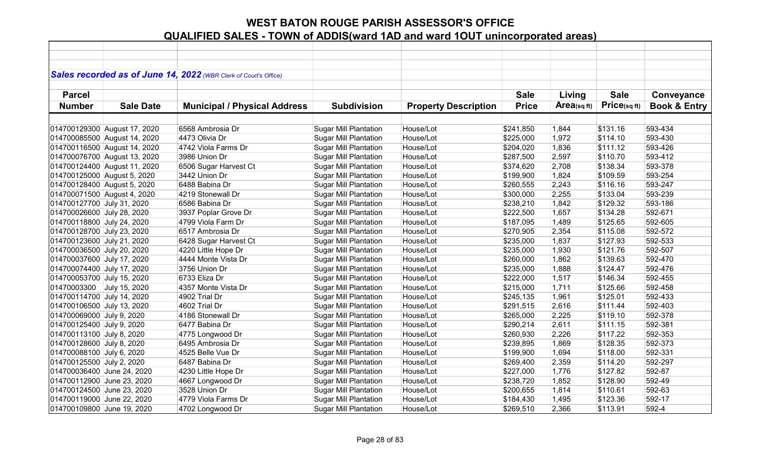# WEST BATON ROUGE PARISH ASSESSOR'S OFFICE

## QUALIFIED SALES - TOWN of ADDIS(ward 1AD and ward 1OUT unincorporated areas)

***Sales recorded as of June 14, 2022** (WBR Clerk of Court's Office)*

| Parcel Number | Sale Date | Municipal / Physical Address | Subdivision | Property Description | Sale Price | Living Area(sq ft) | Sale Price(sq ft) | Conveyance Book & Entry |
|---|---|---|---|---|---|---|---|---|
| 014700129300 | August 17, 2020 | 6568 Ambrosia Dr | Sugar Mill Plantation | House/Lot | $241,850 | 1,844 | $131.16 | 593-434 |
| 014700085500 | August 14, 2020 | 4473 Olivia Dr | Sugar Mill Plantation | House/Lot | $225,000 | 1,972 | $114.10 | 593-430 |
| 014700116500 | August 14, 2020 | 4742 Viola Farms Dr | Sugar Mill Plantation | House/Lot | $204,020 | 1,836 | $111.12 | 593-426 |
| 014700076700 | August 13, 2020 | 3986 Union Dr | Sugar Mill Plantation | House/Lot | $287,500 | 2,597 | $110.70 | 593-412 |
| 014700124400 | August 11, 2020 | 6506 Sugar Harvest Ct | Sugar Mill Plantation | House/Lot | $374,620 | 2,708 | $138.34 | 593-378 |
| 014700125000 | August 5, 2020 | 3442 Union Dr | Sugar Mill Plantation | House/Lot | $199,900 | 1,824 | $109.59 | 593-254 |
| 014700128400 | August 5, 2020 | 6488 Babina Dr | Sugar Mill Plantation | House/Lot | $260,555 | 2,243 | $116.16 | 593-247 |
| 014700071500 | August 4, 2020 | 4219 Stonewall Dr | Sugar Mill Plantation | House/Lot | $300,000 | 2,255 | $133.04 | 593-239 |
| 014700127700 | July 31, 2020 | 6586 Babina Dr | Sugar Mill Plantation | House/Lot | $238,210 | 1,842 | $129.32 | 593-186 |
| 014700026600 | July 28, 2020 | 3937 Poplar Grove Dr | Sugar Mill Plantation | House/Lot | $222,500 | 1,657 | $134.28 | 592-671 |
| 014700118800 | July 24, 2020 | 4799 Viola Farm Dr | Sugar Mill Plantation | House/Lot | $187,095 | 1,489 | $125.65 | 592-605 |
| 014700128700 | July 23, 2020 | 6517 Ambrosia Dr | Sugar Mill Plantation | House/Lot | $270,905 | 2,354 | $115.08 | 592-572 |
| 014700123600 | July 21, 2020 | 6428 Sugar Harvest Ct | Sugar Mill Plantation | House/Lot | $235,000 | 1,837 | $127.93 | 592-533 |
| 014700036500 | July 20, 2020 | 4220 Little Hope Dr | Sugar Mill Plantation | House/Lot | $235,000 | 1,930 | $121.76 | 592-507 |
| 014700037600 | July 17, 2020 | 4444 Monte Vista Dr | Sugar Mill Plantation | House/Lot | $260,000 | 1,862 | $139.63 | 592-470 |
| 014700074400 | July 17, 2020 | 3756 Union Dr | Sugar Mill Plantation | House/Lot | $235,000 | 1,888 | $124.47 | 592-476 |
| 014700053700 | July 15, 2020 | 6733 Eliza Dr | Sugar Mill Plantation | House/Lot | $222,000 | 1,517 | $146.34 | 592-455 |
| 01470003300 | July 15, 2020 | 4357 Monte Vista Dr | Sugar Mill Plantation | House/Lot | $215,000 | 1,711 | $125.66 | 592-458 |
| 014700114700 | July 14, 2020 | 4902 Trial Dr | Sugar Mill Plantation | House/Lot | $245,135 | 1,961 | $125.01 | 592-433 |
| 014700106500 | July 13, 2020 | 4602 Trial Dr | Sugar Mill Plantation | House/Lot | $291,515 | 2,616 | $111.44 | 592-403 |
| 014700069000 | July 9, 2020 | 4186 Stonewall Dr | Sugar Mill Plantation | House/Lot | $265,000 | 2,225 | $119.10 | 592-378 |
| 014700125400 | July 9, 2020 | 6477 Babina Dr | Sugar Mill Plantation | House/Lot | $290,214 | 2,611 | $111.15 | 592-381 |
| 014700113100 | July 8, 2020 | 4775 Longwood Dr | Sugar Mill Plantation | House/Lot | $260,930 | 2,226 | $117.22 | 592-353 |
| 014700128600 | July 8, 2020 | 6495 Ambrosia Dr | Sugar Mill Plantation | House/Lot | $239,895 | 1,869 | $128.35 | 592-373 |
| 014700088100 | July 6, 2020 | 4525 Belle Vue Dr | Sugar Mill Plantation | House/Lot | $199,900 | 1,694 | $118.00 | 592-331 |
| 014700125500 | July 2, 2020 | 6487 Babina Dr | Sugar Mill Plantation | House/Lot | $269,400 | 2,359 | $114.20 | 592-297 |
| 014700036400 | June 24, 2020 | 4230 Little Hope Dr | Sugar Mill Plantation | House/Lot | $227,000 | 1,776 | $127.82 | 592-87 |
| 014700112900 | June 23, 2020 | 4667 Longwood Dr | Sugar Mill Plantation | House/Lot | $238,720 | 1,852 | $128.90 | 592-49 |
| 014700124500 | June 23, 2020 | 3528 Union Dr | Sugar Mill Plantation | House/Lot | $200,655 | 1,814 | $110.61 | 592-63 |
| 014700119000 | June 22, 2020 | 4779 Viola Farms Dr | Sugar Mill Plantation | House/Lot | $184,430 | 1,495 | $123.36 | 592-17 |
| 014700109800 | June 19, 2020 | 4702 Longwood Dr | Sugar Mill Plantation | House/Lot | $269,510 | 2,366 | $113.91 | 592-4 |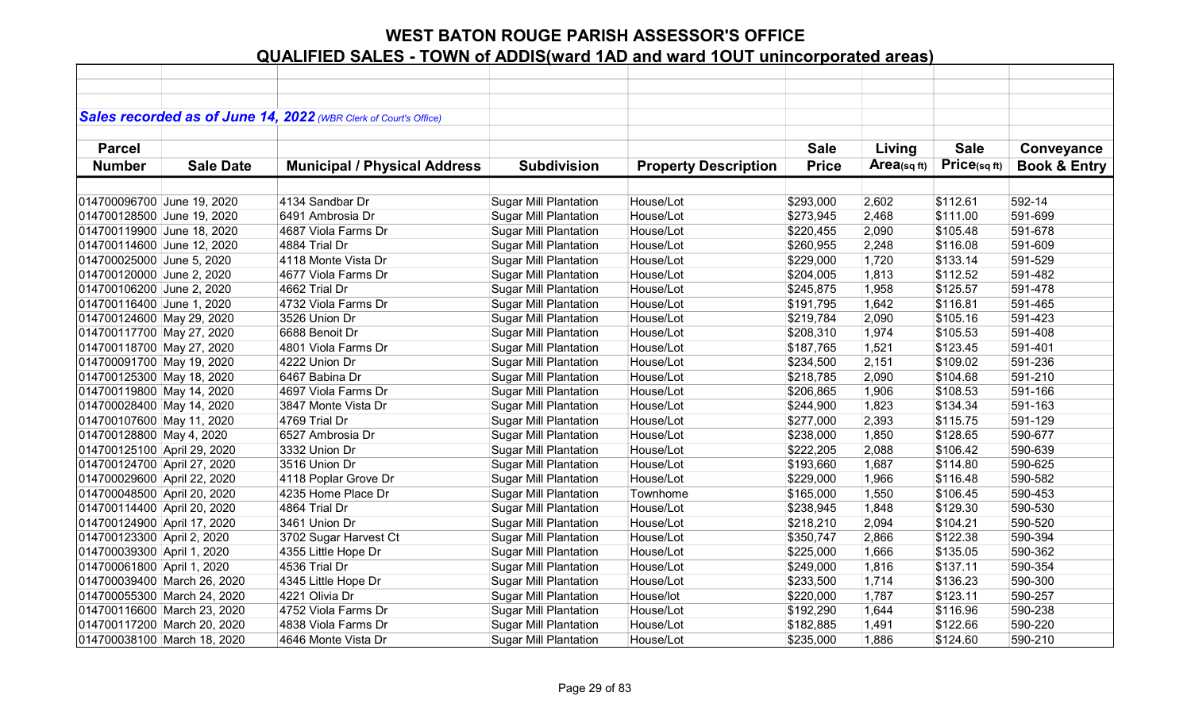# WEST BATON ROUGE PARISH ASSESSOR'S OFFICE

## QUALIFIED SALES - TOWN of ADDIS(ward 1AD and ward 1OUT unincorporated areas)

***Sales recorded as of June 14, 2022*** *(WBR Clerk of Court's Office)*

| Parcel Number | Sale Date | Municipal / Physical Address | Subdivision | Property Description | Sale Price | Living Area(sq ft) | Sale Price(sq ft) | Conveyance Book & Entry |
|---|---|---|---|---|---|---|---|---|
| 014700096700 | June 19, 2020 | 4134 Sandbar Dr | Sugar Mill Plantation | House/Lot | $293,000 | 2,602 | $112.61 | 592-14 |
| 014700128500 | June 19, 2020 | 6491 Ambrosia Dr | Sugar Mill Plantation | House/Lot | $273,945 | 2,468 | $111.00 | 591-699 |
| 014700119900 | June 18, 2020 | 4687 Viola Farms Dr | Sugar Mill Plantation | House/Lot | $220,455 | 2,090 | $105.48 | 591-678 |
| 014700114600 | June 12, 2020 | 4884 Trial Dr | Sugar Mill Plantation | House/Lot | $260,955 | 2,248 | $116.08 | 591-609 |
| 014700025000 | June 5, 2020 | 4118 Monte Vista Dr | Sugar Mill Plantation | House/Lot | $229,000 | 1,720 | $133.14 | 591-529 |
| 014700120000 | June 2, 2020 | 4677 Viola Farms Dr | Sugar Mill Plantation | House/Lot | $204,005 | 1,813 | $112.52 | 591-482 |
| 014700106200 | June 2, 2020 | 4662 Trial Dr | Sugar Mill Plantation | House/Lot | $245,875 | 1,958 | $125.57 | 591-478 |
| 014700116400 | June 1, 2020 | 4732 Viola Farms Dr | Sugar Mill Plantation | House/Lot | $191,795 | 1,642 | $116.81 | 591-465 |
| 014700124600 | May 29, 2020 | 3526 Union Dr | Sugar Mill Plantation | House/Lot | $219,784 | 2,090 | $105.16 | 591-423 |
| 014700117700 | May 27, 2020 | 6688 Benoit Dr | Sugar Mill Plantation | House/Lot | $208,310 | 1,974 | $105.53 | 591-408 |
| 014700118700 | May 27, 2020 | 4801 Viola Farms Dr | Sugar Mill Plantation | House/Lot | $187,765 | 1,521 | $123.45 | 591-401 |
| 014700091700 | May 19, 2020 | 4222 Union Dr | Sugar Mill Plantation | House/Lot | $234,500 | 2,151 | $109.02 | 591-236 |
| 014700125300 | May 18, 2020 | 6467 Babina Dr | Sugar Mill Plantation | House/Lot | $218,785 | 2,090 | $104.68 | 591-210 |
| 014700119800 | May 14, 2020 | 4697 Viola Farms Dr | Sugar Mill Plantation | House/Lot | $206,865 | 1,906 | $108.53 | 591-166 |
| 014700028400 | May 14, 2020 | 3847 Monte Vista Dr | Sugar Mill Plantation | House/Lot | $244,900 | 1,823 | $134.34 | 591-163 |
| 014700107600 | May 11, 2020 | 4769 Trial Dr | Sugar Mill Plantation | House/Lot | $277,000 | 2,393 | $115.75 | 591-129 |
| 014700128800 | May 4, 2020 | 6527 Ambrosia Dr | Sugar Mill Plantation | House/Lot | $238,000 | 1,850 | $128.65 | 590-677 |
| 014700125100 | April 29, 2020 | 3332 Union Dr | Sugar Mill Plantation | House/Lot | $222,205 | 2,088 | $106.42 | 590-639 |
| 014700124700 | April 27, 2020 | 3516 Union Dr | Sugar Mill Plantation | House/Lot | $193,660 | 1,687 | $114.80 | 590-625 |
| 014700029600 | April 22, 2020 | 4118 Poplar Grove Dr | Sugar Mill Plantation | House/Lot | $229,000 | 1,966 | $116.48 | 590-582 |
| 014700048500 | April 20, 2020 | 4235 Home Place Dr | Sugar Mill Plantation | Townhome | $165,000 | 1,550 | $106.45 | 590-453 |
| 014700114400 | April 20, 2020 | 4864 Trial Dr | Sugar Mill Plantation | House/Lot | $238,945 | 1,848 | $129.30 | 590-530 |
| 014700124900 | April 17, 2020 | 3461 Union Dr | Sugar Mill Plantation | House/Lot | $218,210 | 2,094 | $104.21 | 590-520 |
| 014700123300 | April 2, 2020 | 3702 Sugar Harvest Ct | Sugar Mill Plantation | House/Lot | $350,747 | 2,866 | $122.38 | 590-394 |
| 014700039300 | April 1, 2020 | 4355 Little Hope Dr | Sugar Mill Plantation | House/Lot | $225,000 | 1,666 | $135.05 | 590-362 |
| 014700061800 | April 1, 2020 | 4536 Trial Dr | Sugar Mill Plantation | House/Lot | $249,000 | 1,816 | $137.11 | 590-354 |
| 014700039400 | March 26, 2020 | 4345 Little Hope Dr | Sugar Mill Plantation | House/Lot | $233,500 | 1,714 | $136.23 | 590-300 |
| 014700055300 | March 24, 2020 | 4221 Olivia Dr | Sugar Mill Plantation | House/lot | $220,000 | 1,787 | $123.11 | 590-257 |
| 014700116600 | March 23, 2020 | 4752 Viola Farms Dr | Sugar Mill Plantation | House/Lot | $192,290 | 1,644 | $116.96 | 590-238 |
| 014700117200 | March 20, 2020 | 4838 Viola Farms Dr | Sugar Mill Plantation | House/Lot | $182,885 | 1,491 | $122.66 | 590-220 |
| 014700038100 | March 18, 2020 | 4646 Monte Vista Dr | Sugar Mill Plantation | House/Lot | $235,000 | 1,886 | $124.60 | 590-210 |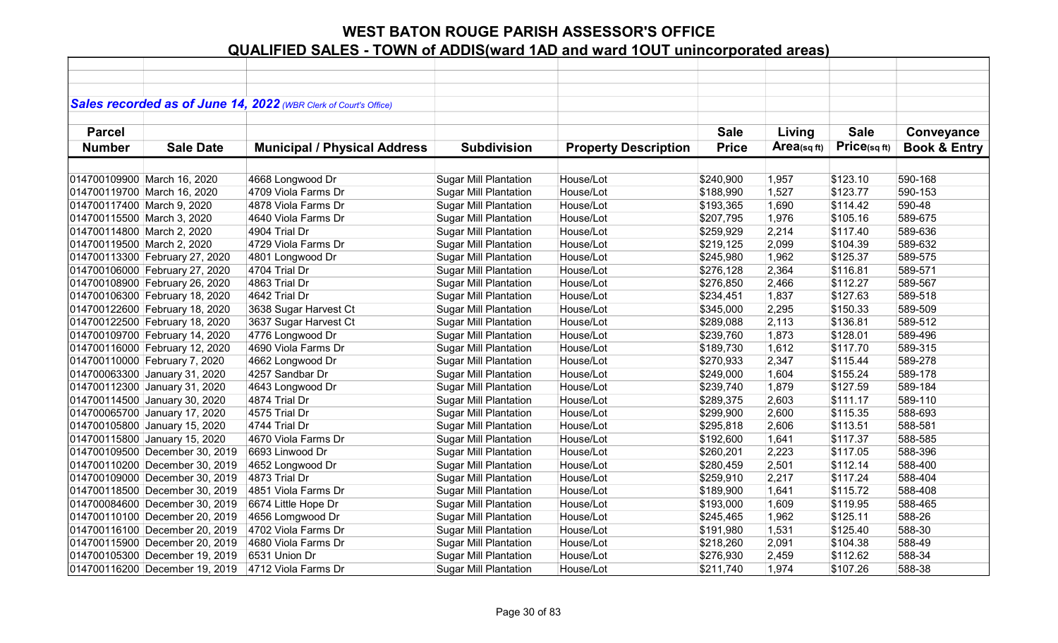# WEST BATON ROUGE PARISH ASSESSOR'S OFFICE

## QUALIFIED SALES - TOWN of ADDIS(ward 1AD and ward 1OUT unincorporated areas)

***Sales recorded as of June 14, 2022** (WBR Clerk of Court's Office)*

| Parcel Number | Sale Date | Municipal / Physical Address | Subdivision | Property Description | Sale Price | Living Area(sq ft) | Sale Price(sq ft) | Conveyance Book & Entry |
|---|---|---|---|---|---|---|---|---|
| 014700109900 | March 16, 2020 | 4668 Longwood Dr | Sugar Mill Plantation | House/Lot | $240,900 | 1,957 | $123.10 | 590-168 |
| 014700119700 | March 16, 2020 | 4709 Viola Farms Dr | Sugar Mill Plantation | House/Lot | $188,990 | 1,527 | $123.77 | 590-153 |
| 014700117400 | March 9, 2020 | 4878 Viola Farms Dr | Sugar Mill Plantation | House/Lot | $193,365 | 1,690 | $114.42 | 590-48 |
| 014700115500 | March 3, 2020 | 4640 Viola Farms Dr | Sugar Mill Plantation | House/Lot | $207,795 | 1,976 | $105.16 | 589-675 |
| 014700114800 | March 2, 2020 | 4904 Trial Dr | Sugar Mill Plantation | House/Lot | $259,929 | 2,214 | $117.40 | 589-636 |
| 014700119500 | March 2, 2020 | 4729 Viola Farms Dr | Sugar Mill Plantation | House/Lot | $219,125 | 2,099 | $104.39 | 589-632 |
| 014700113300 | February 27, 2020 | 4801 Longwood Dr | Sugar Mill Plantation | House/Lot | $245,980 | 1,962 | $125.37 | 589-575 |
| 014700106000 | February 27, 2020 | 4704 Trial Dr | Sugar Mill Plantation | House/Lot | $276,128 | 2,364 | $116.81 | 589-571 |
| 014700108900 | February 26, 2020 | 4863 Trial Dr | Sugar Mill Plantation | House/Lot | $276,850 | 2,466 | $112.27 | 589-567 |
| 014700106300 | February 18, 2020 | 4642 Trial Dr | Sugar Mill Plantation | House/Lot | $234,451 | 1,837 | $127.63 | 589-518 |
| 014700122600 | February 18, 2020 | 3638 Sugar Harvest Ct | Sugar Mill Plantation | House/Lot | $345,000 | 2,295 | $150.33 | 589-509 |
| 014700122500 | February 18, 2020 | 3637 Sugar Harvest Ct | Sugar Mill Plantation | House/Lot | $289,088 | 2,113 | $136.81 | 589-512 |
| 014700109700 | February 14, 2020 | 4776 Longwood Dr | Sugar Mill Plantation | House/Lot | $239,760 | 1,873 | $128.01 | 589-496 |
| 014700116000 | February 12, 2020 | 4690 Viola Farms Dr | Sugar Mill Plantation | House/Lot | $189,730 | 1,612 | $117.70 | 589-315 |
| 014700110000 | February 7, 2020 | 4662 Longwood Dr | Sugar Mill Plantation | House/Lot | $270,933 | 2,347 | $115.44 | 589-278 |
| 014700063300 | January 31, 2020 | 4257 Sandbar Dr | Sugar Mill Plantation | House/Lot | $249,000 | 1,604 | $155.24 | 589-178 |
| 014700112300 | January 31, 2020 | 4643 Longwood Dr | Sugar Mill Plantation | House/Lot | $239,740 | 1,879 | $127.59 | 589-184 |
| 014700114500 | January 30, 2020 | 4874 Trial Dr | Sugar Mill Plantation | House/Lot | $289,375 | 2,603 | $111.17 | 589-110 |
| 014700065700 | January 17, 2020 | 4575 Trial Dr | Sugar Mill Plantation | House/Lot | $299,900 | 2,600 | $115.35 | 588-693 |
| 014700105800 | January 15, 2020 | 4744 Trial Dr | Sugar Mill Plantation | House/Lot | $295,818 | 2,606 | $113.51 | 588-581 |
| 014700115800 | January 15, 2020 | 4670 Viola Farms Dr | Sugar Mill Plantation | House/Lot | $192,600 | 1,641 | $117.37 | 588-585 |
| 014700109500 | December 30, 2019 | 6693 Linwood Dr | Sugar Mill Plantation | House/Lot | $260,201 | 2,223 | $117.05 | 588-396 |
| 014700110200 | December 30, 2019 | 4652 Longwood Dr | Sugar Mill Plantation | House/Lot | $280,459 | 2,501 | $112.14 | 588-400 |
| 014700109000 | December 30, 2019 | 4873 Trial Dr | Sugar Mill Plantation | House/Lot | $259,910 | 2,217 | $117.24 | 588-404 |
| 014700118500 | December 30, 2019 | 4851 Viola Farms Dr | Sugar Mill Plantation | House/Lot | $189,900 | 1,641 | $115.72 | 588-408 |
| 014700084600 | December 30, 2019 | 6674 Little Hope Dr | Sugar Mill Plantation | House/Lot | $193,000 | 1,609 | $119.95 | 588-465 |
| 014700110100 | December 20, 2019 | 4656 Lomgwood Dr | Sugar Mill Plantation | House/Lot | $245,465 | 1,962 | $125.11 | 588-26 |
| 014700116100 | December 20, 2019 | 4702 Viola Farms Dr | Sugar Mill Plantation | House/Lot | $191,980 | 1,531 | $125.40 | 588-30 |
| 014700115900 | December 20, 2019 | 4680 Viola Farms Dr | Sugar Mill Plantation | House/Lot | $218,260 | 2,091 | $104.38 | 588-49 |
| 014700105300 | December 19, 2019 | 6531 Union Dr | Sugar Mill Plantation | House/Lot | $276,930 | 2,459 | $112.62 | 588-34 |
| 014700116200 | December 19, 2019 | 4712 Viola Farms Dr | Sugar Mill Plantation | House/Lot | $211,740 | 1,974 | $107.26 | 588-38 |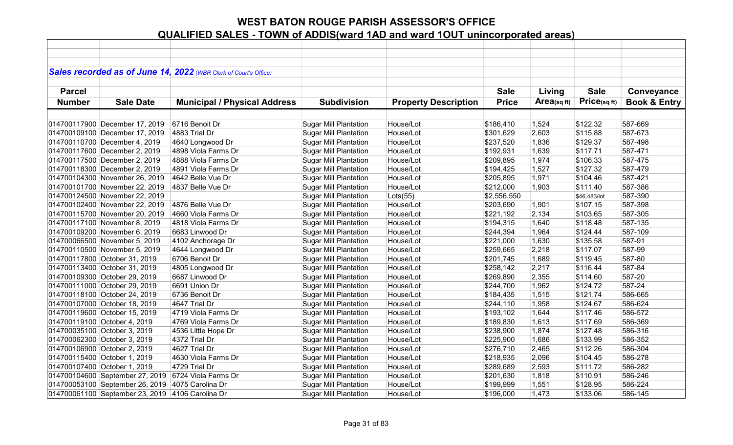# WEST BATON ROUGE PARISH ASSESSOR'S OFFICE

## QUALIFIED SALES - TOWN of ADDIS(ward 1AD and ward 1OUT unincorporated areas)

***Sales recorded as of June 14, 2022** (WBR Clerk of Court's Office)*

| Parcel Number | Sale Date | Municipal / Physical Address | Subdivision | Property Description | Sale Price | Living Area(sq ft) | Sale Price(sq ft) | Conveyance Book & Entry |
|---|---|---|---|---|---|---|---|---|
| 014700117900 | December 17, 2019 | 6716 Benoit Dr | Sugar Mill Plantation | House/Lot | $186,410 | 1,524 | $122.32 | 587-669 |
| 014700109100 | December 17, 2019 | 4883 Trial Dr | Sugar Mill Plantation | House/Lot | $301,629 | 2,603 | $115.88 | 587-673 |
| 014700110700 | December 4, 2019 | 4640 Longwood Dr | Sugar Mill Plantation | House/Lot | $237,520 | 1,836 | $129.37 | 587-498 |
| 014700117600 | December 2, 2019 | 4898 Viola Farms Dr | Sugar Mill Plantation | House/Lot | $192,931 | 1,639 | $117.71 | 587-471 |
| 014700117500 | December 2, 2019 | 4888 Viola Farms Dr | Sugar Mill Plantation | House/Lot | $209,895 | 1,974 | $106.33 | 587-475 |
| 014700118300 | December 2, 2019 | 4891 Viola Farms Dr | Sugar Mill Plantation | House/Lot | $194,425 | 1,527 | $127.32 | 587-479 |
| 014700104300 | November 26, 2019 | 4642 Belle Vue Dr | Sugar Mill Plantation | House/Lot | $205,895 | 1,971 | $104.46 | 587-421 |
| 014700101700 | November 22, 2019 | 4837 Belle Vue Dr | Sugar Mill Plantation | House/Lot | $212,000 | 1,903 | $111.40 | 587-386 |
| 014700124500 | November 22, 2019 | | Sugar Mill Plantation | Lots(55) | $2,556,550 | | $46,483/lot | 587-390 |
| 014700102400 | November 22, 2019 | 4876 Belle Vue Dr | Sugar Mill Plantation | House/Lot | $203,690 | 1,901 | $107.15 | 587-398 |
| 014700115700 | November 20, 2019 | 4660 Viola Farms Dr | Sugar Mill Plantation | House/Lot | $221,192 | 2,134 | $103.65 | 587-305 |
| 014700117100 | November 8, 2019 | 4818 Viola Farms Dr | Sugar Mill Plantation | House/Lot | $194,315 | 1,640 | $118.48 | 587-135 |
| 014700109200 | November 6, 2019 | 6683 Linwood Dr | Sugar Mill Plantation | House/Lot | $244,394 | 1,964 | $124.44 | 587-109 |
| 014700066500 | November 5, 2019 | 4102 Anchorage Dr | Sugar Mill Plantation | House/Lot | $221,000 | 1,630 | $135.58 | 587-91 |
| 014700110500 | November 5, 2019 | 4644 Longwood Dr | Sugar Mill Plantation | House/Lot | $259,665 | 2,218 | $117.07 | 587-99 |
| 014700117800 | October 31, 2019 | 6706 Benoit Dr | Sugar Mill Plantation | House/Lot | $201,745 | 1,689 | $119.45 | 587-80 |
| 014700113400 | October 31, 2019 | 4805 Longwood Dr | Sugar Mill Plantation | House/Lot | $258,142 | 2,217 | $116.44 | 587-84 |
| 014700109300 | October 29, 2019 | 6687 Linwood Dr | Sugar Mill Plantation | House/Lot | $269,890 | 2,355 | $114.60 | 587-20 |
| 014700111000 | October 29, 2019 | 6691 Union Dr | Sugar Mill Plantation | House/Lot | $244,700 | 1,962 | $124.72 | 587-24 |
| 014700118100 | October 24, 2019 | 6736 Benoit Dr | Sugar Mill Plantation | House/Lot | $184,435 | 1,515 | $121.74 | 586-665 |
| 014700107000 | October 18, 2019 | 4647 Trial Dr | Sugar Mill Plantation | House/Lot | $244,110 | 1,958 | $124.67 | 586-624 |
| 014700119600 | October 15, 2019 | 4719 Viola Farms Dr | Sugar Mill Plantation | House/Lot | $193,102 | 1,644 | $117.46 | 586-572 |
| 014700119100 | October 4, 2019 | 4769 Viola Farms Dr | Sugar Mill Plantation | House/Lot | $189,830 | 1,613 | $117.69 | 586-369 |
| 014700035100 | October 3, 2019 | 4536 Little Hope Dr | Sugar Mill Plantation | House/Lot | $238,900 | 1,874 | $127.48 | 586-316 |
| 014700062300 | October 3, 2019 | 4372 Trial Dr | Sugar Mill Plantation | House/Lot | $225,900 | 1,686 | $133.99 | 586-352 |
| 014700106900 | October 2, 2019 | 4627 Trial Dr | Sugar Mill Plantation | House/Lot | $276,710 | 2,465 | $112.26 | 586-304 |
| 014700115400 | October 1, 2019 | 4630 Viola Farms Dr | Sugar Mill Plantation | House/Lot | $218,935 | 2,096 | $104.45 | 586-278 |
| 014700107400 | October 1, 2019 | 4729 Trial Dr | Sugar Mill Plantation | House/Lot | $289,689 | 2,593 | $111.72 | 586-282 |
| 014700104600 | September 27, 2019 | 6724 Viola Farms Dr | Sugar Mill Plantation | House/Lot | $201,630 | 1,818 | $110.91 | 586-246 |
| 014700053100 | September 26, 2019 | 4075 Carolina Dr | Sugar Mill Plantation | House/Lot | $199,999 | 1,551 | $128.95 | 586-224 |
| 014700061100 | September 23, 2019 | 4106 Carolina Dr | Sugar Mill Plantation | House/Lot | $196,000 | 1,473 | $133.06 | 586-145 |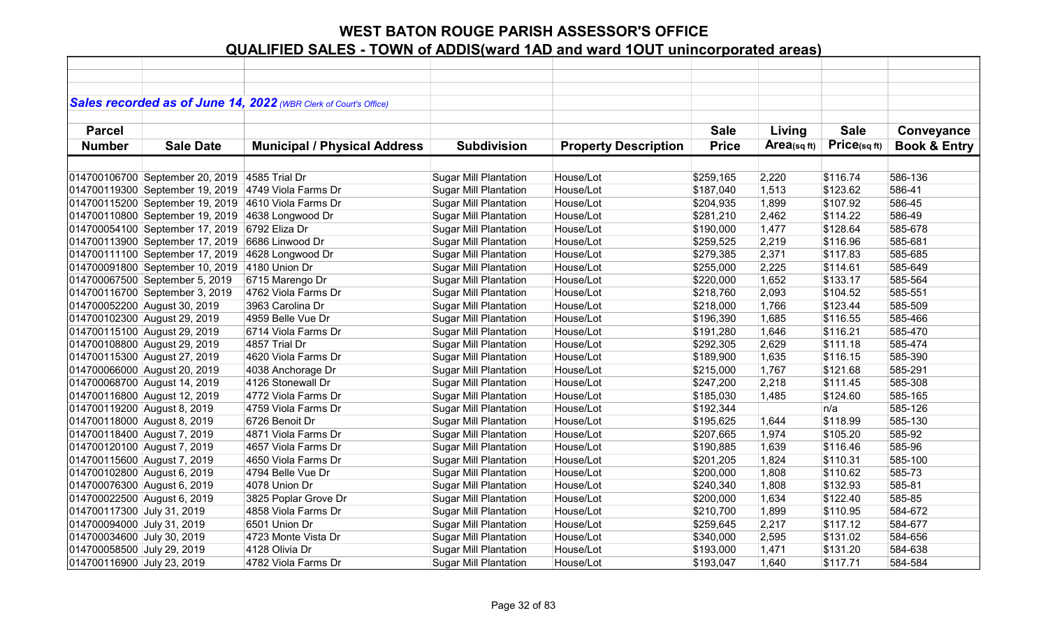# WEST BATON ROUGE PARISH ASSESSOR'S OFFICE

## QUALIFIED SALES - TOWN of ADDIS(ward 1AD and ward 1OUT unincorporated areas)

***Sales recorded as of June 14, 2022** (WBR Clerk of Court's Office)*

| Parcel Number | Sale Date | Municipal / Physical Address | Subdivision | Property Description | Sale Price | Living Area(sq ft) | Sale Price(sq ft) | Conveyance Book & Entry |
|---|---|---|---|---|---|---|---|---|
| 014700106700 | September 20, 2019 | 4585 Trial Dr | Sugar Mill Plantation | House/Lot | $259,165 | 2,220 | $116.74 | 586-136 |
| 014700119300 | September 19, 2019 | 4749 Viola Farms Dr | Sugar Mill Plantation | House/Lot | $187,040 | 1,513 | $123.62 | 586-41 |
| 014700115200 | September 19, 2019 | 4610 Viola Farms Dr | Sugar Mill Plantation | House/Lot | $204,935 | 1,899 | $107.92 | 586-45 |
| 014700110800 | September 19, 2019 | 4638 Longwood Dr | Sugar Mill Plantation | House/Lot | $281,210 | 2,462 | $114.22 | 586-49 |
| 014700054100 | September 17, 2019 | 6792 Eliza Dr | Sugar Mill Plantation | House/Lot | $190,000 | 1,477 | $128.64 | 585-678 |
| 014700113900 | September 17, 2019 | 6686 Linwood Dr | Sugar Mill Plantation | House/Lot | $259,525 | 2,219 | $116.96 | 585-681 |
| 014700111100 | September 17, 2019 | 4628 Longwood Dr | Sugar Mill Plantation | House/Lot | $279,385 | 2,371 | $117.83 | 585-685 |
| 014700091800 | September 10, 2019 | 4180 Union Dr | Sugar Mill Plantation | House/Lot | $255,000 | 2,225 | $114.61 | 585-649 |
| 014700067500 | September 5, 2019 | 6715 Marengo Dr | Sugar Mill Plantation | House/Lot | $220,000 | 1,652 | $133.17 | 585-564 |
| 014700116700 | September 3, 2019 | 4762 Viola Farms Dr | Sugar Mill Plantation | House/Lot | $218,760 | 2,093 | $104.52 | 585-551 |
| 014700052200 | August 30, 2019 | 3963 Carolina Dr | Sugar Mill Plantation | House/Lot | $218,000 | 1,766 | $123.44 | 585-509 |
| 014700102300 | August 29, 2019 | 4959 Belle Vue Dr | Sugar Mill Plantation | House/Lot | $196,390 | 1,685 | $116.55 | 585-466 |
| 014700115100 | August 29, 2019 | 6714 Viola Farms Dr | Sugar Mill Plantation | House/Lot | $191,280 | 1,646 | $116.21 | 585-470 |
| 014700108800 | August 29, 2019 | 4857 Trial Dr | Sugar Mill Plantation | House/Lot | $292,305 | 2,629 | $111.18 | 585-474 |
| 014700115300 | August 27, 2019 | 4620 Viola Farms Dr | Sugar Mill Plantation | House/Lot | $189,900 | 1,635 | $116.15 | 585-390 |
| 014700066000 | August 20, 2019 | 4038 Anchorage Dr | Sugar Mill Plantation | House/Lot | $215,000 | 1,767 | $121.68 | 585-291 |
| 014700068700 | August 14, 2019 | 4126 Stonewall Dr | Sugar Mill Plantation | House/Lot | $247,200 | 2,218 | $111.45 | 585-308 |
| 014700116800 | August 12, 2019 | 4772 Viola Farms Dr | Sugar Mill Plantation | House/Lot | $185,030 | 1,485 | $124.60 | 585-165 |
| 014700119200 | August 8, 2019 | 4759 Viola Farms Dr | Sugar Mill Plantation | House/Lot | $192,344 | | n/a | 585-126 |
| 014700118000 | August 8, 2019 | 6726 Benoit Dr | Sugar Mill Plantation | House/Lot | $195,625 | 1,644 | $118.99 | 585-130 |
| 014700118400 | August 7, 2019 | 4871 Viola Farms Dr | Sugar Mill Plantation | House/Lot | $207,665 | 1,974 | $105.20 | 585-92 |
| 014700120100 | August 7, 2019 | 4657 Viola Farms Dr | Sugar Mill Plantation | House/Lot | $190,885 | 1,639 | $116.46 | 585-96 |
| 014700115600 | August 7, 2019 | 4650 Viola Farms Dr | Sugar Mill Plantation | House/Lot | $201,205 | 1,824 | $110.31 | 585-100 |
| 014700102800 | August 6, 2019 | 4794 Belle Vue Dr | Sugar Mill Plantation | House/Lot | $200,000 | 1,808 | $110.62 | 585-73 |
| 014700076300 | August 6, 2019 | 4078 Union Dr | Sugar Mill Plantation | House/Lot | $240,340 | 1,808 | $132.93 | 585-81 |
| 014700022500 | August 6, 2019 | 3825 Poplar Grove Dr | Sugar Mill Plantation | House/Lot | $200,000 | 1,634 | $122.40 | 585-85 |
| 014700117300 | July 31, 2019 | 4858 Viola Farms Dr | Sugar Mill Plantation | House/Lot | $210,700 | 1,899 | $110.95 | 584-672 |
| 014700094000 | July 31, 2019 | 6501 Union Dr | Sugar Mill Plantation | House/Lot | $259,645 | 2,217 | $117.12 | 584-677 |
| 014700034600 | July 30, 2019 | 4723 Monte Vista Dr | Sugar Mill Plantation | House/Lot | $340,000 | 2,595 | $131.02 | 584-656 |
| 014700058500 | July 29, 2019 | 4128 Olivia Dr | Sugar Mill Plantation | House/Lot | $193,000 | 1,471 | $131.20 | 584-638 |
| 014700116900 | July 23, 2019 | 4782 Viola Farms Dr | Sugar Mill Plantation | House/Lot | $193,047 | 1,640 | $117.71 | 584-584 |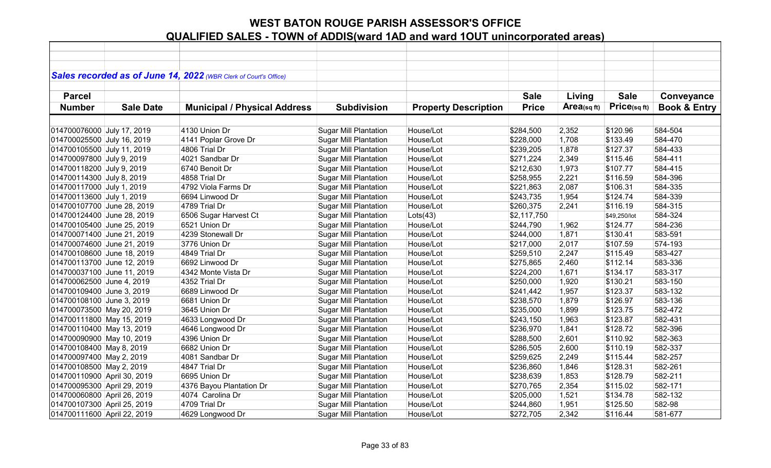# WEST BATON ROUGE PARISH ASSESSOR'S OFFICE

## QUALIFIED SALES - TOWN of ADDIS(ward 1AD and ward 1OUT unincorporated areas)

*Sales recorded as of June 14, 2022 (WBR Clerk of Court's Office)*

| Parcel Number | Sale Date | Municipal / Physical Address | Subdivision | Property Description | Sale Price | Living Area(sq ft) | Sale Price(sq ft) | Conveyance Book & Entry |
|---|---|---|---|---|---|---|---|---|
| 014700076000 | July 17, 2019 | 4130 Union Dr | Sugar Mill Plantation | House/Lot | $284,500 | 2,352 | $120.96 | 584-504 |
| 014700025500 | July 16, 2019 | 4141 Poplar Grove Dr | Sugar Mill Plantation | House/Lot | $228,000 | 1,708 | $133.49 | 584-470 |
| 014700105500 | July 11, 2019 | 4806 Trial Dr | Sugar Mill Plantation | House/Lot | $239,205 | 1,878 | $127.37 | 584-433 |
| 014700097800 | July 9, 2019 | 4021 Sandbar Dr | Sugar Mill Plantation | House/Lot | $271,224 | 2,349 | $115.46 | 584-411 |
| 014700118200 | July 9, 2019 | 6740 Benoit Dr | Sugar Mill Plantation | House/Lot | $212,630 | 1,973 | $107.77 | 584-415 |
| 014700114300 | July 8, 2019 | 4858 Trial Dr | Sugar Mill Plantation | House/Lot | $258,955 | 2,221 | $116.59 | 584-396 |
| 014700117000 | July 1, 2019 | 4792 Viola Farms Dr | Sugar Mill Plantation | House/Lot | $221,863 | 2,087 | $106.31 | 584-335 |
| 014700113600 | July 1, 2019 | 6694 Linwood Dr | Sugar Mill Plantation | House/Lot | $243,735 | 1,954 | $124.74 | 584-339 |
| 014700107700 | June 28, 2019 | 4789 Trial Dr | Sugar Mill Plantation | House/Lot | $260,375 | 2,241 | $116.19 | 584-315 |
| 014700124400 | June 28, 2019 | 6506 Sugar Harvest Ct | Sugar Mill Plantation | Lots(43) | $2,117,750 | | $49,250/lot | 584-324 |
| 014700105400 | June 25, 2019 | 6521 Union Dr | Sugar Mill Plantation | House/Lot | $244,790 | 1,962 | $124.77 | 584-236 |
| 014700071400 | June 21, 2019 | 4239 Stonewall Dr | Sugar Mill Plantation | House/Lot | $244,000 | 1,871 | $130.41 | 583-591 |
| 014700074600 | June 21, 2019 | 3776 Union Dr | Sugar Mill Plantation | House/Lot | $217,000 | 2,017 | $107.59 | 574-193 |
| 014700108600 | June 18, 2019 | 4849 Trial Dr | Sugar Mill Plantation | House/Lot | $259,510 | 2,247 | $115.49 | 583-427 |
| 014700113700 | June 12, 2019 | 6692 Linwood Dr | Sugar Mill Plantation | House/Lot | $275,865 | 2,460 | $112.14 | 583-336 |
| 014700037100 | June 11, 2019 | 4342 Monte Vista Dr | Sugar Mill Plantation | House/Lot | $224,200 | 1,671 | $134.17 | 583-317 |
| 014700062500 | June 4, 2019 | 4352 Trial Dr | Sugar Mill Plantation | House/Lot | $250,000 | 1,920 | $130.21 | 583-150 |
| 014700109400 | June 3, 2019 | 6689 Linwood Dr | Sugar Mill Plantation | House/Lot | $241,442 | 1,957 | $123.37 | 583-132 |
| 014700108100 | June 3, 2019 | 6681 Union Dr | Sugar Mill Plantation | House/Lot | $238,570 | 1,879 | $126.97 | 583-136 |
| 014700073500 | May 20, 2019 | 3645 Union Dr | Sugar Mill Plantation | House/Lot | $235,000 | 1,899 | $123.75 | 582-472 |
| 014700111800 | May 15, 2019 | 4633 Longwood Dr | Sugar Mill Plantation | House/Lot | $243,150 | 1,963 | $123.87 | 582-431 |
| 014700110400 | May 13, 2019 | 4646 Longwood Dr | Sugar Mill Plantation | House/Lot | $236,970 | 1,841 | $128.72 | 582-396 |
| 014700090900 | May 10, 2019 | 4396 Union Dr | Sugar Mill Plantation | House/Lot | $288,500 | 2,601 | $110.92 | 582-363 |
| 014700108400 | May 8, 2019 | 6682 Union Dr | Sugar Mill Plantation | House/Lot | $286,505 | 2,600 | $110.19 | 582-337 |
| 014700097400 | May 2, 2019 | 4081 Sandbar Dr | Sugar Mill Plantation | House/Lot | $259,625 | 2,249 | $115.44 | 582-257 |
| 014700108500 | May 2, 2019 | 4847 Trial Dr | Sugar Mill Plantation | House/Lot | $236,860 | 1,846 | $128.31 | 582-261 |
| 014700110900 | April 30, 2019 | 6695 Union Dr | Sugar Mill Plantation | House/Lot | $238,639 | 1,853 | $128.79 | 582-211 |
| 014700095300 | April 29, 2019 | 4376 Bayou Plantation Dr | Sugar Mill Plantation | House/Lot | $270,765 | 2,354 | $115.02 | 582-171 |
| 014700060800 | April 26, 2019 | 4074 Carolina Dr | Sugar Mill Plantation | House/Lot | $205,000 | 1,521 | $134.78 | 582-132 |
| 014700107300 | April 25, 2019 | 4709 Trial Dr | Sugar Mill Plantation | House/Lot | $244,860 | 1,951 | $125.50 | 582-98 |
| 014700111600 | April 22, 2019 | 4629 Longwood Dr | Sugar Mill Plantation | House/Lot | $272,705 | 2,342 | $116.44 | 581-677 |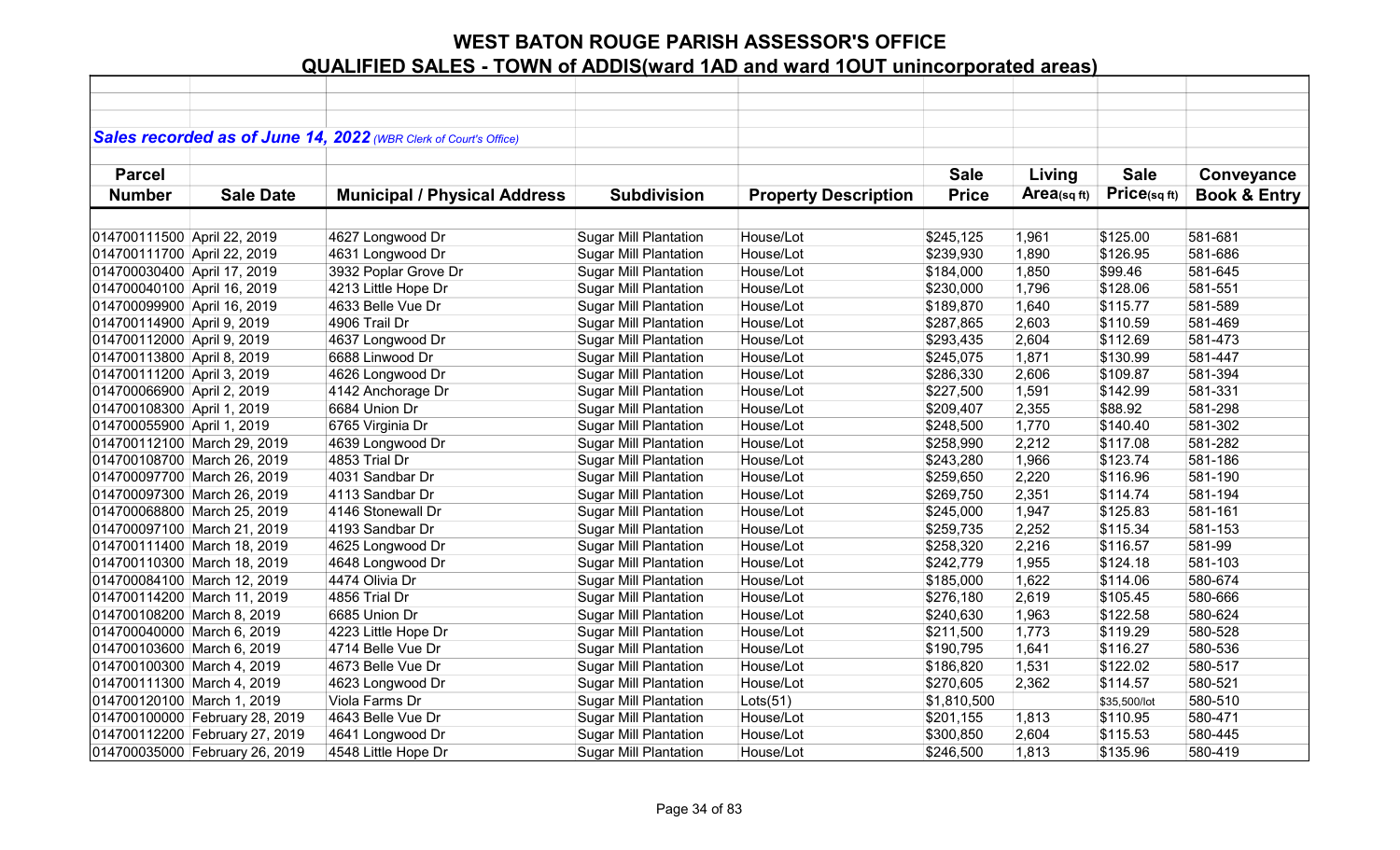# WEST BATON ROUGE PARISH ASSESSOR'S OFFICE

## QUALIFIED SALES - TOWN of ADDIS(ward 1AD and ward 1OUT unincorporated areas)

*Sales recorded as of June 14, 2022 (WBR Clerk of Court's Office)*

| Parcel Number | Sale Date | Municipal / Physical Address | Subdivision | Property Description | Sale Price | Living Area(sq ft) | Sale Price(sq ft) | Conveyance Book & Entry |
|---|---|---|---|---|---|---|---|---|
| 014700111500 | April 22, 2019 | 4627 Longwood Dr | Sugar Mill Plantation | House/Lot | $245,125 | 1,961 | $125.00 | 581-681 |
| 014700111700 | April 22, 2019 | 4631 Longwood Dr | Sugar Mill Plantation | House/Lot | $239,930 | 1,890 | $126.95 | 581-686 |
| 014700030400 | April 17, 2019 | 3932 Poplar Grove Dr | Sugar Mill Plantation | House/Lot | $184,000 | 1,850 | $99.46 | 581-645 |
| 014700040100 | April 16, 2019 | 4213 Little Hope Dr | Sugar Mill Plantation | House/Lot | $230,000 | 1,796 | $128.06 | 581-551 |
| 014700099900 | April 16, 2019 | 4633 Belle Vue Dr | Sugar Mill Plantation | House/Lot | $189,870 | 1,640 | $115.77 | 581-589 |
| 014700114900 | April 9, 2019 | 4906 Trail Dr | Sugar Mill Plantation | House/Lot | $287,865 | 2,603 | $110.59 | 581-469 |
| 014700112000 | April 9, 2019 | 4637 Longwood Dr | Sugar Mill Plantation | House/Lot | $293,435 | 2,604 | $112.69 | 581-473 |
| 014700113800 | April 8, 2019 | 6688 Linwood Dr | Sugar Mill Plantation | House/Lot | $245,075 | 1,871 | $130.99 | 581-447 |
| 014700111200 | April 3, 2019 | 4626 Longwood Dr | Sugar Mill Plantation | House/Lot | $286,330 | 2,606 | $109.87 | 581-394 |
| 014700066900 | April 2, 2019 | 4142 Anchorage Dr | Sugar Mill Plantation | House/Lot | $227,500 | 1,591 | $142.99 | 581-331 |
| 014700108300 | April 1, 2019 | 6684 Union Dr | Sugar Mill Plantation | House/Lot | $209,407 | 2,355 | $88.92 | 581-298 |
| 014700055900 | April 1, 2019 | 6765 Virginia Dr | Sugar Mill Plantation | House/Lot | $248,500 | 1,770 | $140.40 | 581-302 |
| 014700112100 | March 29, 2019 | 4639 Longwood Dr | Sugar Mill Plantation | House/Lot | $258,990 | 2,212 | $117.08 | 581-282 |
| 014700108700 | March 26, 2019 | 4853 Trial Dr | Sugar Mill Plantation | House/Lot | $243,280 | 1,966 | $123.74 | 581-186 |
| 014700097700 | March 26, 2019 | 4031 Sandbar Dr | Sugar Mill Plantation | House/Lot | $259,650 | 2,220 | $116.96 | 581-190 |
| 014700097300 | March 26, 2019 | 4113 Sandbar Dr | Sugar Mill Plantation | House/Lot | $269,750 | 2,351 | $114.74 | 581-194 |
| 014700068800 | March 25, 2019 | 4146 Stonewall Dr | Sugar Mill Plantation | House/Lot | $245,000 | 1,947 | $125.83 | 581-161 |
| 014700097100 | March 21, 2019 | 4193 Sandbar Dr | Sugar Mill Plantation | House/Lot | $259,735 | 2,252 | $115.34 | 581-153 |
| 014700111400 | March 18, 2019 | 4625 Longwood Dr | Sugar Mill Plantation | House/Lot | $258,320 | 2,216 | $116.57 | 581-99 |
| 014700110300 | March 18, 2019 | 4648 Longwood Dr | Sugar Mill Plantation | House/Lot | $242,779 | 1,955 | $124.18 | 581-103 |
| 014700084100 | March 12, 2019 | 4474 Olivia Dr | Sugar Mill Plantation | House/Lot | $185,000 | 1,622 | $114.06 | 580-674 |
| 014700114200 | March 11, 2019 | 4856 Trial Dr | Sugar Mill Plantation | House/Lot | $276,180 | 2,619 | $105.45 | 580-666 |
| 014700108200 | March 8, 2019 | 6685 Union Dr | Sugar Mill Plantation | House/Lot | $240,630 | 1,963 | $122.58 | 580-624 |
| 014700040000 | March 6, 2019 | 4223 Little Hope Dr | Sugar Mill Plantation | House/Lot | $211,500 | 1,773 | $119.29 | 580-528 |
| 014700103600 | March 6, 2019 | 4714 Belle Vue Dr | Sugar Mill Plantation | House/Lot | $190,795 | 1,641 | $116.27 | 580-536 |
| 014700100300 | March 4, 2019 | 4673 Belle Vue Dr | Sugar Mill Plantation | House/Lot | $186,820 | 1,531 | $122.02 | 580-517 |
| 014700111300 | March 4, 2019 | 4623 Longwood Dr | Sugar Mill Plantation | House/Lot | $270,605 | 2,362 | $114.57 | 580-521 |
| 014700120100 | March 1, 2019 | Viola Farms Dr | Sugar Mill Plantation | Lots(51) | $1,810,500 | | $35,500/lot | 580-510 |
| 014700100000 | February 28, 2019 | 4643 Belle Vue Dr | Sugar Mill Plantation | House/Lot | $201,155 | 1,813 | $110.95 | 580-471 |
| 014700112200 | February 27, 2019 | 4641 Longwood Dr | Sugar Mill Plantation | House/Lot | $300,850 | 2,604 | $115.53 | 580-445 |
| 014700035000 | February 26, 2019 | 4548 Little Hope Dr | Sugar Mill Plantation | House/Lot | $246,500 | 1,813 | $135.96 | 580-419 |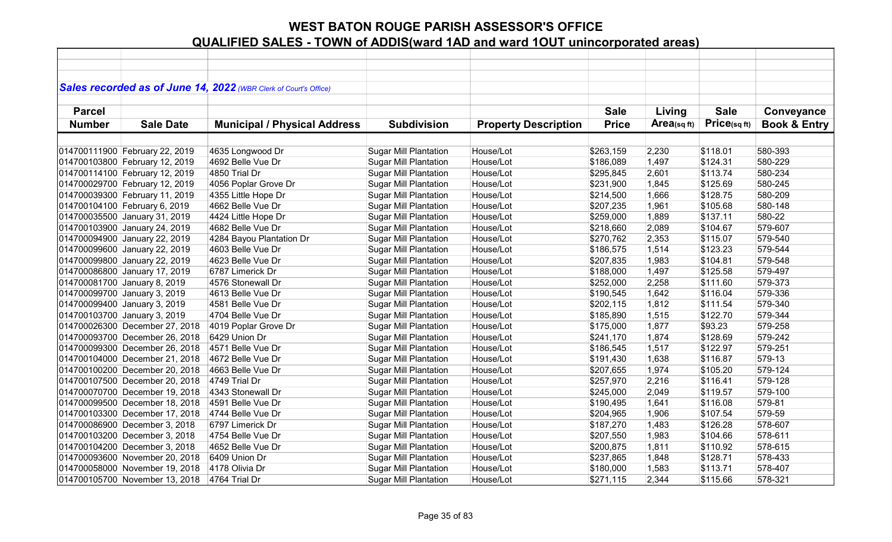# WEST BATON ROUGE PARISH ASSESSOR'S OFFICE

## QUALIFIED SALES - TOWN of ADDIS(ward 1AD and ward 1OUT unincorporated areas)

***Sales recorded as of June 14, 2022** (WBR Clerk of Court's Office)*

| Parcel Number | Sale Date | Municipal / Physical Address | Subdivision | Property Description | Sale Price | Living Area(sq ft) | Sale Price(sq ft) | Conveyance Book & Entry |
|---|---|---|---|---|---|---|---|---|
| 014700111900 | February 22, 2019 | 4635 Longwood Dr | Sugar Mill Plantation | House/Lot | $263,159 | 2,230 | $118.01 | 580-393 |
| 014700103800 | February 12, 2019 | 4692 Belle Vue Dr | Sugar Mill Plantation | House/Lot | $186,089 | 1,497 | $124.31 | 580-229 |
| 014700114100 | February 12, 2019 | 4850 Trial Dr | Sugar Mill Plantation | House/Lot | $295,845 | 2,601 | $113.74 | 580-234 |
| 014700029700 | February 12, 2019 | 4056 Poplar Grove Dr | Sugar Mill Plantation | House/Lot | $231,900 | 1,845 | $125.69 | 580-245 |
| 014700039300 | February 11, 2019 | 4355 Little Hope Dr | Sugar Mill Plantation | House/Lot | $214,500 | 1,666 | $128.75 | 580-209 |
| 014700104100 | February 6, 2019 | 4662 Belle Vue Dr | Sugar Mill Plantation | House/Lot | $207,235 | 1,961 | $105.68 | 580-148 |
| 014700035500 | January 31, 2019 | 4424 Little Hope Dr | Sugar Mill Plantation | House/Lot | $259,000 | 1,889 | $137.11 | 580-22 |
| 014700103900 | January 24, 2019 | 4682 Belle Vue Dr | Sugar Mill Plantation | House/Lot | $218,660 | 2,089 | $104.67 | 579-607 |
| 014700094900 | January 22, 2019 | 4284 Bayou Plantation Dr | Sugar Mill Plantation | House/Lot | $270,762 | 2,353 | $115.07 | 579-540 |
| 014700099600 | January 22, 2019 | 4603 Belle Vue Dr | Sugar Mill Plantation | House/Lot | $186,575 | 1,514 | $123.23 | 579-544 |
| 014700099800 | January 22, 2019 | 4623 Belle Vue Dr | Sugar Mill Plantation | House/Lot | $207,835 | 1,983 | $104.81 | 579-548 |
| 014700086800 | January 17, 2019 | 6787 Limerick Dr | Sugar Mill Plantation | House/Lot | $188,000 | 1,497 | $125.58 | 579-497 |
| 014700081700 | January 8, 2019 | 4576 Stonewall Dr | Sugar Mill Plantation | House/Lot | $252,000 | 2,258 | $111.60 | 579-373 |
| 014700099700 | January 3, 2019 | 4613 Belle Vue Dr | Sugar Mill Plantation | House/Lot | $190,545 | 1,642 | $116.04 | 579-336 |
| 014700099400 | January 3, 2019 | 4581 Belle Vue Dr | Sugar Mill Plantation | House/Lot | $202,115 | 1,812 | $111.54 | 579-340 |
| 014700103700 | January 3, 2019 | 4704 Belle Vue Dr | Sugar Mill Plantation | House/Lot | $185,890 | 1,515 | $122.70 | 579-344 |
| 014700026300 | December 27, 2018 | 4019 Poplar Grove Dr | Sugar Mill Plantation | House/Lot | $175,000 | 1,877 | $93.23 | 579-258 |
| 014700093700 | December 26, 2018 | 6429 Union Dr | Sugar Mill Plantation | House/Lot | $241,170 | 1,874 | $128.69 | 579-242 |
| 014700099300 | December 26, 2018 | 4571 Belle Vue Dr | Sugar Mill Plantation | House/Lot | $186,545 | 1,517 | $122.97 | 579-251 |
| 014700104000 | December 21, 2018 | 4672 Belle Vue Dr | Sugar Mill Plantation | House/Lot | $191,430 | 1,638 | $116.87 | 579-13 |
| 014700100200 | December 20, 2018 | 4663 Belle Vue Dr | Sugar Mill Plantation | House/Lot | $207,655 | 1,974 | $105.20 | 579-124 |
| 014700107500 | December 20, 2018 | 4749 Trial Dr | Sugar Mill Plantation | House/Lot | $257,970 | 2,216 | $116.41 | 579-128 |
| 014700070700 | December 19, 2018 | 4343 Stonewall Dr | Sugar Mill Plantation | House/Lot | $245,000 | 2,049 | $119.57 | 579-100 |
| 014700099500 | December 18, 2018 | 4591 Belle Vue Dr | Sugar Mill Plantation | House/Lot | $190,495 | 1,641 | $116.08 | 579-81 |
| 014700103300 | December 17, 2018 | 4744 Belle Vue Dr | Sugar Mill Plantation | House/Lot | $204,965 | 1,906 | $107.54 | 579-59 |
| 014700086900 | December 3, 2018 | 6797 Limerick Dr | Sugar Mill Plantation | House/Lot | $187,270 | 1,483 | $126.28 | 578-607 |
| 014700103200 | December 3, 2018 | 4754 Belle Vue Dr | Sugar Mill Plantation | House/Lot | $207,550 | 1,983 | $104.66 | 578-611 |
| 014700104200 | December 3, 2018 | 4652 Belle Vue Dr | Sugar Mill Plantation | House/Lot | $200,875 | 1,811 | $110.92 | 578-615 |
| 014700093600 | November 20, 2018 | 6409 Union Dr | Sugar Mill Plantation | House/Lot | $237,865 | 1,848 | $128.71 | 578-433 |
| 014700058000 | November 19, 2018 | 4178 Olivia Dr | Sugar Mill Plantation | House/Lot | $180,000 | 1,583 | $113.71 | 578-407 |
| 014700105700 | November 13, 2018 | 4764 Trial Dr | Sugar Mill Plantation | House/Lot | $271,115 | 2,344 | $115.66 | 578-321 |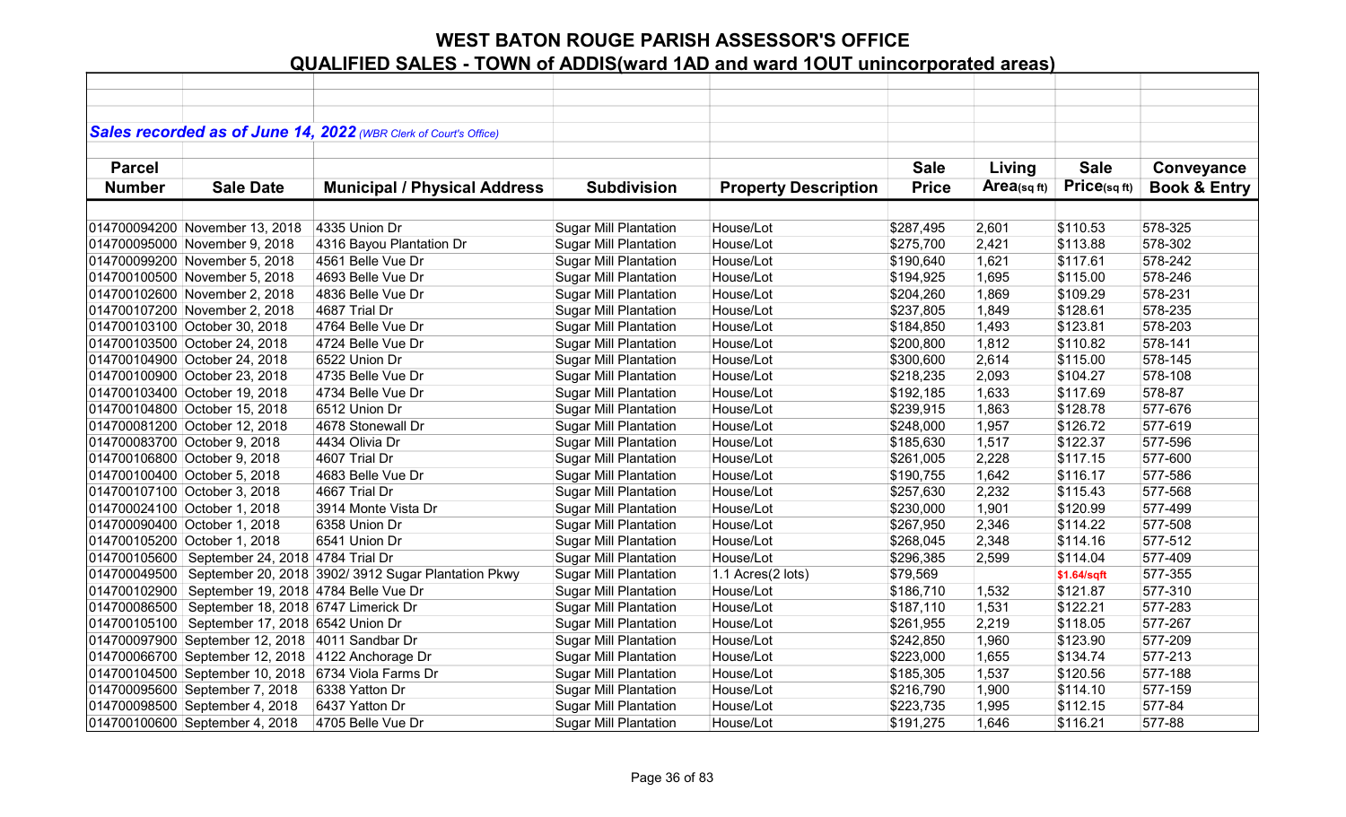# WEST BATON ROUGE PARISH ASSESSOR'S OFFICE

## QUALIFIED SALES - TOWN of ADDIS(ward 1AD and ward 1OUT unincorporated areas)

***Sales recorded as of June 14, 2022*** *(WBR Clerk of Court's Office)*

| Parcel Number | Sale Date | Municipal / Physical Address | Subdivision | Property Description | Sale Price | Living Area(sq ft) | Sale Price(sq ft) | Conveyance Book & Entry |
|---|---|---|---|---|---|---|---|---|
| 014700094200 | November 13, 2018 | 4335 Union Dr | Sugar Mill Plantation | House/Lot | $287,495 | 2,601 | $110.53 | 578-325 |
| 014700095000 | November 9, 2018 | 4316 Bayou Plantation Dr | Sugar Mill Plantation | House/Lot | $275,700 | 2,421 | $113.88 | 578-302 |
| 014700099200 | November 5, 2018 | 4561 Belle Vue Dr | Sugar Mill Plantation | House/Lot | $190,640 | 1,621 | $117.61 | 578-242 |
| 014700100500 | November 5, 2018 | 4693 Belle Vue Dr | Sugar Mill Plantation | House/Lot | $194,925 | 1,695 | $115.00 | 578-246 |
| 014700102600 | November 2, 2018 | 4836 Belle Vue Dr | Sugar Mill Plantation | House/Lot | $204,260 | 1,869 | $109.29 | 578-231 |
| 014700107200 | November 2, 2018 | 4687 Trial Dr | Sugar Mill Plantation | House/Lot | $237,805 | 1,849 | $128.61 | 578-235 |
| 014700103100 | October 30, 2018 | 4764 Belle Vue Dr | Sugar Mill Plantation | House/Lot | $184,850 | 1,493 | $123.81 | 578-203 |
| 014700103500 | October 24, 2018 | 4724 Belle Vue Dr | Sugar Mill Plantation | House/Lot | $200,800 | 1,812 | $110.82 | 578-141 |
| 014700104900 | October 24, 2018 | 6522 Union Dr | Sugar Mill Plantation | House/Lot | $300,600 | 2,614 | $115.00 | 578-145 |
| 014700100900 | October 23, 2018 | 4735 Belle Vue Dr | Sugar Mill Plantation | House/Lot | $218,235 | 2,093 | $104.27 | 578-108 |
| 014700103400 | October 19, 2018 | 4734 Belle Vue Dr | Sugar Mill Plantation | House/Lot | $192,185 | 1,633 | $117.69 | 578-87 |
| 014700104800 | October 15, 2018 | 6512 Union Dr | Sugar Mill Plantation | House/Lot | $239,915 | 1,863 | $128.78 | 577-676 |
| 014700081200 | October 12, 2018 | 4678 Stonewall Dr | Sugar Mill Plantation | House/Lot | $248,000 | 1,957 | $126.72 | 577-619 |
| 014700083700 | October 9, 2018 | 4434 Olivia Dr | Sugar Mill Plantation | House/Lot | $185,630 | 1,517 | $122.37 | 577-596 |
| 014700106800 | October 9, 2018 | 4607 Trial Dr | Sugar Mill Plantation | House/Lot | $261,005 | 2,228 | $117.15 | 577-600 |
| 014700100400 | October 5, 2018 | 4683 Belle Vue Dr | Sugar Mill Plantation | House/Lot | $190,755 | 1,642 | $116.17 | 577-586 |
| 014700107100 | October 3, 2018 | 4667 Trial Dr | Sugar Mill Plantation | House/Lot | $257,630 | 2,232 | $115.43 | 577-568 |
| 014700024100 | October 1, 2018 | 3914 Monte Vista Dr | Sugar Mill Plantation | House/Lot | $230,000 | 1,901 | $120.99 | 577-499 |
| 014700090400 | October 1, 2018 | 6358 Union Dr | Sugar Mill Plantation | House/Lot | $267,950 | 2,346 | $114.22 | 577-508 |
| 014700105200 | October 1, 2018 | 6541 Union Dr | Sugar Mill Plantation | House/Lot | $268,045 | 2,348 | $114.16 | 577-512 |
| 014700105600 | September 24, 2018 | 4784 Trial Dr | Sugar Mill Plantation | House/Lot | $296,385 | 2,599 | $114.04 | 577-409 |
| 014700049500 | September 20, 2018 | 3902/ 3912 Sugar Plantation Pkwy | Sugar Mill Plantation | 1.1 Acres(2 lots) | $79,569 | | $1.64/sqft | 577-355 |
| 014700102900 | September 19, 2018 | 4784 Belle Vue Dr | Sugar Mill Plantation | House/Lot | $186,710 | 1,532 | $121.87 | 577-310 |
| 014700086500 | September 18, 2018 | 6747 Limerick Dr | Sugar Mill Plantation | House/Lot | $187,110 | 1,531 | $122.21 | 577-283 |
| 014700105100 | September 17, 2018 | 6542 Union Dr | Sugar Mill Plantation | House/Lot | $261,955 | 2,219 | $118.05 | 577-267 |
| 014700097900 | September 12, 2018 | 4011 Sandbar Dr | Sugar Mill Plantation | House/Lot | $242,850 | 1,960 | $123.90 | 577-209 |
| 014700066700 | September 12, 2018 | 4122 Anchorage Dr | Sugar Mill Plantation | House/Lot | $223,000 | 1,655 | $134.74 | 577-213 |
| 014700104500 | September 10, 2018 | 6734 Viola Farms Dr | Sugar Mill Plantation | House/Lot | $185,305 | 1,537 | $120.56 | 577-188 |
| 014700095600 | September 7, 2018 | 6338 Yatton Dr | Sugar Mill Plantation | House/Lot | $216,790 | 1,900 | $114.10 | 577-159 |
| 014700098500 | September 4, 2018 | 6437 Yatton Dr | Sugar Mill Plantation | House/Lot | $223,735 | 1,995 | $112.15 | 577-84 |
| 014700100600 | September 4, 2018 | 4705 Belle Vue Dr | Sugar Mill Plantation | House/Lot | $191,275 | 1,646 | $116.21 | 577-88 |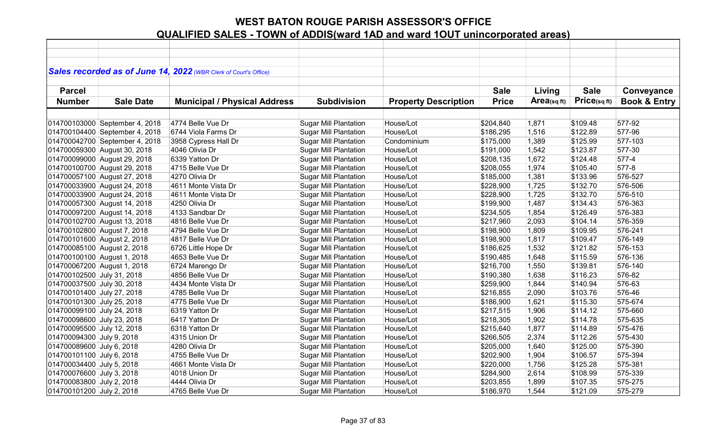# WEST BATON ROUGE PARISH ASSESSOR'S OFFICE

## QUALIFIED SALES - TOWN of ADDIS(ward 1AD and ward 1OUT unincorporated areas)

***Sales recorded as of June 14, 2022*** *(WBR Clerk of Court's Office)*

| Parcel Number | Sale Date | Municipal / Physical Address | Subdivision | Property Description | Sale Price | Living Area(sq ft) | Sale Price(sq ft) | Conveyance Book & Entry |
|---|---|---|---|---|---|---|---|---|
| 014700103000 | September 4, 2018 | 4774 Belle Vue Dr | Sugar Mill Plantation | House/Lot | $204,840 | 1,871 | $109.48 | 577-92 |
| 014700104400 | September 4, 2018 | 6744 Viola Farms Dr | Sugar Mill Plantation | House/Lot | $186,295 | 1,516 | $122.89 | 577-96 |
| 014700042700 | September 4, 2018 | 3958 Cypress Hall Dr | Sugar Mill Plantation | Condominium | $175,000 | 1,389 | $125.99 | 577-103 |
| 014700059300 | August 30, 2018 | 4046 Olivia Dr | Sugar Mill Plantation | House/Lot | $191,000 | 1,542 | $123.87 | 577-30 |
| 014700099000 | August 29, 2018 | 6339 Yatton Dr | Sugar Mill Plantation | House/Lot | $208,135 | 1,672 | $124.48 | 577-4 |
| 014700100700 | August 29, 2018 | 4715 Belle Vue Dr | Sugar Mill Plantation | House/Lot | $208,055 | 1,974 | $105.40 | 577-8 |
| 014700057100 | August 27, 2018 | 4270 Olivia Dr | Sugar Mill Plantation | House/Lot | $185,000 | 1,381 | $133.96 | 576-527 |
| 014700033900 | August 24, 2018 | 4611 Monte Vista Dr | Sugar Mill Plantation | House/Lot | $228,900 | 1,725 | $132.70 | 576-506 |
| 014700033900 | August 24, 2018 | 4611 Monte Vista Dr | Sugar Mill Plantation | House/Lot | $228,900 | 1,725 | $132.70 | 576-510 |
| 014700057300 | August 14, 2018 | 4250 Olivia Dr | Sugar Mill Plantation | House/Lot | $199,900 | 1,487 | $134.43 | 576-363 |
| 014700097200 | August 14, 2018 | 4133 Sandbar Dr | Sugar Mill Plantation | House/Lot | $234,505 | 1,854 | $126.49 | 576-383 |
| 014700102700 | August 13, 2018 | 4816 Belle Vue Dr | Sugar Mill Plantation | House/Lot | $217,960 | 2,093 | $104.14 | 576-359 |
| 014700102800 | August 7, 2018 | 4794 Belle Vue Dr | Sugar Mill Plantation | House/Lot | $198,900 | 1,809 | $109.95 | 576-241 |
| 014700101600 | August 2, 2018 | 4817 Belle Vue Dr | Sugar Mill Plantation | House/Lot | $198,900 | 1,817 | $109.47 | 576-149 |
| 014700085100 | August 2, 2018 | 6726 Little Hope Dr | Sugar Mill Plantation | House/Lot | $186,625 | 1,532 | $121.82 | 576-153 |
| 014700100100 | August 1, 2018 | 4653 Belle Vue Dr | Sugar Mill Plantation | House/Lot | $190,485 | 1,648 | $115.59 | 576-136 |
| 014700067200 | August 1, 2018 | 6724 Marengo Dr | Sugar Mill Plantation | House/Lot | $216,700 | 1,550 | $139.81 | 576-140 |
| 014700102500 | July 31, 2018 | 4856 Belle Vue Dr | Sugar Mill Plantation | House/Lot | $190,380 | 1,638 | $116.23 | 576-82 |
| 014700037500 | July 30, 2018 | 4434 Monte Vista Dr | Sugar Mill Plantation | House/Lot | $259,900 | 1,844 | $140.94 | 576-63 |
| 014700101400 | July 27, 2018 | 4785 Belle Vue Dr | Sugar Mill Plantation | House/Lot | $216,855 | 2,090 | $103.76 | 576-46 |
| 014700101300 | July 25, 2018 | 4775 Belle Vue Dr | Sugar Mill Plantation | House/Lot | $186,900 | 1,621 | $115.30 | 575-674 |
| 014700099100 | July 24, 2018 | 6319 Yatton Dr | Sugar Mill Plantation | House/Lot | $217,515 | 1,906 | $114.12 | 575-660 |
| 014700098600 | July 23, 2018 | 6417 Yatton Dr | Sugar Mill Plantation | House/Lot | $218,305 | 1,902 | $114.78 | 575-635 |
| 014700095500 | July 12, 2018 | 6318 Yatton Dr | Sugar Mill Plantation | House/Lot | $215,640 | 1,877 | $114.89 | 575-476 |
| 014700094300 | July 9, 2018 | 4315 Union Dr | Sugar Mill Plantation | House/Lot | $266,505 | 2,374 | $112.26 | 575-430 |
| 014700089600 | July 6, 2018 | 4280 Olivia Dr | Sugar Mill Plantation | House/Lot | $205,000 | 1,640 | $125.00 | 575-390 |
| 014700101100 | July 6, 2018 | 4755 Belle Vue Dr | Sugar Mill Plantation | House/Lot | $202,900 | 1,904 | $106.57 | 575-394 |
| 014700034400 | July 5, 2018 | 4661 Monte Vista Dr | Sugar Mill Plantation | House/Lot | $220,000 | 1,756 | $125.28 | 575-381 |
| 014700076600 | July 3, 2018 | 4018 Union Dr | Sugar Mill Plantation | House/Lot | $284,900 | 2,614 | $108.99 | 575-339 |
| 014700083800 | July 2, 2018 | 4444 Olivia Dr | Sugar Mill Plantation | House/Lot | $203,855 | 1,899 | $107.35 | 575-275 |
| 014700101200 | July 2, 2018 | 4765 Belle Vue Dr | Sugar Mill Plantation | House/Lot | $186,970 | 1,544 | $121.09 | 575-279 |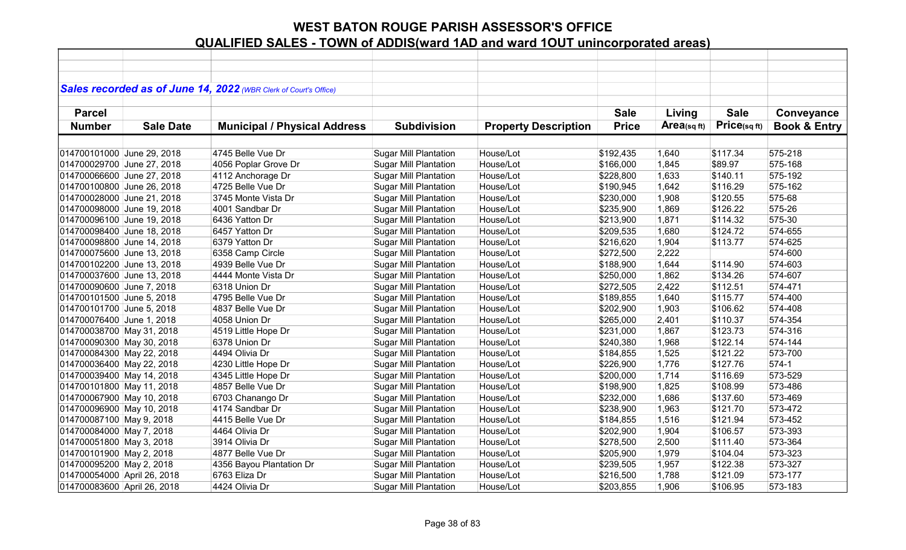# WEST BATON ROUGE PARISH ASSESSOR'S OFFICE
## QUALIFIED SALES - TOWN of ADDIS(ward 1AD and ward 1OUT unincorporated areas)

***Sales recorded as of June 14, 2022*** *(WBR Clerk of Court's Office)*

| Parcel Number | Sale Date | Municipal / Physical Address | Subdivision | Property Description | Sale Price | Living Area(sq ft) | Sale Price(sq ft) | Conveyance Book & Entry |
|---|---|---|---|---|---|---|---|---|
| 014700101000 | June 29, 2018 | 4745 Belle Vue Dr | Sugar Mill Plantation | House/Lot | $192,435 | 1,640 | $117.34 | 575-218 |
| 014700029700 | June 27, 2018 | 4056 Poplar Grove Dr | Sugar Mill Plantation | House/Lot | $166,000 | 1,845 | $89.97 | 575-168 |
| 014700066600 | June 27, 2018 | 4112 Anchorage Dr | Sugar Mill Plantation | House/Lot | $228,800 | 1,633 | $140.11 | 575-192 |
| 014700100800 | June 26, 2018 | 4725 Belle Vue Dr | Sugar Mill Plantation | House/Lot | $190,945 | 1,642 | $116.29 | 575-162 |
| 014700028000 | June 21, 2018 | 3745 Monte Vista Dr | Sugar Mill Plantation | House/Lot | $230,000 | 1,908 | $120.55 | 575-68 |
| 014700098000 | June 19, 2018 | 4001 Sandbar Dr | Sugar Mill Plantation | House/Lot | $235,900 | 1,869 | $126.22 | 575-26 |
| 014700096100 | June 19, 2018 | 6436 Yatton Dr | Sugar Mill Plantation | House/Lot | $213,900 | 1,871 | $114.32 | 575-30 |
| 014700098400 | June 18, 2018 | 6457 Yatton Dr | Sugar Mill Plantation | House/Lot | $209,535 | 1,680 | $124.72 | 574-655 |
| 014700098800 | June 14, 2018 | 6379 Yatton Dr | Sugar Mill Plantation | House/Lot | $216,620 | 1,904 | $113.77 | 574-625 |
| 014700075600 | June 13, 2018 | 6358 Camp Circle | Sugar Mill Plantation | House/Lot | $272,500 | 2,222 | | 574-600 |
| 014700102200 | June 13, 2018 | 4939 Belle Vue Dr | Sugar Mill Plantation | House/Lot | $188,900 | 1,644 | $114.90 | 574-603 |
| 014700037600 | June 13, 2018 | 4444 Monte Vista Dr | Sugar Mill Plantation | House/Lot | $250,000 | 1,862 | $134.26 | 574-607 |
| 014700090600 | June 7, 2018 | 6318 Union Dr | Sugar Mill Plantation | House/Lot | $272,505 | 2,422 | $112.51 | 574-471 |
| 014700101500 | June 5, 2018 | 4795 Belle Vue Dr | Sugar Mill Plantation | House/Lot | $189,855 | 1,640 | $115.77 | 574-400 |
| 014700101700 | June 5, 2018 | 4837 Belle Vue Dr | Sugar Mill Plantation | House/Lot | $202,900 | 1,903 | $106.62 | 574-408 |
| 014700076400 | June 1, 2018 | 4058 Union Dr | Sugar Mill Plantation | House/Lot | $265,000 | 2,401 | $110.37 | 574-354 |
| 014700038700 | May 31, 2018 | 4519 Little Hope Dr | Sugar Mill Plantation | House/Lot | $231,000 | 1,867 | $123.73 | 574-316 |
| 014700090300 | May 30, 2018 | 6378 Union Dr | Sugar Mill Plantation | House/Lot | $240,380 | 1,968 | $122.14 | 574-144 |
| 014700084300 | May 22, 2018 | 4494 Olivia Dr | Sugar Mill Plantation | House/Lot | $184,855 | 1,525 | $121.22 | 573-700 |
| 014700036400 | May 22, 2018 | 4230 Little Hope Dr | Sugar Mill Plantation | House/Lot | $226,900 | 1,776 | $127.76 | 574-1 |
| 014700039400 | May 14, 2018 | 4345 Little Hope Dr | Sugar Mill Plantation | House/Lot | $200,000 | 1,714 | $116.69 | 573-529 |
| 014700101800 | May 11, 2018 | 4857 Belle Vue Dr | Sugar Mill Plantation | House/Lot | $198,900 | 1,825 | $108.99 | 573-486 |
| 014700067900 | May 10, 2018 | 6703 Chanango Dr | Sugar Mill Plantation | House/Lot | $232,000 | 1,686 | $137.60 | 573-469 |
| 014700096900 | May 10, 2018 | 4174 Sandbar Dr | Sugar Mill Plantation | House/Lot | $238,900 | 1,963 | $121.70 | 573-472 |
| 014700087100 | May 9, 2018 | 4415 Belle Vue Dr | Sugar Mill Plantation | House/Lot | $184,855 | 1,516 | $121.94 | 573-452 |
| 014700084000 | May 7, 2018 | 4464 Olivia Dr | Sugar Mill Plantation | House/Lot | $202,900 | 1,904 | $106.57 | 573-393 |
| 014700051800 | May 3, 2018 | 3914 Olivia Dr | Sugar Mill Plantation | House/Lot | $278,500 | 2,500 | $111.40 | 573-364 |
| 014700101900 | May 2, 2018 | 4877 Belle Vue Dr | Sugar Mill Plantation | House/Lot | $205,900 | 1,979 | $104.04 | 573-323 |
| 014700095200 | May 2, 2018 | 4356 Bayou Plantation Dr | Sugar Mill Plantation | House/Lot | $239,505 | 1,957 | $122.38 | 573-327 |
| 014700054000 | April 26, 2018 | 6763 Eliza Dr | Sugar Mill Plantation | House/Lot | $216,500 | 1,788 | $121.09 | 573-177 |
| 014700083600 | April 26, 2018 | 4424 Olivia Dr | Sugar Mill Plantation | House/Lot | $203,855 | 1,906 | $106.95 | 573-183 |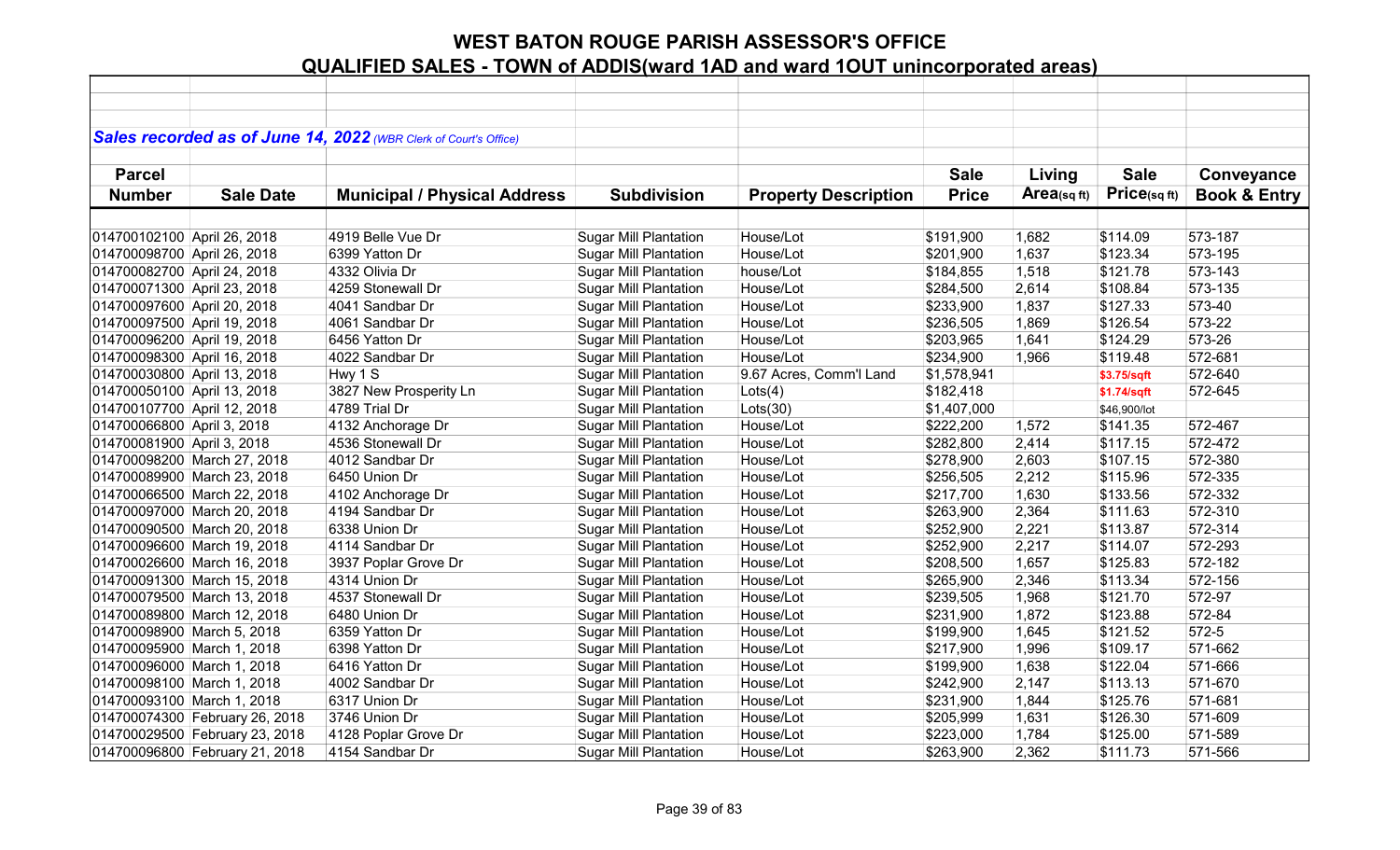# WEST BATON ROUGE PARISH ASSESSOR'S OFFICE

## QUALIFIED SALES - TOWN of ADDIS(ward 1AD and ward 1OUT unincorporated areas)

***Sales recorded as of June 14, 2022*** *(WBR Clerk of Court's Office)*

| Parcel Number | Sale Date | Municipal / Physical Address | Subdivision | Property Description | Sale Price | Living Area(sq ft) | Sale Price(sq ft) | Conveyance Book & Entry |
|---|---|---|---|---|---|---|---|---|
| 014700102100 | April 26, 2018 | 4919 Belle Vue Dr | Sugar Mill Plantation | House/Lot | $191,900 | 1,682 | $114.09 | 573-187 |
| 014700098700 | April 26, 2018 | 6399 Yatton Dr | Sugar Mill Plantation | House/Lot | $201,900 | 1,637 | $123.34 | 573-195 |
| 014700082700 | April 24, 2018 | 4332 Olivia Dr | Sugar Mill Plantation | house/Lot | $184,855 | 1,518 | $121.78 | 573-143 |
| 014700071300 | April 23, 2018 | 4259 Stonewall Dr | Sugar Mill Plantation | House/Lot | $284,500 | 2,614 | $108.84 | 573-135 |
| 014700097600 | April 20, 2018 | 4041 Sandbar Dr | Sugar Mill Plantation | House/Lot | $233,900 | 1,837 | $127.33 | 573-40 |
| 014700097500 | April 19, 2018 | 4061 Sandbar Dr | Sugar Mill Plantation | House/Lot | $236,505 | 1,869 | $126.54 | 573-22 |
| 014700096200 | April 19, 2018 | 6456 Yatton Dr | Sugar Mill Plantation | House/Lot | $203,965 | 1,641 | $124.29 | 573-26 |
| 014700098300 | April 16, 2018 | 4022 Sandbar Dr | Sugar Mill Plantation | House/Lot | $234,900 | 1,966 | $119.48 | 572-681 |
| 014700030800 | April 13, 2018 | Hwy 1 S | Sugar Mill Plantation | 9.67 Acres, Comm'l Land | $1,578,941 | | $3.75/sqft | 572-640 |
| 014700050100 | April 13, 2018 | 3827 New Prosperity Ln | Sugar Mill Plantation | Lots(4) | $182,418 | | $1.74/sqft | 572-645 |
| 014700107700 | April 12, 2018 | 4789 Trial Dr | Sugar Mill Plantation | Lots(30) | $1,407,000 | | $46,900/lot | |
| 014700066800 | April 3, 2018 | 4132 Anchorage Dr | Sugar Mill Plantation | House/Lot | $222,200 | 1,572 | $141.35 | 572-467 |
| 014700081900 | April 3, 2018 | 4536 Stonewall Dr | Sugar Mill Plantation | House/Lot | $282,800 | 2,414 | $117.15 | 572-472 |
| 014700098200 | March 27, 2018 | 4012 Sandbar Dr | Sugar Mill Plantation | House/Lot | $278,900 | 2,603 | $107.15 | 572-380 |
| 014700089900 | March 23, 2018 | 6450 Union Dr | Sugar Mill Plantation | House/Lot | $256,505 | 2,212 | $115.96 | 572-335 |
| 014700066500 | March 22, 2018 | 4102 Anchorage Dr | Sugar Mill Plantation | House/Lot | $217,700 | 1,630 | $133.56 | 572-332 |
| 014700097000 | March 20, 2018 | 4194 Sandbar Dr | Sugar Mill Plantation | House/Lot | $263,900 | 2,364 | $111.63 | 572-310 |
| 014700090500 | March 20, 2018 | 6338 Union Dr | Sugar Mill Plantation | House/Lot | $252,900 | 2,221 | $113.87 | 572-314 |
| 014700096600 | March 19, 2018 | 4114 Sandbar Dr | Sugar Mill Plantation | House/Lot | $252,900 | 2,217 | $114.07 | 572-293 |
| 014700026600 | March 16, 2018 | 3937 Poplar Grove Dr | Sugar Mill Plantation | House/Lot | $208,500 | 1,657 | $125.83 | 572-182 |
| 014700091300 | March 15, 2018 | 4314 Union Dr | Sugar Mill Plantation | House/Lot | $265,900 | 2,346 | $113.34 | 572-156 |
| 014700079500 | March 13, 2018 | 4537 Stonewall Dr | Sugar Mill Plantation | House/Lot | $239,505 | 1,968 | $121.70 | 572-97 |
| 014700089800 | March 12, 2018 | 6480 Union Dr | Sugar Mill Plantation | House/Lot | $231,900 | 1,872 | $123.88 | 572-84 |
| 014700098900 | March 5, 2018 | 6359 Yatton Dr | Sugar Mill Plantation | House/Lot | $199,900 | 1,645 | $121.52 | 572-5 |
| 014700095900 | March 1, 2018 | 6398 Yatton Dr | Sugar Mill Plantation | House/Lot | $217,900 | 1,996 | $109.17 | 571-662 |
| 014700096000 | March 1, 2018 | 6416 Yatton Dr | Sugar Mill Plantation | House/Lot | $199,900 | 1,638 | $122.04 | 571-666 |
| 014700098100 | March 1, 2018 | 4002 Sandbar Dr | Sugar Mill Plantation | House/Lot | $242,900 | 2,147 | $113.13 | 571-670 |
| 014700093100 | March 1, 2018 | 6317 Union Dr | Sugar Mill Plantation | House/Lot | $231,900 | 1,844 | $125.76 | 571-681 |
| 014700074300 | February 26, 2018 | 3746 Union Dr | Sugar Mill Plantation | House/Lot | $205,999 | 1,631 | $126.30 | 571-609 |
| 014700029500 | February 23, 2018 | 4128 Poplar Grove Dr | Sugar Mill Plantation | House/Lot | $223,000 | 1,784 | $125.00 | 571-589 |
| 014700096800 | February 21, 2018 | 4154 Sandbar Dr | Sugar Mill Plantation | House/Lot | $263,900 | 2,362 | $111.73 | 571-566 |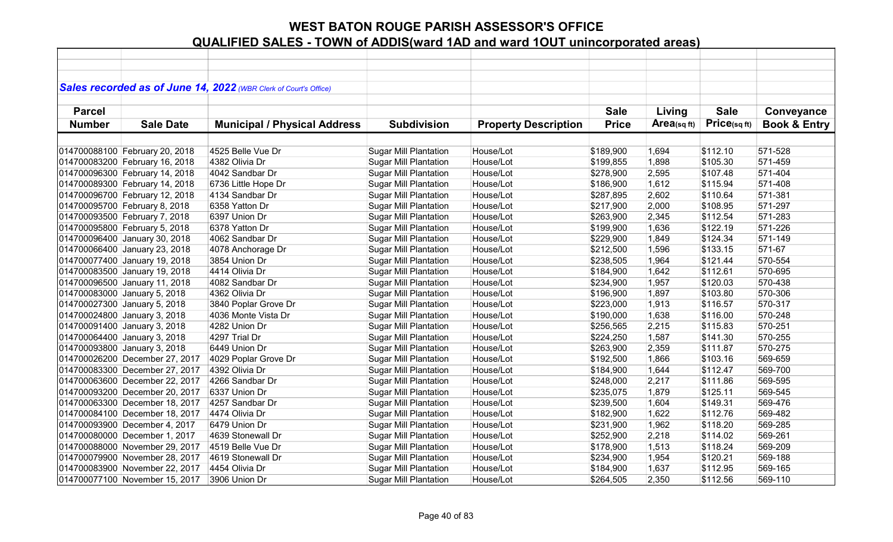# WEST BATON ROUGE PARISH ASSESSOR'S OFFICE

## QUALIFIED SALES - TOWN of ADDIS(ward 1AD and ward 1OUT unincorporated areas)

***Sales recorded as of June 14, 2022** (WBR Clerk of Court's Office)*

| Parcel Number | Sale Date | Municipal / Physical Address | Subdivision | Property Description | Sale Price | Living Area(sq ft) | Sale Price(sq ft) | Conveyance Book & Entry |
|---|---|---|---|---|---|---|---|---|
| 014700088100 | February 20, 2018 | 4525 Belle Vue Dr | Sugar Mill Plantation | House/Lot | $189,900 | 1,694 | $112.10 | 571-528 |
| 014700083200 | February 16, 2018 | 4382 Olivia Dr | Sugar Mill Plantation | House/Lot | $199,855 | 1,898 | $105.30 | 571-459 |
| 014700096300 | February 14, 2018 | 4042 Sandbar Dr | Sugar Mill Plantation | House/Lot | $278,900 | 2,595 | $107.48 | 571-404 |
| 014700089300 | February 14, 2018 | 6736 Little Hope Dr | Sugar Mill Plantation | House/Lot | $186,900 | 1,612 | $115.94 | 571-408 |
| 014700096700 | February 12, 2018 | 4134 Sandbar Dr | Sugar Mill Plantation | House/Lot | $287,895 | 2,602 | $110.64 | 571-381 |
| 014700095700 | February 8, 2018 | 6358 Yatton Dr | Sugar Mill Plantation | House/Lot | $217,900 | 2,000 | $108.95 | 571-297 |
| 014700093500 | February 7, 2018 | 6397 Union Dr | Sugar Mill Plantation | House/Lot | $263,900 | 2,345 | $112.54 | 571-283 |
| 014700095800 | February 5, 2018 | 6378 Yatton Dr | Sugar Mill Plantation | House/Lot | $199,900 | 1,636 | $122.19 | 571-226 |
| 014700096400 | January 30, 2018 | 4062 Sandbar Dr | Sugar Mill Plantation | House/Lot | $229,900 | 1,849 | $124.34 | 571-149 |
| 014700066400 | January 23, 2018 | 4078 Anchorage Dr | Sugar Mill Plantation | House/Lot | $212,500 | 1,596 | $133.15 | 571-67 |
| 014700077400 | January 19, 2018 | 3854 Union Dr | Sugar Mill Plantation | House/Lot | $238,505 | 1,964 | $121.44 | 570-554 |
| 014700083500 | January 19, 2018 | 4414 Olivia Dr | Sugar Mill Plantation | House/Lot | $184,900 | 1,642 | $112.61 | 570-695 |
| 014700096500 | January 11, 2018 | 4082 Sandbar Dr | Sugar Mill Plantation | House/Lot | $234,900 | 1,957 | $120.03 | 570-438 |
| 014700083000 | January 5, 2018 | 4362 Olivia Dr | Sugar Mill Plantation | House/Lot | $196,900 | 1,897 | $103.80 | 570-306 |
| 014700027300 | January 5, 2018 | 3840 Poplar Grove Dr | Sugar Mill Plantation | House/Lot | $223,000 | 1,913 | $116.57 | 570-317 |
| 014700024800 | January 3, 2018 | 4036 Monte Vista Dr | Sugar Mill Plantation | House/Lot | $190,000 | 1,638 | $116.00 | 570-248 |
| 014700091400 | January 3, 2018 | 4282 Union Dr | Sugar Mill Plantation | House/Lot | $256,565 | 2,215 | $115.83 | 570-251 |
| 014700064400 | January 3, 2018 | 4297 Trial Dr | Sugar Mill Plantation | House/Lot | $224,250 | 1,587 | $141.30 | 570-255 |
| 014700093800 | January 3, 2018 | 6449 Union Dr | Sugar Mill Plantation | House/Lot | $263,900 | 2,359 | $111.87 | 570-275 |
| 014700026200 | December 27, 2017 | 4029 Poplar Grove Dr | Sugar Mill Plantation | House/Lot | $192,500 | 1,866 | $103.16 | 569-659 |
| 014700083300 | December 27, 2017 | 4392 Olivia Dr | Sugar Mill Plantation | House/Lot | $184,900 | 1,644 | $112.47 | 569-700 |
| 014700063600 | December 22, 2017 | 4266 Sandbar Dr | Sugar Mill Plantation | House/Lot | $248,000 | 2,217 | $111.86 | 569-595 |
| 014700093200 | December 20, 2017 | 6337 Union Dr | Sugar Mill Plantation | House/Lot | $235,075 | 1,879 | $125.11 | 569-545 |
| 014700063300 | December 18, 2017 | 4257 Sandbar Dr | Sugar Mill Plantation | House/Lot | $239,500 | 1,604 | $149.31 | 569-476 |
| 014700084100 | December 18, 2017 | 4474 Olivia Dr | Sugar Mill Plantation | House/Lot | $182,900 | 1,622 | $112.76 | 569-482 |
| 014700093900 | December 4, 2017 | 6479 Union Dr | Sugar Mill Plantation | House/Lot | $231,900 | 1,962 | $118.20 | 569-285 |
| 014700080000 | December 1, 2017 | 4639 Stonewall Dr | Sugar Mill Plantation | House/Lot | $252,900 | 2,218 | $114.02 | 569-261 |
| 014700088000 | November 29, 2017 | 4519 Belle Vue Dr | Sugar Mill Plantation | House/Lot | $178,900 | 1,513 | $118.24 | 569-209 |
| 014700079900 | November 28, 2017 | 4619 Stonewall Dr | Sugar Mill Plantation | House/Lot | $234,900 | 1,954 | $120.21 | 569-188 |
| 014700083900 | November 22, 2017 | 4454 Olivia Dr | Sugar Mill Plantation | House/Lot | $184,900 | 1,637 | $112.95 | 569-165 |
| 014700077100 | November 15, 2017 | 3906 Union Dr | Sugar Mill Plantation | House/Lot | $264,505 | 2,350 | $112.56 | 569-110 |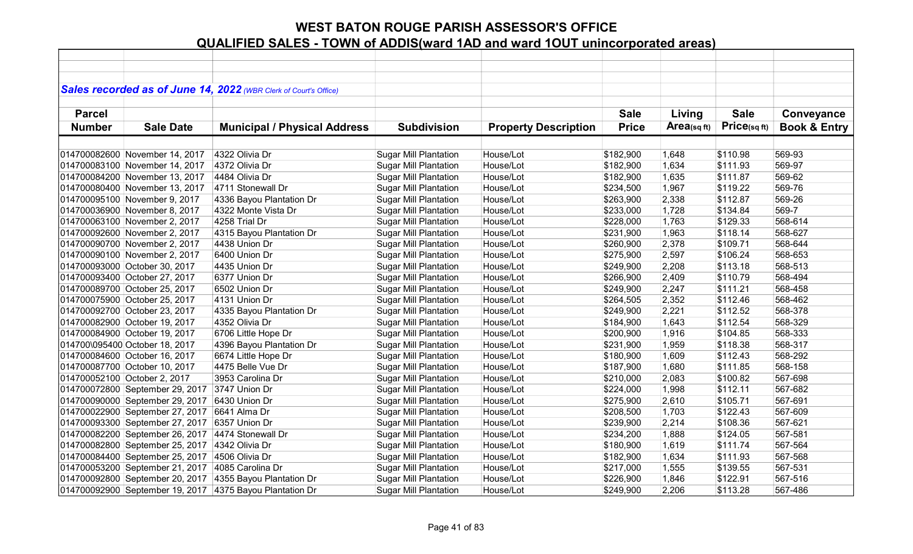# WEST BATON ROUGE PARISH ASSESSOR'S OFFICE

## QUALIFIED SALES - TOWN of ADDIS(ward 1AD and ward 1OUT unincorporated areas)

***Sales recorded as of June 14, 2022*** *(WBR Clerk of Court's Office)*

| Parcel Number | Sale Date | Municipal / Physical Address | Subdivision | Property Description | Sale Price | Living Area(sq ft) | Sale Price(sq ft) | Conveyance Book & Entry |
|---|---|---|---|---|---|---|---|---|
| 014700082600 | November 14, 2017 | 4322 Olivia Dr | Sugar Mill Plantation | House/Lot | $182,900 | 1,648 | $110.98 | 569-93 |
| 014700083100 | November 14, 2017 | 4372 Olivia Dr | Sugar Mill Plantation | House/Lot | $182,900 | 1,634 | $111.93 | 569-97 |
| 014700084200 | November 13, 2017 | 4484 Olivia Dr | Sugar Mill Plantation | House/Lot | $182,900 | 1,635 | $111.87 | 569-62 |
| 014700080400 | November 13, 2017 | 4711 Stonewall Dr | Sugar Mill Plantation | House/Lot | $234,500 | 1,967 | $119.22 | 569-76 |
| 014700095100 | November 9, 2017 | 4336 Bayou Plantation Dr | Sugar Mill Plantation | House/Lot | $263,900 | 2,338 | $112.87 | 569-26 |
| 014700036900 | November 8, 2017 | 4322 Monte Vista Dr | Sugar Mill Plantation | House/Lot | $233,000 | 1,728 | $134.84 | 569-7 |
| 014700063100 | November 2, 2017 | 4258 Trial Dr | Sugar Mill Plantation | House/Lot | $228,000 | 1,763 | $129.33 | 568-614 |
| 014700092600 | November 2, 2017 | 4315 Bayou Plantation Dr | Sugar Mill Plantation | House/Lot | $231,900 | 1,963 | $118.14 | 568-627 |
| 014700090700 | November 2, 2017 | 4438 Union Dr | Sugar Mill Plantation | House/Lot | $260,900 | 2,378 | $109.71 | 568-644 |
| 014700090100 | November 2, 2017 | 6400 Union Dr | Sugar Mill Plantation | House/Lot | $275,900 | 2,597 | $106.24 | 568-653 |
| 014700093000 | October 30, 2017 | 4435 Union Dr | Sugar Mill Plantation | House/Lot | $249,900 | 2,208 | $113.18 | 568-513 |
| 014700093400 | October 27, 2017 | 6377 Union Dr | Sugar Mill Plantation | House/Lot | $266,900 | 2,409 | $110.79 | 568-494 |
| 014700089700 | October 25, 2017 | 6502 Union Dr | Sugar Mill Plantation | House/Lot | $249,900 | 2,247 | $111.21 | 568-458 |
| 014700075900 | October 25, 2017 | 4131 Union Dr | Sugar Mill Plantation | House/Lot | $264,505 | 2,352 | $112.46 | 568-462 |
| 014700092700 | October 23, 2017 | 4335 Bayou Plantation Dr | Sugar Mill Plantation | House/Lot | $249,900 | 2,221 | $112.52 | 568-378 |
| 014700082900 | October 19, 2017 | 4352 Olivia Dr | Sugar Mill Plantation | House/Lot | $184,900 | 1,643 | $112.54 | 568-329 |
| 014700084900 | October 19, 2017 | 6706 Little Hope Dr | Sugar Mill Plantation | House/Lot | $200,900 | 1,916 | $104.85 | 568-333 |
| 014700\095400 | October 18, 2017 | 4396 Bayou Plantation Dr | Sugar Mill Plantation | House/Lot | $231,900 | 1,959 | $118.38 | 568-317 |
| 014700084600 | October 16, 2017 | 6674 Little Hope Dr | Sugar Mill Plantation | House/Lot | $180,900 | 1,609 | $112.43 | 568-292 |
| 014700087700 | October 10, 2017 | 4475 Belle Vue Dr | Sugar Mill Plantation | House/Lot | $187,900 | 1,680 | $111.85 | 568-158 |
| 014700052100 | October 2, 2017 | 3953 Carolina Dr | Sugar Mill Plantation | House/Lot | $210,000 | 2,083 | $100.82 | 567-698 |
| 014700072800 | September 29, 2017 | 3747 Union Dr | Sugar Mill Plantation | House/Lot | $224,000 | 1,998 | $112.11 | 567-682 |
| 014700090000 | September 29, 2017 | 6430 Union Dr | Sugar Mill Plantation | House/Lot | $275,900 | 2,610 | $105.71 | 567-691 |
| 014700022900 | September 27, 2017 | 6641 Alma Dr | Sugar Mill Plantation | House/Lot | $208,500 | 1,703 | $122.43 | 567-609 |
| 014700093300 | September 27, 2017 | 6357 Union Dr | Sugar Mill Plantation | House/Lot | $239,900 | 2,214 | $108.36 | 567-621 |
| 014700082200 | September 26, 2017 | 4474 Stonewall Dr | Sugar Mill Plantation | House/Lot | $234,200 | 1,888 | $124.05 | 567-581 |
| 014700082800 | September 25, 2017 | 4342 Olivia Dr | Sugar Mill Plantation | House/Lot | $180,900 | 1,619 | $111.74 | 567-564 |
| 014700084400 | September 25, 2017 | 4506 Olivia Dr | Sugar Mill Plantation | House/Lot | $182,900 | 1,634 | $111.93 | 567-568 |
| 014700053200 | September 21, 2017 | 4085 Carolina Dr | Sugar Mill Plantation | House/Lot | $217,000 | 1,555 | $139.55 | 567-531 |
| 014700092800 | September 20, 2017 | 4355 Bayou Plantation Dr | Sugar Mill Plantation | House/Lot | $226,900 | 1,846 | $122.91 | 567-516 |
| 014700092900 | September 19, 2017 | 4375 Bayou Plantation Dr | Sugar Mill Plantation | House/Lot | $249,900 | 2,206 | $113.28 | 567-486 |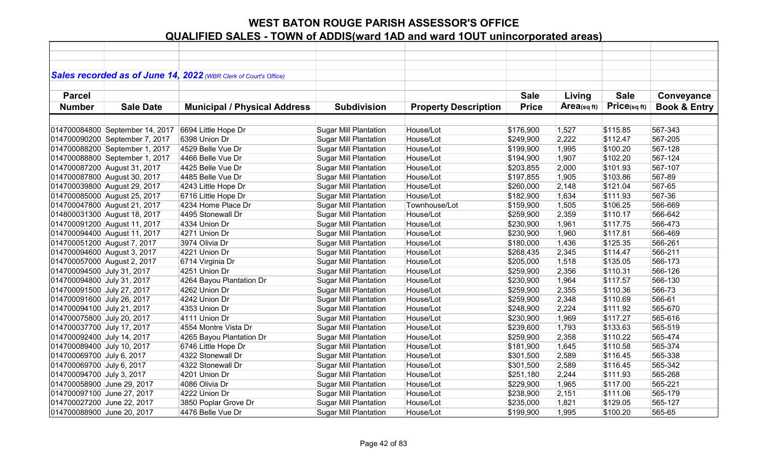# WEST BATON ROUGE PARISH ASSESSOR'S OFFICE

## QUALIFIED SALES - TOWN of ADDIS(ward 1AD and ward 1OUT unincorporated areas)

***Sales recorded as of June 14, 2022** (WBR Clerk of Court's Office)*

| Parcel Number | Sale Date | Municipal / Physical Address | Subdivision | Property Description | Sale Price | Living Area(sq ft) | Sale Price(sq ft) | Conveyance Book & Entry |
|---|---|---|---|---|---|---|---|---|
| 014700084800 | September 14, 2017 | 6694 Little Hope Dr | Sugar Mill Plantation | House/Lot | $176,900 | 1,527 | $115.85 | 567-343 |
| 014700090200 | September 7, 2017 | 6398 Union Dr | Sugar Mill Plantation | House/Lot | $249,900 | 2,222 | $112.47 | 567-205 |
| 014700088200 | September 1, 2017 | 4529 Belle Vue Dr | Sugar Mill Plantation | House/Lot | $199,900 | 1,995 | $100.20 | 567-128 |
| 014700088800 | September 1, 2017 | 4466 Belle Vue Dr | Sugar Mill Plantation | House/Lot | $194,900 | 1,907 | $102.20 | 567-124 |
| 014700087200 | August 31, 2017 | 4425 Belle Vue Dr | Sugar Mill Plantation | House/Lot | $203,855 | 2,000 | $101.93 | 567-107 |
| 014700087800 | August 30, 2017 | 4485 Belle Vue Dr | Sugar Mill Plantation | House/Lot | $197,855 | 1,905 | $103.86 | 567-89 |
| 014700039800 | August 29, 2017 | 4243 Little Hope Dr | Sugar Mill Plantation | House/Lot | $260,000 | 2,148 | $121.04 | 567-65 |
| 014700085000 | August 25, 2017 | 6716 Little Hope Dr | Sugar Mill Plantation | House/Lot | $182,900 | 1,634 | $111.93 | 567-36 |
| 014700047800 | August 21, 2017 | 4234 Home Place Dr | Sugar Mill Plantation | Townhouse/Lot | $159,900 | 1,505 | $106.25 | 566-669 |
| 014800031300 | August 18, 2017 | 4495 Stonewall Dr | Sugar Mill Plantation | House/Lot | $259,900 | 2,359 | $110.17 | 566-642 |
| 014700091200 | August 11, 2017 | 4334 Union Dr | Sugar Mill Plantation | House/Lot | $230,900 | 1,961 | $117.75 | 566-473 |
| 014700094400 | August 11, 2017 | 4271 Union Dr | Sugar Mill Plantation | House/Lot | $230,900 | 1,960 | $117.81 | 566-469 |
| 014700051200 | August 7, 2017 | 3974 Olivia Dr | Sugar Mill Plantation | House/Lot | $180,000 | 1,436 | $125.35 | 566-261 |
| 014700094600 | August 3, 2017 | 4221 Union Dr | Sugar Mill Plantation | House/Lot | $268,435 | 2,345 | $114.47 | 566-211 |
| 014700057000 | August 2, 2017 | 6714 Virginia Dr | Sugar Mill Plantation | House/Lot | $205,000 | 1,518 | $135.05 | 566-173 |
| 014700094500 | July 31, 2017 | 4251 Union Dr | Sugar Mill Plantation | House/Lot | $259,900 | 2,356 | $110.31 | 566-126 |
| 014700094800 | July 31, 2017 | 4264 Bayou Plantation Dr | Sugar Mill Plantation | House/Lot | $230,900 | 1,964 | $117.57 | 566-130 |
| 014700091500 | July 27, 2017 | 4262 Union Dr | Sugar Mill Plantation | House/Lot | $259,900 | 2,355 | $110.36 | 566-73 |
| 014700091600 | July 26, 2017 | 4242 Union Dr | Sugar Mill Plantation | House/Lot | $259,900 | 2,348 | $110.69 | 566-61 |
| 014700094100 | July 21, 2017 | 4353 Union Dr | Sugar Mill Plantation | House/Lot | $248,900 | 2,224 | $111.92 | 565-670 |
| 014700075800 | July 20, 2017 | 4111 Union Dr | Sugar Mill Plantation | House/Lot | $230,900 | 1,969 | $117.27 | 565-616 |
| 014700037700 | July 17, 2017 | 4554 Montre Vista Dr | Sugar Mill Plantation | House/Lot | $239,600 | 1,793 | $133.63 | 565-519 |
| 014700092400 | July 14, 2017 | 4265 Bayou Plantation Dr | Sugar Mill Plantation | House/Lot | $259,900 | 2,358 | $110.22 | 565-474 |
| 014700089400 | July 10, 2017 | 6746 Little Hope Dr | Sugar Mill Plantation | House/Lot | $181,900 | 1,645 | $110.58 | 565-374 |
| 014700069700 | July 6, 2017 | 4322 Stonewall Dr | Sugar Mill Plantation | House/Lot | $301,500 | 2,589 | $116.45 | 565-338 |
| 014700069700 | July 6, 2017 | 4322 Stonewall Dr | Sugar Mill Plantation | House/Lot | $301,500 | 2,589 | $116.45 | 565-342 |
| 014700094700 | July 3, 2017 | 4201 Union Dr | Sugar Mill Plantation | House/Lot | $251,180 | 2,244 | $111.93 | 565-268 |
| 014700058900 | June 29, 2017 | 4086 Olivia Dr | Sugar Mill Plantation | House/Lot | $229,900 | 1,965 | $117.00 | 565-221 |
| 014700097100 | June 27, 2017 | 4222 Union Dr | Sugar Mill Plantation | House/Lot | $238,900 | 2,151 | $111.06 | 565-179 |
| 014700027200 | June 22, 2017 | 3850 Poplar Grove Dr | Sugar Mill Plantation | House/Lot | $235,000 | 1,821 | $129.05 | 565-127 |
| 014700088900 | June 20, 2017 | 4476 Belle Vue Dr | Sugar Mill Plantation | House/Lot | $199,900 | 1,995 | $100.20 | 565-65 |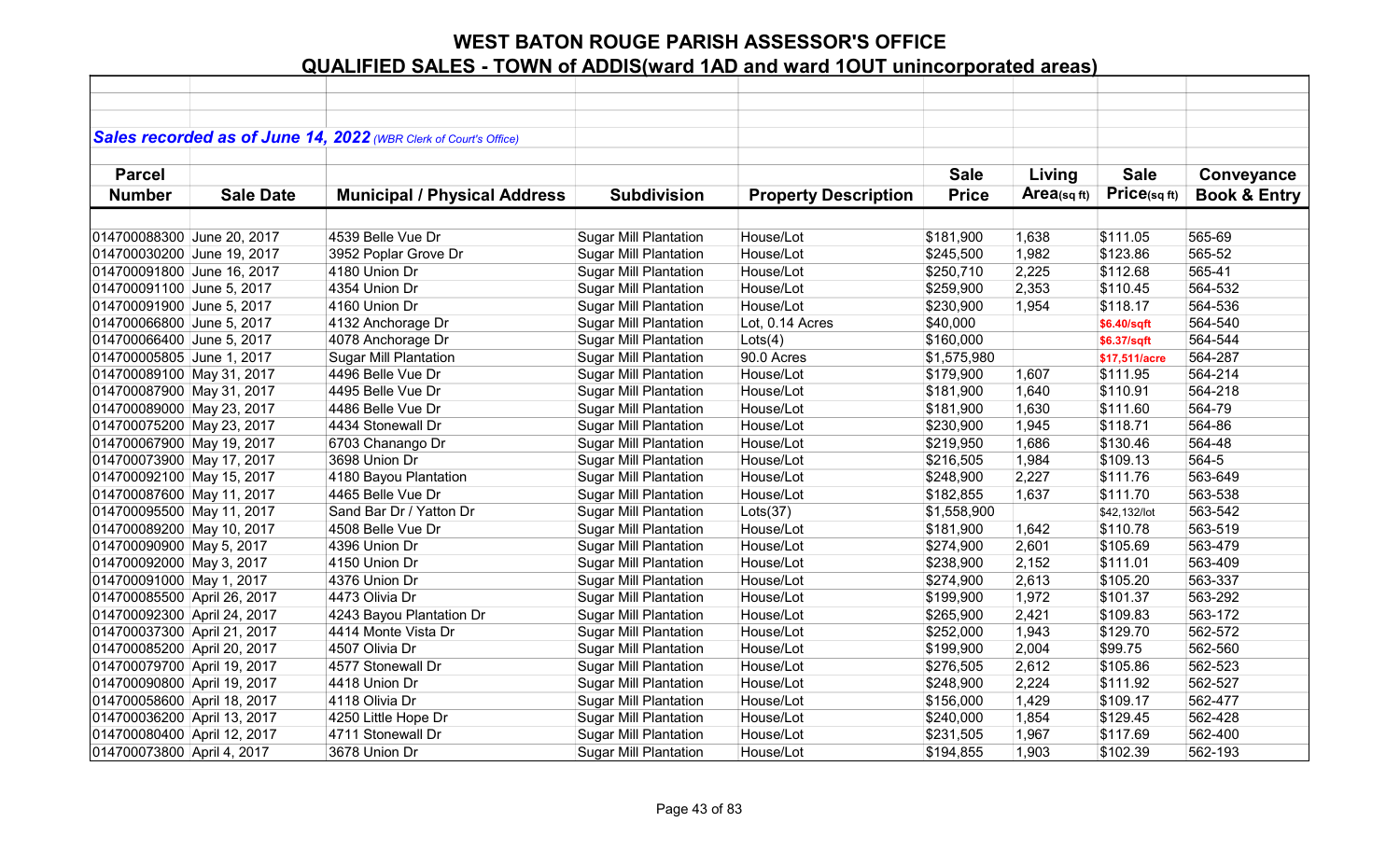# WEST BATON ROUGE PARISH ASSESSOR'S OFFICE

## QUALIFIED SALES - TOWN of ADDIS(ward 1AD and ward 1OUT unincorporated areas)

*Sales recorded as of June 14, 2022 (WBR Clerk of Court's Office)*

| Parcel Number | Sale Date | Municipal / Physical Address | Subdivision | Property Description | Sale Price | Living Area(sq ft) | Sale Price(sq ft) | Conveyance Book & Entry |
|---|---|---|---|---|---|---|---|---|
| 014700088300 | June 20, 2017 | 4539 Belle Vue Dr | Sugar Mill Plantation | House/Lot | $181,900 | 1,638 | $111.05 | 565-69 |
| 014700030200 | June 19, 2017 | 3952 Poplar Grove Dr | Sugar Mill Plantation | House/Lot | $245,500 | 1,982 | $123.86 | 565-52 |
| 014700091800 | June 16, 2017 | 4180 Union Dr | Sugar Mill Plantation | House/Lot | $250,710 | 2,225 | $112.68 | 565-41 |
| 014700091100 | June 5, 2017 | 4354 Union Dr | Sugar Mill Plantation | House/Lot | $259,900 | 2,353 | $110.45 | 564-532 |
| 014700091900 | June 5, 2017 | 4160 Union Dr | Sugar Mill Plantation | House/Lot | $230,900 | 1,954 | $118.17 | 564-536 |
| 014700066800 | June 5, 2017 | 4132 Anchorage Dr | Sugar Mill Plantation | Lot, 0.14 Acres | $40,000 | | $6.40/sqft | 564-540 |
| 014700066400 | June 5, 2017 | 4078 Anchorage Dr | Sugar Mill Plantation | Lots(4) | $160,000 | | $6.37/sqft | 564-544 |
| 014700005805 | June 1, 2017 | Sugar Mill Plantation | Sugar Mill Plantation | 90.0 Acres | $1,575,980 | | $17,511/acre | 564-287 |
| 014700089100 | May 31, 2017 | 4496 Belle Vue Dr | Sugar Mill Plantation | House/Lot | $179,900 | 1,607 | $111.95 | 564-214 |
| 014700087900 | May 31, 2017 | 4495 Belle Vue Dr | Sugar Mill Plantation | House/Lot | $181,900 | 1,640 | $110.91 | 564-218 |
| 014700089000 | May 23, 2017 | 4486 Belle Vue Dr | Sugar Mill Plantation | House/Lot | $181,900 | 1,630 | $111.60 | 564-79 |
| 014700075200 | May 23, 2017 | 4434 Stonewall Dr | Sugar Mill Plantation | House/Lot | $230,900 | 1,945 | $118.71 | 564-86 |
| 014700067900 | May 19, 2017 | 6703 Chanango Dr | Sugar Mill Plantation | House/Lot | $219,950 | 1,686 | $130.46 | 564-48 |
| 014700073900 | May 17, 2017 | 3698 Union Dr | Sugar Mill Plantation | House/Lot | $216,505 | 1,984 | $109.13 | 564-5 |
| 014700092100 | May 15, 2017 | 4180 Bayou Plantation | Sugar Mill Plantation | House/Lot | $248,900 | 2,227 | $111.76 | 563-649 |
| 014700087600 | May 11, 2017 | 4465 Belle Vue Dr | Sugar Mill Plantation | House/Lot | $182,855 | 1,637 | $111.70 | 563-538 |
| 014700095500 | May 11, 2017 | Sand Bar Dr / Yatton Dr | Sugar Mill Plantation | Lots(37) | $1,558,900 | | $42,132/lot | 563-542 |
| 014700089200 | May 10, 2017 | 4508 Belle Vue Dr | Sugar Mill Plantation | House/Lot | $181,900 | 1,642 | $110.78 | 563-519 |
| 014700090900 | May 5, 2017 | 4396 Union Dr | Sugar Mill Plantation | House/Lot | $274,900 | 2,601 | $105.69 | 563-479 |
| 014700092000 | May 3, 2017 | 4150 Union Dr | Sugar Mill Plantation | House/Lot | $238,900 | 2,152 | $111.01 | 563-409 |
| 014700091000 | May 1, 2017 | 4376 Union Dr | Sugar Mill Plantation | House/Lot | $274,900 | 2,613 | $105.20 | 563-337 |
| 014700085500 | April 26, 2017 | 4473 Olivia Dr | Sugar Mill Plantation | House/Lot | $199,900 | 1,972 | $101.37 | 563-292 |
| 014700092300 | April 24, 2017 | 4243 Bayou Plantation Dr | Sugar Mill Plantation | House/Lot | $265,900 | 2,421 | $109.83 | 563-172 |
| 014700037300 | April 21, 2017 | 4414 Monte Vista Dr | Sugar Mill Plantation | House/Lot | $252,000 | 1,943 | $129.70 | 562-572 |
| 014700085200 | April 20, 2017 | 4507 Olivia Dr | Sugar Mill Plantation | House/Lot | $199,900 | 2,004 | $99.75 | 562-560 |
| 014700079700 | April 19, 2017 | 4577 Stonewall Dr | Sugar Mill Plantation | House/Lot | $276,505 | 2,612 | $105.86 | 562-523 |
| 014700090800 | April 19, 2017 | 4418 Union Dr | Sugar Mill Plantation | House/Lot | $248,900 | 2,224 | $111.92 | 562-527 |
| 014700058600 | April 18, 2017 | 4118 Olivia Dr | Sugar Mill Plantation | House/Lot | $156,000 | 1,429 | $109.17 | 562-477 |
| 014700036200 | April 13, 2017 | 4250 Little Hope Dr | Sugar Mill Plantation | House/Lot | $240,000 | 1,854 | $129.45 | 562-428 |
| 014700080400 | April 12, 2017 | 4711 Stonewall Dr | Sugar Mill Plantation | House/Lot | $231,505 | 1,967 | $117.69 | 562-400 |
| 014700073800 | April 4, 2017 | 3678 Union Dr | Sugar Mill Plantation | House/Lot | $194,855 | 1,903 | $102.39 | 562-193 |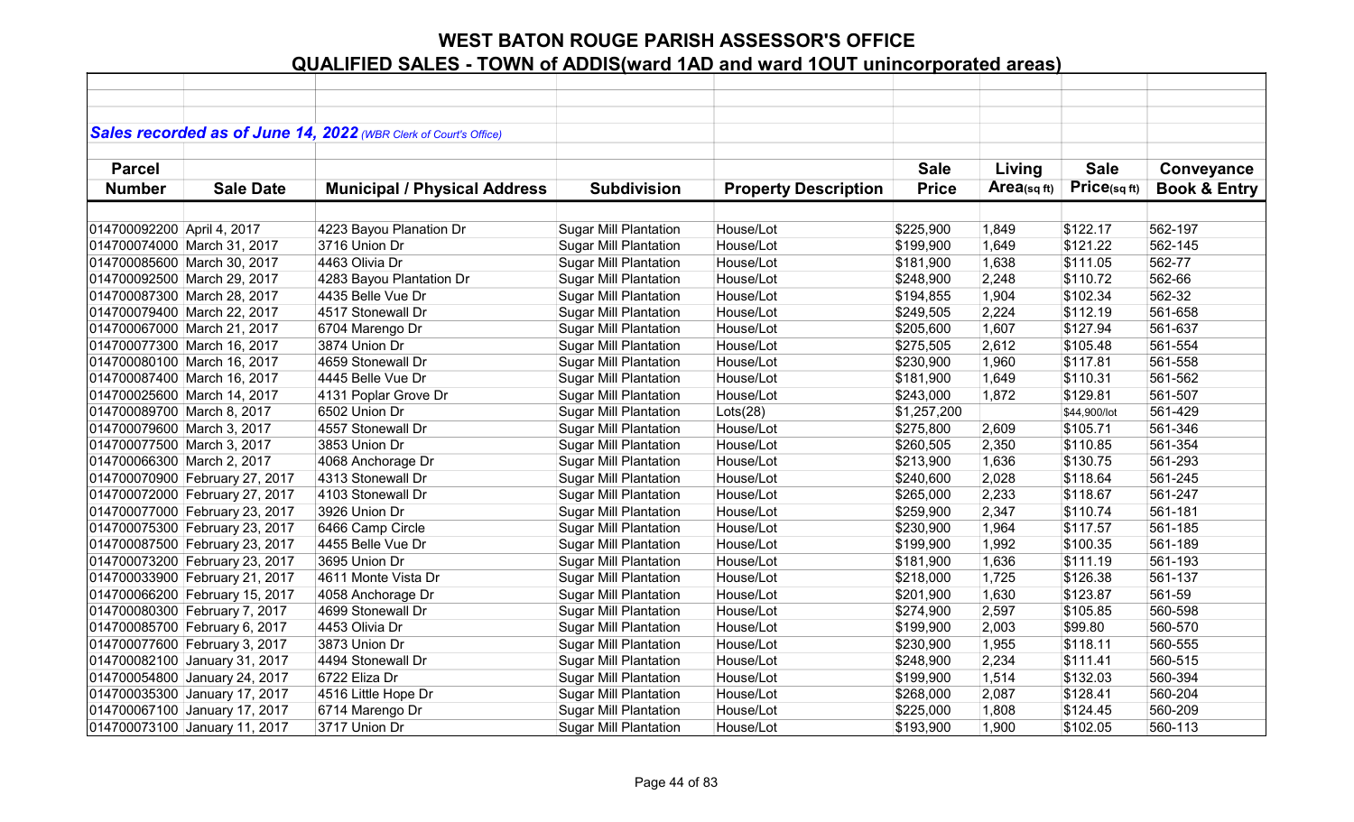# WEST BATON ROUGE PARISH ASSESSOR'S OFFICE
## QUALIFIED SALES - TOWN of ADDIS(ward 1AD and ward 1OUT unincorporated areas)

***Sales recorded as of June 14, 2022** (WBR Clerk of Court's Office)*

| Parcel Number | Sale Date | Municipal / Physical Address | Subdivision | Property Description | Sale Price | Living Area(sq ft) | Sale Price(sq ft) | Conveyance Book & Entry |
|---|---|---|---|---|---|---|---|---|
| 014700092200 | April 4, 2017 | 4223 Bayou Planation Dr | Sugar Mill Plantation | House/Lot | $225,900 | 1,849 | $122.17 | 562-197 |
| 014700074000 | March 31, 2017 | 3716 Union Dr | Sugar Mill Plantation | House/Lot | $199,900 | 1,649 | $121.22 | 562-145 |
| 014700085600 | March 30, 2017 | 4463 Olivia Dr | Sugar Mill Plantation | House/Lot | $181,900 | 1,638 | $111.05 | 562-77 |
| 014700092500 | March 29, 2017 | 4283 Bayou Plantation Dr | Sugar Mill Plantation | House/Lot | $248,900 | 2,248 | $110.72 | 562-66 |
| 014700087300 | March 28, 2017 | 4435 Belle Vue Dr | Sugar Mill Plantation | House/Lot | $194,855 | 1,904 | $102.34 | 562-32 |
| 014700079400 | March 22, 2017 | 4517 Stonewall Dr | Sugar Mill Plantation | House/Lot | $249,505 | 2,224 | $112.19 | 561-658 |
| 014700067000 | March 21, 2017 | 6704 Marengo Dr | Sugar Mill Plantation | House/Lot | $205,600 | 1,607 | $127.94 | 561-637 |
| 014700077300 | March 16, 2017 | 3874 Union Dr | Sugar Mill Plantation | House/Lot | $275,505 | 2,612 | $105.48 | 561-554 |
| 014700080100 | March 16, 2017 | 4659 Stonewall Dr | Sugar Mill Plantation | House/Lot | $230,900 | 1,960 | $117.81 | 561-558 |
| 014700087400 | March 16, 2017 | 4445 Belle Vue Dr | Sugar Mill Plantation | House/Lot | $181,900 | 1,649 | $110.31 | 561-562 |
| 014700025600 | March 14, 2017 | 4131 Poplar Grove Dr | Sugar Mill Plantation | House/Lot | $243,000 | 1,872 | $129.81 | 561-507 |
| 014700089700 | March 8, 2017 | 6502 Union Dr | Sugar Mill Plantation | Lots(28) | $1,257,200 | | $44,900/lot | 561-429 |
| 014700079600 | March 3, 2017 | 4557 Stonewall Dr | Sugar Mill Plantation | House/Lot | $275,800 | 2,609 | $105.71 | 561-346 |
| 014700077500 | March 3, 2017 | 3853 Union Dr | Sugar Mill Plantation | House/Lot | $260,505 | 2,350 | $110.85 | 561-354 |
| 014700066300 | March 2, 2017 | 4068 Anchorage Dr | Sugar Mill Plantation | House/Lot | $213,900 | 1,636 | $130.75 | 561-293 |
| 014700070900 | February 27, 2017 | 4313 Stonewall Dr | Sugar Mill Plantation | House/Lot | $240,600 | 2,028 | $118.64 | 561-245 |
| 014700072000 | February 27, 2017 | 4103 Stonewall Dr | Sugar Mill Plantation | House/Lot | $265,000 | 2,233 | $118.67 | 561-247 |
| 014700077000 | February 23, 2017 | 3926 Union Dr | Sugar Mill Plantation | House/Lot | $259,900 | 2,347 | $110.74 | 561-181 |
| 014700075300 | February 23, 2017 | 6466 Camp Circle | Sugar Mill Plantation | House/Lot | $230,900 | 1,964 | $117.57 | 561-185 |
| 014700087500 | February 23, 2017 | 4455 Belle Vue Dr | Sugar Mill Plantation | House/Lot | $199,900 | 1,992 | $100.35 | 561-189 |
| 014700073200 | February 23, 2017 | 3695 Union Dr | Sugar Mill Plantation | House/Lot | $181,900 | 1,636 | $111.19 | 561-193 |
| 014700033900 | February 21, 2017 | 4611 Monte Vista Dr | Sugar Mill Plantation | House/Lot | $218,000 | 1,725 | $126.38 | 561-137 |
| 014700066200 | February 15, 2017 | 4058 Anchorage Dr | Sugar Mill Plantation | House/Lot | $201,900 | 1,630 | $123.87 | 561-59 |
| 014700080300 | February 7, 2017 | 4699 Stonewall Dr | Sugar Mill Plantation | House/Lot | $274,900 | 2,597 | $105.85 | 560-598 |
| 014700085700 | February 6, 2017 | 4453 Olivia Dr | Sugar Mill Plantation | House/Lot | $199,900 | 2,003 | $99.80 | 560-570 |
| 014700077600 | February 3, 2017 | 3873 Union Dr | Sugar Mill Plantation | House/Lot | $230,900 | 1,955 | $118.11 | 560-555 |
| 014700082100 | January 31, 2017 | 4494 Stonewall Dr | Sugar Mill Plantation | House/Lot | $248,900 | 2,234 | $111.41 | 560-515 |
| 014700054800 | January 24, 2017 | 6722 Eliza Dr | Sugar Mill Plantation | House/Lot | $199,900 | 1,514 | $132.03 | 560-394 |
| 014700035300 | January 17, 2017 | 4516 Little Hope Dr | Sugar Mill Plantation | House/Lot | $268,000 | 2,087 | $128.41 | 560-204 |
| 014700067100 | January 17, 2017 | 6714 Marengo Dr | Sugar Mill Plantation | House/Lot | $225,000 | 1,808 | $124.45 | 560-209 |
| 014700073100 | January 11, 2017 | 3717 Union Dr | Sugar Mill Plantation | House/Lot | $193,900 | 1,900 | $102.05 | 560-113 |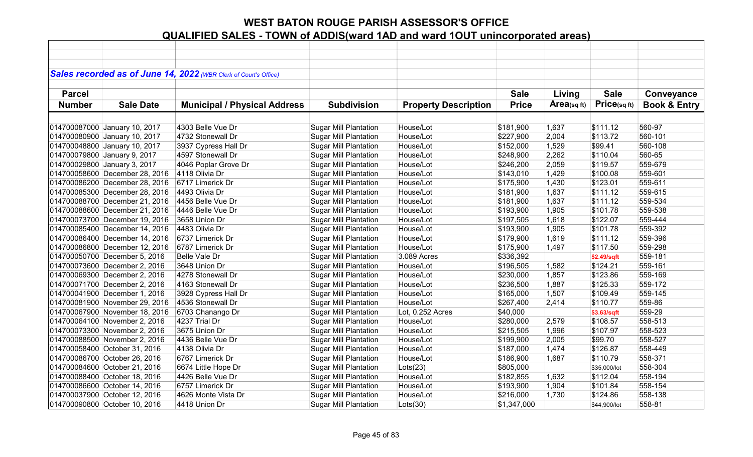# WEST BATON ROUGE PARISH ASSESSOR'S OFFICE

## QUALIFIED SALES - TOWN of ADDIS(ward 1AD and ward 1OUT unincorporated areas)

***Sales recorded as of June 14, 2022*** *(WBR Clerk of Court's Office)*

| Parcel Number | Sale Date | Municipal / Physical Address | Subdivision | Property Description | Sale Price | Living Area(sq ft) | Sale Price(sq ft) | Conveyance Book & Entry |
|---|---|---|---|---|---|---|---|---|
| 014700087000 | January 10, 2017 | 4303 Belle Vue Dr | Sugar Mill Plantation | House/Lot | $181,900 | 1,637 | $111.12 | 560-97 |
| 014700080900 | January 10, 2017 | 4732 Stonewall Dr | Sugar Mill Plantation | House/Lot | $227,900 | 2,004 | $113.72 | 560-101 |
| 014700048800 | January 10, 2017 | 3937 Cypress Hall Dr | Sugar Mill Plantation | House/Lot | $152,000 | 1,529 | $99.41 | 560-108 |
| 014700079800 | January 9, 2017 | 4597 Stonewall Dr | Sugar Mill Plantation | House/Lot | $248,900 | 2,262 | $110.04 | 560-65 |
| 014700029800 | January 3, 2017 | 4046 Poplar Grove Dr | Sugar Mill Plantation | House/Lot | $246,200 | 2,059 | $119.57 | 559-679 |
| 014700058600 | December 28, 2016 | 4118 Olivia Dr | Sugar Mill Plantation | House/Lot | $143,010 | 1,429 | $100.08 | 559-601 |
| 014700086200 | December 28, 2016 | 6717 Limerick Dr | Sugar Mill Plantation | House/Lot | $175,900 | 1,430 | $123.01 | 559-611 |
| 014700085300 | December 28, 2016 | 4493 Olivia Dr | Sugar Mill Plantation | House/Lot | $181,900 | 1,637 | $111.12 | 559-615 |
| 014700088700 | December 21, 2016 | 4456 Belle Vue Dr | Sugar Mill Plantation | House/Lot | $181,900 | 1,637 | $111.12 | 559-534 |
| 014700088600 | December 21, 2016 | 4446 Belle Vue Dr | Sugar Mill Plantation | House/Lot | $193,900 | 1,905 | $101.78 | 559-538 |
| 014700073700 | December 19, 2016 | 3658 Union Dr | Sugar Mill Plantation | House/Lot | $197,505 | 1,618 | $122.07 | 559-444 |
| 014700085400 | December 14, 2016 | 4483 Olivia Dr | Sugar Mill Plantation | House/Lot | $193,900 | 1,905 | $101.78 | 559-392 |
| 014700086400 | December 14, 2016 | 6737 Limerick Dr | Sugar Mill Plantation | House/Lot | $179,900 | 1,619 | $111.12 | 559-396 |
| 014700086800 | December 12, 2016 | 6787 Limerick Dr | Sugar Mill Plantation | House/Lot | $175,900 | 1,497 | $117.50 | 559-298 |
| 014700050700 | December 5, 2016 | Belle Vale Dr | Sugar Mill Plantation | 3.089 Acres | $336,392 | | $2.49/sqft | 559-181 |
| 014700073600 | December 2, 2016 | 3648 Union Dr | Sugar Mill Plantation | House/Lot | $196,505 | 1,582 | $124.21 | 559-161 |
| 014700069300 | December 2, 2016 | 4278 Stonewall Dr | Sugar Mill Plantation | House/Lot | $230,000 | 1,857 | $123.86 | 559-169 |
| 014700071700 | December 2, 2016 | 4163 Stonewall Dr | Sugar Mill Plantation | House/Lot | $236,500 | 1,887 | $125.33 | 559-172 |
| 014700041900 | December 1, 2016 | 3928 Cypress Hall Dr | Sugar Mill Plantation | House/Lot | $165,000 | 1,507 | $109.49 | 559-145 |
| 014700081900 | November 29, 2016 | 4536 Stonewall Dr | Sugar Mill Plantation | House/Lot | $267,400 | 2,414 | $110.77 | 559-86 |
| 014700067900 | November 18, 2016 | 6703 Chanango Dr | Sugar Mill Plantation | Lot, 0.252 Acres | $40,000 | | $3.63/sqft | 559-29 |
| 014700064100 | November 2, 2016 | 4237 Trial Dr | Sugar Mill Plantation | House/Lot | $280,000 | 2,579 | $108.57 | 558-513 |
| 014700073300 | November 2, 2016 | 3675 Union Dr | Sugar Mill Plantation | House/Lot | $215,505 | 1,996 | $107.97 | 558-523 |
| 014700088500 | November 2, 2016 | 4436 Belle Vue Dr | Sugar Mill Plantation | House/Lot | $199,900 | 2,005 | $99.70 | 558-527 |
| 014700058400 | October 31, 2016 | 4138 Olivia Dr | Sugar Mill Plantation | House/Lot | $187,000 | 1,474 | $126.87 | 558-449 |
| 014700086700 | October 26, 2016 | 6767 Limerick Dr | Sugar Mill Plantation | House/Lot | $186,900 | 1,687 | $110.79 | 558-371 |
| 014700084600 | October 21, 2016 | 6674 Little Hope Dr | Sugar Mill Plantation | Lots(23) | $805,000 | | $35,000/lot | 558-304 |
| 014700088400 | October 18, 2016 | 4426 Belle Vue Dr | Sugar Mill Plantation | House/Lot | $182,855 | 1,632 | $112.04 | 558-194 |
| 014700086600 | October 14, 2016 | 6757 Limerick Dr | Sugar Mill Plantation | House/Lot | $193,900 | 1,904 | $101.84 | 558-154 |
| 014700037900 | October 12, 2016 | 4626 Monte Vista Dr | Sugar Mill Plantation | House/Lot | $216,000 | 1,730 | $124.86 | 558-138 |
| 014700090800 | October 10, 2016 | 4418 Union Dr | Sugar Mill Plantation | Lots(30) | $1,347,000 | | $44,900/lot | 558-81 |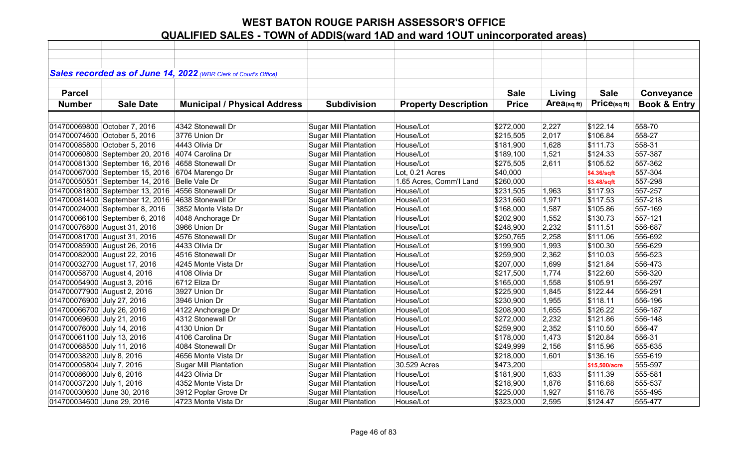# WEST BATON ROUGE PARISH ASSESSOR'S OFFICE

## QUALIFIED SALES - TOWN of ADDIS(ward 1AD and ward 1OUT unincorporated areas)

*Sales recorded as of June 14, 2022 (WBR Clerk of Court's Office)*

| Parcel Number | Sale Date | Municipal / Physical Address | Subdivision | Property Description | Sale Price | Living Area(sq ft) | Sale Price(sq ft) | Conveyance Book & Entry |
|---|---|---|---|---|---|---|---|---|
| 014700069800 | October 7, 2016 | 4342 Stonewall Dr | Sugar Mill Plantation | House/Lot | $272,000 | 2,227 | $122.14 | 558-70 |
| 014700074600 | October 5, 2016 | 3776 Union Dr | Sugar Mill Plantation | House/Lot | $215,505 | 2,017 | $106.84 | 558-27 |
| 014700085800 | October 5, 2016 | 4443 Olivia Dr | Sugar Mill Plantation | House/Lot | $181,900 | 1,628 | $111.73 | 558-31 |
| 014700060800 | September 20, 2016 | 4074 Carolina Dr | Sugar Mill Plantation | House/Lot | $189,100 | 1,521 | $124.33 | 557-387 |
| 014700081300 | September 16, 2016 | 4658 Stonewall Dr | Sugar Mill Plantation | House/Lot | $275,505 | 2,611 | $105.52 | 557-362 |
| 014700067000 | September 15, 2016 | 6704 Marengo Dr | Sugar Mill Plantation | Lot, 0.21 Acres | $40,000 | | $4.36/sqft | 557-304 |
| 014700050501 | September 14, 2016 | Belle Vale Dr | Sugar Mill Plantation | 1.65 Acres, Comm'l Land | $260,000 | | $3.48/sqft | 557-298 |
| 014700081800 | September 13, 2016 | 4556 Stonewall Dr | Sugar Mill Plantation | House/Lot | $231,505 | 1,963 | $117.93 | 557-257 |
| 014700081400 | September 12, 2016 | 4638 Stonewall Dr | Sugar Mill Plantation | House/Lot | $231,660 | 1,971 | $117.53 | 557-218 |
| 014700024000 | September 8, 2016 | 3852 Monte Vista Dr | Sugar Mill Plantation | House/Lot | $168,000 | 1,587 | $105.86 | 557-169 |
| 014700066100 | September 6, 2016 | 4048 Anchorage Dr | Sugar Mill Plantation | House/Lot | $202,900 | 1,552 | $130.73 | 557-121 |
| 014700076800 | August 31, 2016 | 3966 Union Dr | Sugar Mill Plantation | House/Lot | $248,900 | 2,232 | $111.51 | 556-687 |
| 014700081700 | August 31, 2016 | 4576 Stonewall Dr | Sugar Mill Plantation | House/Lot | $250,765 | 2,258 | $111.06 | 556-692 |
| 014700085900 | August 26, 2016 | 4433 Olivia Dr | Sugar Mill Plantation | House/Lot | $199,900 | 1,993 | $100.30 | 556-629 |
| 014700082000 | August 22, 2016 | 4516 Stonewall Dr | Sugar Mill Plantation | House/Lot | $259,900 | 2,362 | $110.03 | 556-523 |
| 014700032700 | August 17, 2016 | 4245 Monte Vista Dr | Sugar Mill Plantation | House/Lot | $207,000 | 1,699 | $121.84 | 556-473 |
| 014700058700 | August 4, 2016 | 4108 Olivia Dr | Sugar Mill Plantation | House/Lot | $217,500 | 1,774 | $122.60 | 556-320 |
| 014700054900 | August 3, 2016 | 6712 Eliza Dr | Sugar Mill Plantation | House/Lot | $165,000 | 1,558 | $105.91 | 556-297 |
| 014700077900 | August 2, 2016 | 3927 Union Dr | Sugar Mill Plantation | House/Lot | $225,900 | 1,845 | $122.44 | 556-291 |
| 014700076900 | July 27, 2016 | 3946 Union Dr | Sugar Mill Plantation | House/Lot | $230,900 | 1,955 | $118.11 | 556-196 |
| 014700066700 | July 26, 2016 | 4122 Anchorage Dr | Sugar Mill Plantation | House/Lot | $208,900 | 1,655 | $126.22 | 556-187 |
| 014700069600 | July 21, 2016 | 4312 Stonewall Dr | Sugar Mill Plantation | House/Lot | $272,000 | 2,232 | $121.86 | 556-148 |
| 014700076000 | July 14, 2016 | 4130 Union Dr | Sugar Mill Plantation | House/Lot | $259,900 | 2,352 | $110.50 | 556-47 |
| 014700061100 | July 13, 2016 | 4106 Carolina Dr | Sugar Mill Plantation | House/Lot | $178,000 | 1,473 | $120.84 | 556-31 |
| 014700068500 | July 11, 2016 | 4084 Stonewall Dr | Sugar Mill Plantation | House/Lot | $249,999 | 2,156 | $115.96 | 555-635 |
| 014700038200 | July 8, 2016 | 4656 Monte Vista Dr | Sugar Mill Plantation | House/Lot | $218,000 | 1,601 | $136.16 | 555-619 |
| 014700005804 | July 7, 2016 | Sugar Mill Plantation | Sugar Mill Plantation | 30.529 Acres | $473,200 | | $15,500/acre | 555-597 |
| 014700086000 | July 6, 2016 | 4423 Olivia Dr | Sugar Mill Plantation | House/Lot | $181,900 | 1,633 | $111.39 | 555-581 |
| 014700037200 | July 1, 2016 | 4352 Monte Vista Dr | Sugar Mill Plantation | House/Lot | $218,900 | 1,876 | $116.68 | 555-537 |
| 014700030600 | June 30, 2016 | 3912 Poplar Grove Dr | Sugar Mill Plantation | House/Lot | $225,000 | 1,927 | $116.76 | 555-495 |
| 014700034600 | June 29, 2016 | 4723 Monte Vista Dr | Sugar Mill Plantation | House/Lot | $323,000 | 2,595 | $124.47 | 555-477 |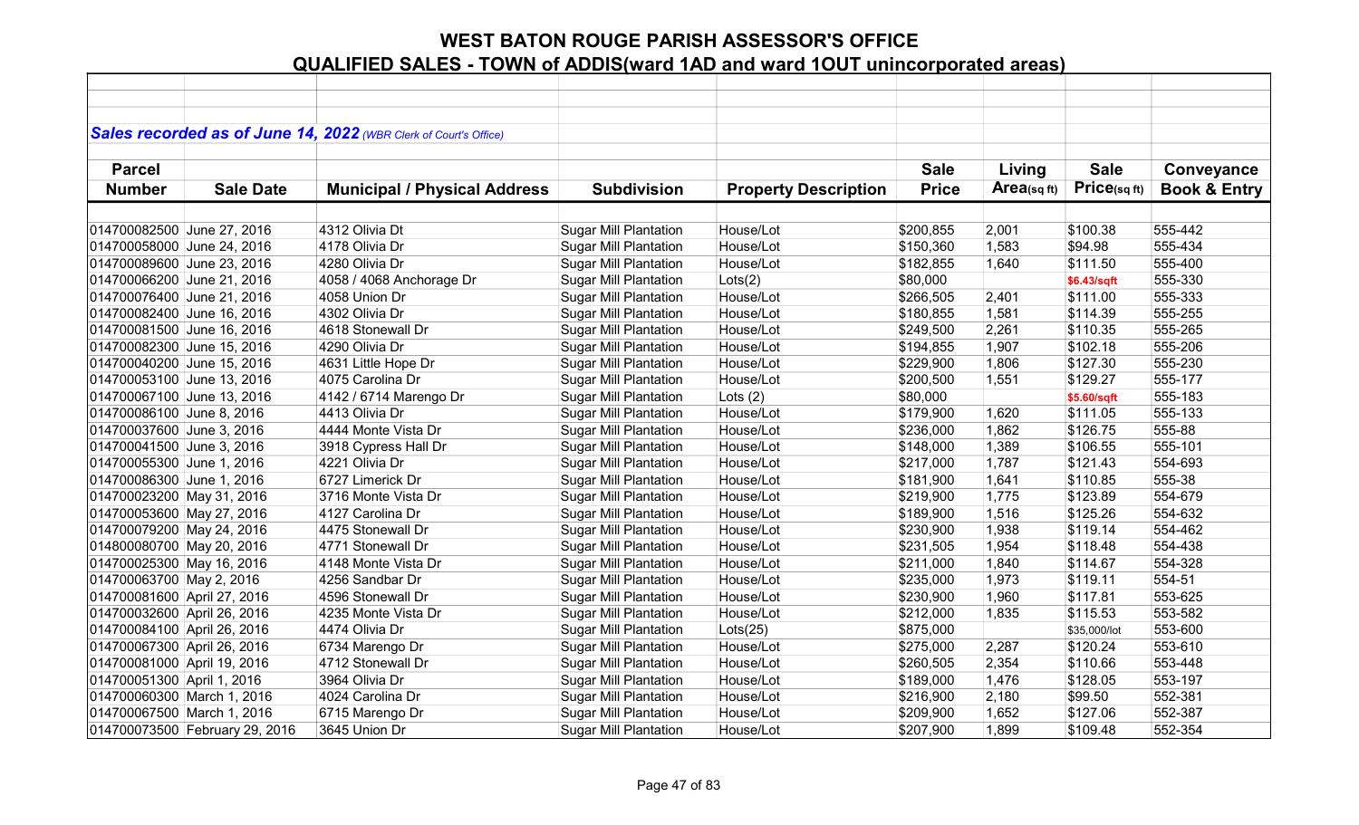# WEST BATON ROUGE PARISH ASSESSOR'S OFFICE

## QUALIFIED SALES - TOWN of ADDIS(ward 1AD and ward 1OUT unincorporated areas)

***Sales recorded as of June 14, 2022*** *(WBR Clerk of Court's Office)*

| Parcel Number | Sale Date | Municipal / Physical Address | Subdivision | Property Description | Sale Price | Living Area(sq ft) | Sale Price(sq ft) | Conveyance Book & Entry |
|---|---|---|---|---|---|---|---|---|
| 014700082500 | June 27, 2016 | 4312 Olivia Dt | Sugar Mill Plantation | House/Lot | $200,855 | 2,001 | $100.38 | 555-442 |
| 014700058000 | June 24, 2016 | 4178 Olivia Dr | Sugar Mill Plantation | House/Lot | $150,360 | 1,583 | $94.98 | 555-434 |
| 014700089600 | June 23, 2016 | 4280 Olivia Dr | Sugar Mill Plantation | House/Lot | $182,855 | 1,640 | $111.50 | 555-400 |
| 014700066200 | June 21, 2016 | 4058 / 4068 Anchorage Dr | Sugar Mill Plantation | Lots(2) | $80,000 | | $6.43/sqft | 555-330 |
| 014700076400 | June 21, 2016 | 4058 Union Dr | Sugar Mill Plantation | House/Lot | $266,505 | 2,401 | $111.00 | 555-333 |
| 014700082400 | June 16, 2016 | 4302 Olivia Dr | Sugar Mill Plantation | House/Lot | $180,855 | 1,581 | $114.39 | 555-255 |
| 014700081500 | June 16, 2016 | 4618 Stonewall Dr | Sugar Mill Plantation | House/Lot | $249,500 | 2,261 | $110.35 | 555-265 |
| 014700082300 | June 15, 2016 | 4290 Olivia Dr | Sugar Mill Plantation | House/Lot | $194,855 | 1,907 | $102.18 | 555-206 |
| 014700040200 | June 15, 2016 | 4631 Little Hope Dr | Sugar Mill Plantation | House/Lot | $229,900 | 1,806 | $127.30 | 555-230 |
| 014700053100 | June 13, 2016 | 4075 Carolina Dr | Sugar Mill Plantation | House/Lot | $200,500 | 1,551 | $129.27 | 555-177 |
| 014700067100 | June 13, 2016 | 4142 / 6714 Marengo Dr | Sugar Mill Plantation | Lots (2) | $80,000 | | $5.60/sqft | 555-183 |
| 014700086100 | June 8, 2016 | 4413 Olivia Dr | Sugar Mill Plantation | House/Lot | $179,900 | 1,620 | $111.05 | 555-133 |
| 014700037600 | June 3, 2016 | 4444 Monte Vista Dr | Sugar Mill Plantation | House/Lot | $236,000 | 1,862 | $126.75 | 555-88 |
| 014700041500 | June 3, 2016 | 3918 Cypress Hall Dr | Sugar Mill Plantation | House/Lot | $148,000 | 1,389 | $106.55 | 555-101 |
| 014700055300 | June 1, 2016 | 4221 Olivia Dr | Sugar Mill Plantation | House/Lot | $217,000 | 1,787 | $121.43 | 554-693 |
| 014700086300 | June 1, 2016 | 6727 Limerick Dr | Sugar Mill Plantation | House/Lot | $181,900 | 1,641 | $110.85 | 555-38 |
| 014700023200 | May 31, 2016 | 3716 Monte Vista Dr | Sugar Mill Plantation | House/Lot | $219,900 | 1,775 | $123.89 | 554-679 |
| 014700053600 | May 27, 2016 | 4127 Carolina Dr | Sugar Mill Plantation | House/Lot | $189,900 | 1,516 | $125.26 | 554-632 |
| 014700079200 | May 24, 2016 | 4475 Stonewall Dr | Sugar Mill Plantation | House/Lot | $230,900 | 1,938 | $119.14 | 554-462 |
| 014800080700 | May 20, 2016 | 4771 Stonewall Dr | Sugar Mill Plantation | House/Lot | $231,505 | 1,954 | $118.48 | 554-438 |
| 014700025300 | May 16, 2016 | 4148 Monte Vista Dr | Sugar Mill Plantation | House/Lot | $211,000 | 1,840 | $114.67 | 554-328 |
| 014700063700 | May 2, 2016 | 4256 Sandbar Dr | Sugar Mill Plantation | House/Lot | $235,000 | 1,973 | $119.11 | 554-51 |
| 014700081600 | April 27, 2016 | 4596 Stonewall Dr | Sugar Mill Plantation | House/Lot | $230,900 | 1,960 | $117.81 | 553-625 |
| 014700032600 | April 26, 2016 | 4235 Monte Vista Dr | Sugar Mill Plantation | House/Lot | $212,000 | 1,835 | $115.53 | 553-582 |
| 014700084100 | April 26, 2016 | 4474 Olivia Dr | Sugar Mill Plantation | Lots(25) | $875,000 | | $35,000/lot | 553-600 |
| 014700067300 | April 26, 2016 | 6734 Marengo Dr | Sugar Mill Plantation | House/Lot | $275,000 | 2,287 | $120.24 | 553-610 |
| 014700081000 | April 19, 2016 | 4712 Stonewall Dr | Sugar Mill Plantation | House/Lot | $260,505 | 2,354 | $110.66 | 553-448 |
| 014700051300 | April 1, 2016 | 3964 Olivia Dr | Sugar Mill Plantation | House/Lot | $189,000 | 1,476 | $128.05 | 553-197 |
| 014700060300 | March 1, 2016 | 4024 Carolina Dr | Sugar Mill Plantation | House/Lot | $216,900 | 2,180 | $99.50 | 552-381 |
| 014700067500 | March 1, 2016 | 6715 Marengo Dr | Sugar Mill Plantation | House/Lot | $209,900 | 1,652 | $127.06 | 552-387 |
| 014700073500 | February 29, 2016 | 3645 Union Dr | Sugar Mill Plantation | House/Lot | $207,900 | 1,899 | $109.48 | 552-354 |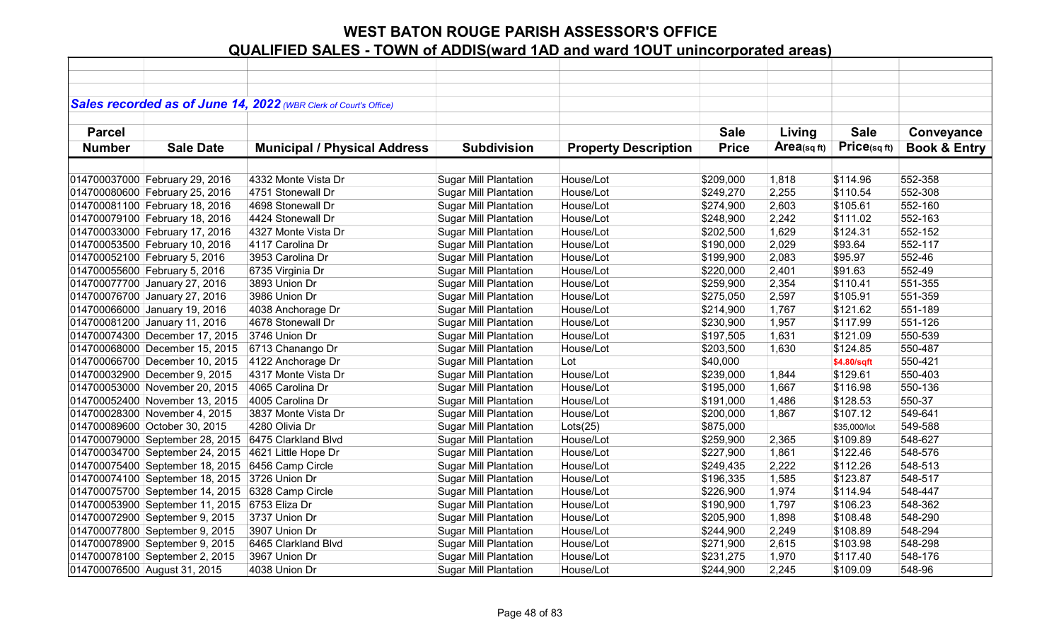# WEST BATON ROUGE PARISH ASSESSOR'S OFFICE

## QUALIFIED SALES - TOWN of ADDIS(ward 1AD and ward 1OUT unincorporated areas)

***Sales recorded as of June 14, 2022*** *(WBR Clerk of Court's Office)*

| Parcel Number | Sale Date | Municipal / Physical Address | Subdivision | Property Description | Sale Price | Living Area(sq ft) | Sale Price(sq ft) | Conveyance Book & Entry |
|---|---|---|---|---|---|---|---|---|
| 014700037000 | February 29, 2016 | 4332 Monte Vista Dr | Sugar Mill Plantation | House/Lot | $209,000 | 1,818 | $114.96 | 552-358 |
| 014700080600 | February 25, 2016 | 4751 Stonewall Dr | Sugar Mill Plantation | House/Lot | $249,270 | 2,255 | $110.54 | 552-308 |
| 014700081100 | February 18, 2016 | 4698 Stonewall Dr | Sugar Mill Plantation | House/Lot | $274,900 | 2,603 | $105.61 | 552-160 |
| 014700079100 | February 18, 2016 | 4424 Stonewall Dr | Sugar Mill Plantation | House/Lot | $248,900 | 2,242 | $111.02 | 552-163 |
| 014700033000 | February 17, 2016 | 4327 Monte Vista Dr | Sugar Mill Plantation | House/Lot | $202,500 | 1,629 | $124.31 | 552-152 |
| 014700053500 | February 10, 2016 | 4117 Carolina Dr | Sugar Mill Plantation | House/Lot | $190,000 | 2,029 | $93.64 | 552-117 |
| 014700052100 | February 5, 2016 | 3953 Carolina Dr | Sugar Mill Plantation | House/Lot | $199,900 | 2,083 | $95.97 | 552-46 |
| 014700055600 | February 5, 2016 | 6735 Virginia Dr | Sugar Mill Plantation | House/Lot | $220,000 | 2,401 | $91.63 | 552-49 |
| 014700077700 | January 27, 2016 | 3893 Union Dr | Sugar Mill Plantation | House/Lot | $259,900 | 2,354 | $110.41 | 551-355 |
| 014700076700 | January 27, 2016 | 3986 Union Dr | Sugar Mill Plantation | House/Lot | $275,050 | 2,597 | $105.91 | 551-359 |
| 014700066000 | January 19, 2016 | 4038 Anchorage Dr | Sugar Mill Plantation | House/Lot | $214,900 | 1,767 | $121.62 | 551-189 |
| 014700081200 | January 11, 2016 | 4678 Stonewall Dr | Sugar Mill Plantation | House/Lot | $230,900 | 1,957 | $117.99 | 551-126 |
| 014700074300 | December 17, 2015 | 3746 Union Dr | Sugar Mill Plantation | House/Lot | $197,505 | 1,631 | $121.09 | 550-539 |
| 014700068000 | December 15, 2015 | 6713 Chanango Dr | Sugar Mill Plantation | House/Lot | $203,500 | 1,630 | $124.85 | 550-487 |
| 014700066700 | December 10, 2015 | 4122 Anchorage Dr | Sugar Mill Plantation | Lot | $40,000 | | $4.80/sqft | 550-421 |
| 014700032900 | December 9, 2015 | 4317 Monte Vista Dr | Sugar Mill Plantation | House/Lot | $239,000 | 1,844 | $129.61 | 550-403 |
| 014700053000 | November 20, 2015 | 4065 Carolina Dr | Sugar Mill Plantation | House/Lot | $195,000 | 1,667 | $116.98 | 550-136 |
| 014700052400 | November 13, 2015 | 4005 Carolina Dr | Sugar Mill Plantation | House/Lot | $191,000 | 1,486 | $128.53 | 550-37 |
| 014700028300 | November 4, 2015 | 3837 Monte Vista Dr | Sugar Mill Plantation | House/Lot | $200,000 | 1,867 | $107.12 | 549-641 |
| 014700089600 | October 30, 2015 | 4280 Olivia Dr | Sugar Mill Plantation | Lots(25) | $875,000 | | $35,000/lot | 549-588 |
| 014700079000 | September 28, 2015 | 6475 Clarkland Blvd | Sugar Mill Plantation | House/Lot | $259,900 | 2,365 | $109.89 | 548-627 |
| 014700034700 | September 24, 2015 | 4621 Little Hope Dr | Sugar Mill Plantation | House/Lot | $227,900 | 1,861 | $122.46 | 548-576 |
| 014700075400 | September 18, 2015 | 6456 Camp Circle | Sugar Mill Plantation | House/Lot | $249,435 | 2,222 | $112.26 | 548-513 |
| 014700074100 | September 18, 2015 | 3726 Union Dr | Sugar Mill Plantation | House/Lot | $196,335 | 1,585 | $123.87 | 548-517 |
| 014700075700 | September 14, 2015 | 6328 Camp Circle | Sugar Mill Plantation | House/Lot | $226,900 | 1,974 | $114.94 | 548-447 |
| 014700053900 | September 11, 2015 | 6753 Eliza Dr | Sugar Mill Plantation | House/Lot | $190,900 | 1,797 | $106.23 | 548-362 |
| 014700072900 | September 9, 2015 | 3737 Union Dr | Sugar Mill Plantation | House/Lot | $205,900 | 1,898 | $108.48 | 548-290 |
| 014700077800 | September 9, 2015 | 3907 Union Dr | Sugar Mill Plantation | House/Lot | $244,900 | 2,249 | $108.89 | 548-294 |
| 014700078900 | September 9, 2015 | 6465 Clarkland Blvd | Sugar Mill Plantation | House/Lot | $271,900 | 2,615 | $103.98 | 548-298 |
| 014700078100 | September 2, 2015 | 3967 Union Dr | Sugar Mill Plantation | House/Lot | $231,275 | 1,970 | $117.40 | 548-176 |
| 014700076500 | August 31, 2015 | 4038 Union Dr | Sugar Mill Plantation | House/Lot | $244,900 | 2,245 | $109.09 | 548-96 |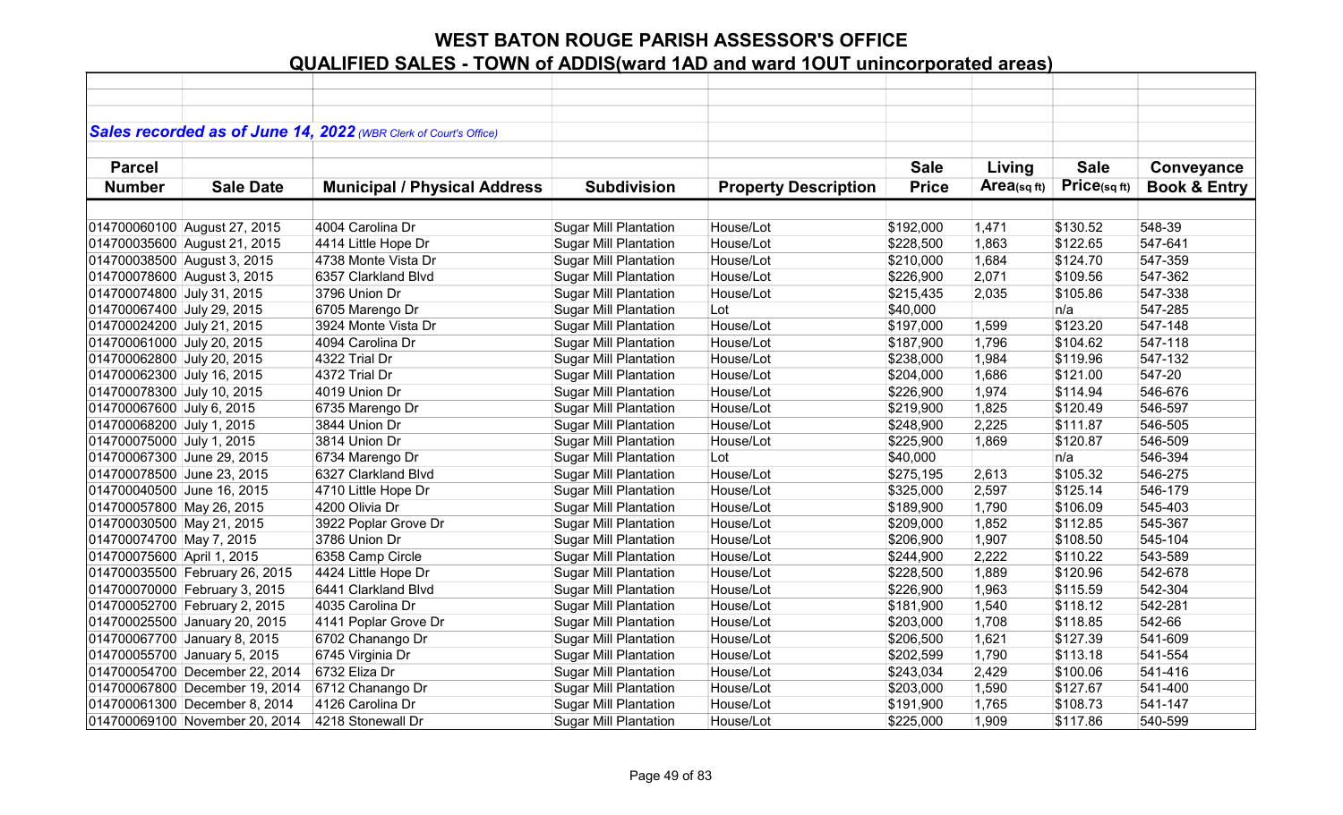# WEST BATON ROUGE PARISH ASSESSOR'S OFFICE

## QUALIFIED SALES - TOWN of ADDIS(ward 1AD and ward 1OUT unincorporated areas)

***Sales recorded as of June 14, 2022** (WBR Clerk of Court's Office)*

| Parcel Number | Sale Date | Municipal / Physical Address | Subdivision | Property Description | Sale Price | Living Area(sq ft) | Sale Price(sq ft) | Conveyance Book & Entry |
|---|---|---|---|---|---|---|---|---|
| 014700060100 | August 27, 2015 | 4004 Carolina Dr | Sugar Mill Plantation | House/Lot | $192,000 | 1,471 | $130.52 | 548-39 |
| 014700035600 | August 21, 2015 | 4414 Little Hope Dr | Sugar Mill Plantation | House/Lot | $228,500 | 1,863 | $122.65 | 547-641 |
| 014700038500 | August 3, 2015 | 4738 Monte Vista Dr | Sugar Mill Plantation | House/Lot | $210,000 | 1,684 | $124.70 | 547-359 |
| 014700078600 | August 3, 2015 | 6357 Clarkland Blvd | Sugar Mill Plantation | House/Lot | $226,900 | 2,071 | $109.56 | 547-362 |
| 014700074800 | July 31, 2015 | 3796 Union Dr | Sugar Mill Plantation | House/Lot | $215,435 | 2,035 | $105.86 | 547-338 |
| 014700067400 | July 29, 2015 | 6705 Marengo Dr | Sugar Mill Plantation | Lot | $40,000 | | n/a | 547-285 |
| 014700024200 | July 21, 2015 | 3924 Monte Vista Dr | Sugar Mill Plantation | House/Lot | $197,000 | 1,599 | $123.20 | 547-148 |
| 014700061000 | July 20, 2015 | 4094 Carolina Dr | Sugar Mill Plantation | House/Lot | $187,900 | 1,796 | $104.62 | 547-118 |
| 014700062800 | July 20, 2015 | 4322 Trial Dr | Sugar Mill Plantation | House/Lot | $238,000 | 1,984 | $119.96 | 547-132 |
| 014700062300 | July 16, 2015 | 4372 Trial Dr | Sugar Mill Plantation | House/Lot | $204,000 | 1,686 | $121.00 | 547-20 |
| 014700078300 | July 10, 2015 | 4019 Union Dr | Sugar Mill Plantation | House/Lot | $226,900 | 1,974 | $114.94 | 546-676 |
| 014700067600 | July 6, 2015 | 6735 Marengo Dr | Sugar Mill Plantation | House/Lot | $219,900 | 1,825 | $120.49 | 546-597 |
| 014700068200 | July 1, 2015 | 3844 Union Dr | Sugar Mill Plantation | House/Lot | $248,900 | 2,225 | $111.87 | 546-505 |
| 014700075000 | July 1, 2015 | 3814 Union Dr | Sugar Mill Plantation | House/Lot | $225,900 | 1,869 | $120.87 | 546-509 |
| 014700067300 | June 29, 2015 | 6734 Marengo Dr | Sugar Mill Plantation | Lot | $40,000 | | n/a | 546-394 |
| 014700078500 | June 23, 2015 | 6327 Clarkland Blvd | Sugar Mill Plantation | House/Lot | $275,195 | 2,613 | $105.32 | 546-275 |
| 014700040500 | June 16, 2015 | 4710 Little Hope Dr | Sugar Mill Plantation | House/Lot | $325,000 | 2,597 | $125.14 | 546-179 |
| 014700057800 | May 26, 2015 | 4200 Olivia Dr | Sugar Mill Plantation | House/Lot | $189,900 | 1,790 | $106.09 | 545-403 |
| 014700030500 | May 21, 2015 | 3922 Poplar Grove Dr | Sugar Mill Plantation | House/Lot | $209,000 | 1,852 | $112.85 | 545-367 |
| 014700074700 | May 7, 2015 | 3786 Union Dr | Sugar Mill Plantation | House/Lot | $206,900 | 1,907 | $108.50 | 545-104 |
| 014700075600 | April 1, 2015 | 6358 Camp Circle | Sugar Mill Plantation | House/Lot | $244,900 | 2,222 | $110.22 | 543-589 |
| 014700035500 | February 26, 2015 | 4424 Little Hope Dr | Sugar Mill Plantation | House/Lot | $228,500 | 1,889 | $120.96 | 542-678 |
| 014700070000 | February 3, 2015 | 6441 Clarkland Blvd | Sugar Mill Plantation | House/Lot | $226,900 | 1,963 | $115.59 | 542-304 |
| 014700052700 | February 2, 2015 | 4035 Carolina Dr | Sugar Mill Plantation | House/Lot | $181,900 | 1,540 | $118.12 | 542-281 |
| 014700025500 | January 20, 2015 | 4141 Poplar Grove Dr | Sugar Mill Plantation | House/Lot | $203,000 | 1,708 | $118.85 | 542-66 |
| 014700067700 | January 8, 2015 | 6702 Chanango Dr | Sugar Mill Plantation | House/Lot | $206,500 | 1,621 | $127.39 | 541-609 |
| 014700055700 | January 5, 2015 | 6745 Virginia Dr | Sugar Mill Plantation | House/Lot | $202,599 | 1,790 | $113.18 | 541-554 |
| 014700054700 | December 22, 2014 | 6732 Eliza Dr | Sugar Mill Plantation | House/Lot | $243,034 | 2,429 | $100.06 | 541-416 |
| 014700067800 | December 19, 2014 | 6712 Chanango Dr | Sugar Mill Plantation | House/Lot | $203,000 | 1,590 | $127.67 | 541-400 |
| 014700061300 | December 8, 2014 | 4126 Carolina Dr | Sugar Mill Plantation | House/Lot | $191,900 | 1,765 | $108.73 | 541-147 |
| 014700069100 | November 20, 2014 | 4218 Stonewall Dr | Sugar Mill Plantation | House/Lot | $225,000 | 1,909 | $117.86 | 540-599 |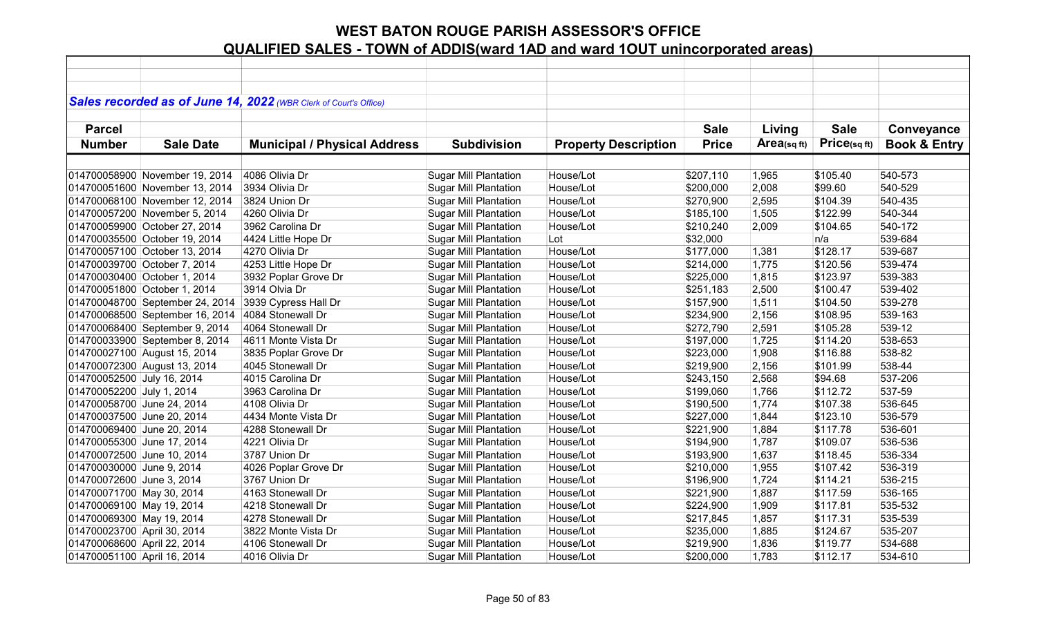# WEST BATON ROUGE PARISH ASSESSOR'S OFFICE

## QUALIFIED SALES - TOWN of ADDIS(ward 1AD and ward 1OUT unincorporated areas)

***Sales recorded as of June 14, 2022*** *(WBR Clerk of Court's Office)*

| Parcel Number | Sale Date | Municipal / Physical Address | Subdivision | Property Description | Sale Price | Living Area(sq ft) | Sale Price(sq ft) | Conveyance Book & Entry |
|---|---|---|---|---|---|---|---|---|
| 014700058900 | November 19, 2014 | 4086 Olivia Dr | Sugar Mill Plantation | House/Lot | $207,110 | 1,965 | $105.40 | 540-573 |
| 014700051600 | November 13, 2014 | 3934 Olivia Dr | Sugar Mill Plantation | House/Lot | $200,000 | 2,008 | $99.60 | 540-529 |
| 014700068100 | November 12, 2014 | 3824 Union Dr | Sugar Mill Plantation | House/Lot | $270,900 | 2,595 | $104.39 | 540-435 |
| 014700057200 | November 5, 2014 | 4260 Olivia Dr | Sugar Mill Plantation | House/Lot | $185,100 | 1,505 | $122.99 | 540-344 |
| 014700059900 | October 27, 2014 | 3962 Carolina Dr | Sugar Mill Plantation | House/Lot | $210,240 | 2,009 | $104.65 | 540-172 |
| 014700035500 | October 19, 2014 | 4424 Little Hope Dr | Sugar Mill Plantation | Lot | $32,000 | | n/a | 539-684 |
| 014700057100 | October 13, 2014 | 4270 Olivia Dr | Sugar Mill Plantation | House/Lot | $177,000 | 1,381 | $128.17 | 539-687 |
| 014700039700 | October 7, 2014 | 4253 Little Hope Dr | Sugar Mill Plantation | House/Lot | $214,000 | 1,775 | $120.56 | 539-474 |
| 014700030400 | October 1, 2014 | 3932 Poplar Grove Dr | Sugar Mill Plantation | House/Lot | $225,000 | 1,815 | $123.97 | 539-383 |
| 014700051800 | October 1, 2014 | 3914 Olvia Dr | Sugar Mill Plantation | House/Lot | $251,183 | 2,500 | $100.47 | 539-402 |
| 014700048700 | September 24, 2014 | 3939 Cypress Hall Dr | Sugar Mill Plantation | House/Lot | $157,900 | 1,511 | $104.50 | 539-278 |
| 014700068500 | September 16, 2014 | 4084 Stonewall Dr | Sugar Mill Plantation | House/Lot | $234,900 | 2,156 | $108.95 | 539-163 |
| 014700068400 | September 9, 2014 | 4064 Stonewall Dr | Sugar Mill Plantation | House/Lot | $272,790 | 2,591 | $105.28 | 539-12 |
| 014700033900 | September 8, 2014 | 4611 Monte Vista Dr | Sugar Mill Plantation | House/Lot | $197,000 | 1,725 | $114.20 | 538-653 |
| 014700027100 | August 15, 2014 | 3835 Poplar Grove Dr | Sugar Mill Plantation | House/Lot | $223,000 | 1,908 | $116.88 | 538-82 |
| 014700072300 | August 13, 2014 | 4045 Stonewall Dr | Sugar Mill Plantation | House/Lot | $219,900 | 2,156 | $101.99 | 538-44 |
| 014700052500 | July 16, 2014 | 4015 Carolina Dr | Sugar Mill Plantation | House/Lot | $243,150 | 2,568 | $94.68 | 537-206 |
| 014700052200 | July 1, 2014 | 3963 Carolina Dr | Sugar Mill Plantation | House/Lot | $199,060 | 1,766 | $112.72 | 537-59 |
| 014700058700 | June 24, 2014 | 4108 Olivia Dr | Sugar Mill Plantation | House/Lot | $190,500 | 1,774 | $107.38 | 536-645 |
| 014700037500 | June 20, 2014 | 4434 Monte Vista Dr | Sugar Mill Plantation | House/Lot | $227,000 | 1,844 | $123.10 | 536-579 |
| 014700069400 | June 20, 2014 | 4288 Stonewall Dr | Sugar Mill Plantation | House/Lot | $221,900 | 1,884 | $117.78 | 536-601 |
| 014700055300 | June 17, 2014 | 4221 Olivia Dr | Sugar Mill Plantation | House/Lot | $194,900 | 1,787 | $109.07 | 536-536 |
| 014700072500 | June 10, 2014 | 3787 Union Dr | Sugar Mill Plantation | House/Lot | $193,900 | 1,637 | $118.45 | 536-334 |
| 014700030000 | June 9, 2014 | 4026 Poplar Grove Dr | Sugar Mill Plantation | House/Lot | $210,000 | 1,955 | $107.42 | 536-319 |
| 014700072600 | June 3, 2014 | 3767 Union Dr | Sugar Mill Plantation | House/Lot | $196,900 | 1,724 | $114.21 | 536-215 |
| 014700071700 | May 30, 2014 | 4163 Stonewall Dr | Sugar Mill Plantation | House/Lot | $221,900 | 1,887 | $117.59 | 536-165 |
| 014700069100 | May 19, 2014 | 4218 Stonewall Dr | Sugar Mill Plantation | House/Lot | $224,900 | 1,909 | $117.81 | 535-532 |
| 014700069300 | May 19, 2014 | 4278 Stonewall Dr | Sugar Mill Plantation | House/Lot | $217,845 | 1,857 | $117.31 | 535-539 |
| 014700023700 | April 30, 2014 | 3822 Monte Vista Dr | Sugar Mill Plantation | House/Lot | $235,000 | 1,885 | $124.67 | 535-207 |
| 014700068600 | April 22, 2014 | 4106 Stonewall Dr | Sugar Mill Plantation | House/Lot | $219,900 | 1,836 | $119.77 | 534-688 |
| 014700051100 | April 16, 2014 | 4016 Olivia Dr | Sugar Mill Plantation | House/Lot | $200,000 | 1,783 | $112.17 | 534-610 |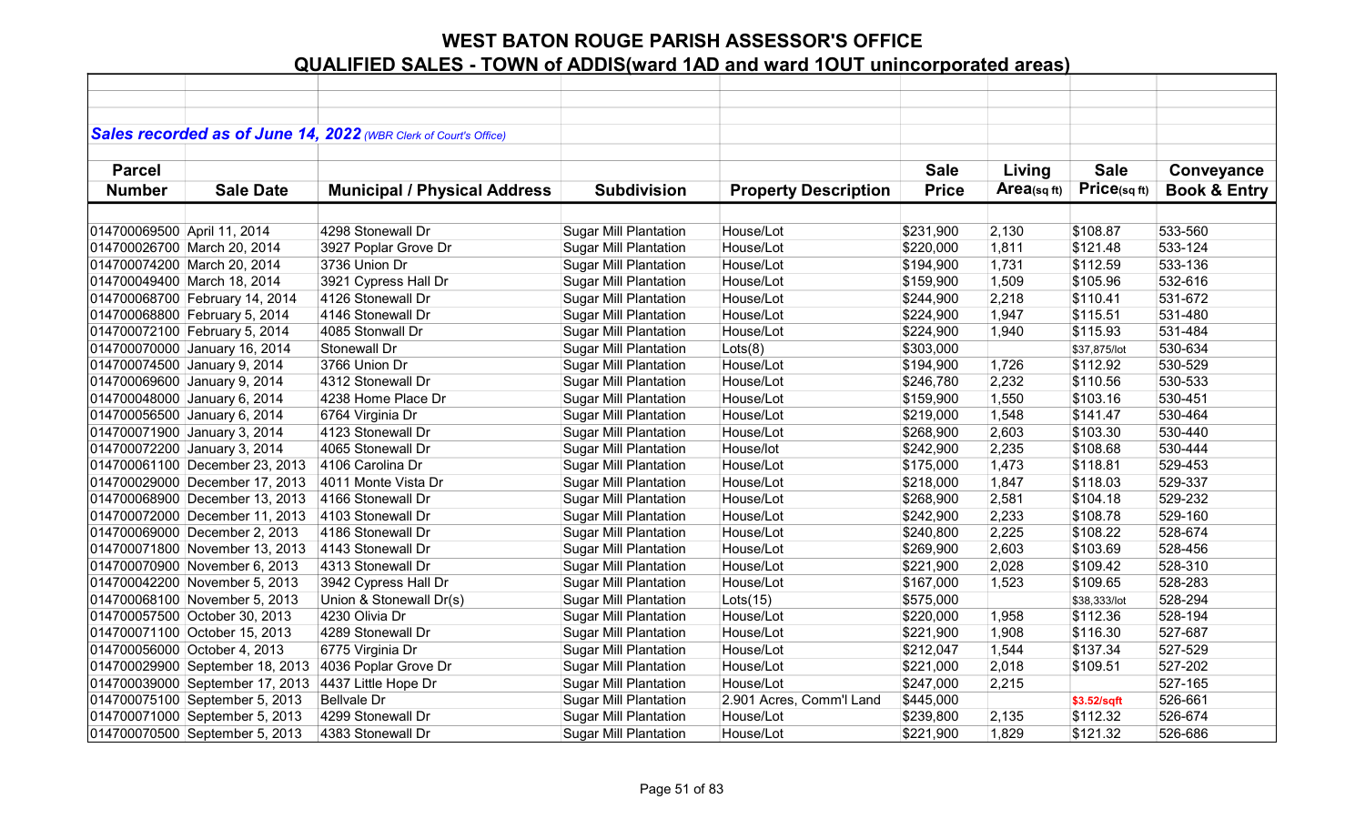# WEST BATON ROUGE PARISH ASSESSOR'S OFFICE

## QUALIFIED SALES - TOWN of ADDIS(ward 1AD and ward 1OUT unincorporated areas)

*Sales recorded as of June 14, 2022 (WBR Clerk of Court's Office)*

| Parcel Number | Sale Date | Municipal / Physical Address | Subdivision | Property Description | Sale Price | Living Area(sq ft) | Sale Price(sq ft) | Conveyance Book & Entry |
|---|---|---|---|---|---|---|---|---|
| 014700069500 | April 11, 2014 | 4298 Stonewall Dr | Sugar Mill Plantation | House/Lot | $231,900 | 2,130 | $108.87 | 533-560 |
| 014700026700 | March 20, 2014 | 3927 Poplar Grove Dr | Sugar Mill Plantation | House/Lot | $220,000 | 1,811 | $121.48 | 533-124 |
| 014700074200 | March 20, 2014 | 3736 Union Dr | Sugar Mill Plantation | House/Lot | $194,900 | 1,731 | $112.59 | 533-136 |
| 014700049400 | March 18, 2014 | 3921 Cypress Hall Dr | Sugar Mill Plantation | House/Lot | $159,900 | 1,509 | $105.96 | 532-616 |
| 014700068700 | February 14, 2014 | 4126 Stonewall Dr | Sugar Mill Plantation | House/Lot | $244,900 | 2,218 | $110.41 | 531-672 |
| 014700068800 | February 5, 2014 | 4146 Stonewall Dr | Sugar Mill Plantation | House/Lot | $224,900 | 1,947 | $115.51 | 531-480 |
| 014700072100 | February 5, 2014 | 4085 Stonwall Dr | Sugar Mill Plantation | House/Lot | $224,900 | 1,940 | $115.93 | 531-484 |
| 014700070000 | January 16, 2014 | Stonewall Dr | Sugar Mill Plantation | Lots(8) | $303,000 | | $37,875/lot | 530-634 |
| 014700074500 | January 9, 2014 | 3766 Union Dr | Sugar Mill Plantation | House/Lot | $194,900 | 1,726 | $112.92 | 530-529 |
| 014700069600 | January 9, 2014 | 4312 Stonewall Dr | Sugar Mill Plantation | House/Lot | $246,780 | 2,232 | $110.56 | 530-533 |
| 014700048000 | January 6, 2014 | 4238 Home Place Dr | Sugar Mill Plantation | House/Lot | $159,900 | 1,550 | $103.16 | 530-451 |
| 014700056500 | January 6, 2014 | 6764 Virginia Dr | Sugar Mill Plantation | House/Lot | $219,000 | 1,548 | $141.47 | 530-464 |
| 014700071900 | January 3, 2014 | 4123 Stonewall Dr | Sugar Mill Plantation | House/Lot | $268,900 | 2,603 | $103.30 | 530-440 |
| 014700072200 | January 3, 2014 | 4065 Stonewall Dr | Sugar Mill Plantation | House/lot | $242,900 | 2,235 | $108.68 | 530-444 |
| 014700061100 | December 23, 2013 | 4106 Carolina Dr | Sugar Mill Plantation | House/Lot | $175,000 | 1,473 | $118.81 | 529-453 |
| 014700029000 | December 17, 2013 | 4011 Monte Vista Dr | Sugar Mill Plantation | House/Lot | $218,000 | 1,847 | $118.03 | 529-337 |
| 014700068900 | December 13, 2013 | 4166 Stonewall Dr | Sugar Mill Plantation | House/Lot | $268,900 | 2,581 | $104.18 | 529-232 |
| 014700072000 | December 11, 2013 | 4103 Stonewall Dr | Sugar Mill Plantation | House/Lot | $242,900 | 2,233 | $108.78 | 529-160 |
| 014700069000 | December 2, 2013 | 4186 Stonewall Dr | Sugar Mill Plantation | House/Lot | $240,800 | 2,225 | $108.22 | 528-674 |
| 014700071800 | November 13, 2013 | 4143 Stonewall Dr | Sugar Mill Plantation | House/Lot | $269,900 | 2,603 | $103.69 | 528-456 |
| 014700070900 | November 6, 2013 | 4313 Stonewall Dr | Sugar Mill Plantation | House/Lot | $221,900 | 2,028 | $109.42 | 528-310 |
| 014700042200 | November 5, 2013 | 3942 Cypress Hall Dr | Sugar Mill Plantation | House/Lot | $167,000 | 1,523 | $109.65 | 528-283 |
| 014700068100 | November 5, 2013 | Union & Stonewall Dr(s) | Sugar Mill Plantation | Lots(15) | $575,000 | | $38,333/lot | 528-294 |
| 014700057500 | October 30, 2013 | 4230 Olivia Dr | Sugar Mill Plantation | House/Lot | $220,000 | 1,958 | $112.36 | 528-194 |
| 014700071100 | October 15, 2013 | 4289 Stonewall Dr | Sugar Mill Plantation | House/Lot | $221,900 | 1,908 | $116.30 | 527-687 |
| 014700056000 | October 4, 2013 | 6775 Virginia Dr | Sugar Mill Plantation | House/Lot | $212,047 | 1,544 | $137.34 | 527-529 |
| 014700029900 | September 18, 2013 | 4036 Poplar Grove Dr | Sugar Mill Plantation | House/Lot | $221,000 | 2,018 | $109.51 | 527-202 |
| 014700039000 | September 17, 2013 | 4437 Little Hope Dr | Sugar Mill Plantation | House/Lot | $247,000 | 2,215 | | 527-165 |
| 014700075100 | September 5, 2013 | Bellvale Dr | Sugar Mill Plantation | 2.901 Acres, Comm'l Land | $445,000 | | $3.52/sqft | 526-661 |
| 014700071000 | September 5, 2013 | 4299 Stonewall Dr | Sugar Mill Plantation | House/Lot | $239,800 | 2,135 | $112.32 | 526-674 |
| 014700070500 | September 5, 2013 | 4383 Stonewall Dr | Sugar Mill Plantation | House/Lot | $221,900 | 1,829 | $121.32 | 526-686 |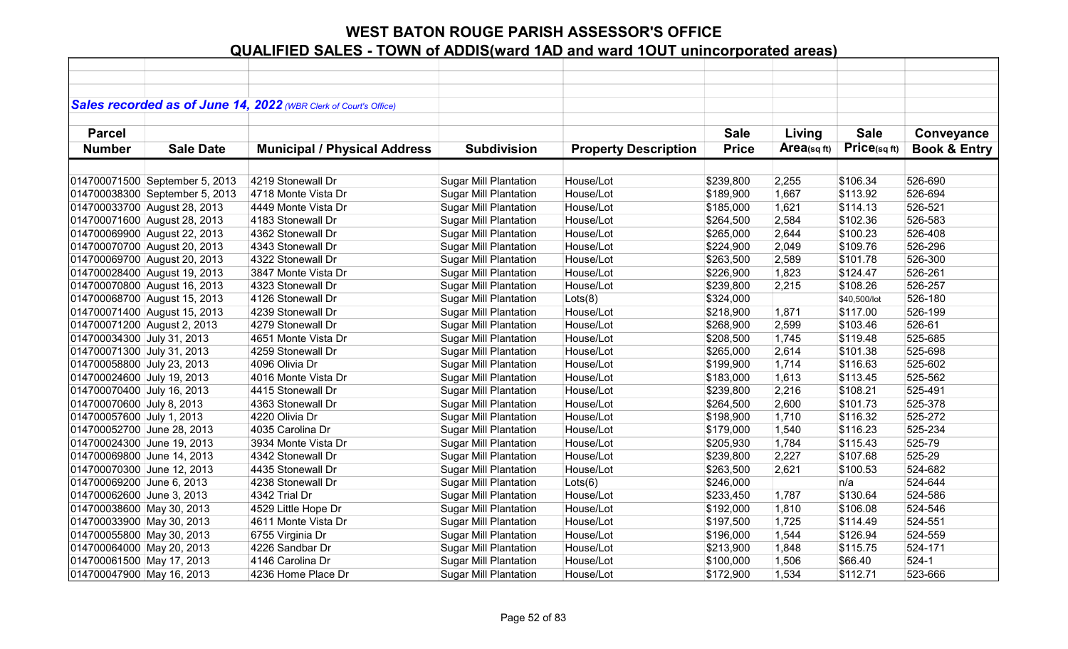# WEST BATON ROUGE PARISH ASSESSOR'S OFFICE

## QUALIFIED SALES - TOWN of ADDIS(ward 1AD and ward 1OUT unincorporated areas)

***Sales recorded as of June 14, 2022** (WBR Clerk of Court's Office)*

| Parcel Number | Sale Date | Municipal / Physical Address | Subdivision | Property Description | Sale Price | Living Area(sq ft) | Sale Price(sq ft) | Conveyance Book & Entry |
|---|---|---|---|---|---|---|---|---|
| 014700071500 | September 5, 2013 | 4219 Stonewall Dr | Sugar Mill Plantation | House/Lot | $239,800 | 2,255 | $106.34 | 526-690 |
| 014700038300 | September 5, 2013 | 4718 Monte Vista Dr | Sugar Mill Plantation | House/Lot | $189,900 | 1,667 | $113.92 | 526-694 |
| 014700033700 | August 28, 2013 | 4449 Monte Vista Dr | Sugar Mill Plantation | House/Lot | $185,000 | 1,621 | $114.13 | 526-521 |
| 014700071600 | August 28, 2013 | 4183 Stonewall Dr | Sugar Mill Plantation | House/Lot | $264,500 | 2,584 | $102.36 | 526-583 |
| 014700069900 | August 22, 2013 | 4362 Stonewall Dr | Sugar Mill Plantation | House/Lot | $265,000 | 2,644 | $100.23 | 526-408 |
| 014700070700 | August 20, 2013 | 4343 Stonewall Dr | Sugar Mill Plantation | House/Lot | $224,900 | 2,049 | $109.76 | 526-296 |
| 014700069700 | August 20, 2013 | 4322 Stonewall Dr | Sugar Mill Plantation | House/Lot | $263,500 | 2,589 | $101.78 | 526-300 |
| 014700028400 | August 19, 2013 | 3847 Monte Vista Dr | Sugar Mill Plantation | House/Lot | $226,900 | 1,823 | $124.47 | 526-261 |
| 014700070800 | August 16, 2013 | 4323 Stonewall Dr | Sugar Mill Plantation | House/Lot | $239,800 | 2,215 | $108.26 | 526-257 |
| 014700068700 | August 15, 2013 | 4126 Stonewall Dr | Sugar Mill Plantation | Lots(8) | $324,000 | | $40,500/lot | 526-180 |
| 014700071400 | August 15, 2013 | 4239 Stonewall Dr | Sugar Mill Plantation | House/Lot | $218,900 | 1,871 | $117.00 | 526-199 |
| 014700071200 | August 2, 2013 | 4279 Stonewall Dr | Sugar Mill Plantation | House/Lot | $268,900 | 2,599 | $103.46 | 526-61 |
| 014700034300 | July 31, 2013 | 4651 Monte Vista Dr | Sugar Mill Plantation | House/Lot | $208,500 | 1,745 | $119.48 | 525-685 |
| 014700071300 | July 31, 2013 | 4259 Stonewall Dr | Sugar Mill Plantation | House/Lot | $265,000 | 2,614 | $101.38 | 525-698 |
| 014700058800 | July 23, 2013 | 4096 Olivia Dr | Sugar Mill Plantation | House/Lot | $199,900 | 1,714 | $116.63 | 525-602 |
| 014700024600 | July 19, 2013 | 4016 Monte Vista Dr | Sugar Mill Plantation | House/Lot | $183,000 | 1,613 | $113.45 | 525-562 |
| 014700070400 | July 16, 2013 | 4415 Stonewall Dr | Sugar Mill Plantation | House/Lot | $239,800 | 2,216 | $108.21 | 525-491 |
| 014700070600 | July 8, 2013 | 4363 Stonewall Dr | Sugar Mill Plantation | House/Lot | $264,500 | 2,600 | $101.73 | 525-378 |
| 014700057600 | July 1, 2013 | 4220 Olivia Dr | Sugar Mill Plantation | House/Lot | $198,900 | 1,710 | $116.32 | 525-272 |
| 014700052700 | June 28, 2013 | 4035 Carolina Dr | Sugar Mill Plantation | House/Lot | $179,000 | 1,540 | $116.23 | 525-234 |
| 014700024300 | June 19, 2013 | 3934 Monte Vista Dr | Sugar Mill Plantation | House/Lot | $205,930 | 1,784 | $115.43 | 525-79 |
| 014700069800 | June 14, 2013 | 4342 Stonewall Dr | Sugar Mill Plantation | House/Lot | $239,800 | 2,227 | $107.68 | 525-29 |
| 014700070300 | June 12, 2013 | 4435 Stonewall Dr | Sugar Mill Plantation | House/Lot | $263,500 | 2,621 | $100.53 | 524-682 |
| 014700069200 | June 6, 2013 | 4238 Stonewall Dr | Sugar Mill Plantation | Lots(6) | $246,000 | | n/a | 524-644 |
| 014700062600 | June 3, 2013 | 4342 Trial Dr | Sugar Mill Plantation | House/Lot | $233,450 | 1,787 | $130.64 | 524-586 |
| 014700038600 | May 30, 2013 | 4529 Little Hope Dr | Sugar Mill Plantation | House/Lot | $192,000 | 1,810 | $106.08 | 524-546 |
| 014700033900 | May 30, 2013 | 4611 Monte Vista Dr | Sugar Mill Plantation | House/Lot | $197,500 | 1,725 | $114.49 | 524-551 |
| 014700055800 | May 30, 2013 | 6755 Virginia Dr | Sugar Mill Plantation | House/Lot | $196,000 | 1,544 | $126.94 | 524-559 |
| 014700064000 | May 20, 2013 | 4226 Sandbar Dr | Sugar Mill Plantation | House/Lot | $213,900 | 1,848 | $115.75 | 524-171 |
| 014700061500 | May 17, 2013 | 4146 Carolina Dr | Sugar Mill Plantation | House/Lot | $100,000 | 1,506 | $66.40 | 524-1 |
| 014700047900 | May 16, 2013 | 4236 Home Place Dr | Sugar Mill Plantation | House/Lot | $172,900 | 1,534 | $112.71 | 523-666 |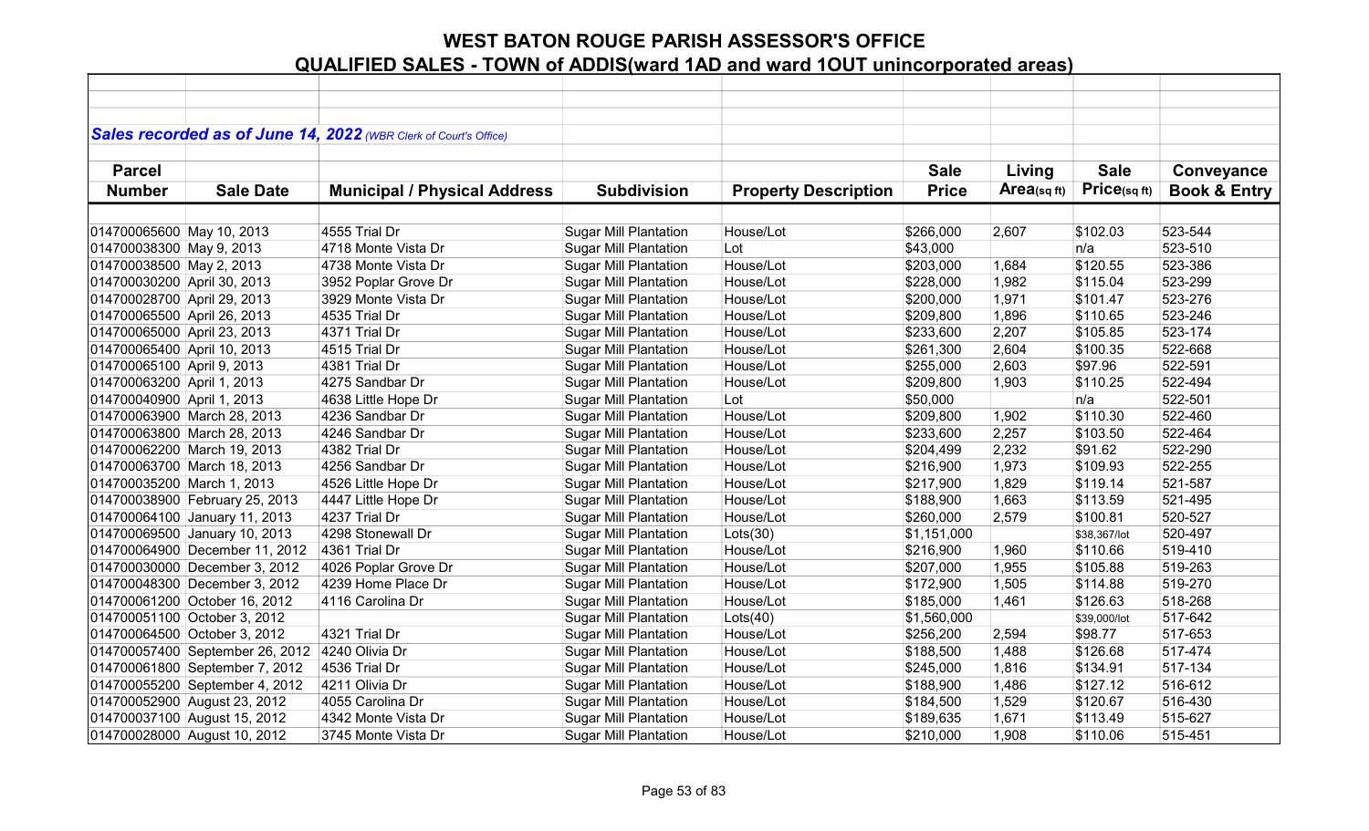# WEST BATON ROUGE PARISH ASSESSOR'S OFFICE

## QUALIFIED SALES - TOWN of ADDIS(ward 1AD and ward 1OUT unincorporated areas)

***Sales recorded as of June 14, 2022*** *(WBR Clerk of Court's Office)*

| Parcel Number | Sale Date | Municipal / Physical Address | Subdivision | Property Description | Sale Price | Living Area(sq ft) | Sale Price(sq ft) | Conveyance Book & Entry |
|---|---|---|---|---|---|---|---|---|
| 014700065600 | May 10, 2013 | 4555 Trial Dr | Sugar Mill Plantation | House/Lot | $266,000 | 2,607 | $102.03 | 523-544 |
| 014700038300 | May 9, 2013 | 4718 Monte Vista Dr | Sugar Mill Plantation | Lot | $43,000 | | n/a | 523-510 |
| 014700038500 | May 2, 2013 | 4738 Monte Vista Dr | Sugar Mill Plantation | House/Lot | $203,000 | 1,684 | $120.55 | 523-386 |
| 014700030200 | April 30, 2013 | 3952 Poplar Grove Dr | Sugar Mill Plantation | House/Lot | $228,000 | 1,982 | $115.04 | 523-299 |
| 014700028700 | April 29, 2013 | 3929 Monte Vista Dr | Sugar Mill Plantation | House/Lot | $200,000 | 1,971 | $101.47 | 523-276 |
| 014700065500 | April 26, 2013 | 4535 Trial Dr | Sugar Mill Plantation | House/Lot | $209,800 | 1,896 | $110.65 | 523-246 |
| 014700065000 | April 23, 2013 | 4371 Trial Dr | Sugar Mill Plantation | House/Lot | $233,600 | 2,207 | $105.85 | 523-174 |
| 014700065400 | April 10, 2013 | 4515 Trial Dr | Sugar Mill Plantation | House/Lot | $261,300 | 2,604 | $100.35 | 522-668 |
| 014700065100 | April 9, 2013 | 4381 Trial Dr | Sugar Mill Plantation | House/Lot | $255,000 | 2,603 | $97.96 | 522-591 |
| 014700063200 | April 1, 2013 | 4275 Sandbar Dr | Sugar Mill Plantation | House/Lot | $209,800 | 1,903 | $110.25 | 522-494 |
| 014700040900 | April 1, 2013 | 4638 Little Hope Dr | Sugar Mill Plantation | Lot | $50,000 | | n/a | 522-501 |
| 014700063900 | March 28, 2013 | 4236 Sandbar Dr | Sugar Mill Plantation | House/Lot | $209,800 | 1,902 | $110.30 | 522-460 |
| 014700063800 | March 28, 2013 | 4246 Sandbar Dr | Sugar Mill Plantation | House/Lot | $233,600 | 2,257 | $103.50 | 522-464 |
| 014700062200 | March 19, 2013 | 4382 Trial Dr | Sugar Mill Plantation | House/Lot | $204,499 | 2,232 | $91.62 | 522-290 |
| 014700063700 | March 18, 2013 | 4256 Sandbar Dr | Sugar Mill Plantation | House/Lot | $216,900 | 1,973 | $109.93 | 522-255 |
| 014700035200 | March 1, 2013 | 4526 Little Hope Dr | Sugar Mill Plantation | House/Lot | $217,900 | 1,829 | $119.14 | 521-587 |
| 014700038900 | February 25, 2013 | 4447 Little Hope Dr | Sugar Mill Plantation | House/Lot | $188,900 | 1,663 | $113.59 | 521-495 |
| 014700064100 | January 11, 2013 | 4237 Trial Dr | Sugar Mill Plantation | House/Lot | $260,000 | 2,579 | $100.81 | 520-527 |
| 014700069500 | January 10, 2013 | 4298 Stonewall Dr | Sugar Mill Plantation | Lots(30) | $1,151,000 | | $38,367/lot | 520-497 |
| 014700064900 | December 11, 2012 | 4361 Trial Dr | Sugar Mill Plantation | House/Lot | $216,900 | 1,960 | $110.66 | 519-410 |
| 014700030000 | December 3, 2012 | 4026 Poplar Grove Dr | Sugar Mill Plantation | House/Lot | $207,000 | 1,955 | $105.88 | 519-263 |
| 014700048300 | December 3, 2012 | 4239 Home Place Dr | Sugar Mill Plantation | House/Lot | $172,900 | 1,505 | $114.88 | 519-270 |
| 014700061200 | October 16, 2012 | 4116 Carolina Dr | Sugar Mill Plantation | House/Lot | $185,000 | 1,461 | $126.63 | 518-268 |
| 014700051100 | October 3, 2012 | | Sugar Mill Plantation | Lots(40) | $1,560,000 | | $39,000/lot | 517-642 |
| 014700064500 | October 3, 2012 | 4321 Trial Dr | Sugar Mill Plantation | House/Lot | $256,200 | 2,594 | $98.77 | 517-653 |
| 014700057400 | September 26, 2012 | 4240 Olivia Dr | Sugar Mill Plantation | House/Lot | $188,500 | 1,488 | $126.68 | 517-474 |
| 014700061800 | September 7, 2012 | 4536 Trial Dr | Sugar Mill Plantation | House/Lot | $245,000 | 1,816 | $134.91 | 517-134 |
| 014700055200 | September 4, 2012 | 4211 Olivia Dr | Sugar Mill Plantation | House/Lot | $188,900 | 1,486 | $127.12 | 516-612 |
| 014700052900 | August 23, 2012 | 4055 Carolina Dr | Sugar Mill Plantation | House/Lot | $184,500 | 1,529 | $120.67 | 516-430 |
| 014700037100 | August 15, 2012 | 4342 Monte Vista Dr | Sugar Mill Plantation | House/Lot | $189,635 | 1,671 | $113.49 | 515-627 |
| 014700028000 | August 10, 2012 | 3745 Monte Vista Dr | Sugar Mill Plantation | House/Lot | $210,000 | 1,908 | $110.06 | 515-451 |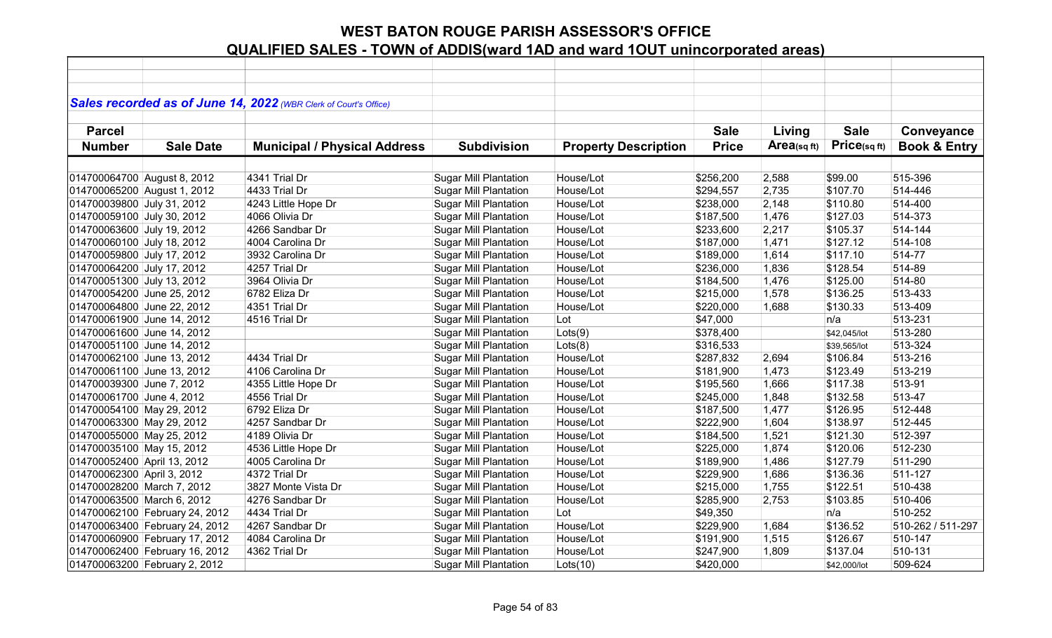# WEST BATON ROUGE PARISH ASSESSOR'S OFFICE

## QUALIFIED SALES - TOWN of ADDIS(ward 1AD and ward 1OUT unincorporated areas)

***Sales recorded as of June 14, 2022*** *(WBR Clerk of Court's Office)*

| Parcel Number | Sale Date | Municipal / Physical Address | Subdivision | Property Description | Sale Price | Living Area(sq ft) | Sale Price(sq ft) | Conveyance Book & Entry |
|---|---|---|---|---|---|---|---|---|
| 014700064700 | August 8, 2012 | 4341 Trial Dr | Sugar Mill Plantation | House/Lot | $256,200 | 2,588 | $99.00 | 515-396 |
| 014700065200 | August 1, 2012 | 4433 Trial Dr | Sugar Mill Plantation | House/Lot | $294,557 | 2,735 | $107.70 | 514-446 |
| 014700039800 | July 31, 2012 | 4243 Little Hope Dr | Sugar Mill Plantation | House/Lot | $238,000 | 2,148 | $110.80 | 514-400 |
| 014700059100 | July 30, 2012 | 4066 Olivia Dr | Sugar Mill Plantation | House/Lot | $187,500 | 1,476 | $127.03 | 514-373 |
| 014700063600 | July 19, 2012 | 4266 Sandbar Dr | Sugar Mill Plantation | House/Lot | $233,600 | 2,217 | $105.37 | 514-144 |
| 014700060100 | July 18, 2012 | 4004 Carolina Dr | Sugar Mill Plantation | House/Lot | $187,000 | 1,471 | $127.12 | 514-108 |
| 014700059800 | July 17, 2012 | 3932 Carolina Dr | Sugar Mill Plantation | House/Lot | $189,000 | 1,614 | $117.10 | 514-77 |
| 014700064200 | July 17, 2012 | 4257 Trial Dr | Sugar Mill Plantation | House/Lot | $236,000 | 1,836 | $128.54 | 514-89 |
| 014700051300 | July 13, 2012 | 3964 Olivia Dr | Sugar Mill Plantation | House/Lot | $184,500 | 1,476 | $125.00 | 514-80 |
| 014700054200 | June 25, 2012 | 6782 Eliza Dr | Sugar Mill Plantation | House/Lot | $215,000 | 1,578 | $136.25 | 513-433 |
| 014700064800 | June 22, 2012 | 4351 Trial Dr | Sugar Mill Plantation | House/Lot | $220,000 | 1,688 | $130.33 | 513-409 |
| 014700061900 | June 14, 2012 | 4516 Trial Dr | Sugar Mill Plantation | Lot | $47,000 | | n/a | 513-231 |
| 014700061600 | June 14, 2012 | | Sugar Mill Plantation | Lots(9) | $378,400 | | $42,045/lot | 513-280 |
| 014700051100 | June 14, 2012 | | Sugar Mill Plantation | Lots(8) | $316,533 | | $39,565/lot | 513-324 |
| 014700062100 | June 13, 2012 | 4434 Trial Dr | Sugar Mill Plantation | House/Lot | $287,832 | 2,694 | $106.84 | 513-216 |
| 014700061100 | June 13, 2012 | 4106 Carolina Dr | Sugar Mill Plantation | House/Lot | $181,900 | 1,473 | $123.49 | 513-219 |
| 014700039300 | June 7, 2012 | 4355 Little Hope Dr | Sugar Mill Plantation | House/Lot | $195,560 | 1,666 | $117.38 | 513-91 |
| 014700061700 | June 4, 2012 | 4556 Trial Dr | Sugar Mill Plantation | House/Lot | $245,000 | 1,848 | $132.58 | 513-47 |
| 014700054100 | May 29, 2012 | 6792 Eliza Dr | Sugar Mill Plantation | House/Lot | $187,500 | 1,477 | $126.95 | 512-448 |
| 014700063300 | May 29, 2012 | 4257 Sandbar Dr | Sugar Mill Plantation | House/Lot | $222,900 | 1,604 | $138.97 | 512-445 |
| 014700055000 | May 25, 2012 | 4189 Olivia Dr | Sugar Mill Plantation | House/Lot | $184,500 | 1,521 | $121.30 | 512-397 |
| 014700035100 | May 15, 2012 | 4536 Little Hope Dr | Sugar Mill Plantation | House/Lot | $225,000 | 1,874 | $120.06 | 512-230 |
| 014700052400 | April 13, 2012 | 4005 Carolina Dr | Sugar Mill Plantation | House/Lot | $189,900 | 1,486 | $127.79 | 511-290 |
| 014700062300 | April 3, 2012 | 4372 Trial Dr | Sugar Mill Plantation | House/Lot | $229,900 | 1,686 | $136.36 | 511-127 |
| 014700028200 | March 7, 2012 | 3827 Monte Vista Dr | Sugar Mill Plantation | House/Lot | $215,000 | 1,755 | $122.51 | 510-438 |
| 014700063500 | March 6, 2012 | 4276 Sandbar Dr | Sugar Mill Plantation | House/Lot | $285,900 | 2,753 | $103.85 | 510-406 |
| 014700062100 | February 24, 2012 | 4434 Trial Dr | Sugar Mill Plantation | Lot | $49,350 | | n/a | 510-252 |
| 014700063400 | February 24, 2012 | 4267 Sandbar Dr | Sugar Mill Plantation | House/Lot | $229,900 | 1,684 | $136.52 | 510-262 / 511-297 |
| 014700060900 | February 17, 2012 | 4084 Carolina Dr | Sugar Mill Plantation | House/Lot | $191,900 | 1,515 | $126.67 | 510-147 |
| 014700062400 | February 16, 2012 | 4362 Trial Dr | Sugar Mill Plantation | House/Lot | $247,900 | 1,809 | $137.04 | 510-131 |
| 014700063200 | February 2, 2012 | | Sugar Mill Plantation | Lots(10) | $420,000 | | $42,000/lot | 509-624 |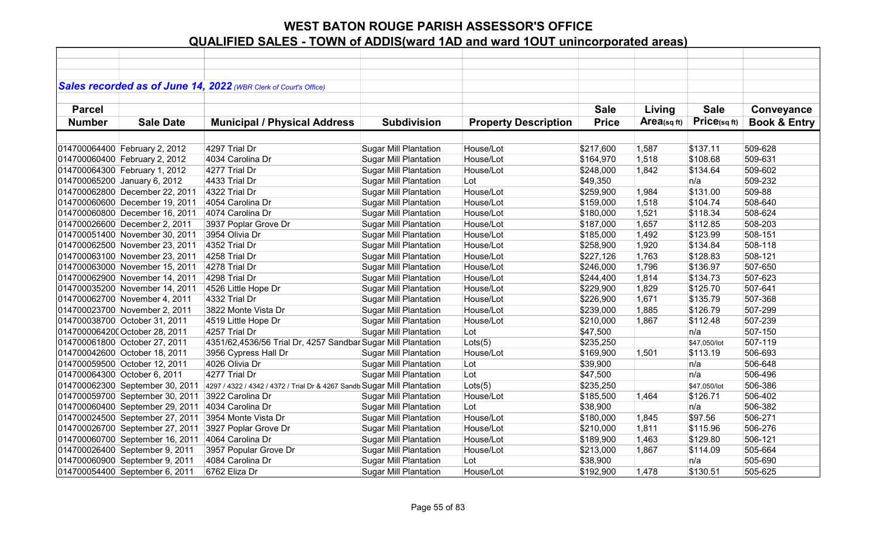# WEST BATON ROUGE PARISH ASSESSOR'S OFFICE

## QUALIFIED SALES - TOWN of ADDIS(ward 1AD and ward 1OUT unincorporated areas)

*Sales recorded as of June 14, 2022 (WBR Clerk of Court's Office)*

| Parcel Number | Sale Date | Municipal / Physical Address | Subdivision | Property Description | Sale Price | Living Area(sq ft) | Sale Price(sq ft) | Conveyance Book & Entry |
|---|---|---|---|---|---|---|---|---|
| 014700064400 | February 2, 2012 | 4297 Trial Dr | Sugar Mill Plantation | House/Lot | $217,600 | 1,587 | $137.11 | 509-628 |
| 014700060400 | February 2, 2012 | 4034 Carolina Dr | Sugar Mill Plantation | House/Lot | $164,970 | 1,518 | $108.68 | 509-631 |
| 014700064300 | February 1, 2012 | 4277 Trial Dr | Sugar Mill Plantation | House/Lot | $248,000 | 1,842 | $134.64 | 509-602 |
| 014700065200 | January 6, 2012 | 4433 Trial Dr | Sugar Mill Plantation | Lot | $49,350 | | n/a | 509-232 |
| 014700062800 | December 22, 2011 | 4322 Trial Dr | Sugar Mill Plantation | House/Lot | $259,900 | 1,984 | $131.00 | 509-88 |
| 014700060600 | December 19, 2011 | 4054 Carolina Dr | Sugar Mill Plantation | House/Lot | $159,000 | 1,518 | $104.74 | 508-640 |
| 014700060800 | December 16, 2011 | 4074 Carolina Dr | Sugar Mill Plantation | House/Lot | $180,000 | 1,521 | $118.34 | 508-624 |
| 014700026600 | December 2, 2011 | 3937 Poplar Grove Dr | Sugar Mill Plantation | House/Lot | $187,000 | 1,657 | $112.85 | 508-203 |
| 014700051400 | November 30, 2011 | 3954 Olivia Dr | Sugar Mill Plantation | House/Lot | $185,000 | 1,492 | $123.99 | 508-151 |
| 014700062500 | November 23, 2011 | 4352 Trial Dr | Sugar Mill Plantation | House/Lot | $258,900 | 1,920 | $134.84 | 508-118 |
| 014700063100 | November 23, 2011 | 4258 Trial Dr | Sugar Mill Plantation | House/Lot | $227,126 | 1,763 | $128.83 | 508-121 |
| 014700063000 | November 15, 2011 | 4278 Trial Dr | Sugar Mill Plantation | House/Lot | $246,000 | 1,796 | $136.97 | 507-650 |
| 014700062900 | November 14, 2011 | 4298 Trial Dr | Sugar Mill Plantation | House/Lot | $244,400 | 1,814 | $134.73 | 507-623 |
| 014700035200 | November 14, 2011 | 4526 Little Hope Dr | Sugar Mill Plantation | House/Lot | $229,900 | 1,829 | $125.70 | 507-641 |
| 014700062700 | November 4, 2011 | 4332 Trial Dr | Sugar Mill Plantation | House/Lot | $226,900 | 1,671 | $135.79 | 507-368 |
| 014700023700 | November 2, 2011 | 3822 Monte Vista Dr | Sugar Mill Plantation | House/Lot | $239,000 | 1,885 | $126.79 | 507-299 |
| 014700038700 | October 31, 2011 | 4519 Little Hope Dr | Sugar Mill Plantation | House/Lot | $210,000 | 1,867 | $112.48 | 507-239 |
| 0147000064200 | October 28, 2011 | 4257 Trial Dr | Sugar Mill Plantation | Lot | $47,500 | | n/a | 507-150 |
| 014700061800 | October 27, 2011 | 4351/62,4536/56 Trial Dr, 4257 Sandbar | Sugar Mill Plantation | Lots(5) | $235,250 | | $47,050/lot | 507-119 |
| 014700042600 | October 18, 2011 | 3956 Cypress Hall Dr | Sugar Mill Plantation | House/Lot | $169,900 | 1,501 | $113.19 | 506-693 |
| 014700059500 | October 12, 2011 | 4026 Olivia Dr | Sugar Mill Plantation | Lot | $39,900 | | n/a | 506-648 |
| 014700064300 | October 6, 2011 | 4277 Trial Dr | Sugar Mill Plantation | Lot | $47,500 | | n/a | 506-496 |
| 014700062300 | September 30, 2011 | 4297 / 4322 / 4342 / 4372 / Trial Dr & 4267 Sandb | Sugar Mill Plantation | Lots(5) | $235,250 | | $47,050/lot | 506-386 |
| 014700059700 | September 30, 2011 | 3922 Carolina Dr | Sugar Mill Plantation | House/Lot | $185,500 | 1,464 | $126.71 | 506-402 |
| 014700060400 | September 29, 2011 | 4034 Carolina Dr | Sugar Mill Plantation | Lot | $38,900 | | n/a | 506-382 |
| 014700024500 | September 27, 2011 | 3954 Monte Vista Dr | Sugar Mill Plantation | House/Lot | $180,000 | 1,845 | $97.56 | 506-271 |
| 014700026700 | September 27, 2011 | 3927 Poplar Grove Dr | Sugar Mill Plantation | House/Lot | $210,000 | 1,811 | $115.96 | 506-276 |
| 014700060700 | September 16, 2011 | 4064 Carolina Dr | Sugar Mill Plantation | House/Lot | $189,900 | 1,463 | $129.80 | 506-121 |
| 014700026400 | September 9, 2011 | 3957 Popular Grove Dr | Sugar Mill Plantation | House/Lot | $213,000 | 1,867 | $114.09 | 505-664 |
| 014700060900 | September 9, 2011 | 4084 Carolina Dr | Sugar Mill Plantation | Lot | $38,900 | | n/a | 505-690 |
| 014700054400 | September 6, 2011 | 6762 Eliza Dr | Sugar Mill Plantation | House/Lot | $192,900 | 1,478 | $130.51 | 505-625 |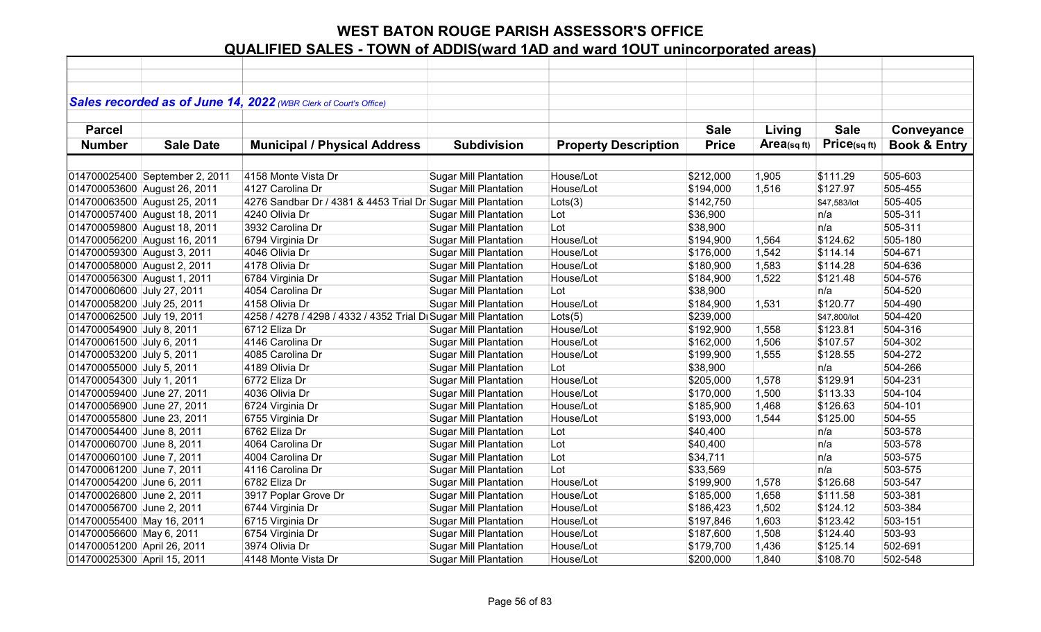# WEST BATON ROUGE PARISH ASSESSOR'S OFFICE

## QUALIFIED SALES - TOWN of ADDIS(ward 1AD and ward 1OUT unincorporated areas)

***Sales recorded as of June 14, 2022** (WBR Clerk of Court's Office)*

| Parcel Number | Sale Date | Municipal / Physical Address | Subdivision | Property Description | Sale Price | Living Area(sq ft) | Sale Price(sq ft) | Conveyance Book & Entry |
|---|---|---|---|---|---|---|---|---|
| 014700025400 | September 2, 2011 | 4158 Monte Vista Dr | Sugar Mill Plantation | House/Lot | $212,000 | 1,905 | $111.29 | 505-603 |
| 014700053600 | August 26, 2011 | 4127 Carolina Dr | Sugar Mill Plantation | House/Lot | $194,000 | 1,516 | $127.97 | 505-455 |
| 014700063500 | August 25, 2011 | 4276 Sandbar Dr / 4381 & 4453 Trial Dr | Sugar Mill Plantation | Lots(3) | $142,750 | | $47,583/lot | 505-405 |
| 014700057400 | August 18, 2011 | 4240 Olivia Dr | Sugar Mill Plantation | Lot | $36,900 | | n/a | 505-311 |
| 014700059800 | August 18, 2011 | 3932 Carolina Dr | Sugar Mill Plantation | Lot | $38,900 | | n/a | 505-311 |
| 014700056200 | August 16, 2011 | 6794 Virginia Dr | Sugar Mill Plantation | House/Lot | $194,900 | 1,564 | $124.62 | 505-180 |
| 014700059300 | August 3, 2011 | 4046 Olivia Dr | Sugar Mill Plantation | House/Lot | $176,000 | 1,542 | $114.14 | 504-671 |
| 014700058000 | August 2, 2011 | 4178 Olivia Dr | Sugar Mill Plantation | House/Lot | $180,900 | 1,583 | $114.28 | 504-636 |
| 014700056300 | August 1, 2011 | 6784 Virginia Dr | Sugar Mill Plantation | House/Lot | $184,900 | 1,522 | $121.48 | 504-576 |
| 014700060600 | July 27, 2011 | 4054 Carolina Dr | Sugar Mill Plantation | Lot | $38,900 | | n/a | 504-520 |
| 014700058200 | July 25, 2011 | 4158 Olivia Dr | Sugar Mill Plantation | House/Lot | $184,900 | 1,531 | $120.77 | 504-490 |
| 014700062500 | July 19, 2011 | 4258 / 4278 / 4298 / 4332 / 4352 Trial Dr | Sugar Mill Plantation | Lots(5) | $239,000 | | $47,800/lot | 504-420 |
| 014700054900 | July 8, 2011 | 6712 Eliza Dr | Sugar Mill Plantation | House/Lot | $192,900 | 1,558 | $123.81 | 504-316 |
| 014700061500 | July 6, 2011 | 4146 Carolina Dr | Sugar Mill Plantation | House/Lot | $162,000 | 1,506 | $107.57 | 504-302 |
| 014700053200 | July 5, 2011 | 4085 Carolina Dr | Sugar Mill Plantation | House/Lot | $199,900 | 1,555 | $128.55 | 504-272 |
| 014700055000 | July 5, 2011 | 4189 Olivia Dr | Sugar Mill Plantation | Lot | $38,900 | | n/a | 504-266 |
| 014700054300 | July 1, 2011 | 6772 Eliza Dr | Sugar Mill Plantation | House/Lot | $205,000 | 1,578 | $129.91 | 504-231 |
| 014700059400 | June 27, 2011 | 4036 Olivia Dr | Sugar Mill Plantation | House/Lot | $170,000 | 1,500 | $113.33 | 504-104 |
| 014700056900 | June 27, 2011 | 6724 Virginia Dr | Sugar Mill Plantation | House/Lot | $185,900 | 1,468 | $126.63 | 504-101 |
| 014700055800 | June 23, 2011 | 6755 Virginia Dr | Sugar Mill Plantation | House/Lot | $193,000 | 1,544 | $125.00 | 504-55 |
| 014700054400 | June 8, 2011 | 6762 Eliza Dr | Sugar Mill Plantation | Lot | $40,400 | | n/a | 503-578 |
| 014700060700 | June 8, 2011 | 4064 Carolina Dr | Sugar Mill Plantation | Lot | $40,400 | | n/a | 503-578 |
| 014700060100 | June 7, 2011 | 4004 Carolina Dr | Sugar Mill Plantation | Lot | $34,711 | | n/a | 503-575 |
| 014700061200 | June 7, 2011 | 4116 Carolina Dr | Sugar Mill Plantation | Lot | $33,569 | | n/a | 503-575 |
| 014700054200 | June 6, 2011 | 6782 Eliza Dr | Sugar Mill Plantation | House/Lot | $199,900 | 1,578 | $126.68 | 503-547 |
| 014700026800 | June 2, 2011 | 3917 Poplar Grove Dr | Sugar Mill Plantation | House/Lot | $185,000 | 1,658 | $111.58 | 503-381 |
| 014700056700 | June 2, 2011 | 6744 Virginia Dr | Sugar Mill Plantation | House/Lot | $186,423 | 1,502 | $124.12 | 503-384 |
| 014700055400 | May 16, 2011 | 6715 Virginia Dr | Sugar Mill Plantation | House/Lot | $197,846 | 1,603 | $123.42 | 503-151 |
| 014700056600 | May 6, 2011 | 6754 Virginia Dr | Sugar Mill Plantation | House/Lot | $187,600 | 1,508 | $124.40 | 503-93 |
| 014700051200 | April 26, 2011 | 3974 Olivia Dr | Sugar Mill Plantation | House/Lot | $179,700 | 1,436 | $125.14 | 502-691 |
| 014700025300 | April 15, 2011 | 4148 Monte Vista Dr | Sugar Mill Plantation | House/Lot | $200,000 | 1,840 | $108.70 | 502-548 |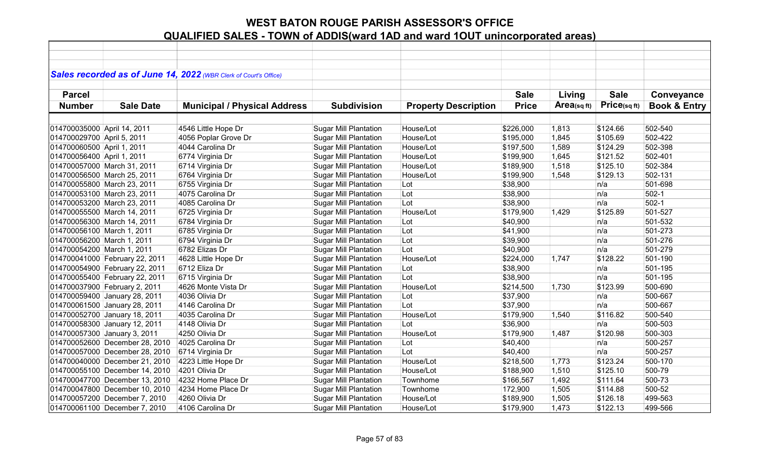# WEST BATON ROUGE PARISH ASSESSOR'S OFFICE

## QUALIFIED SALES - TOWN of ADDIS(ward 1AD and ward 1OUT unincorporated areas)

***Sales recorded as of June 14, 2022** (WBR Clerk of Court's Office)*

| Parcel Number | Sale Date | Municipal / Physical Address | Subdivision | Property Description | Sale Price | Living Area(sq ft) | Sale Price(sq ft) | Conveyance Book & Entry |
|---|---|---|---|---|---|---|---|---|
| 014700035000 | April 14, 2011 | 4546 Little Hope Dr | Sugar Mill Plantation | House/Lot | $226,000 | 1,813 | $124.66 | 502-540 |
| 014700029700 | April 5, 2011 | 4056 Poplar Grove Dr | Sugar Mill Plantation | House/Lot | $195,000 | 1,845 | $105.69 | 502-422 |
| 014700060500 | April 1, 2011 | 4044 Carolina Dr | Sugar Mill Plantation | House/Lot | $197,500 | 1,589 | $124.29 | 502-398 |
| 014700056400 | April 1, 2011 | 6774 Virginia Dr | Sugar Mill Plantation | House/Lot | $199,900 | 1,645 | $121.52 | 502-401 |
| 014700057000 | March 31, 2011 | 6714 Virginia Dr | Sugar Mill Plantation | House/Lot | $189,900 | 1,518 | $125.10 | 502-384 |
| 014700056500 | March 25, 2011 | 6764 Virginia Dr | Sugar Mill Plantation | House/Lot | $199,900 | 1,548 | $129.13 | 502-131 |
| 014700055800 | March 23, 2011 | 6755 Virginia Dr | Sugar Mill Plantation | Lot | $38,900 | | n/a | 501-698 |
| 014700053100 | March 23, 2011 | 4075 Carolina Dr | Sugar Mill Plantation | Lot | $38,900 | | n/a | 502-1 |
| 014700053200 | March 23, 2011 | 4085 Carolina Dr | Sugar Mill Plantation | Lot | $38,900 | | n/a | 502-1 |
| 014700055500 | March 14, 2011 | 6725 Virginia Dr | Sugar Mill Plantation | House/Lot | $179,900 | 1,429 | $125.89 | 501-527 |
| 014700056300 | March 14, 2011 | 6784 Virginia Dr | Sugar Mill Plantation | Lot | $40,900 | | n/a | 501-532 |
| 014700056100 | March 1, 2011 | 6785 Virginia Dr | Sugar Mill Plantation | Lot | $41,900 | | n/a | 501-273 |
| 014700056200 | March 1, 2011 | 6794 Virginia Dr | Sugar Mill Plantation | Lot | $39,900 | | n/a | 501-276 |
| 014700054200 | March 1, 2011 | 6782 Elizas Dr | Sugar Mill Plantation | Lot | $40,900 | | n/a | 501-279 |
| 014700041000 | February 22, 2011 | 4628 Little Hope Dr | Sugar Mill Plantation | House/Lot | $224,000 | 1,747 | $128.22 | 501-190 |
| 014700054900 | February 22, 2011 | 6712 Eliza Dr | Sugar Mill Plantation | Lot | $38,900 | | n/a | 501-195 |
| 014700055400 | February 22, 2011 | 6715 Virginia Dr | Sugar Mill Plantation | Lot | $38,900 | | n/a | 501-195 |
| 014700037900 | February 2, 2011 | 4626 Monte Vista Dr | Sugar Mill Plantation | House/Lot | $214,500 | 1,730 | $123.99 | 500-690 |
| 014700059400 | January 28, 2011 | 4036 Olivia Dr | Sugar Mill Plantation | Lot | $37,900 | | n/a | 500-667 |
| 014700061500 | January 28, 2011 | 4146 Carolina Dr | Sugar Mill Plantation | Lot | $37,900 | | n/a | 500-667 |
| 014700052700 | January 18, 2011 | 4035 Carolina Dr | Sugar Mill Plantation | House/Lot | $179,900 | 1,540 | $116.82 | 500-540 |
| 014700058300 | January 12, 2011 | 4148 Olivia Dr | Sugar Mill Plantation | Lot | $36,900 | | n/a | 500-503 |
| 014700057300 | January 3, 2011 | 4250 Olivia Dr | Sugar Mill Plantation | House/Lot | $179,900 | 1,487 | $120.98 | 500-303 |
| 014700052600 | December 28, 2010 | 4025 Carolina Dr | Sugar Mill Plantation | Lot | $40,400 | | n/a | 500-257 |
| 014700057000 | December 28, 2010 | 6714 Virginia Dr | Sugar Mill Plantation | Lot | $40,400 | | n/a | 500-257 |
| 014700040000 | December 21, 2010 | 4223 Little Hope Dr | Sugar Mill Plantation | House/Lot | $218,500 | 1,773 | $123.24 | 500-170 |
| 014700055100 | December 14, 2010 | 4201 Olivia Dr | Sugar Mill Plantation | House/Lot | $188,900 | 1,510 | $125.10 | 500-79 |
| 014700047700 | December 13, 2010 | 4232 Home Place Dr | Sugar Mill Plantation | Townhome | $166,567 | 1,492 | $111.64 | 500-73 |
| 014700047800 | December 10, 2010 | 4234 Home Place Dr | Sugar Mill Plantation | Townhome | 172,900 | 1,505 | $114.88 | 500-52 |
| 014700057200 | December 7, 2010 | 4260 Olivia Dr | Sugar Mill Plantation | House/Lot | $189,900 | 1,505 | $126.18 | 499-563 |
| 014700061100 | December 7, 2010 | 4106 Carolina Dr | Sugar Mill Plantation | House/Lot | $179,900 | 1,473 | $122.13 | 499-566 |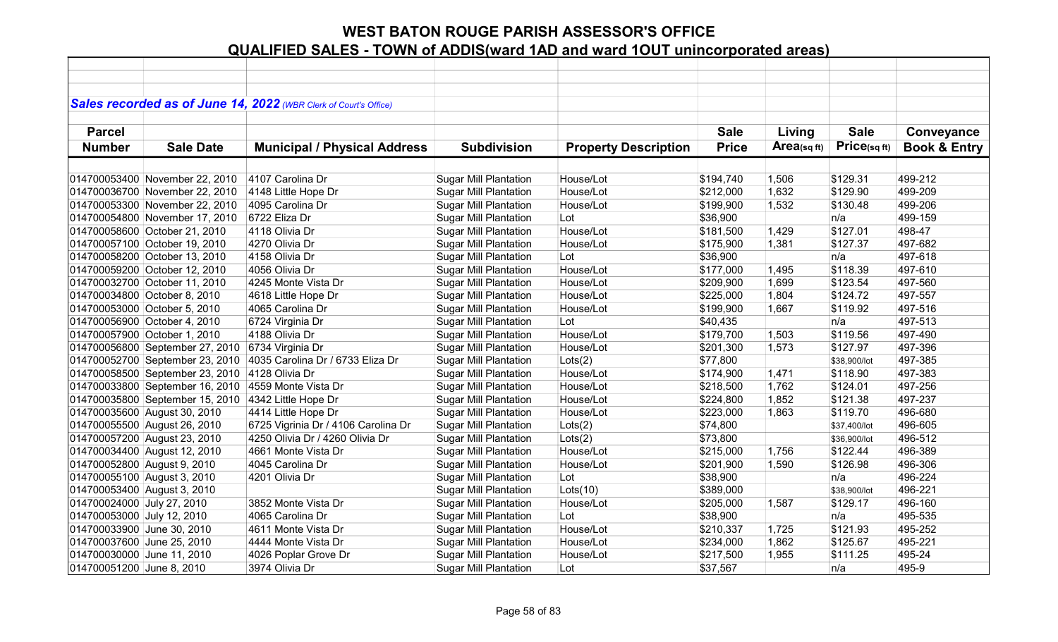# WEST BATON ROUGE PARISH ASSESSOR'S OFFICE

## QUALIFIED SALES - TOWN of ADDIS(ward 1AD and ward 1OUT unincorporated areas)

*Sales recorded as of June 14, 2022 (WBR Clerk of Court's Office)*

| Parcel Number | Sale Date | Municipal / Physical Address | Subdivision | Property Description | Sale Price | Living Area(sq ft) | Sale Price(sq ft) | Conveyance Book & Entry |
|---|---|---|---|---|---|---|---|---|
| 014700053400 | November 22, 2010 | 4107 Carolina Dr | Sugar Mill Plantation | House/Lot | $194,740 | 1,506 | $129.31 | 499-212 |
| 014700036700 | November 22, 2010 | 4148 Little Hope Dr | Sugar Mill Plantation | House/Lot | $212,000 | 1,632 | $129.90 | 499-209 |
| 014700053300 | November 22, 2010 | 4095 Carolina Dr | Sugar Mill Plantation | House/Lot | $199,900 | 1,532 | $130.48 | 499-206 |
| 014700054800 | November 17, 2010 | 6722 Eliza Dr | Sugar Mill Plantation | Lot | $36,900 | | n/a | 499-159 |
| 014700058600 | October 21, 2010 | 4118 Olivia Dr | Sugar Mill Plantation | House/Lot | $181,500 | 1,429 | $127.01 | 498-47 |
| 014700057100 | October 19, 2010 | 4270 Olivia Dr | Sugar Mill Plantation | House/Lot | $175,900 | 1,381 | $127.37 | 497-682 |
| 014700058200 | October 13, 2010 | 4158 Olivia Dr | Sugar Mill Plantation | Lot | $36,900 | | n/a | 497-618 |
| 014700059200 | October 12, 2010 | 4056 Olivia Dr | Sugar Mill Plantation | House/Lot | $177,000 | 1,495 | $118.39 | 497-610 |
| 014700032700 | October 11, 2010 | 4245 Monte Vista Dr | Sugar Mill Plantation | House/Lot | $209,900 | 1,699 | $123.54 | 497-560 |
| 014700034800 | October 8, 2010 | 4618 Little Hope Dr | Sugar Mill Plantation | House/Lot | $225,000 | 1,804 | $124.72 | 497-557 |
| 014700053000 | October 5, 2010 | 4065 Carolina Dr | Sugar Mill Plantation | House/Lot | $199,900 | 1,667 | $119.92 | 497-516 |
| 014700056900 | October 4, 2010 | 6724 Virginia Dr | Sugar Mill Plantation | Lot | $40,435 | | n/a | 497-513 |
| 014700057900 | October 1, 2010 | 4188 Olivia Dr | Sugar Mill Plantation | House/Lot | $179,700 | 1,503 | $119.56 | 497-490 |
| 014700056800 | September 27, 2010 | 6734 Virginia Dr | Sugar Mill Plantation | House/Lot | $201,300 | 1,573 | $127.97 | 497-396 |
| 014700052700 | September 23, 2010 | 4035 Carolina Dr / 6733 Eliza Dr | Sugar Mill Plantation | Lots(2) | $77,800 | | $38,900/lot | 497-385 |
| 014700058500 | September 23, 2010 | 4128 Olivia Dr | Sugar Mill Plantation | House/Lot | $174,900 | 1,471 | $118.90 | 497-383 |
| 014700033800 | September 16, 2010 | 4559 Monte Vista Dr | Sugar Mill Plantation | House/Lot | $218,500 | 1,762 | $124.01 | 497-256 |
| 014700035800 | September 15, 2010 | 4342 Little Hope Dr | Sugar Mill Plantation | House/Lot | $224,800 | 1,852 | $121.38 | 497-237 |
| 014700035600 | August 30, 2010 | 4414 Little Hope Dr | Sugar Mill Plantation | House/Lot | $223,000 | 1,863 | $119.70 | 496-680 |
| 014700055500 | August 26, 2010 | 6725 Vigrinia Dr / 4106 Carolina Dr | Sugar Mill Plantation | Lots(2) | $74,800 | | $37,400/lot | 496-605 |
| 014700057200 | August 23, 2010 | 4250 Olivia Dr / 4260 Olivia Dr | Sugar Mill Plantation | Lots(2) | $73,800 | | $36,900/lot | 496-512 |
| 014700034400 | August 12, 2010 | 4661 Monte Vista Dr | Sugar Mill Plantation | House/Lot | $215,000 | 1,756 | $122.44 | 496-389 |
| 014700052800 | August 9, 2010 | 4045 Carolina Dr | Sugar Mill Plantation | House/Lot | $201,900 | 1,590 | $126.98 | 496-306 |
| 014700055100 | August 3, 2010 | 4201 Olivia Dr | Sugar Mill Plantation | Lot | $38,900 | | n/a | 496-224 |
| 014700053400 | August 3, 2010 | | Sugar Mill Plantation | Lots(10) | $389,000 | | $38,900/lot | 496-221 |
| 014700024000 | July 27, 2010 | 3852 Monte Vista Dr | Sugar Mill Plantation | House/Lot | $205,000 | 1,587 | $129.17 | 496-160 |
| 014700053000 | July 12, 2010 | 4065 Carolina Dr | Sugar Mill Plantation | Lot | $38,900 | | n/a | 495-535 |
| 014700033900 | June 30, 2010 | 4611 Monte Vista Dr | Sugar Mill Plantation | House/Lot | $210,337 | 1,725 | $121.93 | 495-252 |
| 014700037600 | June 25, 2010 | 4444 Monte Vista Dr | Sugar Mill Plantation | House/Lot | $234,000 | 1,862 | $125.67 | 495-221 |
| 014700030000 | June 11, 2010 | 4026 Poplar Grove Dr | Sugar Mill Plantation | House/Lot | $217,500 | 1,955 | $111.25 | 495-24 |
| 014700051200 | June 8, 2010 | 3974 Olivia Dr | Sugar Mill Plantation | Lot | $37,567 | | n/a | 495-9 |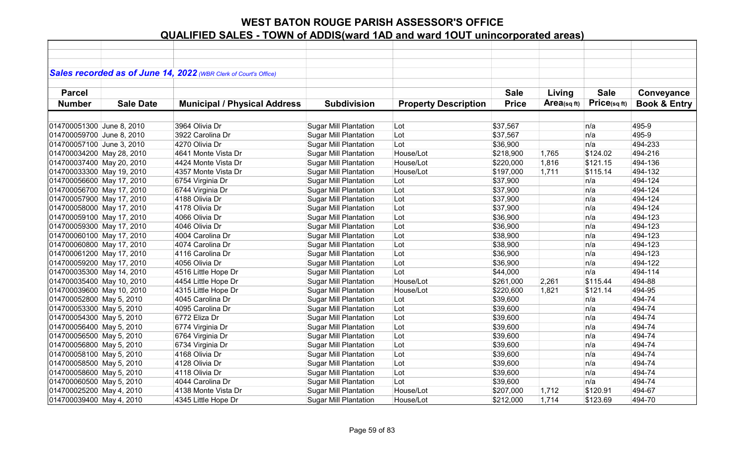# WEST BATON ROUGE PARISH ASSESSOR'S OFFICE

## QUALIFIED SALES - TOWN of ADDIS(ward 1AD and ward 1OUT unincorporated areas)

*Sales recorded as of June 14, 2022 (WBR Clerk of Court's Office)*

| Parcel Number | Sale Date | Municipal / Physical Address | Subdivision | Property Description | Sale Price | Living Area(sq ft) | Sale Price(sq ft) | Conveyance Book & Entry |
|---|---|---|---|---|---|---|---|---|
| 014700051300 | June 8, 2010 | 3964 Olivia Dr | Sugar Mill Plantation | Lot | $37,567 | | n/a | 495-9 |
| 014700059700 | June 8, 2010 | 3922 Carolina Dr | Sugar Mill Plantation | Lot | $37,567 | | n/a | 495-9 |
| 014700057100 | June 3, 2010 | 4270 Olivia Dr | Sugar Mill Plantation | Lot | $36,900 | | n/a | 494-233 |
| 014700034200 | May 28, 2010 | 4641 Monte Vista Dr | Sugar Mill Plantation | House/Lot | $218,900 | 1,765 | $124.02 | 494-216 |
| 014700037400 | May 20, 2010 | 4424 Monte Vista Dr | Sugar Mill Plantation | House/Lot | $220,000 | 1,816 | $121.15 | 494-136 |
| 014700033300 | May 19, 2010 | 4357 Monte Vista Dr | Sugar Mill Plantation | House/Lot | $197,000 | 1,711 | $115.14 | 494-132 |
| 014700056600 | May 17, 2010 | 6754 Virginia Dr | Sugar Mill Plantation | Lot | $37,900 | | n/a | 494-124 |
| 014700056700 | May 17, 2010 | 6744 Virginia Dr | Sugar Mill Plantation | Lot | $37,900 | | n/a | 494-124 |
| 014700057900 | May 17, 2010 | 4188 Olivia Dr | Sugar Mill Plantation | Lot | $37,900 | | n/a | 494-124 |
| 014700058000 | May 17, 2010 | 4178 Olivia Dr | Sugar Mill Plantation | Lot | $37,900 | | n/a | 494-124 |
| 014700059100 | May 17, 2010 | 4066 Olivia Dr | Sugar Mill Plantation | Lot | $36,900 | | n/a | 494-123 |
| 014700059300 | May 17, 2010 | 4046 Olivia Dr | Sugar Mill Plantation | Lot | $36,900 | | n/a | 494-123 |
| 014700060100 | May 17, 2010 | 4004 Carolina Dr | Sugar Mill Plantation | Lot | $38,900 | | n/a | 494-123 |
| 014700060800 | May 17, 2010 | 4074 Carolina Dr | Sugar Mill Plantation | Lot | $38,900 | | n/a | 494-123 |
| 014700061200 | May 17, 2010 | 4116 Carolina Dr | Sugar Mill Plantation | Lot | $36,900 | | n/a | 494-123 |
| 014700059200 | May 17, 2010 | 4056 Olivia Dr | Sugar Mill Plantation | Lot | $36,900 | | n/a | 494-122 |
| 014700035300 | May 14, 2010 | 4516 Little Hope Dr | Sugar Mill Plantation | Lot | $44,000 | | n/a | 494-114 |
| 014700035400 | May 10, 2010 | 4454 Little Hope Dr | Sugar Mill Plantation | House/Lot | $261,000 | 2,261 | $115.44 | 494-88 |
| 014700039600 | May 10, 2010 | 4315 Little Hope Dr | Sugar Mill Plantation | House/Lot | $220,600 | 1,821 | $121.14 | 494-95 |
| 014700052800 | May 5, 2010 | 4045 Carolina Dr | Sugar Mill Plantation | Lot | $39,600 | | n/a | 494-74 |
| 014700053300 | May 5, 2010 | 4095 Carolina Dr | Sugar Mill Plantation | Lot | $39,600 | | n/a | 494-74 |
| 014700054300 | May 5, 2010 | 6772 Eliza Dr | Sugar Mill Plantation | Lot | $39,600 | | n/a | 494-74 |
| 014700056400 | May 5, 2010 | 6774 Virginia Dr | Sugar Mill Plantation | Lot | $39,600 | | n/a | 494-74 |
| 014700056500 | May 5, 2010 | 6764 Virginia Dr | Sugar Mill Plantation | Lot | $39,600 | | n/a | 494-74 |
| 014700056800 | May 5, 2010 | 6734 Virginia Dr | Sugar Mill Plantation | Lot | $39,600 | | n/a | 494-74 |
| 014700058100 | May 5, 2010 | 4168 Olivia Dr | Sugar Mill Plantation | Lot | $39,600 | | n/a | 494-74 |
| 014700058500 | May 5, 2010 | 4128 Olivia Dr | Sugar Mill Plantation | Lot | $39,600 | | n/a | 494-74 |
| 014700058600 | May 5, 2010 | 4118 Olivia Dr | Sugar Mill Plantation | Lot | $39,600 | | n/a | 494-74 |
| 014700060500 | May 5, 2010 | 4044 Carolina Dr | Sugar Mill Plantation | Lot | $39,600 | | n/a | 494-74 |
| 014700025200 | May 4, 2010 | 4138 Monte Vista Dr | Sugar Mill Plantation | House/Lot | $207,000 | 1,712 | $120.91 | 494-67 |
| 014700039400 | May 4, 2010 | 4345 Little Hope Dr | Sugar Mill Plantation | House/Lot | $212,000 | 1,714 | $123.69 | 494-70 |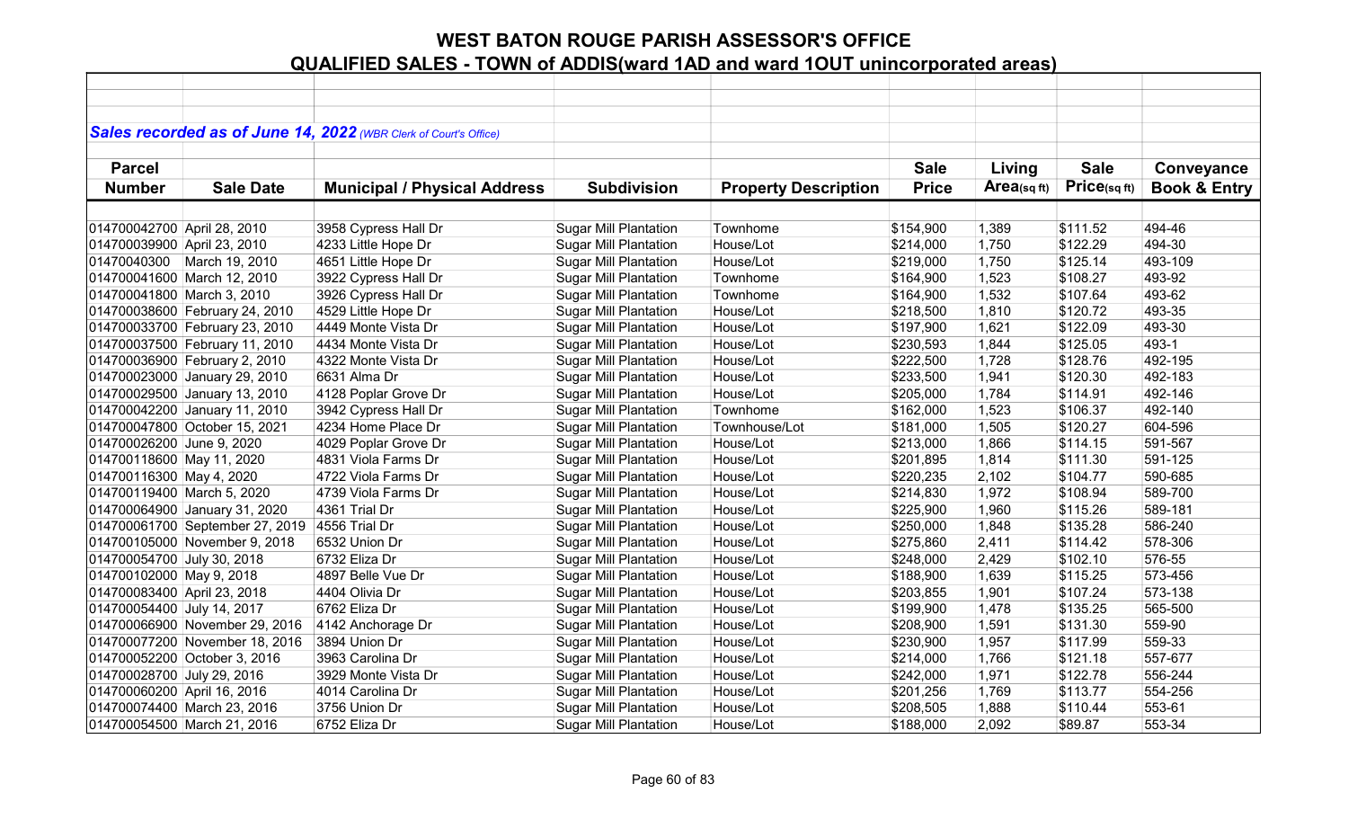# WEST BATON ROUGE PARISH ASSESSOR'S OFFICE

## QUALIFIED SALES - TOWN of ADDIS(ward 1AD and ward 1OUT unincorporated areas)

***Sales recorded as of June 14, 2022*** *(WBR Clerk of Court's Office)*

| Parcel Number | Sale Date | Municipal / Physical Address | Subdivision | Property Description | Sale Price | Living Area(sq ft) | Sale Price(sq ft) | Conveyance Book & Entry |
|---|---|---|---|---|---|---|---|---|
| 014700042700 | April 28, 2010 | 3958 Cypress Hall Dr | Sugar Mill Plantation | Townhome | $154,900 | 1,389 | $111.52 | 494-46 |
| 014700039900 | April 23, 2010 | 4233 Little Hope Dr | Sugar Mill Plantation | House/Lot | $214,000 | 1,750 | $122.29 | 494-30 |
| 01470040300 | March 19, 2010 | 4651 Little Hope Dr | Sugar Mill Plantation | House/Lot | $219,000 | 1,750 | $125.14 | 493-109 |
| 014700041600 | March 12, 2010 | 3922 Cypress Hall Dr | Sugar Mill Plantation | Townhome | $164,900 | 1,523 | $108.27 | 493-92 |
| 014700041800 | March 3, 2010 | 3926 Cypress Hall Dr | Sugar Mill Plantation | Townhome | $164,900 | 1,532 | $107.64 | 493-62 |
| 014700038600 | February 24, 2010 | 4529 Little Hope Dr | Sugar Mill Plantation | House/Lot | $218,500 | 1,810 | $120.72 | 493-35 |
| 014700033700 | February 23, 2010 | 4449 Monte Vista Dr | Sugar Mill Plantation | House/Lot | $197,900 | 1,621 | $122.09 | 493-30 |
| 014700037500 | February 11, 2010 | 4434 Monte Vista Dr | Sugar Mill Plantation | House/Lot | $230,593 | 1,844 | $125.05 | 493-1 |
| 014700036900 | February 2, 2010 | 4322 Monte Vista Dr | Sugar Mill Plantation | House/Lot | $222,500 | 1,728 | $128.76 | 492-195 |
| 014700023000 | January 29, 2010 | 6631 Alma Dr | Sugar Mill Plantation | House/Lot | $233,500 | 1,941 | $120.30 | 492-183 |
| 014700029500 | January 13, 2010 | 4128 Poplar Grove Dr | Sugar Mill Plantation | House/Lot | $205,000 | 1,784 | $114.91 | 492-146 |
| 014700042200 | January 11, 2010 | 3942 Cypress Hall Dr | Sugar Mill Plantation | Townhome | $162,000 | 1,523 | $106.37 | 492-140 |
| 014700047800 | October 15, 2021 | 4234 Home Place Dr | Sugar Mill Plantation | Townhouse/Lot | $181,000 | 1,505 | $120.27 | 604-596 |
| 014700026200 | June 9, 2020 | 4029 Poplar Grove Dr | Sugar Mill Plantation | House/Lot | $213,000 | 1,866 | $114.15 | 591-567 |
| 014700118600 | May 11, 2020 | 4831 Viola Farms Dr | Sugar Mill Plantation | House/Lot | $201,895 | 1,814 | $111.30 | 591-125 |
| 014700116300 | May 4, 2020 | 4722 Viola Farms Dr | Sugar Mill Plantation | House/Lot | $220,235 | 2,102 | $104.77 | 590-685 |
| 014700119400 | March 5, 2020 | 4739 Viola Farms Dr | Sugar Mill Plantation | House/Lot | $214,830 | 1,972 | $108.94 | 589-700 |
| 014700064900 | January 31, 2020 | 4361 Trial Dr | Sugar Mill Plantation | House/Lot | $225,900 | 1,960 | $115.26 | 589-181 |
| 014700061700 | September 27, 2019 | 4556 Trial Dr | Sugar Mill Plantation | House/Lot | $250,000 | 1,848 | $135.28 | 586-240 |
| 014700105000 | November 9, 2018 | 6532 Union Dr | Sugar Mill Plantation | House/Lot | $275,860 | 2,411 | $114.42 | 578-306 |
| 014700054700 | July 30, 2018 | 6732 Eliza Dr | Sugar Mill Plantation | House/Lot | $248,000 | 2,429 | $102.10 | 576-55 |
| 014700102000 | May 9, 2018 | 4897 Belle Vue Dr | Sugar Mill Plantation | House/Lot | $188,900 | 1,639 | $115.25 | 573-456 |
| 014700083400 | April 23, 2018 | 4404 Olivia Dr | Sugar Mill Plantation | House/Lot | $203,855 | 1,901 | $107.24 | 573-138 |
| 014700054400 | July 14, 2017 | 6762 Eliza Dr | Sugar Mill Plantation | House/Lot | $199,900 | 1,478 | $135.25 | 565-500 |
| 014700066900 | November 29, 2016 | 4142 Anchorage Dr | Sugar Mill Plantation | House/Lot | $208,900 | 1,591 | $131.30 | 559-90 |
| 014700077200 | November 18, 2016 | 3894 Union Dr | Sugar Mill Plantation | House/Lot | $230,900 | 1,957 | $117.99 | 559-33 |
| 014700052200 | October 3, 2016 | 3963 Carolina Dr | Sugar Mill Plantation | House/Lot | $214,000 | 1,766 | $121.18 | 557-677 |
| 014700028700 | July 29, 2016 | 3929 Monte Vista Dr | Sugar Mill Plantation | House/Lot | $242,000 | 1,971 | $122.78 | 556-244 |
| 014700060200 | April 16, 2016 | 4014 Carolina Dr | Sugar Mill Plantation | House/Lot | $201,256 | 1,769 | $113.77 | 554-256 |
| 014700074400 | March 23, 2016 | 3756 Union Dr | Sugar Mill Plantation | House/Lot | $208,505 | 1,888 | $110.44 | 553-61 |
| 014700054500 | March 21, 2016 | 6752 Eliza Dr | Sugar Mill Plantation | House/Lot | $188,000 | 2,092 | $89.87 | 553-34 |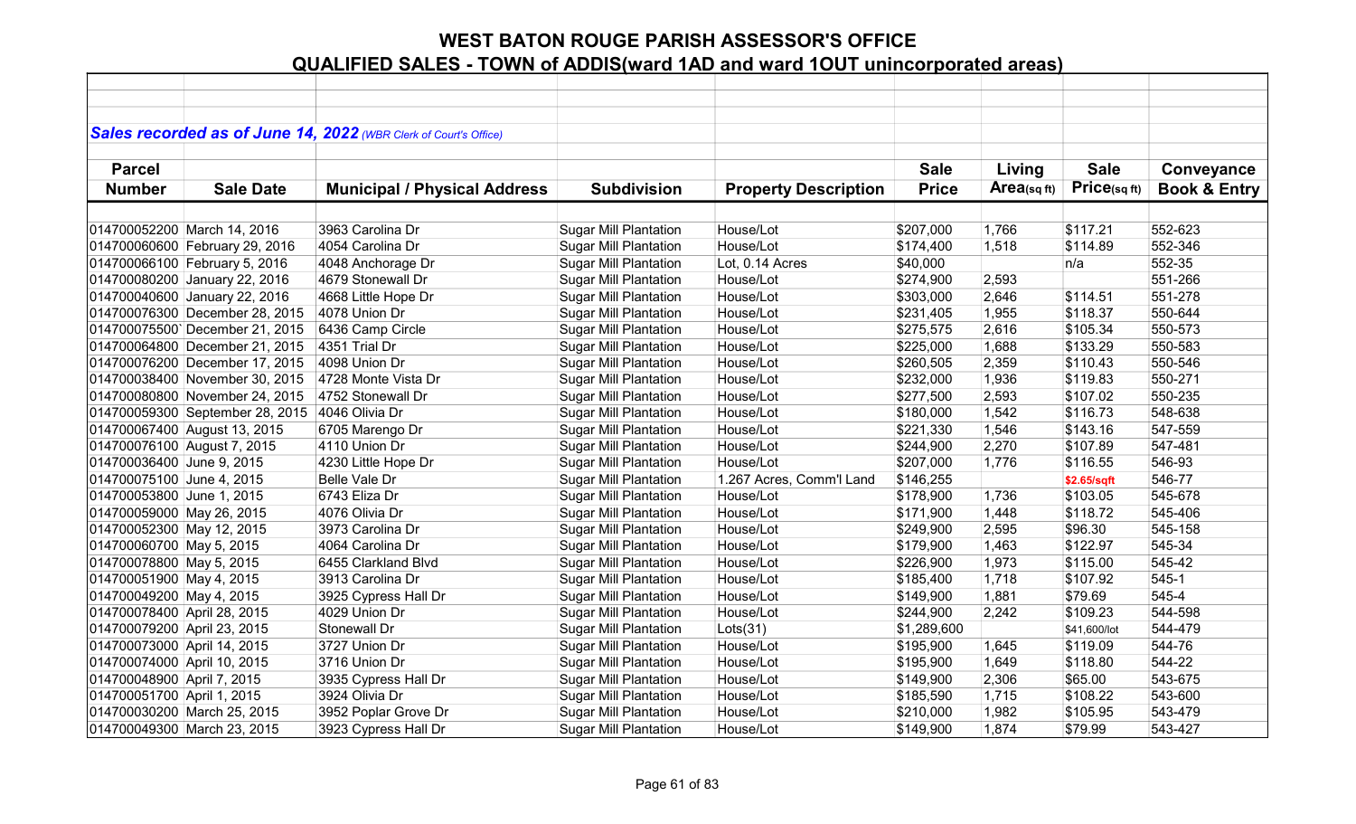# WEST BATON ROUGE PARISH ASSESSOR'S OFFICE

## QUALIFIED SALES - TOWN of ADDIS(ward 1AD and ward 1OUT unincorporated areas)

***Sales recorded as of June 14, 2022*** *(WBR Clerk of Court's Office)*

| Parcel Number | Sale Date | Municipal / Physical Address | Subdivision | Property Description | Sale Price | Living Area(sq ft) | Sale Price(sq ft) | Conveyance Book & Entry |
|---|---|---|---|---|---|---|---|---|
| 014700052200 | March 14, 2016 | 3963 Carolina Dr | Sugar Mill Plantation | House/Lot | $207,000 | 1,766 | $117.21 | 552-623 |
| 014700060600 | February 29, 2016 | 4054 Carolina Dr | Sugar Mill Plantation | House/Lot | $174,400 | 1,518 | $114.89 | 552-346 |
| 014700066100 | February 5, 2016 | 4048 Anchorage Dr | Sugar Mill Plantation | Lot, 0.14 Acres | $40,000 | | n/a | 552-35 |
| 014700080200 | January 22, 2016 | 4679 Stonewall Dr | Sugar Mill Plantation | House/Lot | $274,900 | 2,593 | | 551-266 |
| 014700040600 | January 22, 2016 | 4668 Little Hope Dr | Sugar Mill Plantation | House/Lot | $303,000 | 2,646 | $114.51 | 551-278 |
| 014700076300 | December 28, 2015 | 4078 Union Dr | Sugar Mill Plantation | House/Lot | $231,405 | 1,955 | $118.37 | 550-644 |
| 014700075500` | December 21, 2015 | 6436 Camp Circle | Sugar Mill Plantation | House/Lot | $275,575 | 2,616 | $105.34 | 550-573 |
| 014700064800 | December 21, 2015 | 4351 Trial Dr | Sugar Mill Plantation | House/Lot | $225,000 | 1,688 | $133.29 | 550-583 |
| 014700076200 | December 17, 2015 | 4098 Union Dr | Sugar Mill Plantation | House/Lot | $260,505 | 2,359 | $110.43 | 550-546 |
| 014700038400 | November 30, 2015 | 4728 Monte Vista Dr | Sugar Mill Plantation | House/Lot | $232,000 | 1,936 | $119.83 | 550-271 |
| 014700080800 | November 24, 2015 | 4752 Stonewall Dr | Sugar Mill Plantation | House/Lot | $277,500 | 2,593 | $107.02 | 550-235 |
| 014700059300 | September 28, 2015 | 4046 Olivia Dr | Sugar Mill Plantation | House/Lot | $180,000 | 1,542 | $116.73 | 548-638 |
| 014700067400 | August 13, 2015 | 6705 Marengo Dr | Sugar Mill Plantation | House/Lot | $221,330 | 1,546 | $143.16 | 547-559 |
| 014700076100 | August 7, 2015 | 4110 Union Dr | Sugar Mill Plantation | House/Lot | $244,900 | 2,270 | $107.89 | 547-481 |
| 014700036400 | June 9, 2015 | 4230 Little Hope Dr | Sugar Mill Plantation | House/Lot | $207,000 | 1,776 | $116.55 | 546-93 |
| 014700075100 | June 4, 2015 | Belle Vale Dr | Sugar Mill Plantation | 1.267 Acres, Comm'l Land | $146,255 | | $2.65/sqft | 546-77 |
| 014700053800 | June 1, 2015 | 6743 Eliza Dr | Sugar Mill Plantation | House/Lot | $178,900 | 1,736 | $103.05 | 545-678 |
| 014700059000 | May 26, 2015 | 4076 Olivia Dr | Sugar Mill Plantation | House/Lot | $171,900 | 1,448 | $118.72 | 545-406 |
| 014700052300 | May 12, 2015 | 3973 Carolina Dr | Sugar Mill Plantation | House/Lot | $249,900 | 2,595 | $96.30 | 545-158 |
| 014700060700 | May 5, 2015 | 4064 Carolina Dr | Sugar Mill Plantation | House/Lot | $179,900 | 1,463 | $122.97 | 545-34 |
| 014700078800 | May 5, 2015 | 6455 Clarkland Blvd | Sugar Mill Plantation | House/Lot | $226,900 | 1,973 | $115.00 | 545-42 |
| 014700051900 | May 4, 2015 | 3913 Carolina Dr | Sugar Mill Plantation | House/Lot | $185,400 | 1,718 | $107.92 | 545-1 |
| 014700049200 | May 4, 2015 | 3925 Cypress Hall Dr | Sugar Mill Plantation | House/Lot | $149,900 | 1,881 | $79.69 | 545-4 |
| 014700078400 | April 28, 2015 | 4029 Union Dr | Sugar Mill Plantation | House/Lot | $244,900 | 2,242 | $109.23 | 544-598 |
| 014700079200 | April 23, 2015 | Stonewall Dr | Sugar Mill Plantation | Lots(31) | $1,289,600 | | $41,600/lot | 544-479 |
| 014700073000 | April 14, 2015 | 3727 Union Dr | Sugar Mill Plantation | House/Lot | $195,900 | 1,645 | $119.09 | 544-76 |
| 014700074000 | April 10, 2015 | 3716 Union Dr | Sugar Mill Plantation | House/Lot | $195,900 | 1,649 | $118.80 | 544-22 |
| 014700048900 | April 7, 2015 | 3935 Cypress Hall Dr | Sugar Mill Plantation | House/Lot | $149,900 | 2,306 | $65.00 | 543-675 |
| 014700051700 | April 1, 2015 | 3924 Olivia Dr | Sugar Mill Plantation | House/Lot | $185,590 | 1,715 | $108.22 | 543-600 |
| 014700030200 | March 25, 2015 | 3952 Poplar Grove Dr | Sugar Mill Plantation | House/Lot | $210,000 | 1,982 | $105.95 | 543-479 |
| 014700049300 | March 23, 2015 | 3923 Cypress Hall Dr | Sugar Mill Plantation | House/Lot | $149,900 | 1,874 | $79.99 | 543-427 |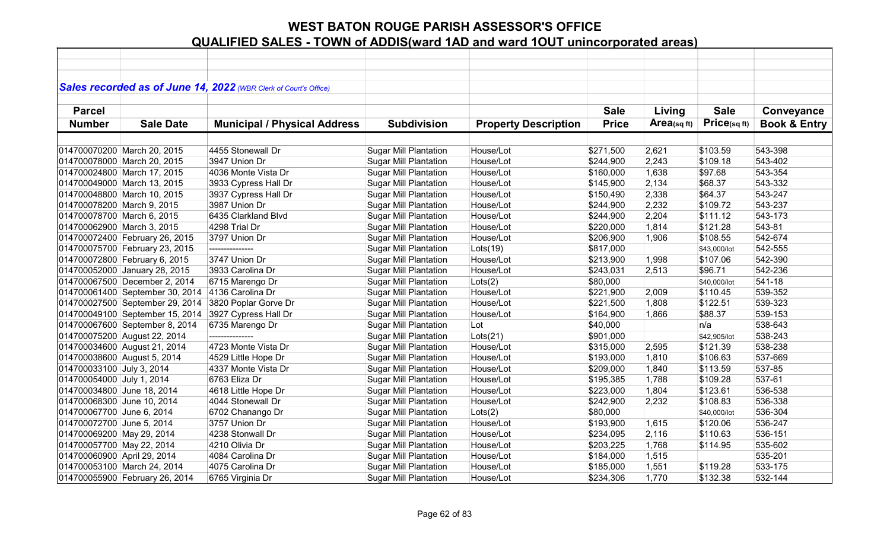# WEST BATON ROUGE PARISH ASSESSOR'S OFFICE

## QUALIFIED SALES - TOWN of ADDIS(ward 1AD and ward 1OUT unincorporated areas)

***Sales recorded as of June 14, 2022*** *(WBR Clerk of Court's Office)*

| Parcel Number | Sale Date | Municipal / Physical Address | Subdivision | Property Description | Sale Price | Living Area(sq ft) | Sale Price(sq ft) | Conveyance Book & Entry |
|---|---|---|---|---|---|---|---|---|
| 014700070200 | March 20, 2015 | 4455 Stonewall Dr | Sugar Mill Plantation | House/Lot | $271,500 | 2,621 | $103.59 | 543-398 |
| 014700078000 | March 20, 2015 | 3947 Union Dr | Sugar Mill Plantation | House/Lot | $244,900 | 2,243 | $109.18 | 543-402 |
| 014700024800 | March 17, 2015 | 4036 Monte Vista Dr | Sugar Mill Plantation | House/Lot | $160,000 | 1,638 | $97.68 | 543-354 |
| 014700049000 | March 13, 2015 | 3933 Cypress Hall Dr | Sugar Mill Plantation | House/Lot | $145,900 | 2,134 | $68.37 | 543-332 |
| 014700048800 | March 10, 2015 | 3937 Cypress Hall Dr | Sugar Mill Plantation | House/Lot | $150,490 | 2,338 | $64.37 | 543-247 |
| 014700078200 | March 9, 2015 | 3987 Union Dr | Sugar Mill Plantation | House/Lot | $244,900 | 2,232 | $109.72 | 543-237 |
| 014700078700 | March 6, 2015 | 6435 Clarkland Blvd | Sugar Mill Plantation | House/Lot | $244,900 | 2,204 | $111.12 | 543-173 |
| 014700062900 | March 3, 2015 | 4298 Trial Dr | Sugar Mill Plantation | House/Lot | $220,000 | 1,814 | $121.28 | 543-81 |
| 014700072400 | February 26, 2015 | 3797 Union Dr | Sugar Mill Plantation | House/Lot | $206,900 | 1,906 | $108.55 | 542-674 |
| 014700075700 | February 23, 2015 | --------------- | Sugar Mill Plantation | Lots(19) | $817,000 | | $43,000/lot | 542-555 |
| 014700072800 | February 6, 2015 | 3747 Union Dr | Sugar Mill Plantation | House/Lot | $213,900 | 1,998 | $107.06 | 542-390 |
| 014700052000 | January 28, 2015 | 3933 Carolina Dr | Sugar Mill Plantation | House/Lot | $243,031 | 2,513 | $96.71 | 542-236 |
| 014700067500 | December 2, 2014 | 6715 Marengo Dr | Sugar Mill Plantation | Lots(2) | $80,000 | | $40,000/lot | 541-18 |
| 014700061400 | September 30, 2014 | 4136 Carolina Dr | Sugar Mill Plantation | House/Lot | $221,900 | 2,009 | $110.45 | 539-352 |
| 014700027500 | September 29, 2014 | 3820 Poplar Gorve Dr | Sugar Mill Plantation | House/Lot | $221,500 | 1,808 | $122.51 | 539-323 |
| 014700049100 | September 15, 2014 | 3927 Cypress Hall Dr | Sugar Mill Plantation | House/Lot | $164,900 | 1,866 | $88.37 | 539-153 |
| 014700067600 | September 8, 2014 | 6735 Marengo Dr | Sugar Mill Plantation | Lot | $40,000 | | n/a | 538-643 |
| 014700075200 | August 22, 2014 | --------------- | Sugar Mill Plantation | Lots(21) | $901,000 | | $42,905/lot | 538-243 |
| 014700034600 | August 21, 2014 | 4723 Monte Vista Dr | Sugar Mill Plantation | House/Lot | $315,000 | 2,595 | $121.39 | 538-238 |
| 014700038600 | August 5, 2014 | 4529 Little Hope Dr | Sugar Mill Plantation | House/Lot | $193,000 | 1,810 | $106.63 | 537-669 |
| 014700033100 | July 3, 2014 | 4337 Monte Vista Dr | Sugar Mill Plantation | House/Lot | $209,000 | 1,840 | $113.59 | 537-85 |
| 014700054000 | July 1, 2014 | 6763 Eliza Dr | Sugar Mill Plantation | House/Lot | $195,385 | 1,788 | $109.28 | 537-61 |
| 014700034800 | June 18, 2014 | 4618 Little Hope Dr | Sugar Mill Plantation | House/Lot | $223,000 | 1,804 | $123.61 | 536-538 |
| 014700068300 | June 10, 2014 | 4044 Stonewall Dr | Sugar Mill Plantation | House/Lot | $242,900 | 2,232 | $108.83 | 536-338 |
| 014700067700 | June 6, 2014 | 6702 Chanango Dr | Sugar Mill Plantation | Lots(2) | $80,000 | | $40,000/lot | 536-304 |
| 014700072700 | June 5, 2014 | 3757 Union Dr | Sugar Mill Plantation | House/Lot | $193,900 | 1,615 | $120.06 | 536-247 |
| 014700069200 | May 29, 2014 | 4238 Stonwall Dr | Sugar Mill Plantation | House/Lot | $234,095 | 2,116 | $110.63 | 536-151 |
| 014700057700 | May 22, 2014 | 4210 Olivia Dr | Sugar Mill Plantation | House/Lot | $203,225 | 1,768 | $114.95 | 535-602 |
| 014700060900 | April 29, 2014 | 4084 Carolina Dr | Sugar Mill Plantation | House/Lot | $184,000 | 1,515 | | 535-201 |
| 014700053100 | March 24, 2014 | 4075 Carolina Dr | Sugar Mill Plantation | House/Lot | $185,000 | 1,551 | $119.28 | 533-175 |
| 014700055900 | February 26, 2014 | 6765 Virginia Dr | Sugar Mill Plantation | House/Lot | $234,306 | 1,770 | $132.38 | 532-144 |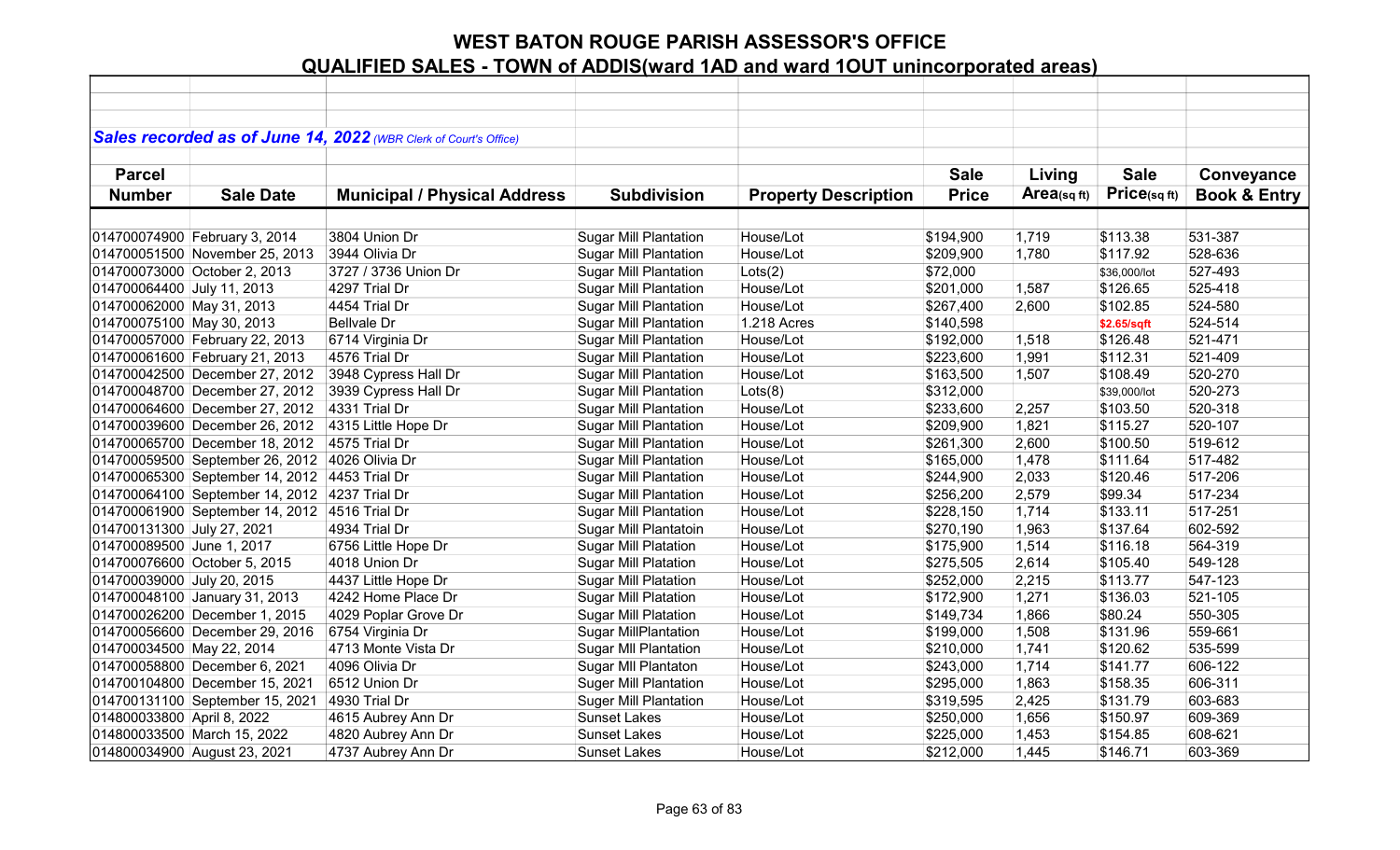# WEST BATON ROUGE PARISH ASSESSOR'S OFFICE

## QUALIFIED SALES - TOWN of ADDIS(ward 1AD and ward 1OUT unincorporated areas)

*Sales recorded as of June 14, 2022 (WBR Clerk of Court's Office)*

| Parcel Number | Sale Date | Municipal / Physical Address | Subdivision | Property Description | Sale Price | Living Area(sq ft) | Sale Price(sq ft) | Conveyance Book & Entry |
|---|---|---|---|---|---|---|---|---|
| 014700074900 | February 3, 2014 | 3804 Union Dr | Sugar Mill Plantation | House/Lot | $194,900 | 1,719 | $113.38 | 531-387 |
| 014700051500 | November 25, 2013 | 3944 Olivia Dr | Sugar Mill Plantation | House/Lot | $209,900 | 1,780 | $117.92 | 528-636 |
| 014700073000 | October 2, 2013 | 3727 / 3736 Union Dr | Sugar Mill Plantation | Lots(2) | $72,000 | | $36,000/lot | 527-493 |
| 014700064400 | July 11, 2013 | 4297 Trial Dr | Sugar Mill Plantation | House/Lot | $201,000 | 1,587 | $126.65 | 525-418 |
| 014700062000 | May 31, 2013 | 4454 Trial Dr | Sugar Mill Plantation | House/Lot | $267,400 | 2,600 | $102.85 | 524-580 |
| 014700075100 | May 30, 2013 | Bellvale Dr | Sugar Mill Plantation | 1.218 Acres | $140,598 | | $2.65/sqft | 524-514 |
| 014700057000 | February 22, 2013 | 6714 Virginia Dr | Sugar Mill Plantation | House/Lot | $192,000 | 1,518 | $126.48 | 521-471 |
| 014700061600 | February 21, 2013 | 4576 Trial Dr | Sugar Mill Plantation | House/Lot | $223,600 | 1,991 | $112.31 | 521-409 |
| 014700042500 | December 27, 2012 | 3948 Cypress Hall Dr | Sugar Mill Plantation | House/Lot | $163,500 | 1,507 | $108.49 | 520-270 |
| 014700048700 | December 27, 2012 | 3939 Cypress Hall Dr | Sugar Mill Plantation | Lots(8) | $312,000 | | $39,000/lot | 520-273 |
| 014700064600 | December 27, 2012 | 4331 Trial Dr | Sugar Mill Plantation | House/Lot | $233,600 | 2,257 | $103.50 | 520-318 |
| 014700039600 | December 26, 2012 | 4315 Little Hope Dr | Sugar Mill Plantation | House/Lot | $209,900 | 1,821 | $115.27 | 520-107 |
| 014700065700 | December 18, 2012 | 4575 Trial Dr | Sugar Mill Plantation | House/Lot | $261,300 | 2,600 | $100.50 | 519-612 |
| 014700059500 | September 26, 2012 | 4026 Olivia Dr | Sugar Mill Plantation | House/Lot | $165,000 | 1,478 | $111.64 | 517-482 |
| 014700065300 | September 14, 2012 | 4453 Trial Dr | Sugar Mill Plantation | House/Lot | $244,900 | 2,033 | $120.46 | 517-206 |
| 014700064100 | September 14, 2012 | 4237 Trial Dr | Sugar Mill Plantation | House/Lot | $256,200 | 2,579 | $99.34 | 517-234 |
| 014700061900 | September 14, 2012 | 4516 Trial Dr | Sugar Mill Plantation | House/Lot | $228,150 | 1,714 | $133.11 | 517-251 |
| 014700131300 | July 27, 2021 | 4934 Trial Dr | Sugar Mill Plantatoin | House/Lot | $270,190 | 1,963 | $137.64 | 602-592 |
| 014700089500 | June 1, 2017 | 6756 Little Hope Dr | Sugar Mill Platation | House/Lot | $175,900 | 1,514 | $116.18 | 564-319 |
| 014700076600 | October 5, 2015 | 4018 Union Dr | Sugar Mill Platation | House/Lot | $275,505 | 2,614 | $105.40 | 549-128 |
| 014700039000 | July 20, 2015 | 4437 Little Hope Dr | Sugar Mill Platation | House/Lot | $252,000 | 2,215 | $113.77 | 547-123 |
| 014700048100 | January 31, 2013 | 4242 Home Place Dr | Sugar Mill Platation | House/Lot | $172,900 | 1,271 | $136.03 | 521-105 |
| 014700026200 | December 1, 2015 | 4029 Poplar Grove Dr | Sugar Mill Platation | House/Lot | $149,734 | 1,866 | $80.24 | 550-305 |
| 014700056600 | December 29, 2016 | 6754 Virginia Dr | Sugar MillPlantation | House/Lot | $199,000 | 1,508 | $131.96 | 559-661 |
| 014700034500 | May 22, 2014 | 4713 Monte Vista Dr | Sugar Mll Plantation | House/Lot | $210,000 | 1,741 | $120.62 | 535-599 |
| 014700058800 | December 6, 2021 | 4096 Olivia Dr | Sugar Mll Plantaton | House/Lot | $243,000 | 1,714 | $141.77 | 606-122 |
| 014700104800 | December 15, 2021 | 6512 Union Dr | Suger Mill Plantation | House/Lot | $295,000 | 1,863 | $158.35 | 606-311 |
| 014700131100 | September 15, 2021 | 4930 Trial Dr | Suger Mill Plantation | House/Lot | $319,595 | 2,425 | $131.79 | 603-683 |
| 014800033800 | April 8, 2022 | 4615 Aubrey Ann Dr | Sunset Lakes | House/Lot | $250,000 | 1,656 | $150.97 | 609-369 |
| 014800033500 | March 15, 2022 | 4820 Aubrey Ann Dr | Sunset Lakes | House/Lot | $225,000 | 1,453 | $154.85 | 608-621 |
| 014800034900 | August 23, 2021 | 4737 Aubrey Ann Dr | Sunset Lakes | House/Lot | $212,000 | 1,445 | $146.71 | 603-369 |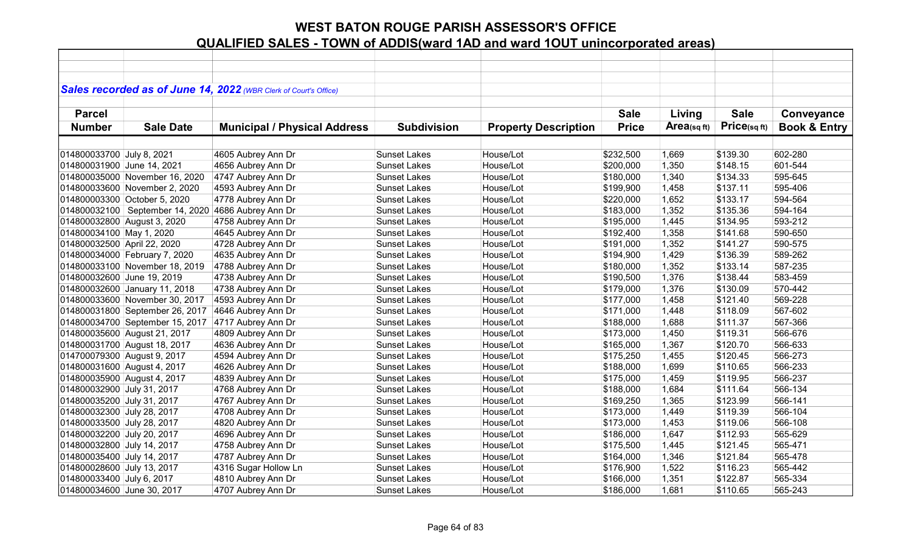# WEST BATON ROUGE PARISH ASSESSOR'S OFFICE

## QUALIFIED SALES - TOWN of ADDIS(ward 1AD and ward 1OUT unincorporated areas)

***Sales recorded as of June 14, 2022*** *(WBR Clerk of Court's Office)*

| Parcel Number | Sale Date | Municipal / Physical Address | Subdivision | Property Description | Sale Price | Living Area(sq ft) | Sale Price(sq ft) | Conveyance Book & Entry |
|---|---|---|---|---|---|---|---|---|
| 014800033700 | July 8, 2021 | 4605 Aubrey Ann Dr | Sunset Lakes | House/Lot | $232,500 | 1,669 | $139.30 | 602-280 |
| 014800031900 | June 14, 2021 | 4656 Aubrey Ann Dr | Sunset Lakes | House/Lot | $200,000 | 1,350 | $148.15 | 601-544 |
| 014800035000 | November 16, 2020 | 4747 Aubrey Ann Dr | Sunset Lakes | House/Lot | $180,000 | 1,340 | $134.33 | 595-645 |
| 014800033600 | November 2, 2020 | 4593 Aubrey Ann Dr | Sunset Lakes | House/Lot | $199,900 | 1,458 | $137.11 | 595-406 |
| 014800003300 | October 5, 2020 | 4778 Aubrey Ann Dr | Sunset Lakes | House/Lot | $220,000 | 1,652 | $133.17 | 594-564 |
| 014800032100 | September 14, 2020 | 4686 Aubrey Ann Dr | Sunset Lakes | House/Lot | $183,000 | 1,352 | $135.36 | 594-164 |
| 014800032800 | August 3, 2020 | 4758 Aubrey Ann Dr | Sunset Lakes | House/Lot | $195,000 | 1,445 | $134.95 | 593-212 |
| 014800034100 | May 1, 2020 | 4645 Aubrey Ann Dr | Sunset Lakes | House/Lot | $192,400 | 1,358 | $141.68 | 590-650 |
| 014800032500 | April 22, 2020 | 4728 Aubrey Ann Dr | Sunset Lakes | House/Lot | $191,000 | 1,352 | $141.27 | 590-575 |
| 014800034000 | February 7, 2020 | 4635 Aubrey Ann Dr | Sunset Lakes | House/Lot | $194,900 | 1,429 | $136.39 | 589-262 |
| 014800033100 | November 18, 2019 | 4788 Aubrey Ann Dr | Sunset Lakes | House/Lot | $180,000 | 1,352 | $133.14 | 587-235 |
| 014800032600 | June 19, 2019 | 4738 Aubrey Ann Dr | Sunset Lakes | House/Lot | $190,500 | 1,376 | $138.44 | 583-459 |
| 014800032600 | January 11, 2018 | 4738 Aubrey Ann Dr | Sunset Lakes | House/Lot | $179,000 | 1,376 | $130.09 | 570-442 |
| 014800033600 | November 30, 2017 | 4593 Aubrey Ann Dr | Sunset Lakes | House/Lot | $177,000 | 1,458 | $121.40 | 569-228 |
| 014800031800 | September 26, 2017 | 4646 Aubrey Ann Dr | Sunset Lakes | House/Lot | $171,000 | 1,448 | $118.09 | 567-602 |
| 014800034700 | September 15, 2017 | 4717 Aubrey Ann Dr | Sunset Lakes | House/Lot | $188,000 | 1,688 | $111.37 | 567-366 |
| 014800035600 | August 21, 2017 | 4809 Aubrey Ann Dr | Sunset Lakes | House/Lot | $173,000 | 1,450 | $119.31 | 566-676 |
| 014800031700 | August 18, 2017 | 4636 Aubrey Ann Dr | Sunset Lakes | House/Lot | $165,000 | 1,367 | $120.70 | 566-633 |
| 014700079300 | August 9, 2017 | 4594 Aubrey Ann Dr | Sunset Lakes | House/Lot | $175,250 | 1,455 | $120.45 | 566-273 |
| 014800031600 | August 4, 2017 | 4626 Aubrey Ann Dr | Sunset Lakes | House/Lot | $188,000 | 1,699 | $110.65 | 566-233 |
| 014800035900 | August 4, 2017 | 4839 Aubrey Ann Dr | Sunset Lakes | House/Lot | $175,000 | 1,459 | $119.95 | 566-237 |
| 014800032900 | July 31, 2017 | 4768 Aubrey Ann Dr | Sunset Lakes | House/Lot | $188,000 | 1,684 | $111.64 | 566-134 |
| 014800035200 | July 31, 2017 | 4767 Aubrey Ann Dr | Sunset Lakes | House/Lot | $169,250 | 1,365 | $123.99 | 566-141 |
| 014800032300 | July 28, 2017 | 4708 Aubrey Ann Dr | Sunset Lakes | House/Lot | $173,000 | 1,449 | $119.39 | 566-104 |
| 014800033500 | July 28, 2017 | 4820 Aubrey Ann Dr | Sunset Lakes | House/Lot | $173,000 | 1,453 | $119.06 | 566-108 |
| 014800032200 | July 20, 2017 | 4696 Aubrey Ann Dr | Sunset Lakes | House/Lot | $186,000 | 1,647 | $112.93 | 565-629 |
| 014800032800 | July 14, 2017 | 4758 Aubrey Ann Dr | Sunset Lakes | House/Lot | $175,500 | 1,445 | $121.45 | 565-471 |
| 014800035400 | July 14, 2017 | 4787 Aubrey Ann Dr | Sunset Lakes | House/Lot | $164,000 | 1,346 | $121.84 | 565-478 |
| 014800028600 | July 13, 2017 | 4316 Sugar Hollow Ln | Sunset Lakes | House/Lot | $176,900 | 1,522 | $116.23 | 565-442 |
| 014800033400 | July 6, 2017 | 4810 Aubrey Ann Dr | Sunset Lakes | House/Lot | $166,000 | 1,351 | $122.87 | 565-334 |
| 014800034600 | June 30, 2017 | 4707 Aubrey Ann Dr | Sunset Lakes | House/Lot | $186,000 | 1,681 | $110.65 | 565-243 |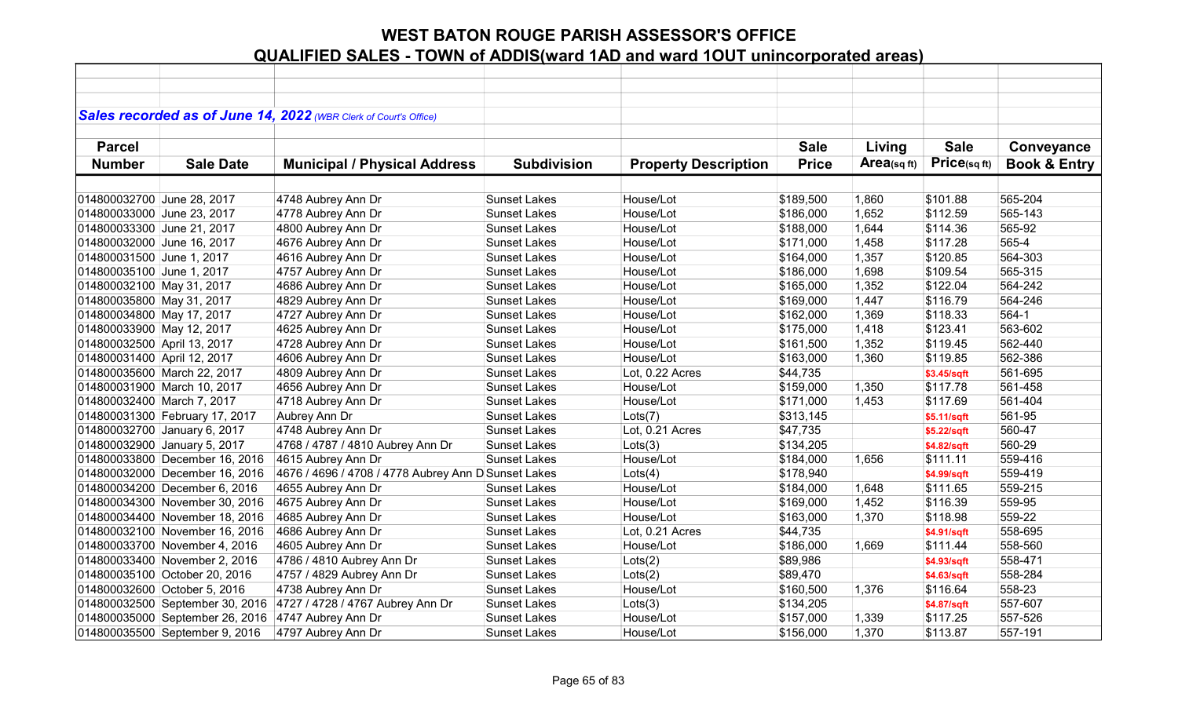# WEST BATON ROUGE PARISH ASSESSOR'S OFFICE

## QUALIFIED SALES - TOWN of ADDIS(ward 1AD and ward 1OUT unincorporated areas)

***Sales recorded as of June 14, 2022** (WBR Clerk of Court's Office)*

| Parcel Number | Sale Date | Municipal / Physical Address | Subdivision | Property Description | Sale Price | Living Area(sq ft) | Sale Price(sq ft) | Conveyance Book & Entry |
|---|---|---|---|---|---|---|---|---|
| 014800032700 | June 28, 2017 | 4748 Aubrey Ann Dr | Sunset Lakes | House/Lot | $189,500 | 1,860 | $101.88 | 565-204 |
| 014800033000 | June 23, 2017 | 4778 Aubrey Ann Dr | Sunset Lakes | House/Lot | $186,000 | 1,652 | $112.59 | 565-143 |
| 014800033300 | June 21, 2017 | 4800 Aubrey Ann Dr | Sunset Lakes | House/Lot | $188,000 | 1,644 | $114.36 | 565-92 |
| 014800032000 | June 16, 2017 | 4676 Aubrey Ann Dr | Sunset Lakes | House/Lot | $171,000 | 1,458 | $117.28 | 565-4 |
| 014800031500 | June 1, 2017 | 4616 Aubrey Ann Dr | Sunset Lakes | House/Lot | $164,000 | 1,357 | $120.85 | 564-303 |
| 014800035100 | June 1, 2017 | 4757 Aubrey Ann Dr | Sunset Lakes | House/Lot | $186,000 | 1,698 | $109.54 | 565-315 |
| 014800032100 | May 31, 2017 | 4686 Aubrey Ann Dr | Sunset Lakes | House/Lot | $165,000 | 1,352 | $122.04 | 564-242 |
| 014800035800 | May 31, 2017 | 4829 Aubrey Ann Dr | Sunset Lakes | House/Lot | $169,000 | 1,447 | $116.79 | 564-246 |
| 014800034800 | May 17, 2017 | 4727 Aubrey Ann Dr | Sunset Lakes | House/Lot | $162,000 | 1,369 | $118.33 | 564-1 |
| 014800033900 | May 12, 2017 | 4625 Aubrey Ann Dr | Sunset Lakes | House/Lot | $175,000 | 1,418 | $123.41 | 563-602 |
| 014800032500 | April 13, 2017 | 4728 Aubrey Ann Dr | Sunset Lakes | House/Lot | $161,500 | 1,352 | $119.45 | 562-440 |
| 014800031400 | April 12, 2017 | 4606 Aubrey Ann Dr | Sunset Lakes | House/Lot | $163,000 | 1,360 | $119.85 | 562-386 |
| 014800035600 | March 22, 2017 | 4809 Aubrey Ann Dr | Sunset Lakes | Lot, 0.22 Acres | $44,735 | | $3.45/sqft | 561-695 |
| 014800031900 | March 10, 2017 | 4656 Aubrey Ann Dr | Sunset Lakes | House/Lot | $159,000 | 1,350 | $117.78 | 561-458 |
| 014800032400 | March 7, 2017 | 4718 Aubrey Ann Dr | Sunset Lakes | House/Lot | $171,000 | 1,453 | $117.69 | 561-404 |
| 014800031300 | February 17, 2017 | Aubrey Ann Dr | Sunset Lakes | Lots(7) | $313,145 | | $5.11/sqft | 561-95 |
| 014800032700 | January 6, 2017 | 4748 Aubrey Ann Dr | Sunset Lakes | Lot, 0.21 Acres | $47,735 | | $5.22/sqft | 560-47 |
| 014800032900 | January 5, 2017 | 4768 / 4787 / 4810 Aubrey Ann Dr | Sunset Lakes | Lots(3) | $134,205 | | $4.82/sqft | 560-29 |
| 014800033800 | December 16, 2016 | 4615 Aubrey Ann Dr | Sunset Lakes | House/Lot | $184,000 | 1,656 | $111.11 | 559-416 |
| 014800032000 | December 16, 2016 | 4676 / 4696 / 4708 / 4778 Aubrey Ann Dr | Sunset Lakes | Lots(4) | $178,940 | | $4.99/sqft | 559-419 |
| 014800034200 | December 6, 2016 | 4655 Aubrey Ann Dr | Sunset Lakes | House/Lot | $184,000 | 1,648 | $111.65 | 559-215 |
| 014800034300 | November 30, 2016 | 4675 Aubrey Ann Dr | Sunset Lakes | House/Lot | $169,000 | 1,452 | $116.39 | 559-95 |
| 014800034400 | November 18, 2016 | 4685 Aubrey Ann Dr | Sunset Lakes | House/Lot | $163,000 | 1,370 | $118.98 | 559-22 |
| 014800032100 | November 16, 2016 | 4686 Aubrey Ann Dr | Sunset Lakes | Lot, 0.21 Acres | $44,735 | | $4.91/sqft | 558-695 |
| 014800033700 | November 4, 2016 | 4605 Aubrey Ann Dr | Sunset Lakes | House/Lot | $186,000 | 1,669 | $111.44 | 558-560 |
| 014800033400 | November 2, 2016 | 4786 / 4810 Aubrey Ann Dr | Sunset Lakes | Lots(2) | $89,986 | | $4.93/sqft | 558-471 |
| 014800035100 | October 20, 2016 | 4757 / 4829 Aubrey Ann Dr | Sunset Lakes | Lots(2) | $89,470 | | $4.63/sqft | 558-284 |
| 014800032600 | October 5, 2016 | 4738 Aubrey Ann Dr | Sunset Lakes | House/Lot | $160,500 | 1,376 | $116.64 | 558-23 |
| 014800032500 | September 30, 2016 | 4727 / 4728 / 4767 Aubrey Ann Dr | Sunset Lakes | Lots(3) | $134,205 | | $4.87/sqft | 557-607 |
| 014800035000 | September 26, 2016 | 4747 Aubrey Ann Dr | Sunset Lakes | House/Lot | $157,000 | 1,339 | $117.25 | 557-526 |
| 014800035500 | September 9, 2016 | 4797 Aubrey Ann Dr | Sunset Lakes | House/Lot | $156,000 | 1,370 | $113.87 | 557-191 |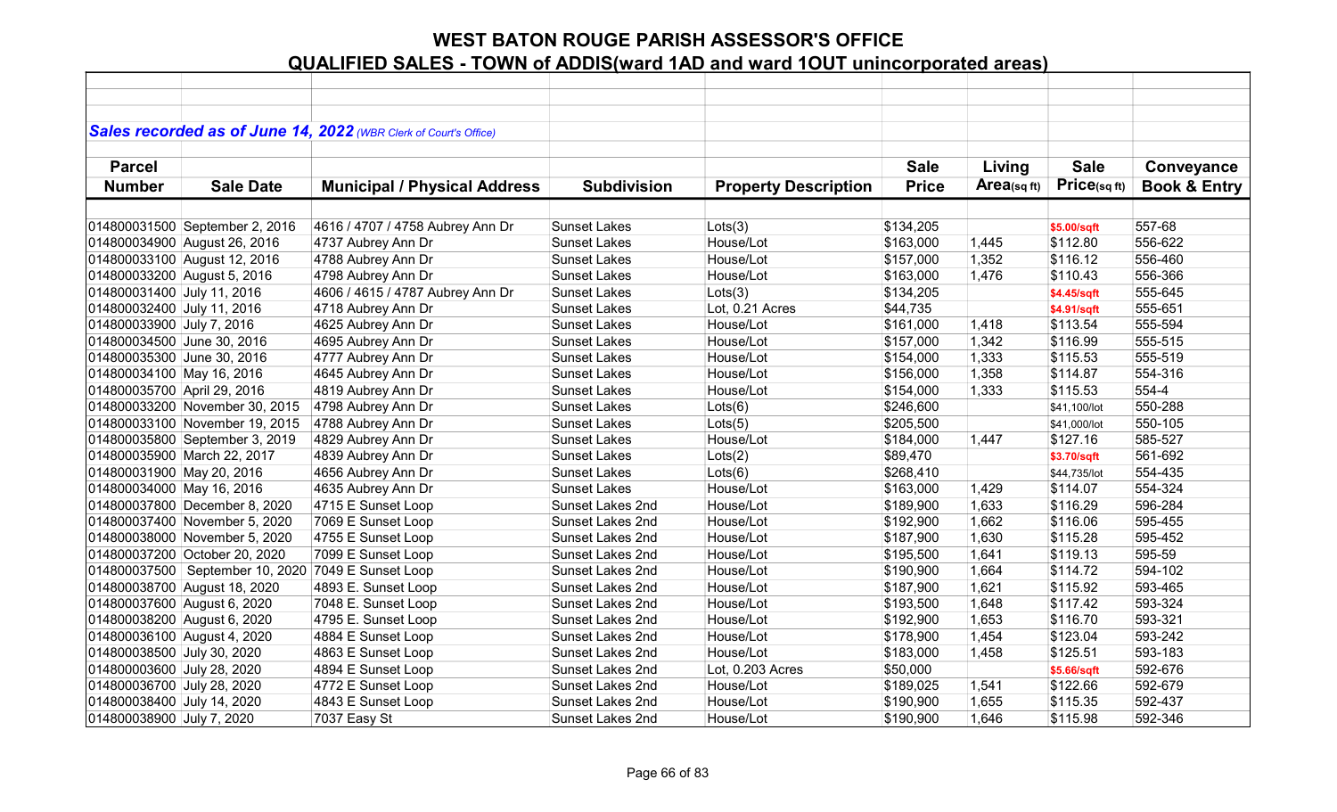# WEST BATON ROUGE PARISH ASSESSOR'S OFFICE

## QUALIFIED SALES - TOWN of ADDIS(ward 1AD and ward 1OUT unincorporated areas)

***Sales recorded as of June 14, 2022*** *(WBR Clerk of Court's Office)*

| Parcel Number | Sale Date | Municipal / Physical Address | Subdivision | Property Description | Sale Price | Living Area(sq ft) | Sale Price(sq ft) | Conveyance Book & Entry |
|---|---|---|---|---|---|---|---|---|
| 014800031500 | September 2, 2016 | 4616 / 4707 / 4758 Aubrey Ann Dr | Sunset Lakes | Lots(3) | $134,205 | | $5.00/sqft | 557-68 |
| 014800034900 | August 26, 2016 | 4737 Aubrey Ann Dr | Sunset Lakes | House/Lot | $163,000 | 1,445 | $112.80 | 556-622 |
| 014800033100 | August 12, 2016 | 4788 Aubrey Ann Dr | Sunset Lakes | House/Lot | $157,000 | 1,352 | $116.12 | 556-460 |
| 014800033200 | August 5, 2016 | 4798 Aubrey Ann Dr | Sunset Lakes | House/Lot | $163,000 | 1,476 | $110.43 | 556-366 |
| 014800031400 | July 11, 2016 | 4606 / 4615 / 4787 Aubrey Ann Dr | Sunset Lakes | Lots(3) | $134,205 | | $4.45/sqft | 555-645 |
| 014800032400 | July 11, 2016 | 4718 Aubrey Ann Dr | Sunset Lakes | Lot, 0.21 Acres | $44,735 | | $4.91/sqft | 555-651 |
| 014800033900 | July 7, 2016 | 4625 Aubrey Ann Dr | Sunset Lakes | House/Lot | $161,000 | 1,418 | $113.54 | 555-594 |
| 014800034500 | June 30, 2016 | 4695 Aubrey Ann Dr | Sunset Lakes | House/Lot | $157,000 | 1,342 | $116.99 | 555-515 |
| 014800035300 | June 30, 2016 | 4777 Aubrey Ann Dr | Sunset Lakes | House/Lot | $154,000 | 1,333 | $115.53 | 555-519 |
| 014800034100 | May 16, 2016 | 4645 Aubrey Ann Dr | Sunset Lakes | House/Lot | $156,000 | 1,358 | $114.87 | 554-316 |
| 014800035700 | April 29, 2016 | 4819 Aubrey Ann Dr | Sunset Lakes | House/Lot | $154,000 | 1,333 | $115.53 | 554-4 |
| 014800033200 | November 30, 2015 | 4798 Aubrey Ann Dr | Sunset Lakes | Lots(6) | $246,600 | | $41,100/lot | 550-288 |
| 014800033100 | November 19, 2015 | 4788 Aubrey Ann Dr | Sunset Lakes | Lots(5) | $205,500 | | $41,000/lot | 550-105 |
| 014800035800 | September 3, 2019 | 4829 Aubrey Ann Dr | Sunset Lakes | House/Lot | $184,000 | 1,447 | $127.16 | 585-527 |
| 014800035900 | March 22, 2017 | 4839 Aubrey Ann Dr | Sunset Lakes | Lots(2) | $89,470 | | $3.70/sqft | 561-692 |
| 014800031900 | May 20, 2016 | 4656 Aubrey Ann Dr | Sunset Lakes | Lots(6) | $268,410 | | $44,735/lot | 554-435 |
| 014800034000 | May 16, 2016 | 4635 Aubrey Ann Dr | Sunset Lakes | House/Lot | $163,000 | 1,429 | $114.07 | 554-324 |
| 014800037800 | December 8, 2020 | 4715 E Sunset Loop | Sunset Lakes 2nd | House/Lot | $189,900 | 1,633 | $116.29 | 596-284 |
| 014800037400 | November 5, 2020 | 7069 E Sunset Loop | Sunset Lakes 2nd | House/Lot | $192,900 | 1,662 | $116.06 | 595-455 |
| 014800038000 | November 5, 2020 | 4755 E Sunset Loop | Sunset Lakes 2nd | House/Lot | $187,900 | 1,630 | $115.28 | 595-452 |
| 014800037200 | October 20, 2020 | 7099 E Sunset Loop | Sunset Lakes 2nd | House/Lot | $195,500 | 1,641 | $119.13 | 595-59 |
| 014800037500 | September 10, 2020 | 7049 E Sunset Loop | Sunset Lakes 2nd | House/Lot | $190,900 | 1,664 | $114.72 | 594-102 |
| 014800038700 | August 18, 2020 | 4893 E. Sunset Loop | Sunset Lakes 2nd | House/Lot | $187,900 | 1,621 | $115.92 | 593-465 |
| 014800037600 | August 6, 2020 | 7048 E. Sunset Loop | Sunset Lakes 2nd | House/Lot | $193,500 | 1,648 | $117.42 | 593-324 |
| 014800038200 | August 6, 2020 | 4795 E. Sunset Loop | Sunset Lakes 2nd | House/Lot | $192,900 | 1,653 | $116.70 | 593-321 |
| 014800036100 | August 4, 2020 | 4884 E Sunset Loop | Sunset Lakes 2nd | House/Lot | $178,900 | 1,454 | $123.04 | 593-242 |
| 014800038500 | July 30, 2020 | 4863 E Sunset Loop | Sunset Lakes 2nd | House/Lot | $183,000 | 1,458 | $125.51 | 593-183 |
| 014800003600 | July 28, 2020 | 4894 E Sunset Loop | Sunset Lakes 2nd | Lot, 0.203 Acres | $50,000 | | $5.66/sqft | 592-676 |
| 014800036700 | July 28, 2020 | 4772 E Sunset Loop | Sunset Lakes 2nd | House/Lot | $189,025 | 1,541 | $122.66 | 592-679 |
| 014800038400 | July 14, 2020 | 4843 E Sunset Loop | Sunset Lakes 2nd | House/Lot | $190,900 | 1,655 | $115.35 | 592-437 |
| 014800038900 | July 7, 2020 | 7037 Easy St | Sunset Lakes 2nd | House/Lot | $190,900 | 1,646 | $115.98 | 592-346 |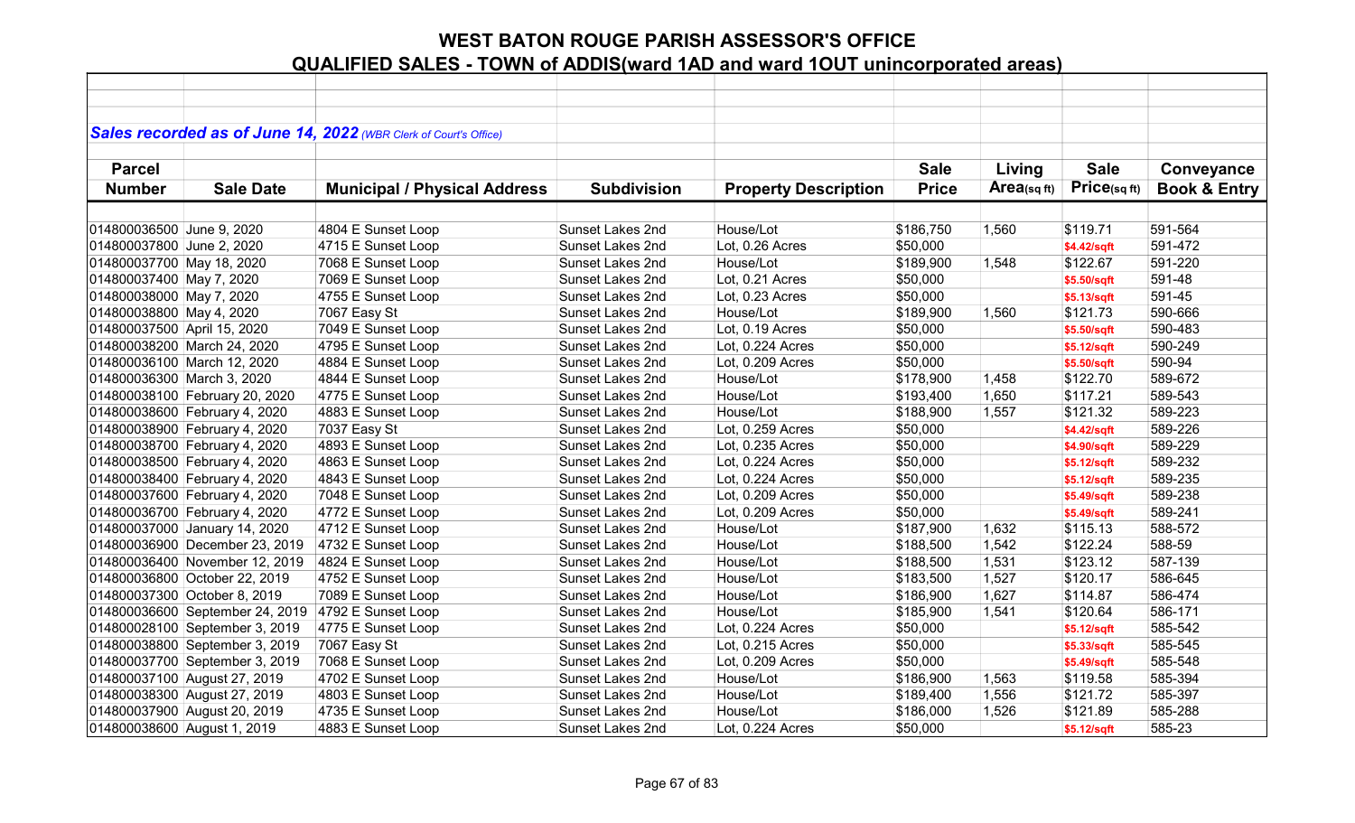# WEST BATON ROUGE PARISH ASSESSOR'S OFFICE

## QUALIFIED SALES - TOWN of ADDIS(ward 1AD and ward 1OUT unincorporated areas)

***Sales recorded as of June 14, 2022*** *(WBR Clerk of Court's Office)*

| Parcel Number | Sale Date | Municipal / Physical Address | Subdivision | Property Description | Sale Price | Living Area(sq ft) | Sale Price(sq ft) | Conveyance Book & Entry |
|---|---|---|---|---|---|---|---|---|
| 014800036500 | June 9, 2020 | 4804 E Sunset Loop | Sunset Lakes 2nd | House/Lot | $186,750 | 1,560 | $119.71 | 591-564 |
| 014800037800 | June 2, 2020 | 4715 E Sunset Loop | Sunset Lakes 2nd | Lot, 0.26 Acres | $50,000 | | $4.42/sqft | 591-472 |
| 014800037700 | May 18, 2020 | 7068 E Sunset Loop | Sunset Lakes 2nd | House/Lot | $189,900 | 1,548 | $122.67 | 591-220 |
| 014800037400 | May 7, 2020 | 7069 E Sunset Loop | Sunset Lakes 2nd | Lot, 0.21 Acres | $50,000 | | $5.50/sqft | 591-48 |
| 014800038000 | May 7, 2020 | 4755 E Sunset Loop | Sunset Lakes 2nd | Lot, 0.23 Acres | $50,000 | | $5.13/sqft | 591-45 |
| 014800038800 | May 4, 2020 | 7067 Easy St | Sunset Lakes 2nd | House/Lot | $189,900 | 1,560 | $121.73 | 590-666 |
| 014800037500 | April 15, 2020 | 7049 E Sunset Loop | Sunset Lakes 2nd | Lot, 0.19 Acres | $50,000 | | $5.50/sqft | 590-483 |
| 014800038200 | March 24, 2020 | 4795 E Sunset Loop | Sunset Lakes 2nd | Lot, 0.224 Acres | $50,000 | | $5.12/sqft | 590-249 |
| 014800036100 | March 12, 2020 | 4884 E Sunset Loop | Sunset Lakes 2nd | Lot, 0.209 Acres | $50,000 | | $5.50/sqft | 590-94 |
| 014800036300 | March 3, 2020 | 4844 E Sunset Loop | Sunset Lakes 2nd | House/Lot | $178,900 | 1,458 | $122.70 | 589-672 |
| 014800038100 | February 20, 2020 | 4775 E Sunset Loop | Sunset Lakes 2nd | House/Lot | $193,400 | 1,650 | $117.21 | 589-543 |
| 014800038600 | February 4, 2020 | 4883 E Sunset Loop | Sunset Lakes 2nd | House/Lot | $188,900 | 1,557 | $121.32 | 589-223 |
| 014800038900 | February 4, 2020 | 7037 Easy St | Sunset Lakes 2nd | Lot, 0.259 Acres | $50,000 | | $4.42/sqft | 589-226 |
| 014800038700 | February 4, 2020 | 4893 E Sunset Loop | Sunset Lakes 2nd | Lot, 0.235 Acres | $50,000 | | $4.90/sqft | 589-229 |
| 014800038500 | February 4, 2020 | 4863 E Sunset Loop | Sunset Lakes 2nd | Lot, 0.224 Acres | $50,000 | | $5.12/sqft | 589-232 |
| 014800038400 | February 4, 2020 | 4843 E Sunset Loop | Sunset Lakes 2nd | Lot, 0.224 Acres | $50,000 | | $5.12/sqft | 589-235 |
| 014800037600 | February 4, 2020 | 7048 E Sunset Loop | Sunset Lakes 2nd | Lot, 0.209 Acres | $50,000 | | $5.49/sqft | 589-238 |
| 014800036700 | February 4, 2020 | 4772 E Sunset Loop | Sunset Lakes 2nd | Lot, 0.209 Acres | $50,000 | | $5.49/sqft | 589-241 |
| 014800037000 | January 14, 2020 | 4712 E Sunset Loop | Sunset Lakes 2nd | House/Lot | $187,900 | 1,632 | $115.13 | 588-572 |
| 014800036900 | December 23, 2019 | 4732 E Sunset Loop | Sunset Lakes 2nd | House/Lot | $188,500 | 1,542 | $122.24 | 588-59 |
| 014800036400 | November 12, 2019 | 4824 E Sunset Loop | Sunset Lakes 2nd | House/Lot | $188,500 | 1,531 | $123.12 | 587-139 |
| 014800036800 | October 22, 2019 | 4752 E Sunset Loop | Sunset Lakes 2nd | House/Lot | $183,500 | 1,527 | $120.17 | 586-645 |
| 014800037300 | October 8, 2019 | 7089 E Sunset Loop | Sunset Lakes 2nd | House/Lot | $186,900 | 1,627 | $114.87 | 586-474 |
| 014800036600 | September 24, 2019 | 4792 E Sunset Loop | Sunset Lakes 2nd | House/Lot | $185,900 | 1,541 | $120.64 | 586-171 |
| 014800028100 | September 3, 2019 | 4775 E Sunset Loop | Sunset Lakes 2nd | Lot, 0.224 Acres | $50,000 | | $5.12/sqft | 585-542 |
| 014800038800 | September 3, 2019 | 7067 Easy St | Sunset Lakes 2nd | Lot, 0.215 Acres | $50,000 | | $5.33/sqft | 585-545 |
| 014800037700 | September 3, 2019 | 7068 E Sunset Loop | Sunset Lakes 2nd | Lot, 0.209 Acres | $50,000 | | $5.49/sqft | 585-548 |
| 014800037100 | August 27, 2019 | 4702 E Sunset Loop | Sunset Lakes 2nd | House/Lot | $186,900 | 1,563 | $119.58 | 585-394 |
| 014800038300 | August 27, 2019 | 4803 E Sunset Loop | Sunset Lakes 2nd | House/Lot | $189,400 | 1,556 | $121.72 | 585-397 |
| 014800037900 | August 20, 2019 | 4735 E Sunset Loop | Sunset Lakes 2nd | House/Lot | $186,000 | 1,526 | $121.89 | 585-288 |
| 014800038600 | August 1, 2019 | 4883 E Sunset Loop | Sunset Lakes 2nd | Lot, 0.224 Acres | $50,000 | | $5.12/sqft | 585-23 |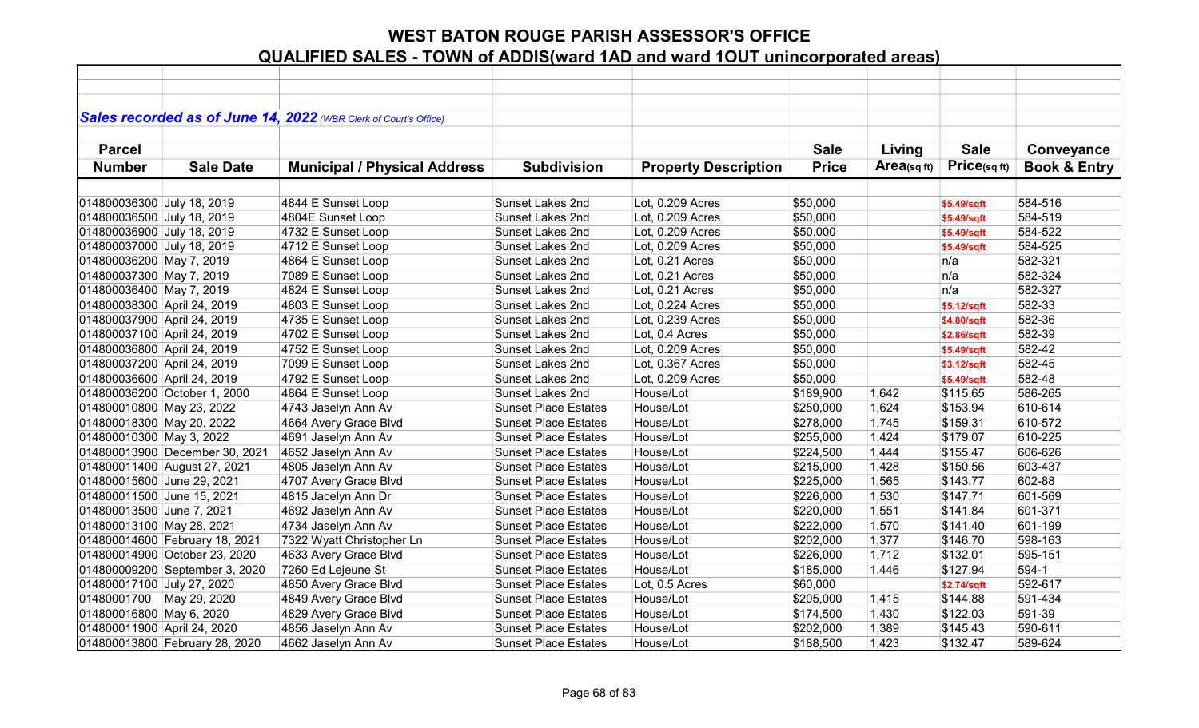# WEST BATON ROUGE PARISH ASSESSOR'S OFFICE

## QUALIFIED SALES - TOWN of ADDIS(ward 1AD and ward 1OUT unincorporated areas)

***Sales recorded as of June 14, 2022*** *(WBR Clerk of Court's Office)*

| Parcel Number | Sale Date | Municipal / Physical Address | Subdivision | Property Description | Sale Price | Living Area(sq ft) | Sale Price(sq ft) | Conveyance Book & Entry |
|---|---|---|---|---|---|---|---|---|
| 014800036300 | July 18, 2019 | 4844 E Sunset Loop | Sunset Lakes 2nd | Lot, 0.209 Acres | $50,000 | | $5.49/sqft | 584-516 |
| 014800036500 | July 18, 2019 | 4804E Sunset Loop | Sunset Lakes 2nd | Lot, 0.209 Acres | $50,000 | | $5.49/sqft | 584-519 |
| 014800036900 | July 18, 2019 | 4732 E Sunset Loop | Sunset Lakes 2nd | Lot, 0.209 Acres | $50,000 | | $5.49/sqft | 584-522 |
| 014800037000 | July 18, 2019 | 4712 E Sunset Loop | Sunset Lakes 2nd | Lot, 0.209 Acres | $50,000 | | $5.49/sqft | 584-525 |
| 014800036200 | May 7, 2019 | 4864 E Sunset Loop | Sunset Lakes 2nd | Lot, 0.21 Acres | $50,000 | | n/a | 582-321 |
| 014800037300 | May 7, 2019 | 7089 E Sunset Loop | Sunset Lakes 2nd | Lot, 0.21 Acres | $50,000 | | n/a | 582-324 |
| 014800036400 | May 7, 2019 | 4824 E Sunset Loop | Sunset Lakes 2nd | Lot, 0.21 Acres | $50,000 | | n/a | 582-327 |
| 014800038300 | April 24, 2019 | 4803 E Sunset Loop | Sunset Lakes 2nd | Lot, 0.224 Acres | $50,000 | | $5.12/sqft | 582-33 |
| 014800037900 | April 24, 2019 | 4735 E Sunset Loop | Sunset Lakes 2nd | Lot, 0.239 Acres | $50,000 | | $4.80/sqft | 582-36 |
| 014800037100 | April 24, 2019 | 4702 E Sunset Loop | Sunset Lakes 2nd | Lot, 0.4 Acres | $50,000 | | $2.86/sqft | 582-39 |
| 014800036800 | April 24, 2019 | 4752 E Sunset Loop | Sunset Lakes 2nd | Lot, 0.209 Acres | $50,000 | | $5.49/sqft | 582-42 |
| 014800037200 | April 24, 2019 | 7099 E Sunset Loop | Sunset Lakes 2nd | Lot, 0.367 Acres | $50,000 | | $3.12/sqft | 582-45 |
| 014800036600 | April 24, 2019 | 4792 E Sunset Loop | Sunset Lakes 2nd | Lot, 0.209 Acres | $50,000 | | $5.49/sqft | 582-48 |
| 014800036200 | October 1, 2000 | 4864 E Sunset Loop | Sunset Lakes 2nd | House/Lot | $189,900 | 1,642 | $115.65 | 586-265 |
| 014800010800 | May 23, 2022 | 4743 Jaselyn Ann Av | Sunset Place Estates | House/Lot | $250,000 | 1,624 | $153.94 | 610-614 |
| 014800018300 | May 20, 2022 | 4664 Avery Grace Blvd | Sunset Place Estates | House/Lot | $278,000 | 1,745 | $159.31 | 610-572 |
| 014800010300 | May 3, 2022 | 4691 Jaselyn Ann Av | Sunset Place Estates | House/Lot | $255,000 | 1,424 | $179.07 | 610-225 |
| 014800013900 | December 30, 2021 | 4652 Jaselyn Ann Av | Sunset Place Estates | House/Lot | $224,500 | 1,444 | $155.47 | 606-626 |
| 014800011400 | August 27, 2021 | 4805 Jaselyn Ann Av | Sunset Place Estates | House/Lot | $215,000 | 1,428 | $150.56 | 603-437 |
| 014800015600 | June 29, 2021 | 4707 Avery Grace Blvd | Sunset Place Estates | House/Lot | $225,000 | 1,565 | $143.77 | 602-88 |
| 014800011500 | June 15, 2021 | 4815 Jacelyn Ann Dr | Sunset Place Estates | House/Lot | $226,000 | 1,530 | $147.71 | 601-569 |
| 014800013500 | June 7, 2021 | 4692 Jaselyn Ann Av | Sunset Place Estates | House/Lot | $220,000 | 1,551 | $141.84 | 601-371 |
| 014800013100 | May 28, 2021 | 4734 Jaselyn Ann Av | Sunset Place Estates | House/Lot | $222,000 | 1,570 | $141.40 | 601-199 |
| 014800014600 | February 18, 2021 | 7322 Wyatt Christopher Ln | Sunset Place Estates | House/Lot | $202,000 | 1,377 | $146.70 | 598-163 |
| 014800014900 | October 23, 2020 | 4633 Avery Grace Blvd | Sunset Place Estates | House/Lot | $226,000 | 1,712 | $132.01 | 595-151 |
| 014800009200 | September 3, 2020 | 7260 Ed Lejeune St | Sunset Place Estates | House/Lot | $185,000 | 1,446 | $127.94 | 594-1 |
| 014800017100 | July 27, 2020 | 4850 Avery Grace Blvd | Sunset Place Estates | Lot, 0.5 Acres | $60,000 | | $2.74/sqft | 592-617 |
| 01480001700 | May 29, 2020 | 4849 Avery Grace Blvd | Sunset Place Estates | House/Lot | $205,000 | 1,415 | $144.88 | 591-434 |
| 014800016800 | May 6, 2020 | 4829 Avery Grace Blvd | Sunset Place Estates | House/Lot | $174,500 | 1,430 | $122.03 | 591-39 |
| 014800011900 | April 24, 2020 | 4856 Jaselyn Ann Av | Sunset Place Estates | House/Lot | $202,000 | 1,389 | $145.43 | 590-611 |
| 014800013800 | February 28, 2020 | 4662 Jaselyn Ann Av | Sunset Place Estates | House/Lot | $188,500 | 1,423 | $132.47 | 589-624 |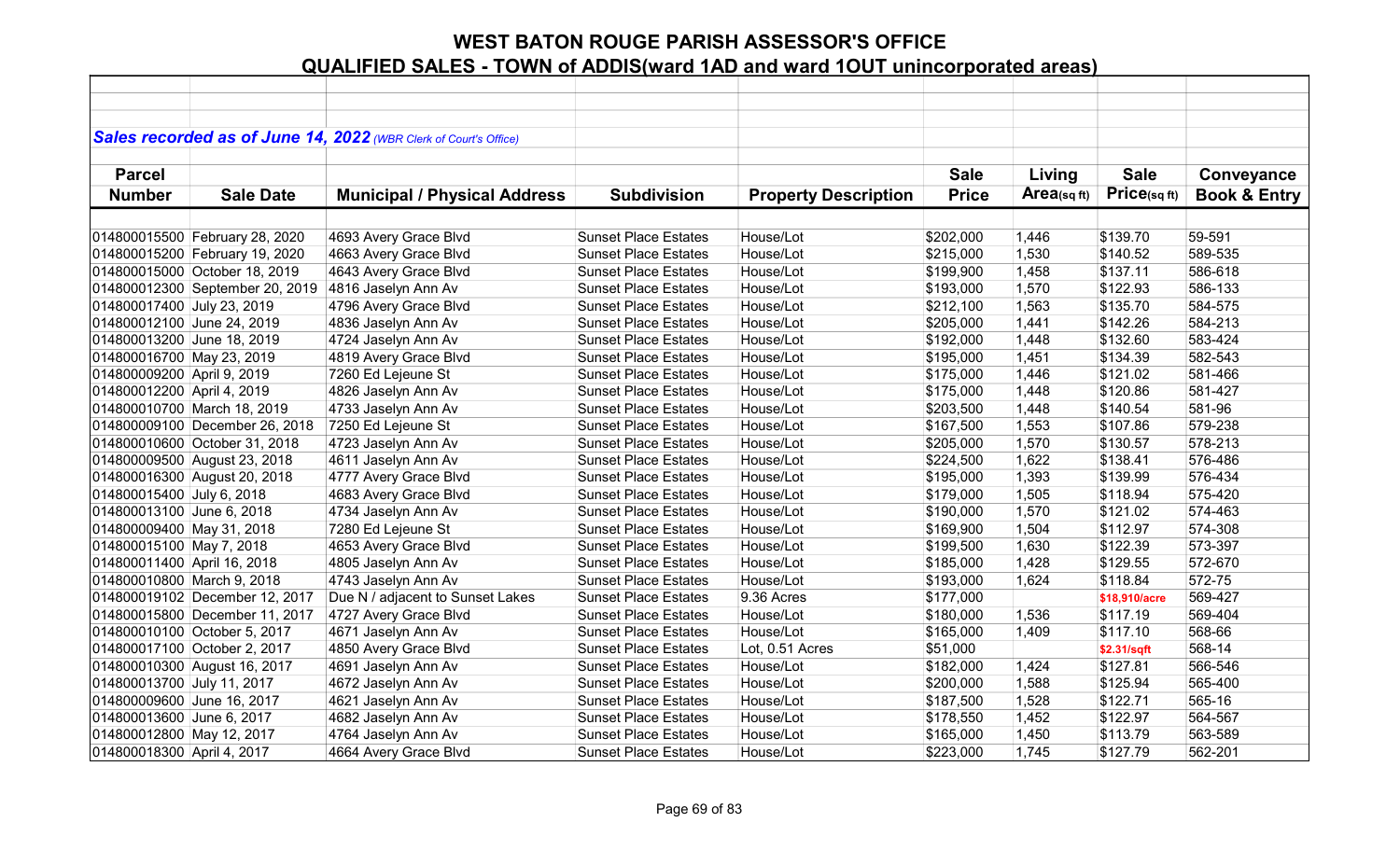# WEST BATON ROUGE PARISH ASSESSOR'S OFFICE

## QUALIFIED SALES - TOWN of ADDIS(ward 1AD and ward 1OUT unincorporated areas)

***Sales recorded as of June 14, 2022** (WBR Clerk of Court's Office)*

| Parcel Number | Sale Date | Municipal / Physical Address | Subdivision | Property Description | Sale Price | Living Area(sq ft) | Sale Price(sq ft) | Conveyance Book & Entry |
|---|---|---|---|---|---|---|---|---|
| 014800015500 | February 28, 2020 | 4693 Avery Grace Blvd | Sunset Place Estates | House/Lot | $202,000 | 1,446 | $139.70 | 59-591 |
| 014800015200 | February 19, 2020 | 4663 Avery Grace Blvd | Sunset Place Estates | House/Lot | $215,000 | 1,530 | $140.52 | 589-535 |
| 014800015000 | October 18, 2019 | 4643 Avery Grace Blvd | Sunset Place Estates | House/Lot | $199,900 | 1,458 | $137.11 | 586-618 |
| 014800012300 | September 20, 2019 | 4816 Jaselyn Ann Av | Sunset Place Estates | House/Lot | $193,000 | 1,570 | $122.93 | 586-133 |
| 014800017400 | July 23, 2019 | 4796 Avery Grace Blvd | Sunset Place Estates | House/Lot | $212,100 | 1,563 | $135.70 | 584-575 |
| 014800012100 | June 24, 2019 | 4836 Jaselyn Ann Av | Sunset Place Estates | House/Lot | $205,000 | 1,441 | $142.26 | 584-213 |
| 014800013200 | June 18, 2019 | 4724 Jaselyn Ann Av | Sunset Place Estates | House/Lot | $192,000 | 1,448 | $132.60 | 583-424 |
| 014800016700 | May 23, 2019 | 4819 Avery Grace Blvd | Sunset Place Estates | House/Lot | $195,000 | 1,451 | $134.39 | 582-543 |
| 014800009200 | April 9, 2019 | 7260 Ed Lejeune St | Sunset Place Estates | House/Lot | $175,000 | 1,446 | $121.02 | 581-466 |
| 014800012200 | April 4, 2019 | 4826 Jaselyn Ann Av | Sunset Place Estates | House/Lot | $175,000 | 1,448 | $120.86 | 581-427 |
| 014800010700 | March 18, 2019 | 4733 Jaselyn Ann Av | Sunset Place Estates | House/Lot | $203,500 | 1,448 | $140.54 | 581-96 |
| 014800009100 | December 26, 2018 | 7250 Ed Lejeune St | Sunset Place Estates | House/Lot | $167,500 | 1,553 | $107.86 | 579-238 |
| 014800010600 | October 31, 2018 | 4723 Jaselyn Ann Av | Sunset Place Estates | House/Lot | $205,000 | 1,570 | $130.57 | 578-213 |
| 014800009500 | August 23, 2018 | 4611 Jaselyn Ann Av | Sunset Place Estates | House/Lot | $224,500 | 1,622 | $138.41 | 576-486 |
| 014800016300 | August 20, 2018 | 4777 Avery Grace Blvd | Sunset Place Estates | House/Lot | $195,000 | 1,393 | $139.99 | 576-434 |
| 014800015400 | July 6, 2018 | 4683 Avery Grace Blvd | Sunset Place Estates | House/Lot | $179,000 | 1,505 | $118.94 | 575-420 |
| 014800013100 | June 6, 2018 | 4734 Jaselyn Ann Av | Sunset Place Estates | House/Lot | $190,000 | 1,570 | $121.02 | 574-463 |
| 014800009400 | May 31, 2018 | 7280 Ed Lejeune St | Sunset Place Estates | House/Lot | $169,900 | 1,504 | $112.97 | 574-308 |
| 014800015100 | May 7, 2018 | 4653 Avery Grace Blvd | Sunset Place Estates | House/Lot | $199,500 | 1,630 | $122.39 | 573-397 |
| 014800011400 | April 16, 2018 | 4805 Jaselyn Ann Av | Sunset Place Estates | House/Lot | $185,000 | 1,428 | $129.55 | 572-670 |
| 014800010800 | March 9, 2018 | 4743 Jaselyn Ann Av | Sunset Place Estates | House/Lot | $193,000 | 1,624 | $118.84 | 572-75 |
| 014800019102 | December 12, 2017 | Due N / adjacent to Sunset Lakes | Sunset Place Estates | 9.36 Acres | $177,000 | | $18,910/acre | 569-427 |
| 014800015800 | December 11, 2017 | 4727 Avery Grace Blvd | Sunset Place Estates | House/Lot | $180,000 | 1,536 | $117.19 | 569-404 |
| 014800010100 | October 5, 2017 | 4671 Jaselyn Ann Av | Sunset Place Estates | House/Lot | $165,000 | 1,409 | $117.10 | 568-66 |
| 014800017100 | October 2, 2017 | 4850 Avery Grace Blvd | Sunset Place Estates | Lot, 0.51 Acres | $51,000 | | $2.31/sqft | 568-14 |
| 014800010300 | August 16, 2017 | 4691 Jaselyn Ann Av | Sunset Place Estates | House/Lot | $182,000 | 1,424 | $127.81 | 566-546 |
| 014800013700 | July 11, 2017 | 4672 Jaselyn Ann Av | Sunset Place Estates | House/Lot | $200,000 | 1,588 | $125.94 | 565-400 |
| 014800009600 | June 16, 2017 | 4621 Jaselyn Ann Av | Sunset Place Estates | House/Lot | $187,500 | 1,528 | $122.71 | 565-16 |
| 014800013600 | June 6, 2017 | 4682 Jaselyn Ann Av | Sunset Place Estates | House/Lot | $178,550 | 1,452 | $122.97 | 564-567 |
| 014800012800 | May 12, 2017 | 4764 Jaselyn Ann Av | Sunset Place Estates | House/Lot | $165,000 | 1,450 | $113.79 | 563-589 |
| 014800018300 | April 4, 2017 | 4664 Avery Grace Blvd | Sunset Place Estates | House/Lot | $223,000 | 1,745 | $127.79 | 562-201 |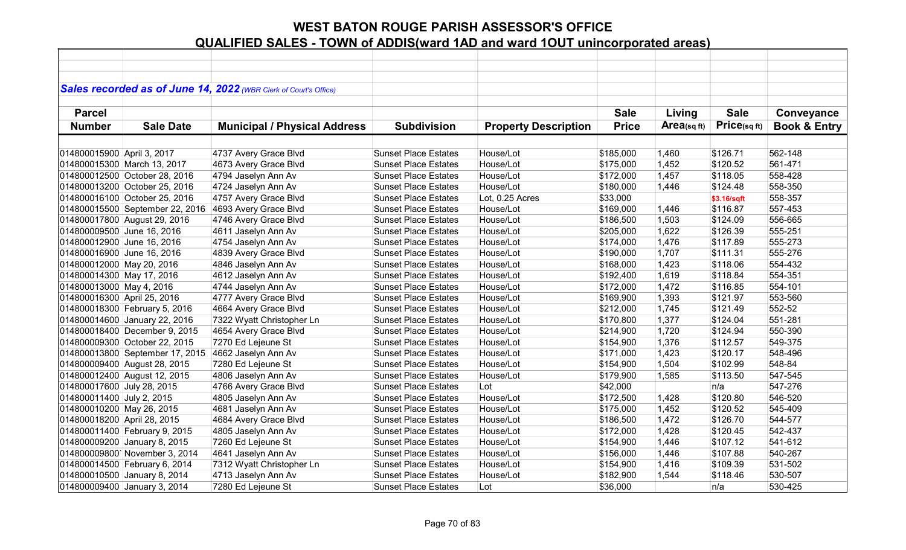# WEST BATON ROUGE PARISH ASSESSOR'S OFFICE

## QUALIFIED SALES - TOWN of ADDIS(ward 1AD and ward 1OUT unincorporated areas)

***Sales recorded as of June 14, 2022** (WBR Clerk of Court's Office)*

| Parcel Number | Sale Date | Municipal / Physical Address | Subdivision | Property Description | Sale Price | Living Area(sq ft) | Sale Price(sq ft) | Conveyance Book & Entry |
|---|---|---|---|---|---|---|---|---|
| 014800015900 | April 3, 2017 | 4737 Avery Grace Blvd | Sunset Place Estates | House/Lot | $185,000 | 1,460 | $126.71 | 562-148 |
| 014800015300 | March 13, 2017 | 4673 Avery Grace Blvd | Sunset Place Estates | House/Lot | $175,000 | 1,452 | $120.52 | 561-471 |
| 014800012500 | October 28, 2016 | 4794 Jaselyn Ann Av | Sunset Place Estates | House/Lot | $172,000 | 1,457 | $118.05 | 558-428 |
| 014800013200 | October 25, 2016 | 4724 Jaselyn Ann Av | Sunset Place Estates | House/Lot | $180,000 | 1,446 | $124.48 | 558-350 |
| 014800016100 | October 25, 2016 | 4757 Avery Grace Blvd | Sunset Place Estates | Lot, 0.25 Acres | $33,000 | | $3.16/sqft | 558-357 |
| 014800015500 | September 22, 2016 | 4693 Avery Grace Blvd | Sunset Place Estates | House/Lot | $169,000 | 1,446 | $116.87 | 557-453 |
| 014800017800 | August 29, 2016 | 4746 Avery Grace Blvd | Sunset Place Estates | House/Lot | $186,500 | 1,503 | $124.09 | 556-665 |
| 014800009500 | June 16, 2016 | 4611 Jaselyn Ann Av | Sunset Place Estates | House/Lot | $205,000 | 1,622 | $126.39 | 555-251 |
| 014800012900 | June 16, 2016 | 4754 Jaselyn Ann Av | Sunset Place Estates | House/Lot | $174,000 | 1,476 | $117.89 | 555-273 |
| 014800016900 | June 16, 2016 | 4839 Avery Grace Blvd | Sunset Place Estates | House/Lot | $190,000 | 1,707 | $111.31 | 555-276 |
| 014800012000 | May 20, 2016 | 4846 Jaselyn Ann Av | Sunset Place Estates | House/Lot | $168,000 | 1,423 | $118.06 | 554-432 |
| 014800014300 | May 17, 2016 | 4612 Jaselyn Ann Av | Sunset Place Estates | House/Lot | $192,400 | 1,619 | $118.84 | 554-351 |
| 014800013000 | May 4, 2016 | 4744 Jaselyn Ann Av | Sunset Place Estates | House/Lot | $172,000 | 1,472 | $116.85 | 554-101 |
| 014800016300 | April 25, 2016 | 4777 Avery Grace Blvd | Sunset Place Estates | House/Lot | $169,900 | 1,393 | $121.97 | 553-560 |
| 014800018300 | February 5, 2016 | 4664 Avery Grace Blvd | Sunset Place Estates | House/Lot | $212,000 | 1,745 | $121.49 | 552-52 |
| 014800014600 | January 22, 2016 | 7322 Wyatt Christopher Ln | Sunset Place Estates | House/Lot | $170,800 | 1,377 | $124.04 | 551-281 |
| 014800018400 | December 9, 2015 | 4654 Avery Grace Blvd | Sunset Place Estates | House/Lot | $214,900 | 1,720 | $124.94 | 550-390 |
| 014800009300 | October 22, 2015 | 7270 Ed Lejeune St | Sunset Place Estates | House/Lot | $154,900 | 1,376 | $112.57 | 549-375 |
| 014800013800 | September 17, 2015 | 4662 Jaselyn Ann Av | Sunset Place Estates | House/Lot | $171,000 | 1,423 | $120.17 | 548-496 |
| 014800009400 | August 28, 2015 | 7280 Ed Lejeune St | Sunset Place Estates | House/Lot | $154,900 | 1,504 | $102.99 | 548-84 |
| 014800012400 | August 12, 2015 | 4806 Jaselyn Ann Av | Sunset Place Estates | House/Lot | $179,900 | 1,585 | $113.50 | 547-545 |
| 014800017600 | July 28, 2015 | 4766 Avery Grace Blvd | Sunset Place Estates | Lot | $42,000 | | n/a | 547-276 |
| 014800011400 | July 2, 2015 | 4805 Jaselyn Ann Av | Sunset Place Estates | House/Lot | $172,500 | 1,428 | $120.80 | 546-520 |
| 014800010200 | May 26, 2015 | 4681 Jaselyn Ann Av | Sunset Place Estates | House/Lot | $175,000 | 1,452 | $120.52 | 545-409 |
| 014800018200 | April 28, 2015 | 4684 Avery Grace Blvd | Sunset Place Estates | House/Lot | $186,500 | 1,472 | $126.70 | 544-577 |
| 014800011400 | February 9, 2015 | 4805 Jaselyn Ann Av | Sunset Place Estates | House/Lot | $172,000 | 1,428 | $120.45 | 542-437 |
| 014800009200 | January 8, 2015 | 7260 Ed Lejeune St | Sunset Place Estates | House/Lot | $154,900 | 1,446 | $107.12 | 541-612 |
| 014800009800` | November 3, 2014 | 4641 Jaselyn Ann Av | Sunset Place Estates | House/Lot | $156,000 | 1,446 | $107.88 | 540-267 |
| 014800014500 | February 6, 2014 | 7312 Wyatt Christopher Ln | Sunset Place Estates | House/Lot | $154,900 | 1,416 | $109.39 | 531-502 |
| 014800010500 | January 8, 2014 | 4713 Jaselyn Ann Av | Sunset Place Estates | House/Lot | $182,900 | 1,544 | $118.46 | 530-507 |
| 014800009400 | January 3, 2014 | 7280 Ed Lejeune St | Sunset Place Estates | Lot | $36,000 | | n/a | 530-425 |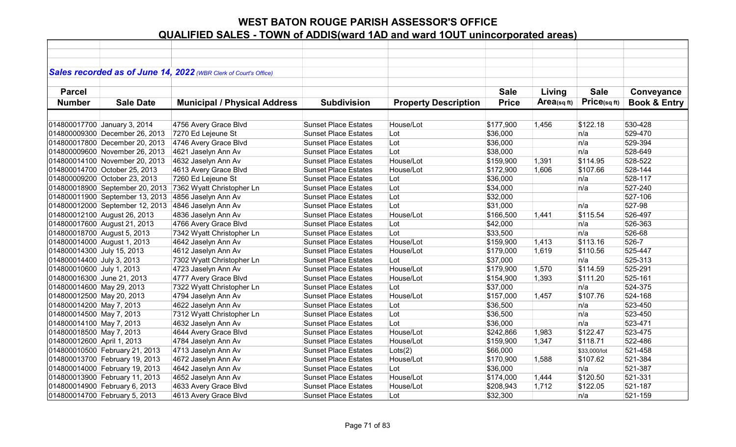# WEST BATON ROUGE PARISH ASSESSOR'S OFFICE

## QUALIFIED SALES - TOWN of ADDIS(ward 1AD and ward 1OUT unincorporated areas)

***Sales recorded as of June 14, 2022** (WBR Clerk of Court's Office)*

| Parcel Number | Sale Date | Municipal / Physical Address | Subdivision | Property Description | Sale Price | Living Area(sq ft) | Sale Price(sq ft) | Conveyance Book & Entry |
|---|---|---|---|---|---|---|---|---|
| 014800017700 | January 3, 2014 | 4756 Avery Grace Blvd | Sunset Place Estates | House/Lot | $177,900 | 1,456 | $122.18 | 530-428 |
| 014800009300 | December 26, 2013 | 7270 Ed Lejeune St | Sunset Place Estates | Lot | $36,000 | | n/a | 529-470 |
| 014800017800 | December 20, 2013 | 4746 Avery Grace Blvd | Sunset Place Estates | Lot | $36,000 | | n/a | 529-394 |
| 014800009600 | November 26, 2013 | 4621 Jaselyn Ann Av | Sunset Place Estates | Lot | $38,000 | | n/a | 528-649 |
| 014800014100 | November 20, 2013 | 4632 Jaselyn Ann Av | Sunset Place Estates | House/Lot | $159,900 | 1,391 | $114.95 | 528-522 |
| 014800014700 | October 25, 2013 | 4613 Avery Grace Blvd | Sunset Place Estates | House/Lot | $172,900 | 1,606 | $107.66 | 528-144 |
| 014800009200 | October 23, 2013 | 7260 Ed Lejeune St | Sunset Place Estates | Lot | $36,000 | | n/a | 528-117 |
| 014800018900 | September 20, 2013 | 7362 Wyatt Christopher Ln | Sunset Place Estates | Lot | $34,000 | | n/a | 527-240 |
| 014800011900 | September 13, 2013 | 4856 Jaselyn Ann Av | Sunset Place Estates | Lot | $32,000 | | | 527-106 |
| 014800012000 | September 12, 2013 | 4846 Jaselyn Ann Av | Sunset Place Estates | Lot | $31,000 | | n/a | 527-98 |
| 014800012100 | August 26, 2013 | 4836 Jaselyn Ann Av | Sunset Place Estates | House/Lot | $166,500 | 1,441 | $115.54 | 526-497 |
| 014800017600 | August 21, 2013 | 4766 Avery Grace Blvd | Sunset Place Estates | Lot | $42,000 | | n/a | 526-363 |
| 014800018700 | August 5, 2013 | 7342 Wyatt Christopher Ln | Sunset Place Estates | Lot | $33,500 | | n/a | 526-68 |
| 014800014000 | August 1, 2013 | 4642 Jaselyn Ann Av | Sunset Place Estates | House/Lot | $159,900 | 1,413 | $113.16 | 526-7 |
| 014800014300 | July 15, 2013 | 4612 Jaselyn Ann Av | Sunset Place Estates | House/Lot | $179,000 | 1,619 | $110.56 | 525-447 |
| 014800014400 | July 3, 2013 | 7302 Wyatt Christopher Ln | Sunset Place Estates | Lot | $37,000 | | n/a | 525-313 |
| 014800010600 | July 1, 2013 | 4723 Jaselyn Ann Av | Sunset Place Estates | House/Lot | $179,900 | 1,570 | $114.59 | 525-291 |
| 014800016300 | June 21, 2013 | 4777 Avery Grace Blvd | Sunset Place Estates | House/Lot | $154,900 | 1,393 | $111.20 | 525-161 |
| 014800014600 | May 29, 2013 | 7322 Wyatt Christopher Ln | Sunset Place Estates | Lot | $37,000 | | n/a | 524-375 |
| 014800012500 | May 20, 2013 | 4794 Jaselyn Ann Av | Sunset Place Estates | House/Lot | $157,000 | 1,457 | $107.76 | 524-168 |
| 014800014200 | May 7, 2013 | 4622 Jaselyn Ann Av | Sunset Place Estates | Lot | $36,500 | | n/a | 523-450 |
| 014800014500 | May 7, 2013 | 7312 Wyatt Christopher Ln | Sunset Place Estates | Lot | $36,500 | | n/a | 523-450 |
| 014800014100 | May 7, 2013 | 4632 Jaselyn Ann Av | Sunset Place Estates | Lot | $36,000 | | n/a | 523-471 |
| 014800018500 | May 7, 2013 | 4644 Avery Grace Blvd | Sunset Place Estates | House/Lot | $242,866 | 1,983 | $122.47 | 523-475 |
| 014800012600 | April 1, 2013 | 4784 Jaselyn Ann Av | Sunset Place Estates | House/Lot | $159,900 | 1,347 | $118.71 | 522-486 |
| 014800010500 | February 21, 2013 | 4713 Jaselyn Ann Av | Sunset Place Estates | Lots(2) | $66,000 | | $33,000/lot | 521-458 |
| 014800013700 | February 19, 2013 | 4672 Jaselyn Ann Av | Sunset Place Estates | House/Lot | $170,900 | 1,588 | $107.62 | 521-384 |
| 014800014000 | February 19, 2013 | 4642 Jaselyn Ann Av | Sunset Place Estates | Lot | $36,000 | | n/a | 521-387 |
| 014800013900 | February 11, 2013 | 4652 Jaselyn Ann Av | Sunset Place Estates | House/Lot | $174,000 | 1,444 | $120.50 | 521-331 |
| 014800014900 | February 6, 2013 | 4633 Avery Grace Blvd | Sunset Place Estates | House/Lot | $208,943 | 1,712 | $122.05 | 521-187 |
| 014800014700 | February 5, 2013 | 4613 Avery Grace Blvd | Sunset Place Estates | Lot | $32,300 | | n/a | 521-159 |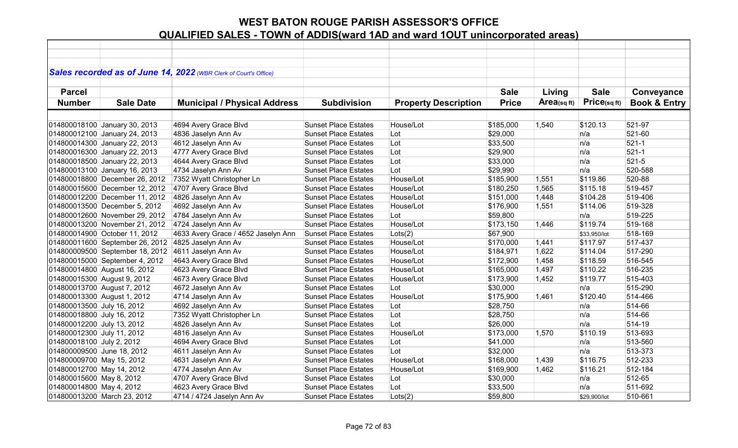# WEST BATON ROUGE PARISH ASSESSOR'S OFFICE

## QUALIFIED SALES - TOWN of ADDIS(ward 1AD and ward 1OUT unincorporated areas)

***Sales recorded as of June 14, 2022*** *(WBR Clerk of Court's Office)*

| Parcel Number | Sale Date | Municipal / Physical Address | Subdivision | Property Description | Sale Price | Living Area(sq ft) | Sale Price(sq ft) | Conveyance Book & Entry |
|---|---|---|---|---|---|---|---|---|
| 014800018100 | January 30, 2013 | 4694 Avery Grace Blvd | Sunset Place Estates | House/Lot | $185,000 | 1,540 | $120.13 | 521-97 |
| 014800012100 | January 24, 2013 | 4836 Jaselyn Ann Av | Sunset Place Estates | Lot | $29,000 | | n/a | 521-60 |
| 014800014300 | January 22, 2013 | 4612 Jaselyn Ann Av | Sunset Place Estates | Lot | $33,500 | | n/a | 521-1 |
| 014800016300 | January 22, 2013 | 4777 Avery Grace Blvd | Sunset Place Estates | Lot | $29,900 | | n/a | 521-1 |
| 014800018500 | January 22, 2013 | 4644 Avery Grace Blvd | Sunset Place Estates | Lot | $33,000 | | n/a | 521-5 |
| 014800013100 | January 16, 2013 | 4734 Jaselyn Ann Av | Sunset Place Estates | Lot | $29,990 | | n/a | 520-588 |
| 014800018800 | December 26, 2012 | 7352 Wyatt Christopher Ln | Sunset Place Estates | House/Lot | $185,900 | 1,551 | $119.86 | 520-88 |
| 014800015600 | December 12, 2012 | 4707 Avery Grace Blvd | Sunset Place Estates | House/Lot | $180,250 | 1,565 | $115.18 | 519-457 |
| 014800012200 | December 11, 2012 | 4826 Jaselyn Ann Av | Sunset Place Estates | House/Lot | $151,000 | 1,448 | $104.28 | 519-406 |
| 014800013500 | December 5, 2012 | 4692 Jaselyn Ann Av | Sunset Place Estates | House/Lot | $176,900 | 1,551 | $114.06 | 519-328 |
| 014800012600 | November 29, 2012 | 4784 Jaselyn Ann Av | Sunset Place Estates | Lot | $59,800 | | n/a | 519-225 |
| 014800013200 | November 21, 2012 | 4724 Jaselyn Ann Av | Sunset Place Estates | House/Lot | $173,150 | 1,446 | $119.74 | 519-168 |
| 014800014900 | October 11, 2012 | 4633 Avery Grace / 4652 Jaselyn Ann | Sunset Place Estates | Lots(2) | $67,900 | | $33,950/lot | 518-169 |
| 014800011600 | September 26, 2012 | 4825 Jaselyn Ann Av | Sunset Place Estates | House/Lot | $170,000 | 1,441 | $117.97 | 517-437 |
| 014800009500 | September 18, 2012 | 4611 Jaselyn Ann Av | Sunset Place Estates | House/Lot | $184,971 | 1,622 | $114.04 | 517-290 |
| 014800015000 | September 4, 2012 | 4643 Avery Grace Blvd | Sunset Place Estates | House/Lot | $172,900 | 1,458 | $118.59 | 516-545 |
| 014800014800 | August 16, 2012 | 4623 Avery Grace Blvd | Sunset Place Estates | House/Lot | $165,000 | 1,497 | $110.22 | 516-235 |
| 014800015300 | August 9, 2012 | 4673 Avery Grace Blvd | Sunset Place Estates | House/Lot | $173,900 | 1,452 | $119.77 | 515-403 |
| 014800013700 | August 7, 2012 | 4672 Jaselyn Ann Av | Sunset Place Estates | Lot | $30,000 | | n/a | 515-290 |
| 014800013300 | August 1, 2012 | 4714 Jaselyn Ann Av | Sunset Place Estates | House/Lot | $175,900 | 1,461 | $120.40 | 514-466 |
| 014800013500 | July 16, 2012 | 4692 Jaselyn Ann Av | Sunset Place Estates | Lot | $28,750 | | n/a | 514-66 |
| 014800018800 | July 16, 2012 | 7352 Wyatt Christopher Ln | Sunset Place Estates | Lot | $28,750 | | n/a | 514-66 |
| 014800012200 | July 13, 2012 | 4826 Jaselyn Ann Av | Sunset Place Estates | Lot | $26,000 | | n/a | 514-19 |
| 014800012300 | July 11, 2012 | 4816 Jaselyn Ann Av | Sunset Place Estates | House/Lot | $173,000 | 1,570 | $110.19 | 513-693 |
| 014800018100 | July 2, 2012 | 4694 Avery Grace Blvd | Sunset Place Estates | Lot | $41,000 | | n/a | 513-560 |
| 014800009500 | June 18, 2012 | 4611 Jaselyn Ann Av | Sunset Place Estates | Lot | $32,000 | | n/a | 513-373 |
| 014800009700 | May 15, 2012 | 4631 Jaselyn Ann Av | Sunset Place Estates | House/Lot | $168,000 | 1,439 | $116.75 | 512-233 |
| 014800012700 | May 14, 2012 | 4774 Jaselyn Ann Av | Sunset Place Estates | House/Lot | $169,900 | 1,462 | $116.21 | 512-184 |
| 014800015600 | May 8, 2012 | 4707 Avery Grace Blvd | Sunset Place Estates | Lot | $30,000 | | n/a | 512-65 |
| 014800014800 | May 4, 2012 | 4623 Avery Grace Blvd | Sunset Place Estates | Lot | $33,500 | | n/a | 511-692 |
| 014800013200 | March 23, 2012 | 4714 / 4724 Jaselyn Ann Av | Sunset Place Estates | Lots(2) | $59,800 | | $29,900/lot | 510-661 |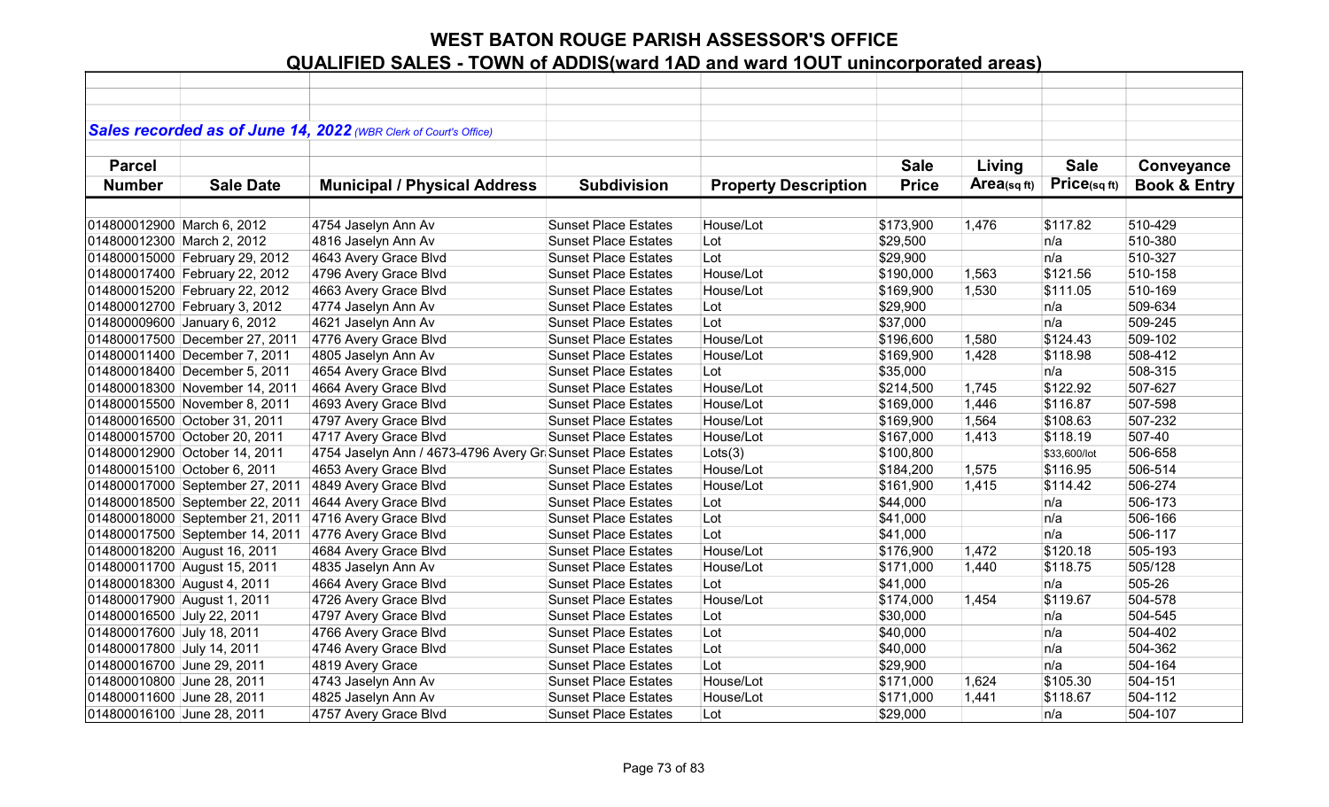# WEST BATON ROUGE PARISH ASSESSOR'S OFFICE

## QUALIFIED SALES - TOWN of ADDIS(ward 1AD and ward 1OUT unincorporated areas)

***Sales recorded as of June 14, 2022** (WBR Clerk of Court's Office)*

| Parcel Number | Sale Date | Municipal / Physical Address | Subdivision | Property Description | Sale Price | Living Area(sq ft) | Sale Price(sq ft) | Conveyance Book & Entry |
|---|---|---|---|---|---|---|---|---|
| 014800012900 | March 6, 2012 | 4754 Jaselyn Ann Av | Sunset Place Estates | House/Lot | $173,900 | 1,476 | $117.82 | 510-429 |
| 014800012300 | March 2, 2012 | 4816 Jaselyn Ann Av | Sunset Place Estates | Lot | $29,500 | | n/a | 510-380 |
| 014800015000 | February 29, 2012 | 4643 Avery Grace Blvd | Sunset Place Estates | Lot | $29,900 | | n/a | 510-327 |
| 014800017400 | February 22, 2012 | 4796 Avery Grace Blvd | Sunset Place Estates | House/Lot | $190,000 | 1,563 | $121.56 | 510-158 |
| 014800015200 | February 22, 2012 | 4663 Avery Grace Blvd | Sunset Place Estates | House/Lot | $169,900 | 1,530 | $111.05 | 510-169 |
| 014800012700 | February 3, 2012 | 4774 Jaselyn Ann Av | Sunset Place Estates | Lot | $29,900 | | n/a | 509-634 |
| 014800009600 | January 6, 2012 | 4621 Jaselyn Ann Av | Sunset Place Estates | Lot | $37,000 | | n/a | 509-245 |
| 014800017500 | December 27, 2011 | 4776 Avery Grace Blvd | Sunset Place Estates | House/Lot | $196,600 | 1,580 | $124.43 | 509-102 |
| 014800011400 | December 7, 2011 | 4805 Jaselyn Ann Av | Sunset Place Estates | House/Lot | $169,900 | 1,428 | $118.98 | 508-412 |
| 014800018400 | December 5, 2011 | 4654 Avery Grace Blvd | Sunset Place Estates | Lot | $35,000 | | n/a | 508-315 |
| 014800018300 | November 14, 2011 | 4664 Avery Grace Blvd | Sunset Place Estates | House/Lot | $214,500 | 1,745 | $122.92 | 507-627 |
| 014800015500 | November 8, 2011 | 4693 Avery Grace Blvd | Sunset Place Estates | House/Lot | $169,000 | 1,446 | $116.87 | 507-598 |
| 014800016500 | October 31, 2011 | 4797 Avery Grace Blvd | Sunset Place Estates | House/Lot | $169,900 | 1,564 | $108.63 | 507-232 |
| 014800015700 | October 20, 2011 | 4717 Avery Grace Blvd | Sunset Place Estates | House/Lot | $167,000 | 1,413 | $118.19 | 507-40 |
| 014800012900 | October 14, 2011 | 4754 Jaselyn Ann / 4673-4796 Avery Gr | Sunset Place Estates | Lots(3) | $100,800 | | $33,600/lot | 506-658 |
| 014800015100 | October 6, 2011 | 4653 Avery Grace Blvd | Sunset Place Estates | House/Lot | $184,200 | 1,575 | $116.95 | 506-514 |
| 014800017000 | September 27, 2011 | 4849 Avery Grace Blvd | Sunset Place Estates | House/Lot | $161,900 | 1,415 | $114.42 | 506-274 |
| 014800018500 | September 22, 2011 | 4644 Avery Grace Blvd | Sunset Place Estates | Lot | $44,000 | | n/a | 506-173 |
| 014800018000 | September 21, 2011 | 4716 Avery Grace Blvd | Sunset Place Estates | Lot | $41,000 | | n/a | 506-166 |
| 014800017500 | September 14, 2011 | 4776 Avery Grace Blvd | Sunset Place Estates | Lot | $41,000 | | n/a | 506-117 |
| 014800018200 | August 16, 2011 | 4684 Avery Grace Blvd | Sunset Place Estates | House/Lot | $176,900 | 1,472 | $120.18 | 505-193 |
| 014800011700 | August 15, 2011 | 4835 Jaselyn Ann Av | Sunset Place Estates | House/Lot | $171,000 | 1,440 | $118.75 | 505/128 |
| 014800018300 | August 4, 2011 | 4664 Avery Grace Blvd | Sunset Place Estates | Lot | $41,000 | | n/a | 505-26 |
| 014800017900 | August 1, 2011 | 4726 Avery Grace Blvd | Sunset Place Estates | House/Lot | $174,000 | 1,454 | $119.67 | 504-578 |
| 014800016500 | July 22, 2011 | 4797 Avery Grace Blvd | Sunset Place Estates | Lot | $30,000 | | n/a | 504-545 |
| 014800017600 | July 18, 2011 | 4766 Avery Grace Blvd | Sunset Place Estates | Lot | $40,000 | | n/a | 504-402 |
| 014800017800 | July 14, 2011 | 4746 Avery Grace Blvd | Sunset Place Estates | Lot | $40,000 | | n/a | 504-362 |
| 014800016700 | June 29, 2011 | 4819 Avery Grace | Sunset Place Estates | Lot | $29,900 | | n/a | 504-164 |
| 014800010800 | June 28, 2011 | 4743 Jaselyn Ann Av | Sunset Place Estates | House/Lot | $171,000 | 1,624 | $105.30 | 504-151 |
| 014800011600 | June 28, 2011 | 4825 Jaselyn Ann Av | Sunset Place Estates | House/Lot | $171,000 | 1,441 | $118.67 | 504-112 |
| 014800016100 | June 28, 2011 | 4757 Avery Grace Blvd | Sunset Place Estates | Lot | $29,000 | | n/a | 504-107 |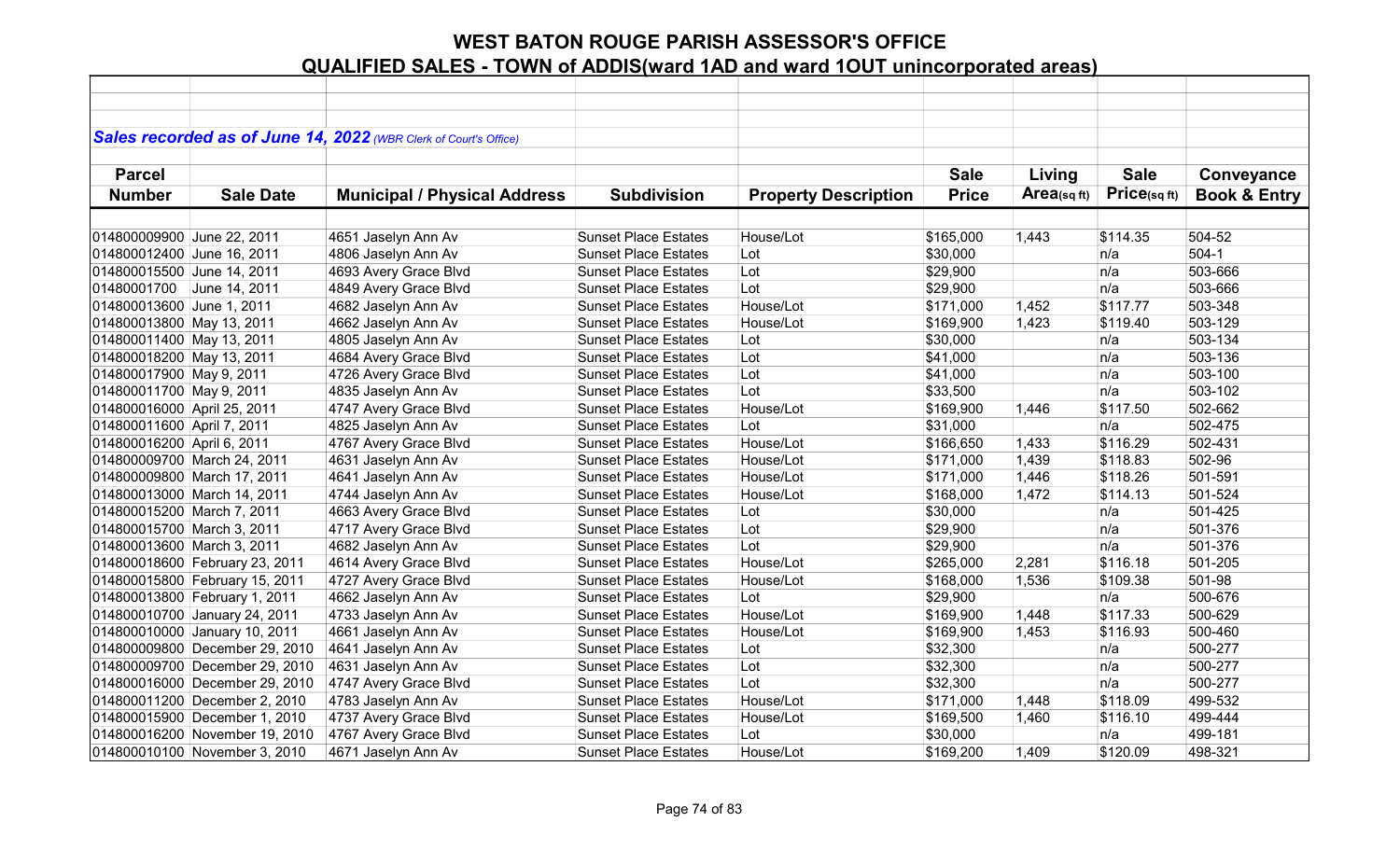# WEST BATON ROUGE PARISH ASSESSOR'S OFFICE

## QUALIFIED SALES - TOWN of ADDIS(ward 1AD and ward 1OUT unincorporated areas)

***Sales recorded as of June 14, 2022** (WBR Clerk of Court's Office)*

| Parcel Number | Sale Date | Municipal / Physical Address | Subdivision | Property Description | Sale Price | Living Area(sq ft) | Sale Price(sq ft) | Conveyance Book & Entry |
|---|---|---|---|---|---|---|---|---|
| 014800009900 | June 22, 2011 | 4651 Jaselyn Ann Av | Sunset Place Estates | House/Lot | $165,000 | 1,443 | $114.35 | 504-52 |
| 014800012400 | June 16, 2011 | 4806 Jaselyn Ann Av | Sunset Place Estates | Lot | $30,000 | | n/a | 504-1 |
| 014800015500 | June 14, 2011 | 4693 Avery Grace Blvd | Sunset Place Estates | Lot | $29,900 | | n/a | 503-666 |
| 01480001700 | June 14, 2011 | 4849 Avery Grace Blvd | Sunset Place Estates | Lot | $29,900 | | n/a | 503-666 |
| 014800013600 | June 1, 2011 | 4682 Jaselyn Ann Av | Sunset Place Estates | House/Lot | $171,000 | 1,452 | $117.77 | 503-348 |
| 014800013800 | May 13, 2011 | 4662 Jaselyn Ann Av | Sunset Place Estates | House/Lot | $169,900 | 1,423 | $119.40 | 503-129 |
| 014800011400 | May 13, 2011 | 4805 Jaselyn Ann Av | Sunset Place Estates | Lot | $30,000 | | n/a | 503-134 |
| 014800018200 | May 13, 2011 | 4684 Avery Grace Blvd | Sunset Place Estates | Lot | $41,000 | | n/a | 503-136 |
| 014800017900 | May 9, 2011 | 4726 Avery Grace Blvd | Sunset Place Estates | Lot | $41,000 | | n/a | 503-100 |
| 014800011700 | May 9, 2011 | 4835 Jaselyn Ann Av | Sunset Place Estates | Lot | $33,500 | | n/a | 503-102 |
| 014800016000 | April 25, 2011 | 4747 Avery Grace Blvd | Sunset Place Estates | House/Lot | $169,900 | 1,446 | $117.50 | 502-662 |
| 014800011600 | April 7, 2011 | 4825 Jaselyn Ann Av | Sunset Place Estates | Lot | $31,000 | | n/a | 502-475 |
| 014800016200 | April 6, 2011 | 4767 Avery Grace Blvd | Sunset Place Estates | House/Lot | $166,650 | 1,433 | $116.29 | 502-431 |
| 014800009700 | March 24, 2011 | 4631 Jaselyn Ann Av | Sunset Place Estates | House/Lot | $171,000 | 1,439 | $118.83 | 502-96 |
| 014800009800 | March 17, 2011 | 4641 Jaselyn Ann Av | Sunset Place Estates | House/Lot | $171,000 | 1,446 | $118.26 | 501-591 |
| 014800013000 | March 14, 2011 | 4744 Jaselyn Ann Av | Sunset Place Estates | House/Lot | $168,000 | 1,472 | $114.13 | 501-524 |
| 014800015200 | March 7, 2011 | 4663 Avery Grace Blvd | Sunset Place Estates | Lot | $30,000 | | n/a | 501-425 |
| 014800015700 | March 3, 2011 | 4717 Avery Grace Blvd | Sunset Place Estates | Lot | $29,900 | | n/a | 501-376 |
| 014800013600 | March 3, 2011 | 4682 Jaselyn Ann Av | Sunset Place Estates | Lot | $29,900 | | n/a | 501-376 |
| 014800018600 | February 23, 2011 | 4614 Avery Grace Blvd | Sunset Place Estates | House/Lot | $265,000 | 2,281 | $116.18 | 501-205 |
| 014800015800 | February 15, 2011 | 4727 Avery Grace Blvd | Sunset Place Estates | House/Lot | $168,000 | 1,536 | $109.38 | 501-98 |
| 014800013800 | February 1, 2011 | 4662 Jaselyn Ann Av | Sunset Place Estates | Lot | $29,900 | | n/a | 500-676 |
| 014800010700 | January 24, 2011 | 4733 Jaselyn Ann Av | Sunset Place Estates | House/Lot | $169,900 | 1,448 | $117.33 | 500-629 |
| 014800010000 | January 10, 2011 | 4661 Jaselyn Ann Av | Sunset Place Estates | House/Lot | $169,900 | 1,453 | $116.93 | 500-460 |
| 014800009800 | December 29, 2010 | 4641 Jaselyn Ann Av | Sunset Place Estates | Lot | $32,300 | | n/a | 500-277 |
| 014800009700 | December 29, 2010 | 4631 Jaselyn Ann Av | Sunset Place Estates | Lot | $32,300 | | n/a | 500-277 |
| 014800016000 | December 29, 2010 | 4747 Avery Grace Blvd | Sunset Place Estates | Lot | $32,300 | | n/a | 500-277 |
| 014800011200 | December 2, 2010 | 4783 Jaselyn Ann Av | Sunset Place Estates | House/Lot | $171,000 | 1,448 | $118.09 | 499-532 |
| 014800015900 | December 1, 2010 | 4737 Avery Grace Blvd | Sunset Place Estates | House/Lot | $169,500 | 1,460 | $116.10 | 499-444 |
| 014800016200 | November 19, 2010 | 4767 Avery Grace Blvd | Sunset Place Estates | Lot | $30,000 | | n/a | 499-181 |
| 014800010100 | November 3, 2010 | 4671 Jaselyn Ann Av | Sunset Place Estates | House/Lot | $169,200 | 1,409 | $120.09 | 498-321 |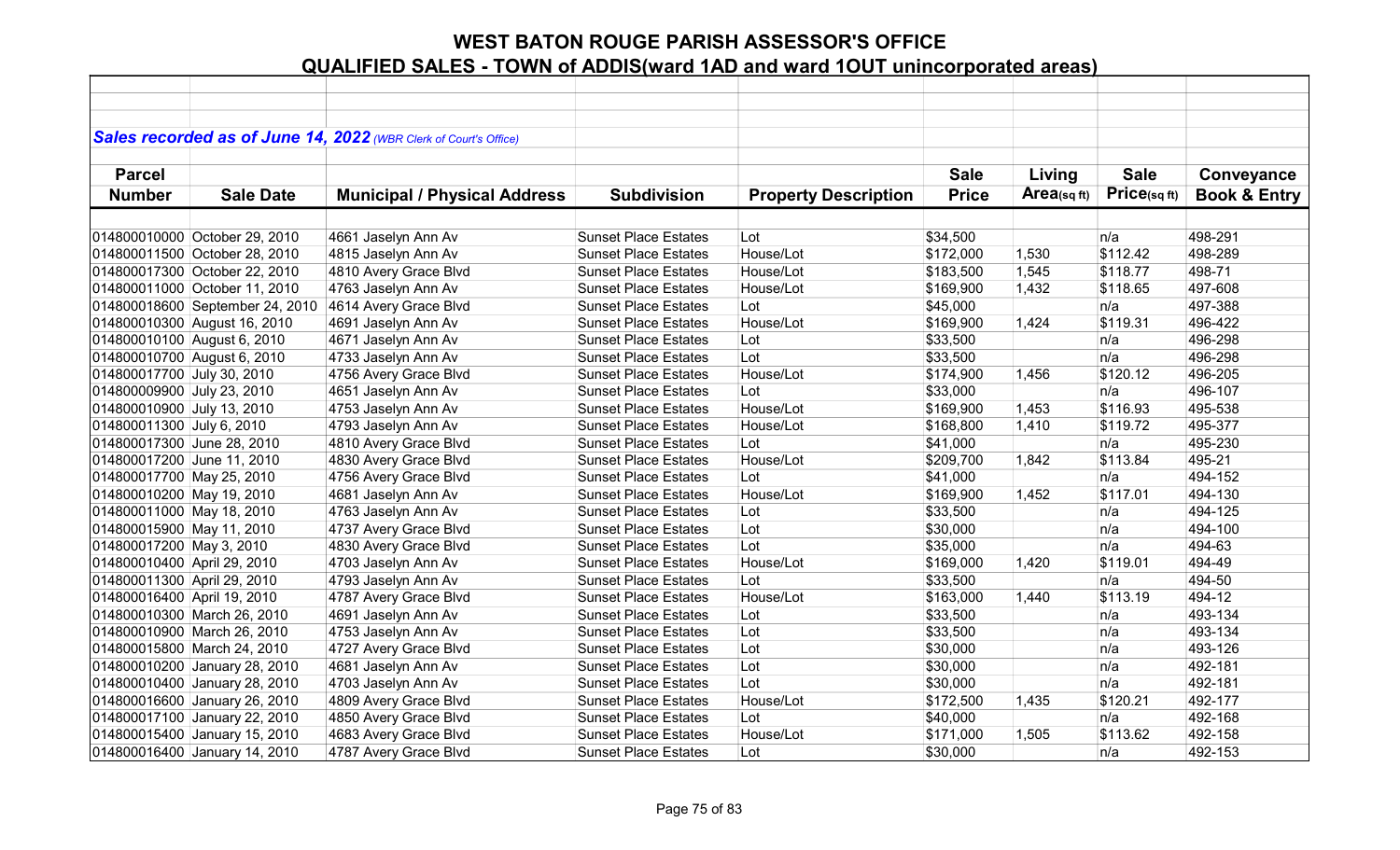# WEST BATON ROUGE PARISH ASSESSOR'S OFFICE

## QUALIFIED SALES - TOWN of ADDIS(ward 1AD and ward 1OUT unincorporated areas)

***Sales recorded as of June 14, 2022*** *(WBR Clerk of Court's Office)*

| Parcel Number | Sale Date | Municipal / Physical Address | Subdivision | Property Description | Sale Price | Living Area(sq ft) | Sale Price(sq ft) | Conveyance Book & Entry |
|---|---|---|---|---|---|---|---|---|
| 014800010000 | October 29, 2010 | 4661 Jaselyn Ann Av | Sunset Place Estates | Lot | $34,500 | | n/a | 498-291 |
| 014800011500 | October 28, 2010 | 4815 Jaselyn Ann Av | Sunset Place Estates | House/Lot | $172,000 | 1,530 | $112.42 | 498-289 |
| 014800017300 | October 22, 2010 | 4810 Avery Grace Blvd | Sunset Place Estates | House/Lot | $183,500 | 1,545 | $118.77 | 498-71 |
| 014800011000 | October 11, 2010 | 4763 Jaselyn Ann Av | Sunset Place Estates | House/Lot | $169,900 | 1,432 | $118.65 | 497-608 |
| 014800018600 | September 24, 2010 | 4614 Avery Grace Blvd | Sunset Place Estates | Lot | $45,000 | | n/a | 497-388 |
| 014800010300 | August 16, 2010 | 4691 Jaselyn Ann Av | Sunset Place Estates | House/Lot | $169,900 | 1,424 | $119.31 | 496-422 |
| 014800010100 | August 6, 2010 | 4671 Jaselyn Ann Av | Sunset Place Estates | Lot | $33,500 | | n/a | 496-298 |
| 014800010700 | August 6, 2010 | 4733 Jaselyn Ann Av | Sunset Place Estates | Lot | $33,500 | | n/a | 496-298 |
| 014800017700 | July 30, 2010 | 4756 Avery Grace Blvd | Sunset Place Estates | House/Lot | $174,900 | 1,456 | $120.12 | 496-205 |
| 014800009900 | July 23, 2010 | 4651 Jaselyn Ann Av | Sunset Place Estates | Lot | $33,000 | | n/a | 496-107 |
| 014800010900 | July 13, 2010 | 4753 Jaselyn Ann Av | Sunset Place Estates | House/Lot | $169,900 | 1,453 | $116.93 | 495-538 |
| 014800011300 | July 6, 2010 | 4793 Jaselyn Ann Av | Sunset Place Estates | House/Lot | $168,800 | 1,410 | $119.72 | 495-377 |
| 014800017300 | June 28, 2010 | 4810 Avery Grace Blvd | Sunset Place Estates | Lot | $41,000 | | n/a | 495-230 |
| 014800017200 | June 11, 2010 | 4830 Avery Grace Blvd | Sunset Place Estates | House/Lot | $209,700 | 1,842 | $113.84 | 495-21 |
| 014800017700 | May 25, 2010 | 4756 Avery Grace Blvd | Sunset Place Estates | Lot | $41,000 | | n/a | 494-152 |
| 014800010200 | May 19, 2010 | 4681 Jaselyn Ann Av | Sunset Place Estates | House/Lot | $169,900 | 1,452 | $117.01 | 494-130 |
| 014800011000 | May 18, 2010 | 4763 Jaselyn Ann Av | Sunset Place Estates | Lot | $33,500 | | n/a | 494-125 |
| 014800015900 | May 11, 2010 | 4737 Avery Grace Blvd | Sunset Place Estates | Lot | $30,000 | | n/a | 494-100 |
| 014800017200 | May 3, 2010 | 4830 Avery Grace Blvd | Sunset Place Estates | Lot | $35,000 | | n/a | 494-63 |
| 014800010400 | April 29, 2010 | 4703 Jaselyn Ann Av | Sunset Place Estates | House/Lot | $169,000 | 1,420 | $119.01 | 494-49 |
| 014800011300 | April 29, 2010 | 4793 Jaselyn Ann Av | Sunset Place Estates | Lot | $33,500 | | n/a | 494-50 |
| 014800016400 | April 19, 2010 | 4787 Avery Grace Blvd | Sunset Place Estates | House/Lot | $163,000 | 1,440 | $113.19 | 494-12 |
| 014800010300 | March 26, 2010 | 4691 Jaselyn Ann Av | Sunset Place Estates | Lot | $33,500 | | n/a | 493-134 |
| 014800010900 | March 26, 2010 | 4753 Jaselyn Ann Av | Sunset Place Estates | Lot | $33,500 | | n/a | 493-134 |
| 014800015800 | March 24, 2010 | 4727 Avery Grace Blvd | Sunset Place Estates | Lot | $30,000 | | n/a | 493-126 |
| 014800010200 | January 28, 2010 | 4681 Jaselyn Ann Av | Sunset Place Estates | Lot | $30,000 | | n/a | 492-181 |
| 014800010400 | January 28, 2010 | 4703 Jaselyn Ann Av | Sunset Place Estates | Lot | $30,000 | | n/a | 492-181 |
| 014800016600 | January 26, 2010 | 4809 Avery Grace Blvd | Sunset Place Estates | House/Lot | $172,500 | 1,435 | $120.21 | 492-177 |
| 014800017100 | January 22, 2010 | 4850 Avery Grace Blvd | Sunset Place Estates | Lot | $40,000 | | n/a | 492-168 |
| 014800015400 | January 15, 2010 | 4683 Avery Grace Blvd | Sunset Place Estates | House/Lot | $171,000 | 1,505 | $113.62 | 492-158 |
| 014800016400 | January 14, 2010 | 4787 Avery Grace Blvd | Sunset Place Estates | Lot | $30,000 | | n/a | 492-153 |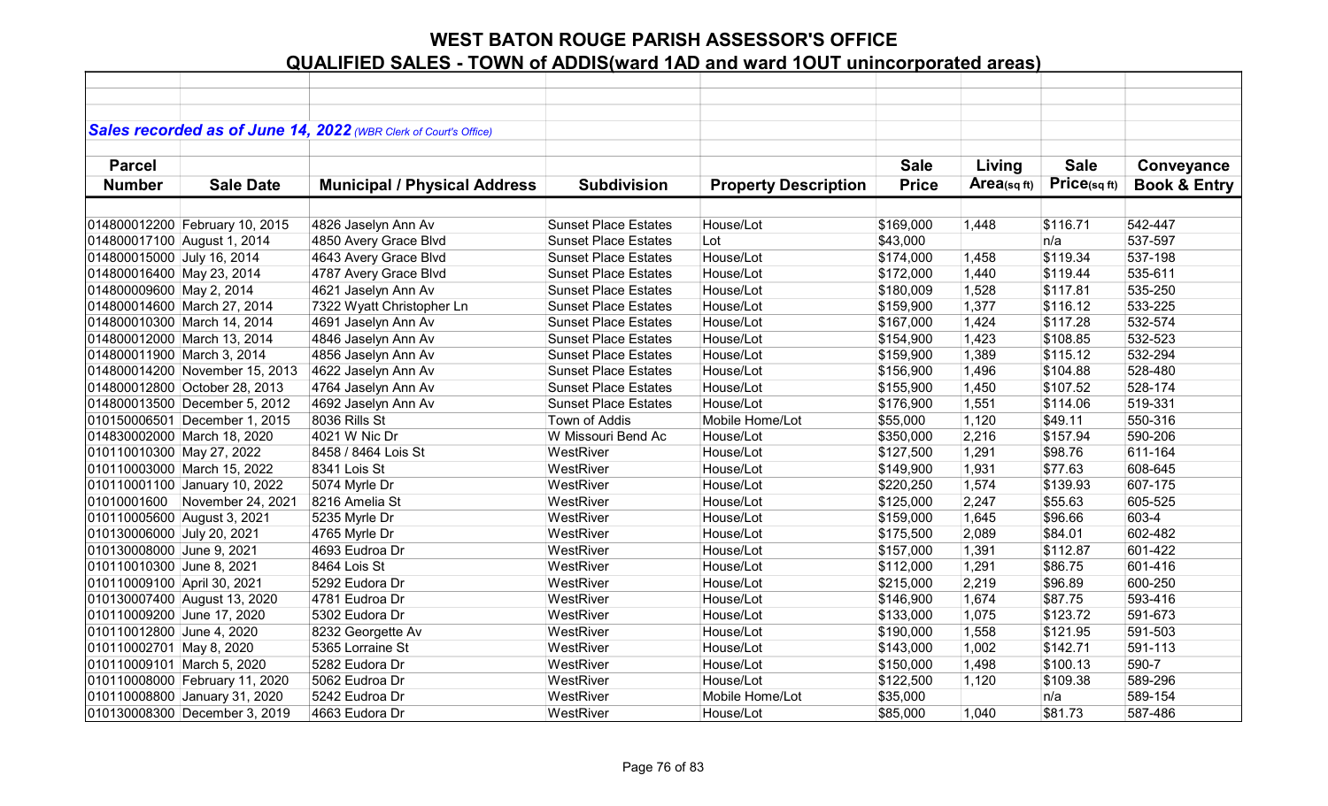# WEST BATON ROUGE PARISH ASSESSOR'S OFFICE

## QUALIFIED SALES - TOWN of ADDIS(ward 1AD and ward 1OUT unincorporated areas)

***Sales recorded as of June 14, 2022** (WBR Clerk of Court's Office)*

| Parcel Number | Sale Date | Municipal / Physical Address | Subdivision | Property Description | Sale Price | Living Area(sq ft) | Sale Price(sq ft) | Conveyance Book & Entry |
|---|---|---|---|---|---|---|---|---|
| 014800012200 | February 10, 2015 | 4826 Jaselyn Ann Av | Sunset Place Estates | House/Lot | $169,000 | 1,448 | $116.71 | 542-447 |
| 014800017100 | August 1, 2014 | 4850 Avery Grace Blvd | Sunset Place Estates | Lot | $43,000 | | n/a | 537-597 |
| 014800015000 | July 16, 2014 | 4643 Avery Grace Blvd | Sunset Place Estates | House/Lot | $174,000 | 1,458 | $119.34 | 537-198 |
| 014800016400 | May 23, 2014 | 4787 Avery Grace Blvd | Sunset Place Estates | House/Lot | $172,000 | 1,440 | $119.44 | 535-611 |
| 014800009600 | May 2, 2014 | 4621 Jaselyn Ann Av | Sunset Place Estates | House/Lot | $180,009 | 1,528 | $117.81 | 535-250 |
| 014800014600 | March 27, 2014 | 7322 Wyatt Christopher Ln | Sunset Place Estates | House/Lot | $159,900 | 1,377 | $116.12 | 533-225 |
| 014800010300 | March 14, 2014 | 4691 Jaselyn Ann Av | Sunset Place Estates | House/Lot | $167,000 | 1,424 | $117.28 | 532-574 |
| 014800012000 | March 13, 2014 | 4846 Jaselyn Ann Av | Sunset Place Estates | House/Lot | $154,900 | 1,423 | $108.85 | 532-523 |
| 014800011900 | March 3, 2014 | 4856 Jaselyn Ann Av | Sunset Place Estates | House/Lot | $159,900 | 1,389 | $115.12 | 532-294 |
| 014800014200 | November 15, 2013 | 4622 Jaselyn Ann Av | Sunset Place Estates | House/Lot | $156,900 | 1,496 | $104.88 | 528-480 |
| 014800012800 | October 28, 2013 | 4764 Jaselyn Ann Av | Sunset Place Estates | House/Lot | $155,900 | 1,450 | $107.52 | 528-174 |
| 014800013500 | December 5, 2012 | 4692 Jaselyn Ann Av | Sunset Place Estates | House/Lot | $176,900 | 1,551 | $114.06 | 519-331 |
| 010150006501 | December 1, 2015 | 8036 Rills St | Town of Addis | Mobile Home/Lot | $55,000 | 1,120 | $49.11 | 550-316 |
| 014830002000 | March 18, 2020 | 4021 W Nic Dr | W Missouri Bend Ac | House/Lot | $350,000 | 2,216 | $157.94 | 590-206 |
| 010110010300 | May 27, 2022 | 8458 / 8464 Lois St | WestRiver | House/Lot | $127,500 | 1,291 | $98.76 | 611-164 |
| 010110003000 | March 15, 2022 | 8341 Lois St | WestRiver | House/Lot | $149,900 | 1,931 | $77.63 | 608-645 |
| 010110001100 | January 10, 2022 | 5074 Myrle Dr | WestRiver | House/Lot | $220,250 | 1,574 | $139.93 | 607-175 |
| 01010001600 | November 24, 2021 | 8216 Amelia St | WestRiver | House/Lot | $125,000 | 2,247 | $55.63 | 605-525 |
| 010110005600 | August 3, 2021 | 5235 Myrle Dr | WestRiver | House/Lot | $159,000 | 1,645 | $96.66 | 603-4 |
| 010130006000 | July 20, 2021 | 4765 Myrle Dr | WestRiver | House/Lot | $175,500 | 2,089 | $84.01 | 602-482 |
| 010130008000 | June 9, 2021 | 4693 Eudroa Dr | WestRiver | House/Lot | $157,000 | 1,391 | $112.87 | 601-422 |
| 010110010300 | June 8, 2021 | 8464 Lois St | WestRiver | House/Lot | $112,000 | 1,291 | $86.75 | 601-416 |
| 010110009100 | April 30, 2021 | 5292 Eudora Dr | WestRiver | House/Lot | $215,000 | 2,219 | $96.89 | 600-250 |
| 010130007400 | August 13, 2020 | 4781 Eudroa Dr | WestRiver | House/Lot | $146,900 | 1,674 | $87.75 | 593-416 |
| 010110009200 | June 17, 2020 | 5302 Eudora Dr | WestRiver | House/Lot | $133,000 | 1,075 | $123.72 | 591-673 |
| 010110012800 | June 4, 2020 | 8232 Georgette Av | WestRiver | House/Lot | $190,000 | 1,558 | $121.95 | 591-503 |
| 010110002701 | May 8, 2020 | 5365 Lorraine St | WestRiver | House/Lot | $143,000 | 1,002 | $142.71 | 591-113 |
| 010110009101 | March 5, 2020 | 5282 Eudora Dr | WestRiver | House/Lot | $150,000 | 1,498 | $100.13 | 590-7 |
| 010110008000 | February 11, 2020 | 5062 Eudroa Dr | WestRiver | House/Lot | $122,500 | 1,120 | $109.38 | 589-296 |
| 010110008800 | January 31, 2020 | 5242 Eudroa Dr | WestRiver | Mobile Home/Lot | $35,000 | | n/a | 589-154 |
| 010130008300 | December 3, 2019 | 4663 Eudora Dr | WestRiver | House/Lot | $85,000 | 1,040 | $81.73 | 587-486 |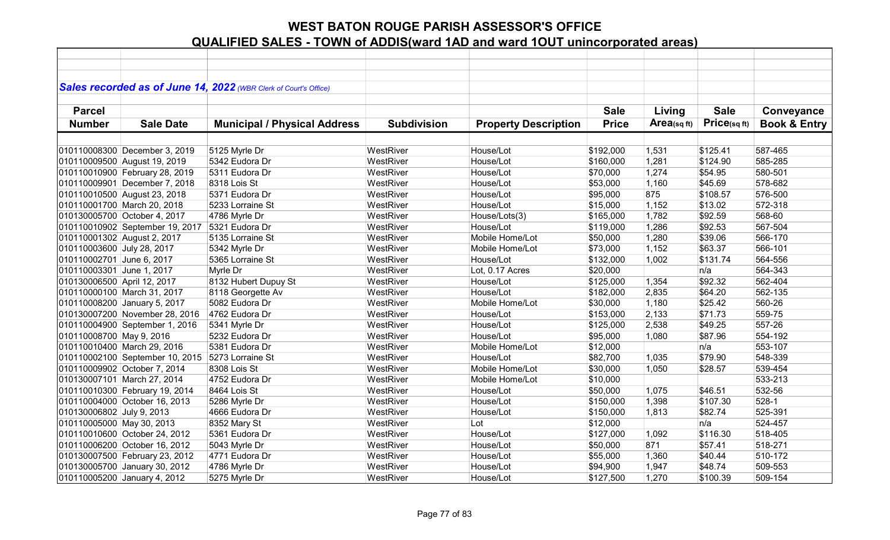# WEST BATON ROUGE PARISH ASSESSOR'S OFFICE

## QUALIFIED SALES - TOWN of ADDIS(ward 1AD and ward 1OUT unincorporated areas)

***Sales recorded as of June 14, 2022*** *(WBR Clerk of Court's Office)*

| Parcel Number | Sale Date | Municipal / Physical Address | Subdivision | Property Description | Sale Price | Living Area(sq ft) | Sale Price(sq ft) | Conveyance Book & Entry |
|---|---|---|---|---|---|---|---|---|
| 010110008300 | December 3, 2019 | 5125 Myrle Dr | WestRiver | House/Lot | $192,000 | 1,531 | $125.41 | 587-465 |
| 010110009500 | August 19, 2019 | 5342 Eudora Dr | WestRiver | House/Lot | $160,000 | 1,281 | $124.90 | 585-285 |
| 010110010900 | February 28, 2019 | 5311 Eudora Dr | WestRiver | House/Lot | $70,000 | 1,274 | $54.95 | 580-501 |
| 010110009901 | December 7, 2018 | 8318 Lois St | WestRiver | House/Lot | $53,000 | 1,160 | $45.69 | 578-682 |
| 010110010500 | August 23, 2018 | 5371 Eudora Dr | WestRiver | House/Lot | $95,000 | 875 | $108.57 | 576-500 |
| 010110001700 | March 20, 2018 | 5233 Lorraine St | WestRiver | House/Lot | $15,000 | 1,152 | $13.02 | 572-318 |
| 010130005700 | October 4, 2017 | 4786 Myrle Dr | WestRiver | House/Lots(3) | $165,000 | 1,782 | $92.59 | 568-60 |
| 010110010902 | September 19, 2017 | 5321 Eudora Dr | WestRiver | House/Lot | $119,000 | 1,286 | $92.53 | 567-504 |
| 010110001302 | August 2, 2017 | 5135 Lorraine St | WestRiver | Mobile Home/Lot | $50,000 | 1,280 | $39.06 | 566-170 |
| 010110003600 | July 28, 2017 | 5342 Myrle Dr | WestRiver | Mobile Home/Lot | $73,000 | 1,152 | $63.37 | 566-101 |
| 010110002701 | June 6, 2017 | 5365 Lorraine St | WestRiver | House/Lot | $132,000 | 1,002 | $131.74 | 564-556 |
| 010110003301 | June 1, 2017 | Myrle Dr | WestRiver | Lot, 0.17 Acres | $20,000 | | n/a | 564-343 |
| 010130006500 | April 12, 2017 | 8132 Hubert Dupuy St | WestRiver | House/Lot | $125,000 | 1,354 | $92.32 | 562-404 |
| 010110000100 | March 31, 2017 | 8118 Georgette Av | WestRiver | House/Lot | $182,000 | 2,835 | $64.20 | 562-135 |
| 010110008200 | January 5, 2017 | 5082 Eudora Dr | WestRiver | Mobile Home/Lot | $30,000 | 1,180 | $25.42 | 560-26 |
| 010130007200 | November 28, 2016 | 4762 Eudora Dr | WestRiver | House/Lot | $153,000 | 2,133 | $71.73 | 559-75 |
| 010110004900 | September 1, 2016 | 5341 Myrle Dr | WestRiver | House/Lot | $125,000 | 2,538 | $49.25 | 557-26 |
| 010110008700 | May 9, 2016 | 5232 Eudora Dr | WestRiver | House/Lot | $95,000 | 1,080 | $87.96 | 554-192 |
| 010110010400 | March 29, 2016 | 5381 Eudora Dr | WestRiver | Mobile Home/Lot | $12,000 | | n/a | 553-107 |
| 010110002100 | September 10, 2015 | 5273 Lorraine St | WestRiver | House/Lot | $82,700 | 1,035 | $79.90 | 548-339 |
| 010110009902 | October 7, 2014 | 8308 Lois St | WestRiver | Mobile Home/Lot | $30,000 | 1,050 | $28.57 | 539-454 |
| 010130007101 | March 27, 2014 | 4752 Eudora Dr | WestRiver | Mobile Home/Lot | $10,000 | | | 533-213 |
| 010110010300 | February 19, 2014 | 8464 Lois St | WestRiver | House/Lot | $50,000 | 1,075 | $46.51 | 532-56 |
| 010110004000 | October 16, 2013 | 5286 Myrle Dr | WestRiver | House/Lot | $150,000 | 1,398 | $107.30 | 528-1 |
| 010130006802 | July 9, 2013 | 4666 Eudora Dr | WestRiver | House/Lot | $150,000 | 1,813 | $82.74 | 525-391 |
| 010110005000 | May 30, 2013 | 8352 Mary St | WestRiver | Lot | $12,000 | | n/a | 524-457 |
| 010110010600 | October 24, 2012 | 5361 Eudora Dr | WestRiver | House/Lot | $127,000 | 1,092 | $116.30 | 518-405 |
| 010110006200 | October 16, 2012 | 5043 Myrle Dr | WestRiver | House/Lot | $50,000 | 871 | $57.41 | 518-271 |
| 010130007500 | February 23, 2012 | 4771 Eudora Dr | WestRiver | House/Lot | $55,000 | 1,360 | $40.44 | 510-172 |
| 010130005700 | January 30, 2012 | 4786 Myrle Dr | WestRiver | House/Lot | $94,900 | 1,947 | $48.74 | 509-553 |
| 010110005200 | January 4, 2012 | 5275 Myrle Dr | WestRiver | House/Lot | $127,500 | 1,270 | $100.39 | 509-154 |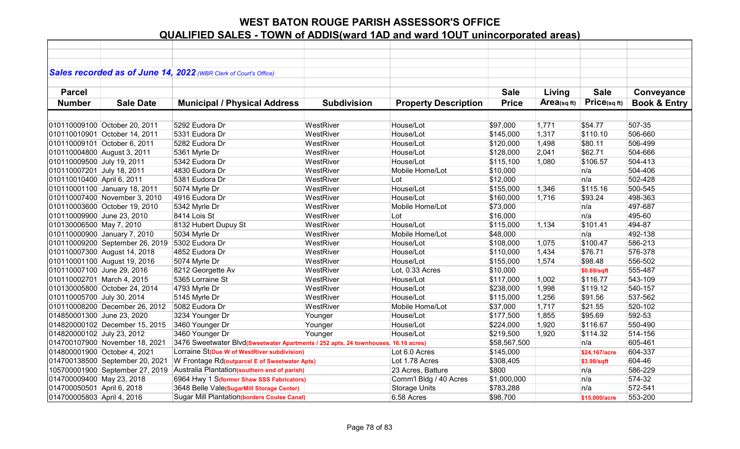# WEST BATON ROUGE PARISH ASSESSOR'S OFFICE

## QUALIFIED SALES - TOWN of ADDIS(ward 1AD and ward 1OUT unincorporated areas)

***Sales recorded as of June 14, 2022** (WBR Clerk of Court's Office)*

| Parcel Number | Sale Date | Municipal / Physical Address | Subdivision | Property Description | Sale Price | Living Area(sq ft) | Sale Price(sq ft) | Conveyance Book & Entry |
|---|---|---|---|---|---|---|---|---|
| 010110009100 | October 20, 2011 | 5292 Eudora Dr | WestRiver | House/Lot | $97,000 | 1,771 | $54.77 | 507-35 |
| 010110010901 | October 14, 2011 | 5331 Eudora Dr | WestRiver | House/Lot | $145,000 | 1,317 | $110.10 | 506-660 |
| 010110009101 | October 6, 2011 | 5282 Eudora Dr | WestRiver | House/Lot | $120,000 | 1,498 | $80.11 | 506-499 |
| 010110004800 | August 3, 2011 | 5361 Myrle Dr | WestRiver | House/Lot | $128,000 | 2,041 | $62.71 | 504-666 |
| 010110009500 | July 19, 2011 | 5342 Eudora Dr | WestRiver | House/Lot | $115,100 | 1,080 | $106.57 | 504-413 |
| 010110007201 | July 18, 2011 | 4830 Eudora Dr | WestRiver | Mobile Home/Lot | $10,000 | | n/a | 504-406 |
| 010110010400 | April 6, 2011 | 5381 Eudora Dr | WestRiver | Lot | $12,000 | | n/a | 502-428 |
| 010110001100 | January 18, 2011 | 5074 Myrle Dr | WestRiver | House/Lot | $155,000 | 1,346 | $115.16 | 500-545 |
| 010110007400 | November 3, 2010 | 4916 Eudora Dr | WestRiver | House/Lot | $160,000 | 1,716 | $93.24 | 498-363 |
| 010110003600 | October 19, 2010 | 5342 Myrle Dr | WestRiver | Mobile Home/Lot | $73,000 | | n/a | 497-687 |
| 010110009900 | June 23, 2010 | 8414 Lois St | WestRiver | Lot | $16,000 | | n/a | 495-60 |
| 010130006500 | May 7, 2010 | 8132 Hubert Dupuy St | WestRiver | House/Lot | $115,000 | 1,134 | $101.41 | 494-87 |
| 010110000900 | January 7, 2010 | 5034 Myrle Dr | WestRiver | Mobile Home/Lot | $48,000 | | n/a | 492-138 |
| 010110009200 | September 26, 2019 | 5302 Eudora Dr | WestRiver | House/Lot | $108,000 | 1,075 | $100.47 | 586-213 |
| 010110007300 | August 14, 2018 | 4852 Eudora Dr | WestRiver | House/Lot | $110,000 | 1,434 | $76.71 | 576-378 |
| 010110001100 | August 19, 2016 | 5074 Myrle Dr | WestRiver | House/Lot | $155,000 | 1,574 | $98.48 | 556-502 |
| 010110007100 | June 29, 2016 | 8212 Georgette Av | WestRiver | Lot, 0.33 Acres | $10,000 | | **$0.69/sqft** | 555-487 |
| 010110002701 | March 4, 2015 | 5365 Lorraine St | WestRiver | House/Lot | $117,000 | 1,002 | $116.77 | 543-109 |
| 010130005800 | October 24, 2014 | 4793 Myrle Dr | WestRiver | House/Lot | $238,000 | 1,998 | $119.12 | 540-157 |
| 010110005700 | July 30, 2014 | 5145 Myrle Dr | WestRiver | House/Lot | $115,000 | 1,256 | $91.56 | 537-562 |
| 010110008200 | December 26, 2012 | 5082 Eudora Dr | WestRiver | Mobile Home/Lot | $37,000 | 1,717 | $21.55 | 520-102 |
| 014850001300 | June 23, 2020 | 3234 Younger Dr | Younger | House/Lot | $177,500 | 1,855 | $95.69 | 592-53 |
| 014820000102 | December 15, 2015 | 3460 Younger Dr | Younger | House/Lot | $224,000 | 1,920 | $116.67 | 550-490 |
| 014820000102 | July 23, 2012 | 3460 Younger Dr | Younger | House/Lot | $219,500 | 1,920 | $114.32 | 514-156 |
| 014700107900 | November 18, 2021 | 3476 Sweetwater Blvd**(Sweetwater Apartments / 252 apts, 24 townhouses, 16.16 acres)** | | | $58,567,500 | | n/a | 605-461 |
| 014800001900 | October 4, 2021 | Lorraine St**(Due W of WestRiver subdivision)** | | Lot 6.0 Acres | $145,000 | | **$24,167/acre** | 604-337 |
| 014700138500 | September 20, 2021 | W Frontage Rd**(outparcel E of Sweetwater Apts)** | | Lot 1.78 Acres | $308,405 | | **$3.98/sqft** | 604-46 |
| 105700001900 | September 27, 2019 | Australia Plantation**(southern end of parish)** | | 23 Acres, Batture | $800 | | n/a | 586-229 |
| 014700009400 | May 23, 2018 | 6964 Hwy 1 S**(former Shaw SSS Fabricators)** | | Comm'l Bldg / 40 Acres | $1,000,000 | | n/a | 574-32 |
| 014700050501 | April 6, 2018 | 3648 Belle Vale**(SugarMill Storage Center)** | | Storage Units | $783,288 | | n/a | 572-541 |
| 014700005803 | April 4, 2016 | Sugar Mill Plantation**(borders Coulee Canal)** | | 6.58 Acres | $98,700 | | **$15,000/acre** | 553-200 |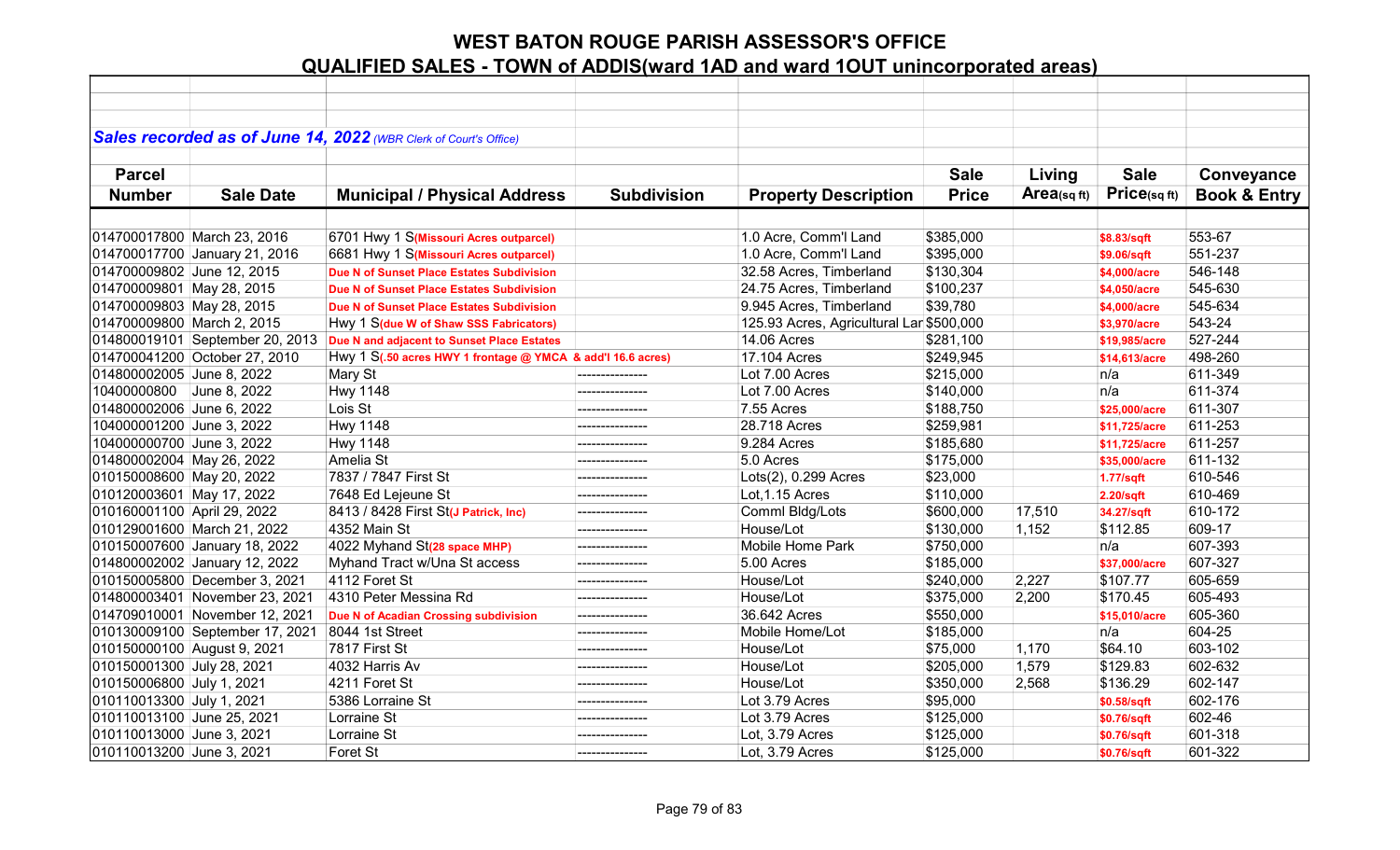# WEST BATON ROUGE PARISH ASSESSOR'S OFFICE

## QUALIFIED SALES - TOWN of ADDIS(ward 1AD and ward 1OUT unincorporated areas)

***Sales recorded as of June 14, 2022*** *(WBR Clerk of Court's Office)*

| Parcel Number | Sale Date | Municipal / Physical Address | Subdivision | Property Description | Sale Price | Living Area(sq ft) | Sale Price(sq ft) | Conveyance Book & Entry |
|---|---|---|---|---|---|---|---|---|
| 014700017800 | March 23, 2016 | 6701 Hwy 1 S**(Missouri Acres outparcel)** | | 1.0 Acre, Comm'l Land | $385,000 | | **$8.83/sqft** | 553-67 |
| 014700017700 | January 21, 2016 | 6681 Hwy 1 S**(Missouri Acres outparcel)** | | 1.0 Acre, Comm'l Land | $395,000 | | **$9.06/sqft** | 551-237 |
| 014700009802 | June 12, 2015 | **Due N of Sunset Place Estates Subdivision** | | 32.58 Acres, Timberland | $130,304 | | **$4,000/acre** | 546-148 |
| 014700009801 | May 28, 2015 | **Due N of Sunset Place Estates Subdivision** | | 24.75 Acres, Timberland | $100,237 | | **$4,050/acre** | 545-630 |
| 014700009803 | May 28, 2015 | **Due N of Sunset Place Estates Subdivision** | | 9.945 Acres, Timberland | $39,780 | | **$4,000/acre** | 545-634 |
| 014700009800 | March 2, 2015 | Hwy 1 S**(due W of Shaw SSS Fabricators)** | | 125.93 Acres, Agricultural Lar | $500,000 | | **$3,970/acre** | 543-24 |
| 014800019101 | September 20, 2013 | **Due N and adjacent to Sunset Place Estates** | | 14.06 Acres | $281,100 | | **$19,985/acre** | 527-244 |
| 014700041200 | October 27, 2010 | Hwy 1 S**(.50 acres HWY 1 frontage @ YMCA & add'l 16.6 acres)** | | 17.104 Acres | $249,945 | | **$14,613/acre** | 498-260 |
| 014800002005 | June 8, 2022 | Mary St | --------------- | Lot 7.00 Acres | $215,000 | | n/a | 611-349 |
| 10400000800 | June 8, 2022 | Hwy 1148 | --------------- | Lot 7.00 Acres | $140,000 | | n/a | 611-374 |
| 014800002006 | June 6, 2022 | Lois St | --------------- | 7.55 Acres | $188,750 | | **$25,000/acre** | 611-307 |
| 104000001200 | June 3, 2022 | Hwy 1148 | --------------- | 28.718 Acres | $259,981 | | **$11,725/acre** | 611-253 |
| 104000000700 | June 3, 2022 | Hwy 1148 | --------------- | 9.284 Acres | $185,680 | | **$11,725/acre** | 611-257 |
| 014800002004 | May 26, 2022 | Amelia St | --------------- | 5.0 Acres | $175,000 | | **$35,000/acre** | 611-132 |
| 010150008600 | May 20, 2022 | 7837 / 7847 First St | --------------- | Lots(2), 0.299 Acres | $23,000 | | **1.77/sqft** | 610-546 |
| 010120003601 | May 17, 2022 | 7648 Ed Lejeune St | --------------- | Lot,1.15 Acres | $110,000 | | **2.20/sqft** | 610-469 |
| 010160001100 | April 29, 2022 | 8413 / 8428 First St**(J Patrick, Inc)** | --------------- | Comml Bldg/Lots | $600,000 | 17,510 | **34.27/sqft** | 610-172 |
| 010129001600 | March 21, 2022 | 4352 Main St | --------------- | House/Lot | $130,000 | 1,152 | $112.85 | 609-17 |
| 010150007600 | January 18, 2022 | 4022 Myhand St**(28 space MHP)** | --------------- | Mobile Home Park | $750,000 | | n/a | 607-393 |
| 014800002002 | January 12, 2022 | Myhand Tract w/Una St access | --------------- | 5.00 Acres | $185,000 | | **$37,000/acre** | 607-327 |
| 010150005800 | December 3, 2021 | 4112 Foret St | --------------- | House/Lot | $240,000 | 2,227 | $107.77 | 605-659 |
| 014800003401 | November 23, 2021 | 4310 Peter Messina Rd | --------------- | House/Lot | $375,000 | 2,200 | $170.45 | 605-493 |
| 014709010001 | November 12, 2021 | **Due N of Acadian Crossing subdivision** | --------------- | 36.642 Acres | $550,000 | | **$15,010/acre** | 605-360 |
| 010130009100 | September 17, 2021 | 8044 1st Street | --------------- | Mobile Home/Lot | $185,000 | | n/a | 604-25 |
| 010150000100 | August 9, 2021 | 7817 First St | --------------- | House/Lot | $75,000 | 1,170 | $64.10 | 603-102 |
| 010150001300 | July 28, 2021 | 4032 Harris Av | --------------- | House/Lot | $205,000 | 1,579 | $129.83 | 602-632 |
| 010150006800 | July 1, 2021 | 4211 Foret St | --------------- | House/Lot | $350,000 | 2,568 | $136.29 | 602-147 |
| 010110013300 | July 1, 2021 | 5386 Lorraine St | --------------- | Lot 3.79 Acres | $95,000 | | **$0.58/sqft** | 602-176 |
| 010110013100 | June 25, 2021 | Lorraine St | --------------- | Lot 3.79 Acres | $125,000 | | **$0.76/sqft** | 602-46 |
| 010110013000 | June 3, 2021 | Lorraine St | --------------- | Lot, 3.79 Acres | $125,000 | | **$0.76/sqft** | 601-318 |
| 010110013200 | June 3, 2021 | Foret St | --------------- | Lot, 3.79 Acres | $125,000 | | **$0.76/sqft** | 601-322 |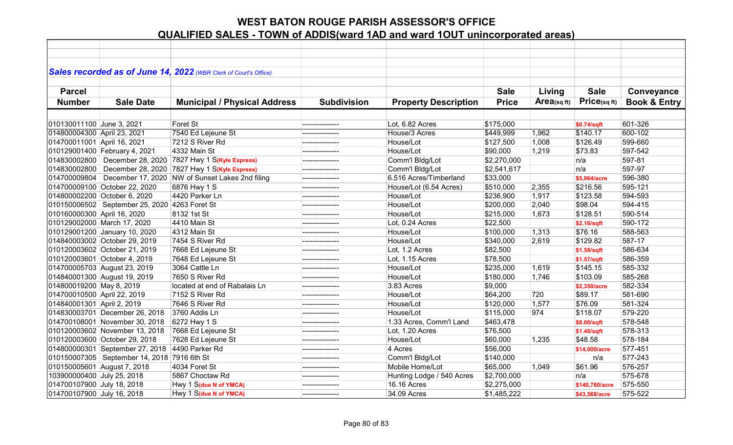# WEST BATON ROUGE PARISH ASSESSOR'S OFFICE

## QUALIFIED SALES - TOWN of ADDIS(ward 1AD and ward 1OUT unincorporated areas)

***Sales recorded as of June 14, 2022** (WBR Clerk of Court's Office)*

| Parcel Number | Sale Date | Municipal / Physical Address | Subdivision | Property Description | Sale Price | Living Area(sq ft) | Sale Price(sq ft) | Conveyance Book & Entry |
|---|---|---|---|---|---|---|---|---|
| 010130011100 | June 3, 2021 | Foret St | --------------- | Lot, 6.82 Acres | $175,000 | | $0.74/sqft | 601-326 |
| 014800004300 | April 23, 2021 | 7540 Ed Lejeune St | --------------- | House/3 Acres | $449,999 | 1,962 | $140.17 | 600-102 |
| 014700011001 | April 16, 2021 | 7212 S River Rd | --------------- | House/Lot | $127,500 | 1,008 | $126.49 | 599-660 |
| 010129001400 | February 4, 2021 | 4332 Main St | --------------- | House/Lot | $90,000 | 1,219 | $73.83 | 597-542 |
| 014830002800 | December 28, 2020 | 7827 Hwy 1 S(Kyle Express) | --------------- | Comm'l Bldg/Lot | $2,270,000 | | n/a | 597-81 |
| 014830002800 | December 28, 2020 | 7827 Hwy 1 S(Kyle Express) | --------------- | Comm'l Bldg/Lot | $2,541,617 | | n/a | 597-97 |
| 014700009804 | December 17, 2020 | NW of Sunset Lakes 2nd filing | --------------- | 6.516 Acres/Timberland | $33,000 | | $5,064/acre | 596-380 |
| 014700009100 | October 22, 2020 | 6876 Hwy 1 S | --------------- | House/Lot (6.54 Acres) | $510,000 | 2,355 | $216.56 | 595-121 |
| 014800002200 | October 6, 2020 | 4420 Parker Ln | --------------- | House/Lot | $236,900 | 1,917 | $123.58 | 594-593 |
| 010150006502 | September 25, 2020 | 4263 Foret St | --------------- | House/Lot | $200,000 | 2,040 | $98.04 | 594-415 |
| 010160000300 | April 16, 2020 | 8132 1st St | --------------- | House/Lot | $215,000 | 1,673 | $128.51 | 590-514 |
| 010129002000 | March 17, 2020 | 4410 Main St | --------------- | Lot, 0.24 Acres | $22,500 | | $2.16/sqft | 590-172 |
| 010129001200 | January 10, 2020 | 4312 Main St | --------------- | House/Lot | $100,000 | 1,313 | $76.16 | 588-563 |
| 014840003002 | October 29, 2019 | 7454 S River Rd | --------------- | House/Lot | $340,000 | 2,619 | $129.82 | 587-17 |
| 010120003602 | October 21, 2019 | 7668 Ed Lejeune St | --------------- | Lot, 1.2 Acres | $82,500 | | $1.58/sqft | 586-634 |
| 010120003601 | October 4, 2019 | 7648 Ed Lejeune St | --------------- | Lot, 1.15 Acres | $78,500 | | $1.57/sqft | 586-359 |
| 014700005703 | August 23, 2019 | 3064 Cattle Ln | --------------- | House/Lot | $235,000 | 1,619 | $145.15 | 585-332 |
| 014840001300 | August 19, 2019 | 7650 S River Rd | --------------- | House/Lot | $180,000 | 1,746 | $103.09 | 585-268 |
| 014800019200 | May 8, 2019 | located at end of Rabalais Ln | --------------- | 3.83 Acres | $9,000 | | $2,350/acre | 582-334 |
| 014700010500 | April 22, 2019 | 7152 S River Rd | --------------- | House/Lot | $64,200 | 720 | $89.17 | 581-690 |
| 014840001301 | April 2, 2019 | 7646 S River Rd | --------------- | House/Lot | $120,000 | 1,577 | $76.09 | 581-324 |
| 014830003701 | December 26, 2018 | 3760 Addis Ln | --------------- | House/Lot | $115,000 | 974 | $118.07 | 579-220 |
| 014700108001 | November 30, 2018 | 6272 Hwy 1 S | --------------- | 1.33 Acres, Comm'l Land | $463,478 | | $8.00/sqft | 578-548 |
| 010120003602 | November 13, 2018 | 7668 Ed Lejeune St | --------------- | Lot, 1.20 Acres | $76,500 | | $1.46/sqft | 578-313 |
| 010120003600 | October 29, 2018 | 7628 Ed Lejeune St | --------------- | House/Lot | $60,000 | 1,235 | $48.58 | 578-184 |
| 014800000301 | September 27, 2018 | 4490 Parker Rd | --------------- | 4 Acres | $56,000 | | $14,000/acre | 577-451 |
| 010150007305 | September 14, 2018 | 7916 6th St | --------------- | Comm'l Bldg/Lot | $140,000 | | n/a | 577-243 |
| 010150005601 | August 7, 2018 | 4034 Foret St | --------------- | Mobile Home/Lot | $65,000 | 1,049 | $61.96 | 576-257 |
| 103900000400 | July 25, 2018 | 5867 Choctaw Rd | --------------- | Hunting Lodge / 540 Acres | $2,700,000 | | n/a | 575-678 |
| 014700107900 | July 18, 2018 | Hwy 1 S(due N of YMCA) | --------------- | 16.16 Acres | $2,275,000 | | $140,780/acre | 575-550 |
| 014700107900 | July 16, 2018 | Hwy 1 S(due N of YMCA) | --------------- | 34.09 Acres | $1,485,222 | | $43,568/acre | 575-522 |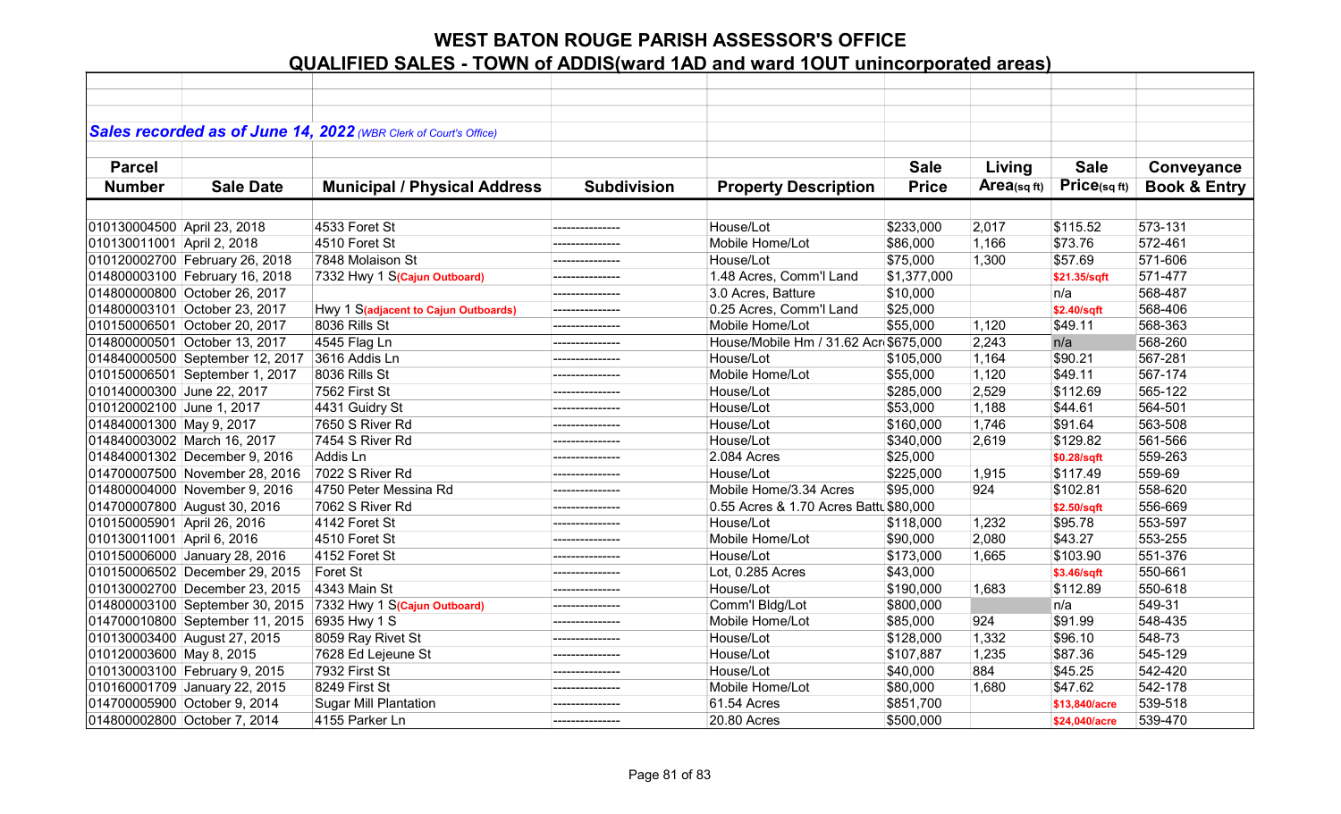# WEST BATON ROUGE PARISH ASSESSOR'S OFFICE

## QUALIFIED SALES - TOWN of ADDIS(ward 1AD and ward 1OUT unincorporated areas)

***Sales recorded as of June 14, 2022*** *(WBR Clerk of Court's Office)*

| Parcel Number | Sale Date | Municipal / Physical Address | Subdivision | Property Description | Sale Price | Living Area(sq ft) | Sale Price(sq ft) | Conveyance Book & Entry |
|---|---|---|---|---|---|---|---|---|
| 010130004500 | April 23, 2018 | 4533 Foret St | --------------- | House/Lot | $233,000 | 2,017 | $115.52 | 573-131 |
| 010130011001 | April 2, 2018 | 4510 Foret St | --------------- | Mobile Home/Lot | $86,000 | 1,166 | $73.76 | 572-461 |
| 010120002700 | February 26, 2018 | 7848 Molaison St | --------------- | House/Lot | $75,000 | 1,300 | $57.69 | 571-606 |
| 014800003100 | February 16, 2018 | 7332 Hwy 1 S(Cajun Outboard) | --------------- | 1.48 Acres, Comm'l Land | $1,377,000 | | $21.35/sqft | 571-477 |
| 014800000800 | October 26, 2017 | | --------------- | 3.0 Acres, Batture | $10,000 | | n/a | 568-487 |
| 014800003101 | October 23, 2017 | Hwy 1 S(adjacent to Cajun Outboards) | --------------- | 0.25 Acres, Comm'l Land | $25,000 | | $2.40/sqft | 568-406 |
| 010150006501 | October 20, 2017 | 8036 Rills St | --------------- | Mobile Home/Lot | $55,000 | 1,120 | $49.11 | 568-363 |
| 014800000501 | October 13, 2017 | 4545 Flag Ln | --------------- | House/Mobile Hm / 31.62 Acr | $675,000 | 2,243 | n/a | 568-260 |
| 014840000500 | September 12, 2017 | 3616 Addis Ln | --------------- | House/Lot | $105,000 | 1,164 | $90.21 | 567-281 |
| 010150006501 | September 1, 2017 | 8036 Rills St | --------------- | Mobile Home/Lot | $55,000 | 1,120 | $49.11 | 567-174 |
| 010140000300 | June 22, 2017 | 7562 First St | --------------- | House/Lot | $285,000 | 2,529 | $112.69 | 565-122 |
| 010120002100 | June 1, 2017 | 4431 Guidry St | --------------- | House/Lot | $53,000 | 1,188 | $44.61 | 564-501 |
| 014840001300 | May 9, 2017 | 7650 S River Rd | --------------- | House/Lot | $160,000 | 1,746 | $91.64 | 563-508 |
| 014840003002 | March 16, 2017 | 7454 S River Rd | --------------- | House/Lot | $340,000 | 2,619 | $129.82 | 561-566 |
| 014840001302 | December 9, 2016 | Addis Ln | --------------- | 2.084 Acres | $25,000 | | $0.28/sqft | 559-263 |
| 014700007500 | November 28, 2016 | 7022 S River Rd | --------------- | House/Lot | $225,000 | 1,915 | $117.49 | 559-69 |
| 014800004000 | November 9, 2016 | 4750 Peter Messina Rd | --------------- | Mobile Home/3.34 Acres | $95,000 | 924 | $102.81 | 558-620 |
| 014700007800 | August 30, 2016 | 7062 S River Rd | --------------- | 0.55 Acres & 1.70 Acres Battu | $80,000 | | $2.50/sqft | 556-669 |
| 010150005901 | April 26, 2016 | 4142 Foret St | --------------- | House/Lot | $118,000 | 1,232 | $95.78 | 553-597 |
| 010130011001 | April 6, 2016 | 4510 Foret St | --------------- | Mobile Home/Lot | $90,000 | 2,080 | $43.27 | 553-255 |
| 010150006000 | January 28, 2016 | 4152 Foret St | --------------- | House/Lot | $173,000 | 1,665 | $103.90 | 551-376 |
| 010150006502 | December 29, 2015 | Foret St | --------------- | Lot, 0.285 Acres | $43,000 | | $3.46/sqft | 550-661 |
| 010130002700 | December 23, 2015 | 4343 Main St | --------------- | House/Lot | $190,000 | 1,683 | $112.89 | 550-618 |
| 014800003100 | September 30, 2015 | 7332 Hwy 1 S(Cajun Outboard) | --------------- | Comm'l Bldg/Lot | $800,000 | | n/a | 549-31 |
| 014700010800 | September 11, 2015 | 6935 Hwy 1 S | --------------- | Mobile Home/Lot | $85,000 | 924 | $91.99 | 548-435 |
| 010130003400 | August 27, 2015 | 8059 Ray Rivet St | --------------- | House/Lot | $128,000 | 1,332 | $96.10 | 548-73 |
| 010120003600 | May 8, 2015 | 7628 Ed Lejeune St | --------------- | House/Lot | $107,887 | 1,235 | $87.36 | 545-129 |
| 010130003100 | February 9, 2015 | 7932 First St | --------------- | House/Lot | $40,000 | 884 | $45.25 | 542-420 |
| 010160001709 | January 22, 2015 | 8249 First St | --------------- | Mobile Home/Lot | $80,000 | 1,680 | $47.62 | 542-178 |
| 014700005900 | October 9, 2014 | Sugar Mill Plantation | --------------- | 61.54 Acres | $851,700 | | $13,840/acre | 539-518 |
| 014800002800 | October 7, 2014 | 4155 Parker Ln | --------------- | 20.80 Acres | $500,000 | | $24,040/acre | 539-470 |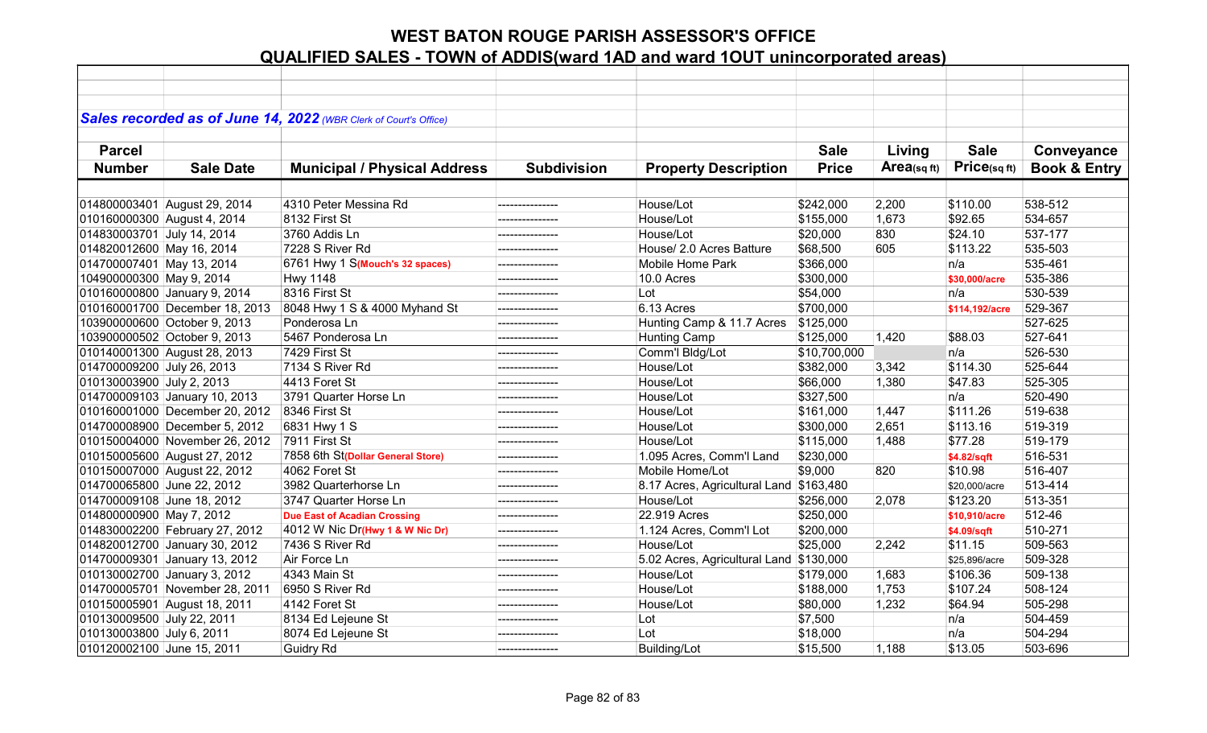# WEST BATON ROUGE PARISH ASSESSOR'S OFFICE

## QUALIFIED SALES - TOWN of ADDIS(ward 1AD and ward 1OUT unincorporated areas)

***Sales recorded as of June 14, 2022** (WBR Clerk of Court's Office)*

| Parcel Number | Sale Date | Municipal / Physical Address | Subdivision | Property Description | Sale Price | Living Area(sq ft) | Sale Price(sq ft) | Conveyance Book & Entry |
|---|---|---|---|---|---|---|---|---|
| 014800003401 | August 29, 2014 | 4310 Peter Messina Rd | --------------- | House/Lot | $242,000 | 2,200 | $110.00 | 538-512 |
| 010160000300 | August 4, 2014 | 8132 First St | --------------- | House/Lot | $155,000 | 1,673 | $92.65 | 534-657 |
| 014830003701 | July 14, 2014 | 3760 Addis Ln | --------------- | House/Lot | $20,000 | 830 | $24.10 | 537-177 |
| 014820012600 | May 16, 2014 | 7228 S River Rd | --------------- | House/ 2.0 Acres Batture | $68,500 | 605 | $113.22 | 535-503 |
| 014700007401 | May 13, 2014 | 6761 Hwy 1 S(Mouch's 32 spaces) | --------------- | Mobile Home Park | $366,000 | | n/a | 535-461 |
| 104900000300 | May 9, 2014 | Hwy 1148 | --------------- | 10.0 Acres | $300,000 | | $30,000/acre | 535-386 |
| 010160000800 | January 9, 2014 | 8316 First St | --------------- | Lot | $54,000 | | n/a | 530-539 |
| 010160001700 | December 18, 2013 | 8048 Hwy 1 S & 4000 Myhand St | --------------- | 6.13 Acres | $700,000 | | $114,192/acre | 529-367 |
| 103900000600 | October 9, 2013 | Ponderosa Ln | --------------- | Hunting Camp & 11.7 Acres | $125,000 | | | 527-625 |
| 103900000502 | October 9, 2013 | 5467 Ponderosa Ln | --------------- | Hunting Camp | $125,000 | 1,420 | $88.03 | 527-641 |
| 010140001300 | August 28, 2013 | 7429 First St | --------------- | Comm'l Bldg/Lot | $10,700,000 | | n/a | 526-530 |
| 014700009200 | July 26, 2013 | 7134 S River Rd | --------------- | House/Lot | $382,000 | 3,342 | $114.30 | 525-644 |
| 010130003900 | July 2, 2013 | 4413 Foret St | --------------- | House/Lot | $66,000 | 1,380 | $47.83 | 525-305 |
| 014700009103 | January 10, 2013 | 3791 Quarter Horse Ln | --------------- | House/Lot | $327,500 | | n/a | 520-490 |
| 010160001000 | December 20, 2012 | 8346 First St | --------------- | House/Lot | $161,000 | 1,447 | $111.26 | 519-638 |
| 014700008900 | December 5, 2012 | 6831 Hwy 1 S | --------------- | House/Lot | $300,000 | 2,651 | $113.16 | 519-319 |
| 010150004000 | November 26, 2012 | 7911 First St | --------------- | House/Lot | $115,000 | 1,488 | $77.28 | 519-179 |
| 010150005600 | August 27, 2012 | 7858 6th St(Dollar General Store) | --------------- | 1.095 Acres, Comm'l Land | $230,000 | | $4.82/sqft | 516-531 |
| 010150007000 | August 22, 2012 | 4062 Foret St | --------------- | Mobile Home/Lot | $9,000 | 820 | $10.98 | 516-407 |
| 014700065800 | June 22, 2012 | 3982 Quarterhorse Ln | --------------- | 8.17 Acres, Agricultural Land | $163,480 | | $20,000/acre | 513-414 |
| 014700009108 | June 18, 2012 | 3747 Quarter Horse Ln | --------------- | House/Lot | $256,000 | 2,078 | $123.20 | 513-351 |
| 014800000900 | May 7, 2012 | Due East of Acadian Crossing | --------------- | 22.919 Acres | $250,000 | | $10,910/acre | 512-46 |
| 014830002200 | February 27, 2012 | 4012 W Nic Dr(Hwy 1 & W Nic Dr) | --------------- | 1.124 Acres, Comm'l Lot | $200,000 | | $4.09/sqft | 510-271 |
| 014820012700 | January 30, 2012 | 7436 S River Rd | --------------- | House/Lot | $25,000 | 2,242 | $11.15 | 509-563 |
| 014700009301 | January 13, 2012 | Air Force Ln | --------------- | 5.02 Acres, Agricultural Land | $130,000 | | $25,896/acre | 509-328 |
| 010130002700 | January 3, 2012 | 4343 Main St | --------------- | House/Lot | $179,000 | 1,683 | $106.36 | 509-138 |
| 014700005701 | November 28, 2011 | 6950 S River Rd | --------------- | House/Lot | $188,000 | 1,753 | $107.24 | 508-124 |
| 010150005901 | August 18, 2011 | 4142 Foret St | --------------- | House/Lot | $80,000 | 1,232 | $64.94 | 505-298 |
| 010130009500 | July 22, 2011 | 8134 Ed Lejeune St | --------------- | Lot | $7,500 | | n/a | 504-459 |
| 010130003800 | July 6, 2011 | 8074 Ed Lejeune St | --------------- | Lot | $18,000 | | n/a | 504-294 |
| 010120002100 | June 15, 2011 | Guidry Rd | --------------- | Building/Lot | $15,500 | 1,188 | $13.05 | 503-696 |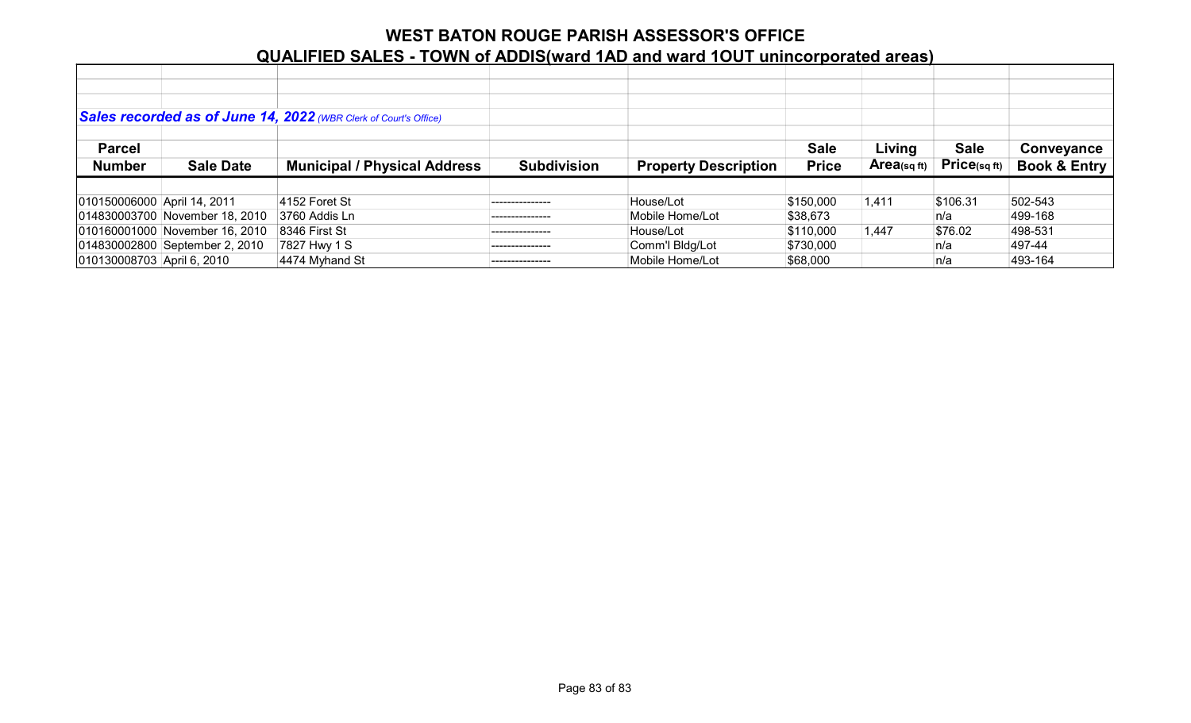# WEST BATON ROUGE PARISH ASSESSOR'S OFFICE

## QUALIFIED SALES - TOWN of ADDIS(ward 1AD and ward 1OUT unincorporated areas)

***Sales recorded as of June 14, 2022*** *(WBR Clerk of Court's Office)*

| Parcel Number | Sale Date | Municipal / Physical Address | Subdivision | Property Description | Sale Price | Living Area(sq ft) | Sale Price(sq ft) | Conveyance Book & Entry |
|---|---|---|---|---|---|---|---|---|
| 010150006000 | April 14, 2011 | 4152 Foret St | --------------- | House/Lot | $150,000 | 1,411 | $106.31 | 502-543 |
| 014830003700 | November 18, 2010 | 3760 Addis Ln | --------------- | Mobile Home/Lot | $38,673 | | n/a | 499-168 |
| 010160001000 | November 16, 2010 | 8346 First St | --------------- | House/Lot | $110,000 | 1,447 | $76.02 | 498-531 |
| 014830002800 | September 2, 2010 | 7827 Hwy 1 S | --------------- | Comm'l Bldg/Lot | $730,000 | | n/a | 497-44 |
| 010130008703 | April 6, 2010 | 4474 Myhand St | --------------- | Mobile Home/Lot | $68,000 | | n/a | 493-164 |